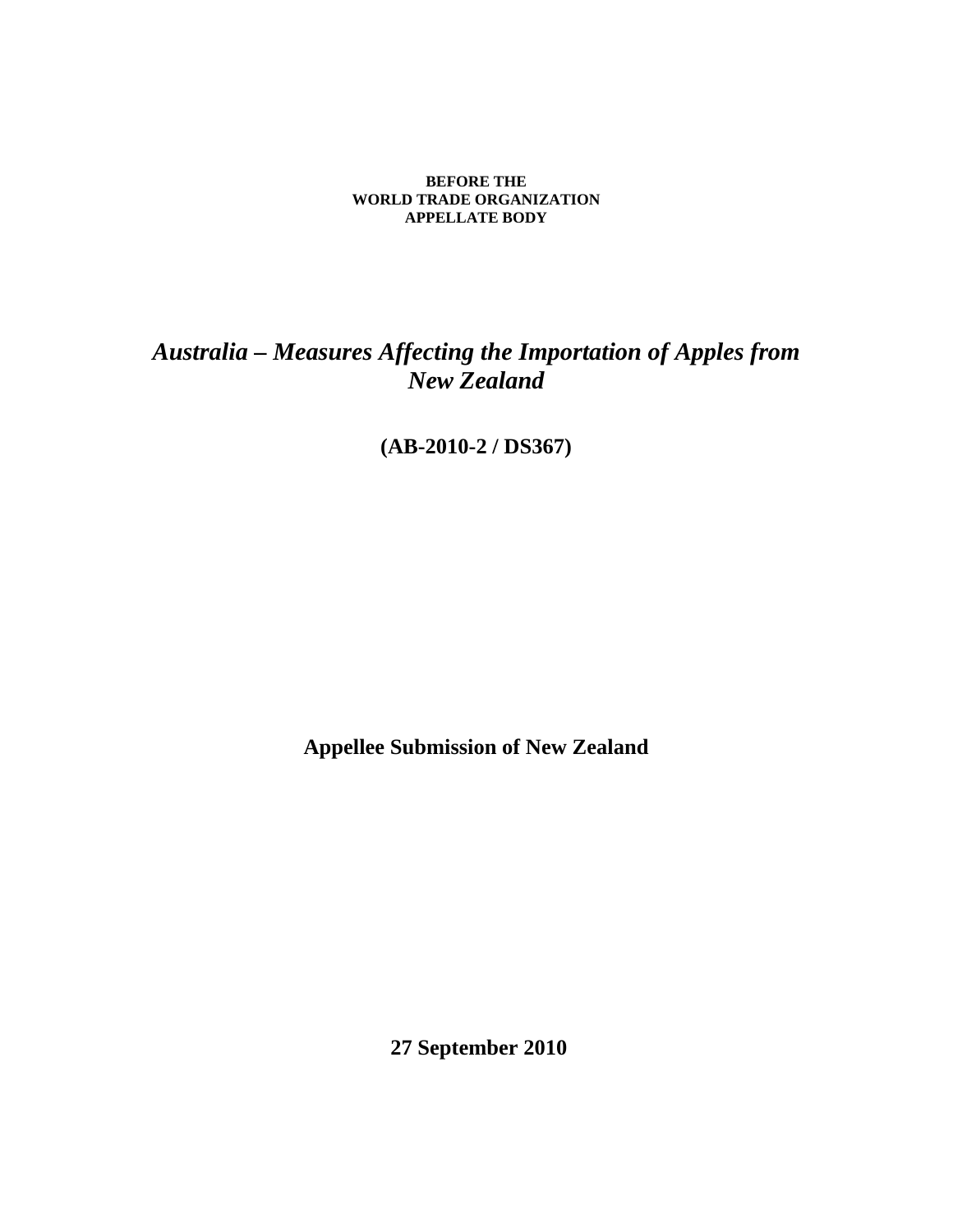**BEFORE THE**
**WORLD TRADE ORGANIZATION**
**APPELLATE BODY**

# *Australia – Measures Affecting the Importation of Apples from New Zealand*

**(AB-2010-2 / DS367)**

**Appellee Submission of New Zealand**

**27 September 2010**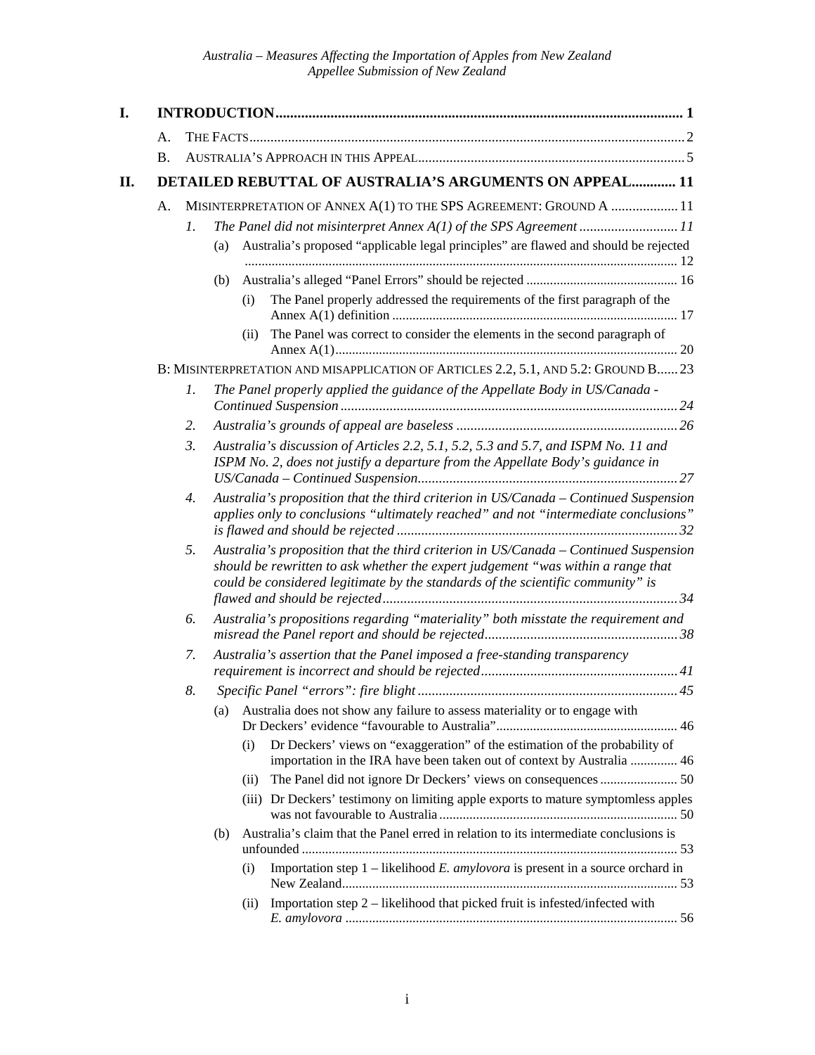| | | | | |
|---|---|---|---|---|
| **I.** | **INTRODUCTION** | | | **1** |
| | A. | THE FACTS | | 2 |
| | B. | AUSTRALIA'S APPROACH IN THIS APPEAL | | 5 |
| **II.** | **DETAILED REBUTTAL OF AUSTRALIA'S ARGUMENTS ON APPEAL** | | | **11** |
| | A. | MISINTERPRETATION OF ANNEX A(1) TO THE SPS AGREEMENT: GROUND A | | 11 |
| | | *1.* | *The Panel did not misinterpret Annex A(1) of the SPS Agreement* | *11* |
| | | | (a) Australia's proposed "applicable legal principles" are flawed and should be rejected | 12 |
| | | | (b) Australia's alleged "Panel Errors" should be rejected | 16 |
| | | | (i) The Panel properly addressed the requirements of the first paragraph of the Annex A(1) definition | 17 |
| | | | (ii) The Panel was correct to consider the elements in the second paragraph of Annex A(1) | 20 |
| | B: | MISINTERPRETATION AND MISAPPLICATION OF ARTICLES 2.2, 5.1, AND 5.2: GROUND B | | 23 |
| | | *1.* | *The Panel properly applied the guidance of the Appellate Body in US/Canada - Continued Suspension* | *24* |
| | | *2.* | *Australia's grounds of appeal are baseless* | *26* |
| | | *3.* | *Australia's discussion of Articles 2.2, 5.1, 5.2, 5.3 and 5.7, and ISPM No. 11 and ISPM No. 2, does not justify a departure from the Appellate Body's guidance in US/Canada – Continued Suspension* | *27* |
| | | *4.* | *Australia's proposition that the third criterion in US/Canada – Continued Suspension applies only to conclusions "ultimately reached" and not "intermediate conclusions" is flawed and should be rejected* | *32* |
| | | *5.* | *Australia's proposition that the third criterion in US/Canada – Continued Suspension should be rewritten to ask whether the expert judgement "was within a range that could be considered legitimate by the standards of the scientific community" is flawed and should be rejected* | *34* |
| | | *6.* | *Australia's propositions regarding "materiality" both misstate the requirement and misread the Panel report and should be rejected* | *38* |
| | | *7.* | *Australia's assertion that the Panel imposed a free-standing transparency requirement is incorrect and should be rejected* | *41* |
| | | *8.* | *Specific Panel "errors": fire blight* | *45* |
| | | | (a) Australia does not show any failure to assess materiality or to engage with Dr Deckers' evidence "favourable to Australia" | 46 |
| | | | (i) Dr Deckers' views on "exaggeration" of the estimation of the probability of importation in the IRA have been taken out of context by Australia | 46 |
| | | | (ii) The Panel did not ignore Dr Deckers' views on consequences | 50 |
| | | | (iii) Dr Deckers' testimony on limiting apple exports to mature symptomless apples was not favourable to Australia | 50 |
| | | | (b) Australia's claim that the Panel erred in relation to its intermediate conclusions is unfounded | 53 |
| | | | (i) Importation step 1 – likelihood *E. amylovora* is present in a source orchard in New Zealand | 53 |
| | | | (ii) Importation step 2 – likelihood that picked fruit is infested/infected with *E. amylovora* | 56 |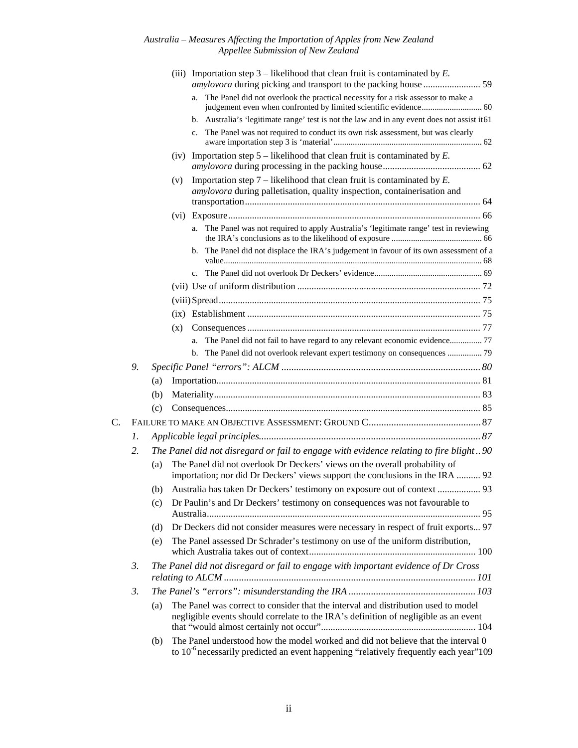- (iii) Importation step 3 – likelihood that clean fruit is contaminated by *E. amylovora* during picking and transport to the packing house ........................ 59
  - a. The Panel did not overlook the practical necessity for a risk assessor to make a judgement even when confronted by limited scientific evidence ........................... 60
  - b. Australia's 'legitimate range' test is not the law and in any event does not assist it 61
  - c. The Panel was not required to conduct its own risk assessment, but was clearly aware importation step 3 is 'material' .................................................................... 62
- (iv) Importation step 5 – likelihood that clean fruit is contaminated by *E. amylovora* during processing in the packing house ......................................... 62
- (v) Importation step 7 – likelihood that clean fruit is contaminated by *E. amylovora* during palletisation, quality inspection, containerisation and transportation ................................................................................................ 64
- (vi) Exposure ........................................................................................................ 66
  - a. The Panel was not required to apply Australia's 'legitimate range' test in reviewing the IRA's conclusions as to the likelihood of exposure .......................................... 66
  - b. The Panel did not displace the IRA's judgement in favour of its own assessment of a value........................................................................................................................ 68
  - c. The Panel did not overlook Dr Deckers' evidence................................................. 69
- (vii) Use of uniform distribution ............................................................................ 72
- (viii) Spread ............................................................................................................ 75
- (ix) Establishment ................................................................................................. 75
- (x) Consequences ................................................................................................. 77
  - a. The Panel did not fail to have regard to any relevant economic evidence............... 77
  - b. The Panel did not overlook relevant expert testimony on consequences ................ 79

9. *Specific Panel "errors": ALCM* ................................................................................ *80*
   - (a) Importation............................................................................................................ 81
   - (b) Materiality............................................................................................................. 83
   - (c) Consequences........................................................................................................ 85

C. FAILURE TO MAKE AN OBJECTIVE ASSESSMENT: GROUND C............................................. 87

1. *Applicable legal principles*......................................................................................... *87*
2. *The Panel did not disregard or fail to engage with evidence relating to fire blight* .. *90*
   - (a) The Panel did not overlook Dr Deckers' views on the overall probability of importation; nor did Dr Deckers' views support the conclusions in the IRA .......... 92
   - (b) Australia has taken Dr Deckers' testimony on exposure out of context .................. 93
   - (c) Dr Paulin's and Dr Deckers' testimony on consequences was not favourable to Australia.................................................................................................................. 95
   - (d) Dr Deckers did not consider measures were necessary in respect of fruit exports... 97
   - (e) The Panel assessed Dr Schrader's testimony on use of the uniform distribution, which Australia takes out of context..................................................................... 100
3. *The Panel did not disregard or fail to engage with important evidence of Dr Cross relating to ALCM* ...................................................................................................... *101*
3. *The Panel's "errors": misunderstanding the IRA* ................................................... *103*
   - (a) The Panel was correct to consider that the interval and distribution used to model negligible events should correlate to the IRA's definition of negligible as an event that "would almost certainly not occur"................................................................ 104
   - (b) The Panel understood how the model worked and did not believe that the interval 0 to $10^{-6}$ necessarily predicted an event happening "relatively frequently each year"109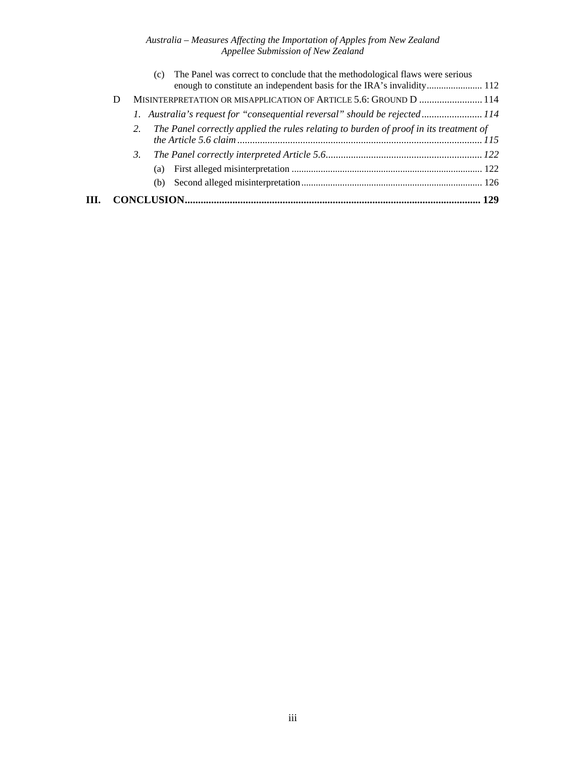(c) The Panel was correct to conclude that the methodological flaws were serious enough to constitute an independent basis for the IRA's invalidity....................... 112

D MISINTERPRETATION OR MISAPPLICATION OF ARTICLE 5.6: GROUND D ......................... 114

*1. Australia's request for "consequential reversal" should be rejected ........................ 114*

*2. The Panel correctly applied the rules relating to burden of proof in its treatment of the Article 5.6 claim ................................................................................................. 115*

*3. The Panel correctly interpreted Article 5.6.............................................................. 122*

(a) First alleged misinterpretation ............................................................................. 122

(b) Second alleged misinterpretation.......................................................................... 126

**III. CONCLUSION................................................................................................................ 129**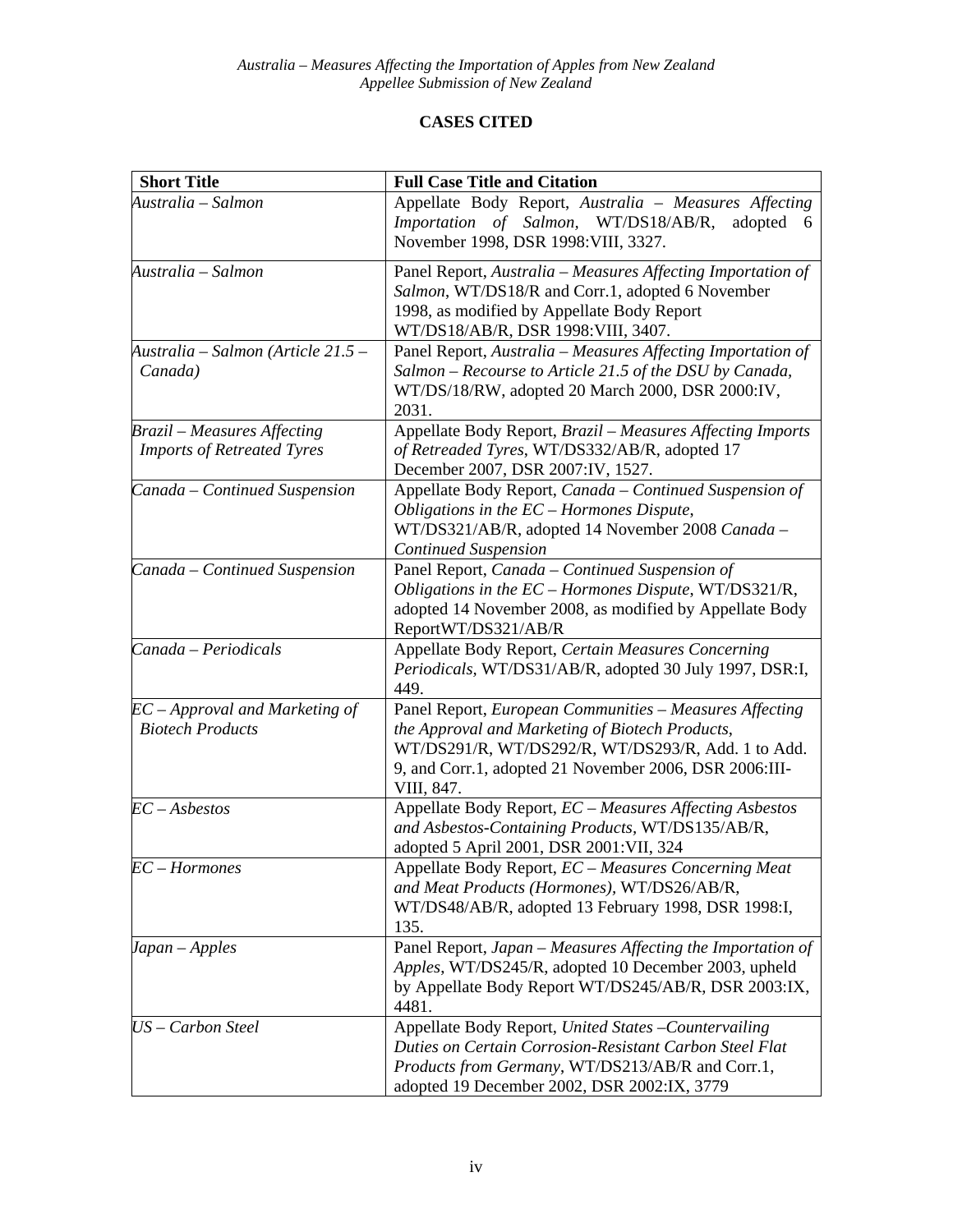## CASES CITED

| Short Title | Full Case Title and Citation |
|---|---|
| *Australia – Salmon* | Appellate Body Report, *Australia – Measures Affecting Importation of Salmon*, WT/DS18/AB/R, adopted 6 November 1998, DSR 1998:VIII, 3327. |
| *Australia – Salmon* | Panel Report, *Australia – Measures Affecting Importation of Salmon*, WT/DS18/R and Corr.1, adopted 6 November 1998, as modified by Appellate Body Report WT/DS18/AB/R, DSR 1998:VIII, 3407. |
| *Australia – Salmon (Article 21.5 – Canada)* | Panel Report, *Australia – Measures Affecting Importation of Salmon – Recourse to Article 21.5 of the DSU by Canada*, WT/DS/18/RW, adopted 20 March 2000, DSR 2000:IV, 2031. |
| *Brazil – Measures Affecting Imports of Retreated Tyres* | Appellate Body Report, *Brazil – Measures Affecting Imports of Retreaded Tyres*, WT/DS332/AB/R, adopted 17 December 2007, DSR 2007:IV, 1527. |
| *Canada – Continued Suspension* | Appellate Body Report, *Canada – Continued Suspension of Obligations in the EC – Hormones Dispute*, WT/DS321/AB/R, adopted 14 November 2008 *Canada – Continued Suspension* |
| *Canada – Continued Suspension* | Panel Report, *Canada – Continued Suspension of Obligations in the EC – Hormones Dispute*, WT/DS321/R, adopted 14 November 2008, as modified by Appellate Body ReportWT/DS321/AB/R |
| *Canada – Periodicals* | Appellate Body Report, *Certain Measures Concerning Periodicals*, WT/DS31/AB/R, adopted 30 July 1997, DSR:I, 449. |
| *EC – Approval and Marketing of Biotech Products* | Panel Report, *European Communities – Measures Affecting the Approval and Marketing of Biotech Products*, WT/DS291/R, WT/DS292/R, WT/DS293/R, Add. 1 to Add. 9, and Corr.1, adopted 21 November 2006, DSR 2006:III-VIII, 847. |
| *EC – Asbestos* | Appellate Body Report, *EC – Measures Affecting Asbestos and Asbestos-Containing Products*, WT/DS135/AB/R, adopted 5 April 2001, DSR 2001:VII, 324 |
| *EC – Hormones* | Appellate Body Report, *EC – Measures Concerning Meat and Meat Products (Hormones)*, WT/DS26/AB/R, WT/DS48/AB/R, adopted 13 February 1998, DSR 1998:I, 135. |
| *Japan – Apples* | Panel Report, *Japan – Measures Affecting the Importation of Apples*, WT/DS245/R, adopted 10 December 2003, upheld by Appellate Body Report WT/DS245/AB/R, DSR 2003:IX, 4481. |
| *US – Carbon Steel* | Appellate Body Report, *United States –Countervailing Duties on Certain Corrosion-Resistant Carbon Steel Flat Products from Germany*, WT/DS213/AB/R and Corr.1, adopted 19 December 2002, DSR 2002:IX, 3779 |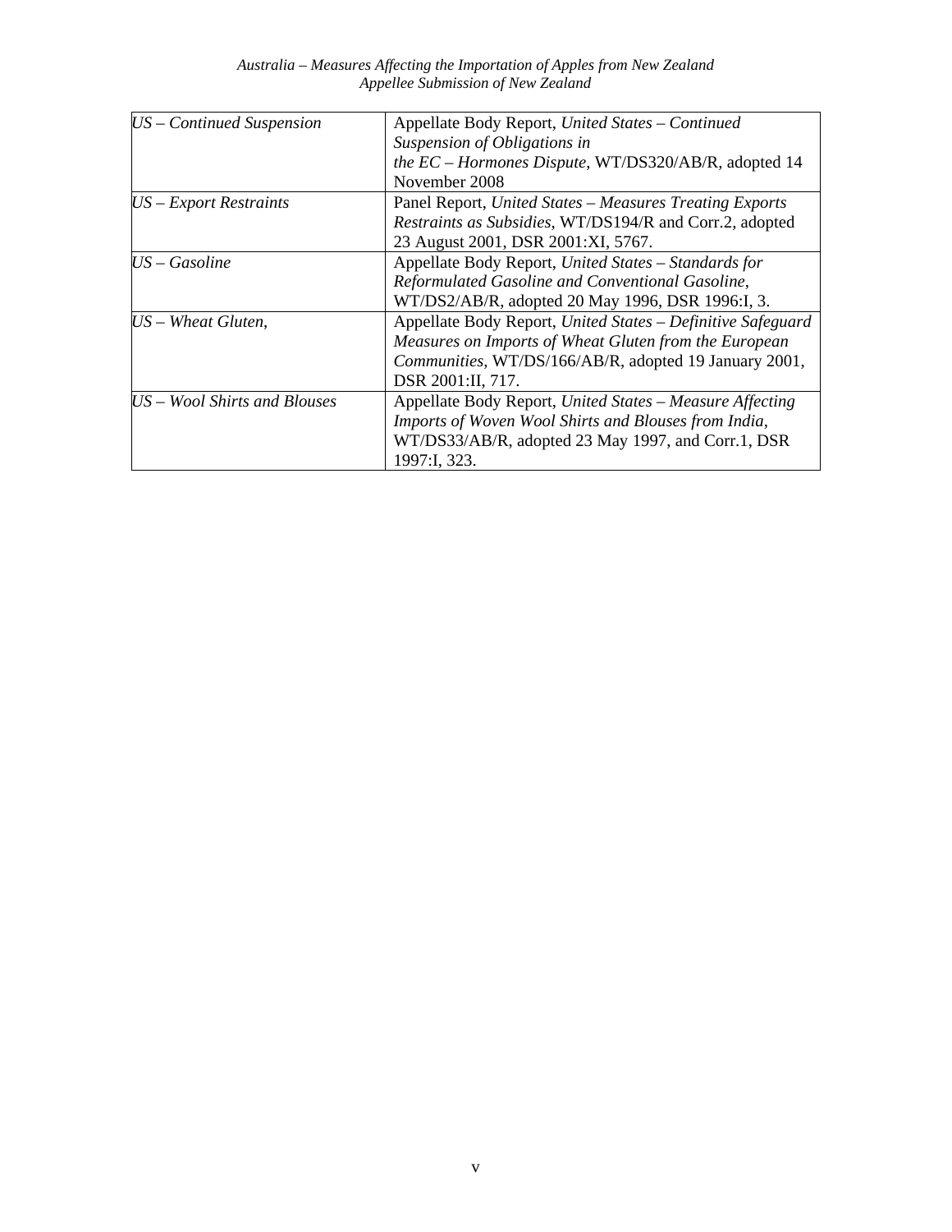| | |
|---|---|
| *US – Continued Suspension* | Appellate Body Report, *United States – Continued Suspension of Obligations in the EC – Hormones Dispute*, WT/DS320/AB/R, adopted 14 November 2008 |
| *US – Export Restraints* | Panel Report, *United States – Measures Treating Exports Restraints as Subsidies*, WT/DS194/R and Corr.2, adopted 23 August 2001, DSR 2001:XI, 5767. |
| *US – Gasoline* | Appellate Body Report, *United States – Standards for Reformulated Gasoline and Conventional Gasoline*, WT/DS2/AB/R, adopted 20 May 1996, DSR 1996:I, 3. |
| *US – Wheat Gluten,* | Appellate Body Report, *United States – Definitive Safeguard Measures on Imports of Wheat Gluten from the European Communities*, WT/DS/166/AB/R, adopted 19 January 2001, DSR 2001:II, 717. |
| *US – Wool Shirts and Blouses* | Appellate Body Report, *United States – Measure Affecting Imports of Woven Wool Shirts and Blouses from India*, WT/DS33/AB/R, adopted 23 May 1997, and Corr.1, DSR 1997:I, 323. |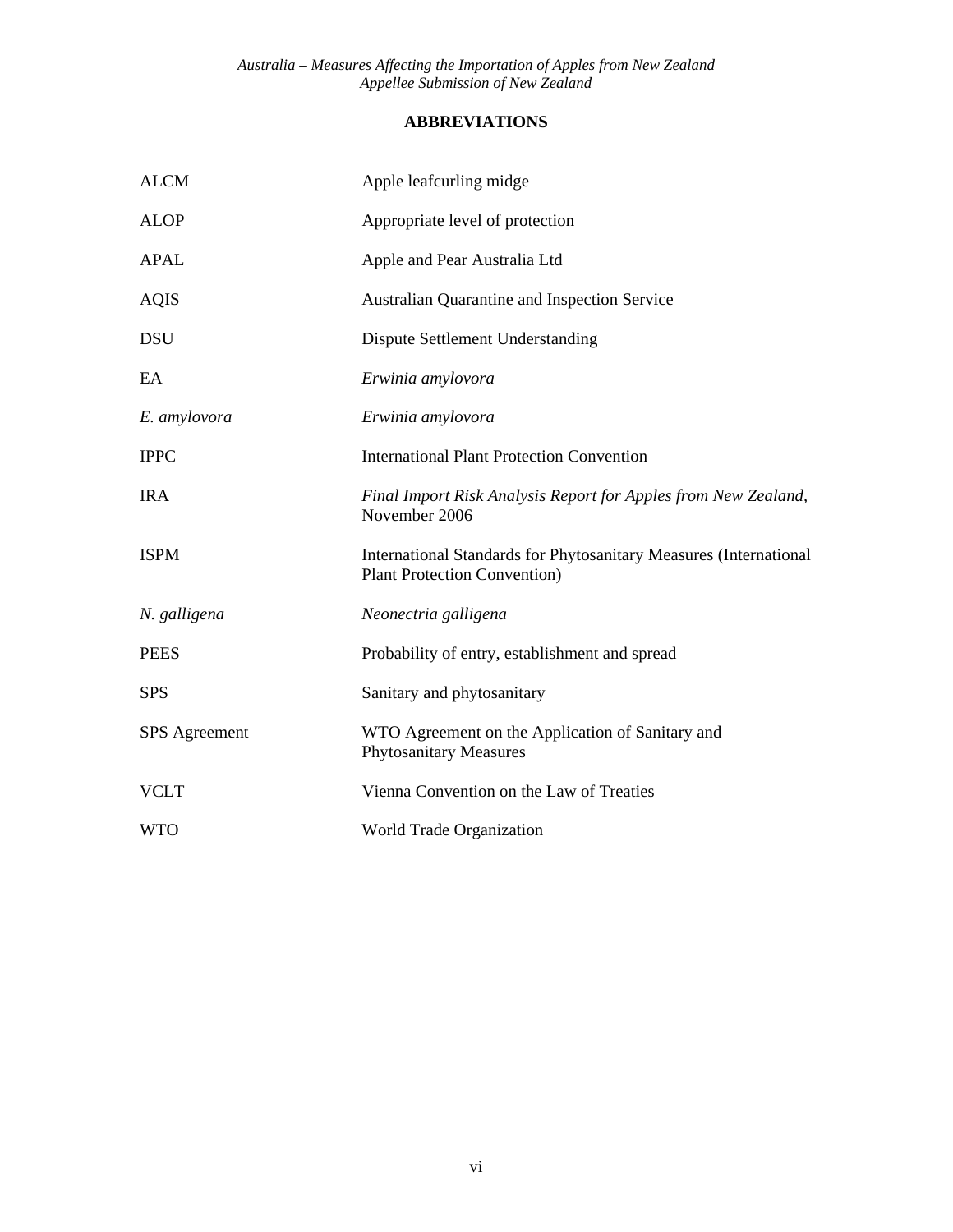## ABBREVIATIONS

| | |
|---|---|
| ALCM | Apple leafcurling midge |
| ALOP | Appropriate level of protection |
| APAL | Apple and Pear Australia Ltd |
| AQIS | Australian Quarantine and Inspection Service |
| DSU | Dispute Settlement Understanding |
| EA | *Erwinia amylovora* |
| *E. amylovora* | *Erwinia amylovora* |
| IPPC | International Plant Protection Convention |
| IRA | *Final Import Risk Analysis Report for Apples from New Zealand*, November 2006 |
| ISPM | International Standards for Phytosanitary Measures (International Plant Protection Convention) |
| *N. galligena* | *Neonectria galligena* |
| PEES | Probability of entry, establishment and spread |
| SPS | Sanitary and phytosanitary |
| SPS Agreement | WTO Agreement on the Application of Sanitary and Phytosanitary Measures |
| VCLT | Vienna Convention on the Law of Treaties |
| WTO | World Trade Organization |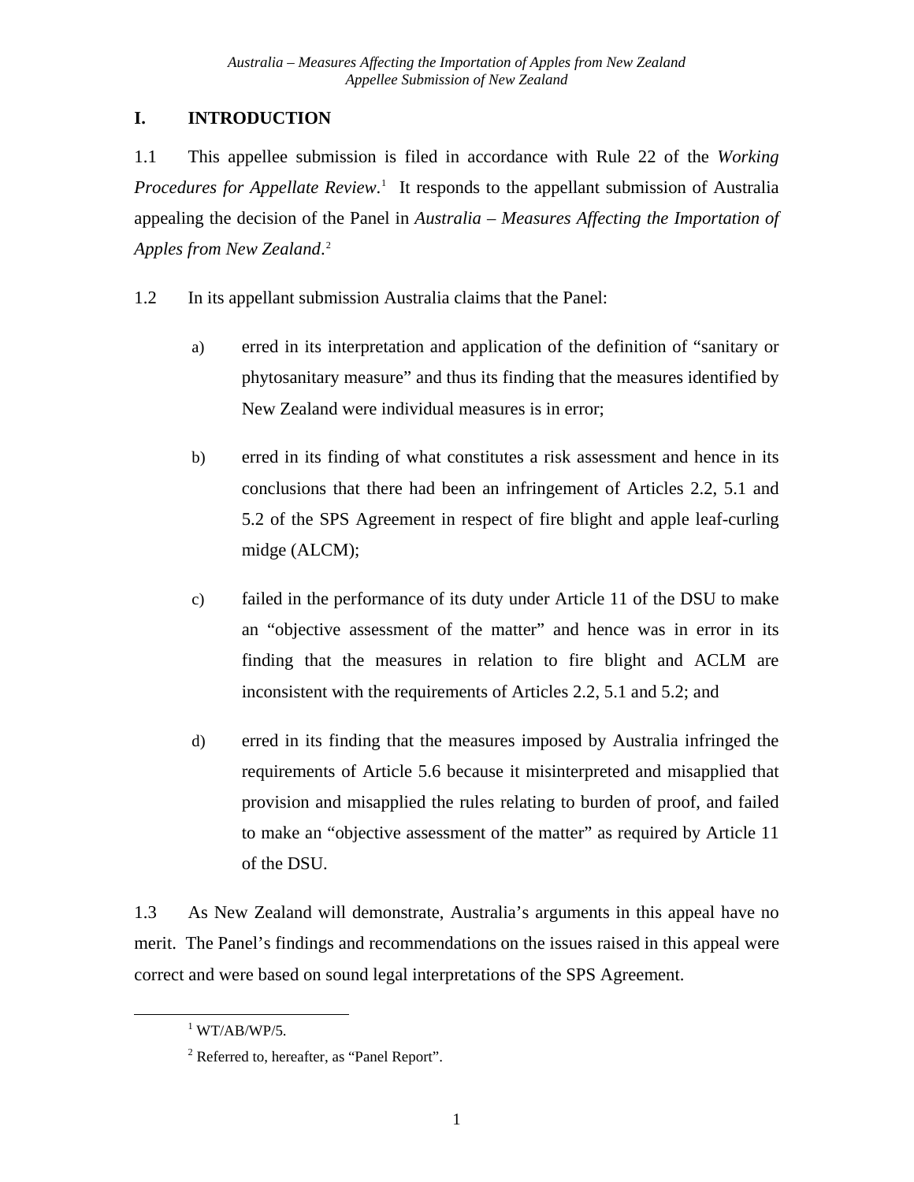# I. INTRODUCTION

1.1 This appellee submission is filed in accordance with Rule 22 of the *Working Procedures for Appellate Review*.[1] It responds to the appellant submission of Australia appealing the decision of the Panel in *Australia – Measures Affecting the Importation of Apples from New Zealand*.[2]

1.2 In its appellant submission Australia claims that the Panel:

a) erred in its interpretation and application of the definition of "sanitary or phytosanitary measure" and thus its finding that the measures identified by New Zealand were individual measures is in error;

b) erred in its finding of what constitutes a risk assessment and hence in its conclusions that there had been an infringement of Articles 2.2, 5.1 and 5.2 of the SPS Agreement in respect of fire blight and apple leaf-curling midge (ALCM);

c) failed in the performance of its duty under Article 11 of the DSU to make an "objective assessment of the matter" and hence was in error in its finding that the measures in relation to fire blight and ACLM are inconsistent with the requirements of Articles 2.2, 5.1 and 5.2; and

d) erred in its finding that the measures imposed by Australia infringed the requirements of Article 5.6 because it misinterpreted and misapplied that provision and misapplied the rules relating to burden of proof, and failed to make an "objective assessment of the matter" as required by Article 11 of the DSU.

1.3 As New Zealand will demonstrate, Australia's arguments in this appeal have no merit. The Panel's findings and recommendations on the issues raised in this appeal were correct and were based on sound legal interpretations of the SPS Agreement.

[1] WT/AB/WP/5.

[2] Referred to, hereafter, as "Panel Report".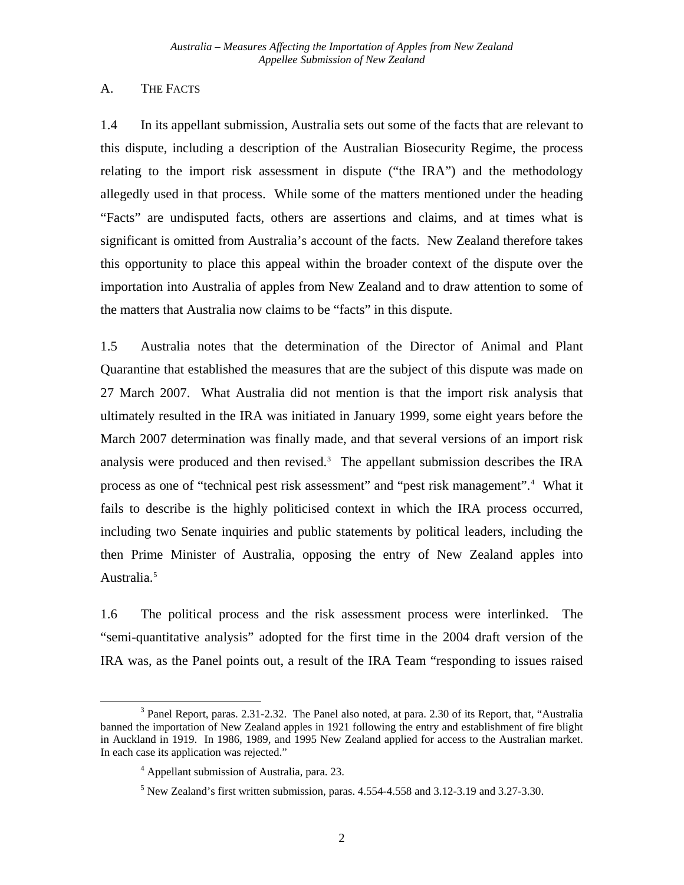## A. THE FACTS

1.4 In its appellant submission, Australia sets out some of the facts that are relevant to this dispute, including a description of the Australian Biosecurity Regime, the process relating to the import risk assessment in dispute ("the IRA") and the methodology allegedly used in that process. While some of the matters mentioned under the heading "Facts" are undisputed facts, others are assertions and claims, and at times what is significant is omitted from Australia's account of the facts. New Zealand therefore takes this opportunity to place this appeal within the broader context of the dispute over the importation into Australia of apples from New Zealand and to draw attention to some of the matters that Australia now claims to be "facts" in this dispute.

1.5 Australia notes that the determination of the Director of Animal and Plant Quarantine that established the measures that are the subject of this dispute was made on 27 March 2007. What Australia did not mention is that the import risk analysis that ultimately resulted in the IRA was initiated in January 1999, some eight years before the March 2007 determination was finally made, and that several versions of an import risk analysis were produced and then revised.[3] The appellant submission describes the IRA process as one of "technical pest risk assessment" and "pest risk management".[4] What it fails to describe is the highly politicised context in which the IRA process occurred, including two Senate inquiries and public statements by political leaders, including the then Prime Minister of Australia, opposing the entry of New Zealand apples into Australia.[5]

1.6 The political process and the risk assessment process were interlinked. The "semi-quantitative analysis" adopted for the first time in the 2004 draft version of the IRA was, as the Panel points out, a result of the IRA Team "responding to issues raised

---

[3] Panel Report, paras. 2.31-2.32. The Panel also noted, at para. 2.30 of its Report, that, "Australia banned the importation of New Zealand apples in 1921 following the entry and establishment of fire blight in Auckland in 1919. In 1986, 1989, and 1995 New Zealand applied for access to the Australian market. In each case its application was rejected."

[4] Appellant submission of Australia, para. 23.

[5] New Zealand's first written submission, paras. 4.554-4.558 and 3.12-3.19 and 3.27-3.30.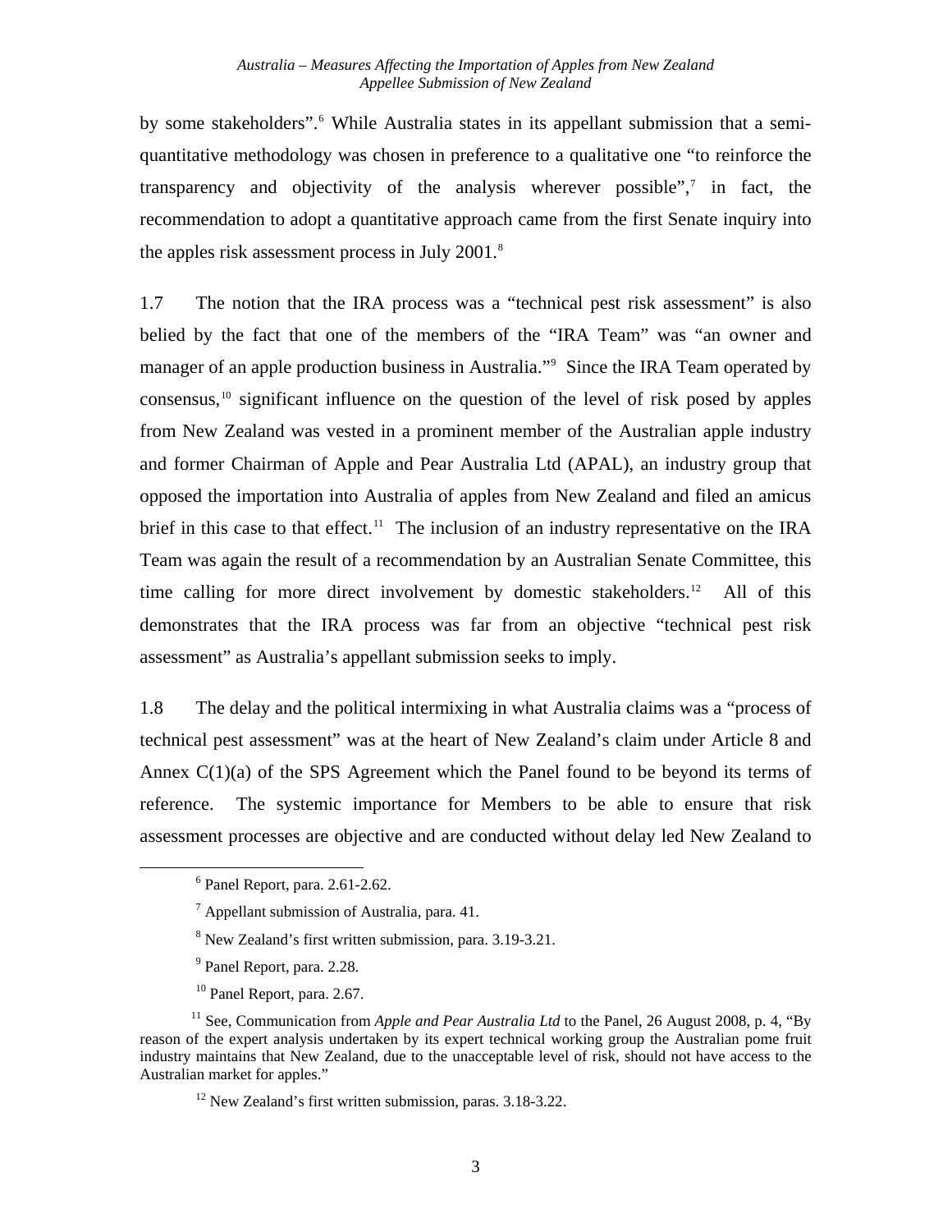by some stakeholders".[6] While Australia states in its appellant submission that a semi-quantitative methodology was chosen in preference to a qualitative one "to reinforce the transparency and objectivity of the analysis wherever possible",[7] in fact, the recommendation to adopt a quantitative approach came from the first Senate inquiry into the apples risk assessment process in July 2001.[8]

1.7 The notion that the IRA process was a "technical pest risk assessment" is also belied by the fact that one of the members of the "IRA Team" was "an owner and manager of an apple production business in Australia."[9] Since the IRA Team operated by consensus,[10] significant influence on the question of the level of risk posed by apples from New Zealand was vested in a prominent member of the Australian apple industry and former Chairman of Apple and Pear Australia Ltd (APAL), an industry group that opposed the importation into Australia of apples from New Zealand and filed an amicus brief in this case to that effect.[11] The inclusion of an industry representative on the IRA Team was again the result of a recommendation by an Australian Senate Committee, this time calling for more direct involvement by domestic stakeholders.[12] All of this demonstrates that the IRA process was far from an objective "technical pest risk assessment" as Australia's appellant submission seeks to imply.

1.8 The delay and the political intermixing in what Australia claims was a "process of technical pest assessment" was at the heart of New Zealand's claim under Article 8 and Annex C(1)(a) of the SPS Agreement which the Panel found to be beyond its terms of reference. The systemic importance for Members to be able to ensure that risk assessment processes are objective and are conducted without delay led New Zealand to

---

[6] Panel Report, para. 2.61-2.62.

[7] Appellant submission of Australia, para. 41.

[8] New Zealand's first written submission, para. 3.19-3.21.

[9] Panel Report, para. 2.28.

[10] Panel Report, para. 2.67.

[11] See, Communication from *Apple and Pear Australia Ltd* to the Panel, 26 August 2008, p. 4, "By reason of the expert analysis undertaken by its expert technical working group the Australian pome fruit industry maintains that New Zealand, due to the unacceptable level of risk, should not have access to the Australian market for apples."

[12] New Zealand's first written submission, paras. 3.18-3.22.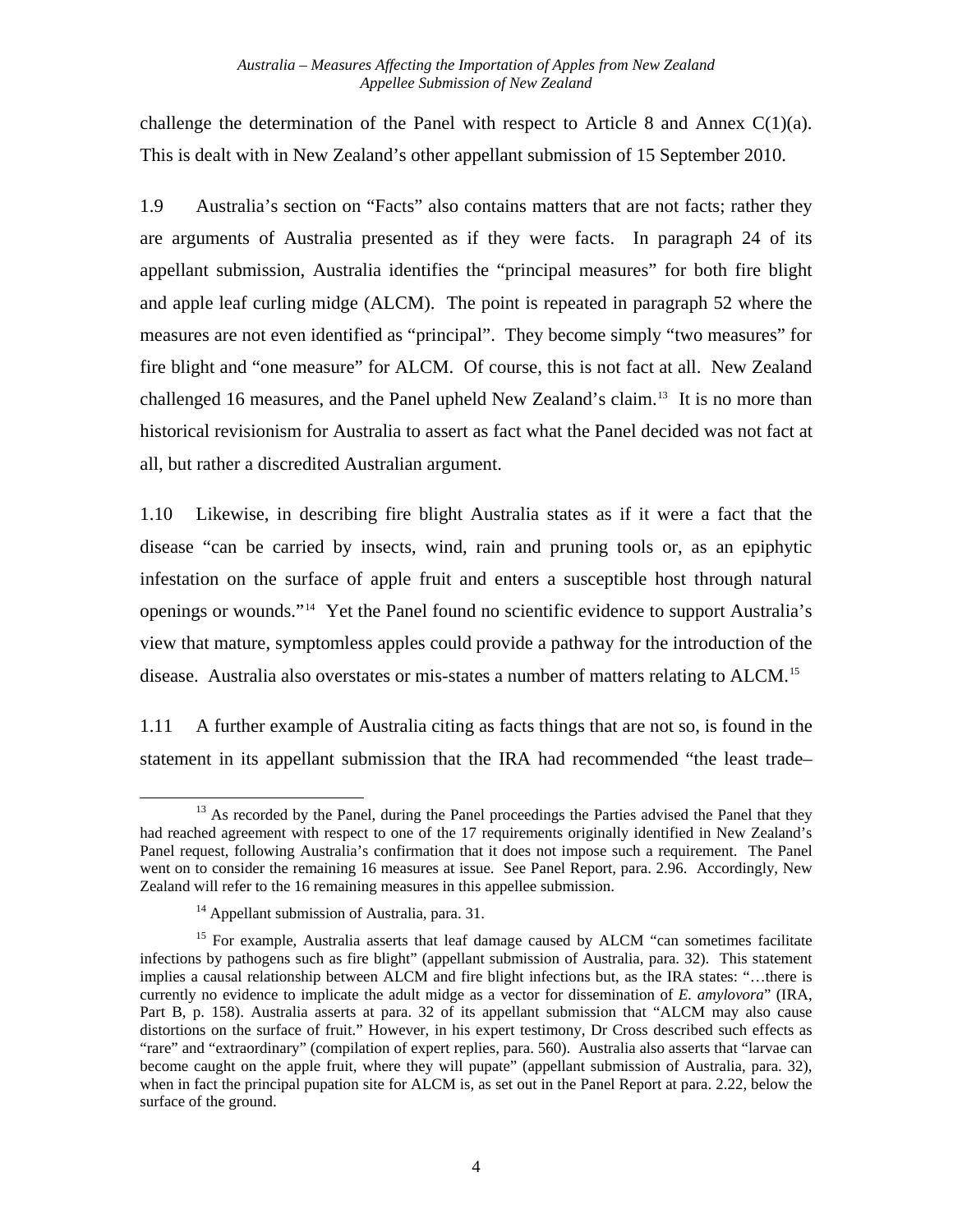challenge the determination of the Panel with respect to Article 8 and Annex C(1)(a). This is dealt with in New Zealand's other appellant submission of 15 September 2010.

1.9 Australia's section on "Facts" also contains matters that are not facts; rather they are arguments of Australia presented as if they were facts. In paragraph 24 of its appellant submission, Australia identifies the "principal measures" for both fire blight and apple leaf curling midge (ALCM). The point is repeated in paragraph 52 where the measures are not even identified as "principal". They become simply "two measures" for fire blight and "one measure" for ALCM. Of course, this is not fact at all. New Zealand challenged 16 measures, and the Panel upheld New Zealand's claim.[13] It is no more than historical revisionism for Australia to assert as fact what the Panel decided was not fact at all, but rather a discredited Australian argument.

1.10 Likewise, in describing fire blight Australia states as if it were a fact that the disease "can be carried by insects, wind, rain and pruning tools or, as an epiphytic infestation on the surface of apple fruit and enters a susceptible host through natural openings or wounds."[14] Yet the Panel found no scientific evidence to support Australia's view that mature, symptomless apples could provide a pathway for the introduction of the disease. Australia also overstates or mis-states a number of matters relating to ALCM.[15]

1.11 A further example of Australia citing as facts things that are not so, is found in the statement in its appellant submission that the IRA had recommended "the least trade–

---

[13] As recorded by the Panel, during the Panel proceedings the Parties advised the Panel that they had reached agreement with respect to one of the 17 requirements originally identified in New Zealand's Panel request, following Australia's confirmation that it does not impose such a requirement. The Panel went on to consider the remaining 16 measures at issue. See Panel Report, para. 2.96. Accordingly, New Zealand will refer to the 16 remaining measures in this appellee submission.

[14] Appellant submission of Australia, para. 31.

[15] For example, Australia asserts that leaf damage caused by ALCM "can sometimes facilitate infections by pathogens such as fire blight" (appellant submission of Australia, para. 32). This statement implies a causal relationship between ALCM and fire blight infections but, as the IRA states: "…there is currently no evidence to implicate the adult midge as a vector for dissemination of *E. amylovora*" (IRA, Part B, p. 158). Australia asserts at para. 32 of its appellant submission that "ALCM may also cause distortions on the surface of fruit." However, in his expert testimony, Dr Cross described such effects as "rare" and "extraordinary" (compilation of expert replies, para. 560). Australia also asserts that "larvae can become caught on the apple fruit, where they will pupate" (appellant submission of Australia, para. 32), when in fact the principal pupation site for ALCM is, as set out in the Panel Report at para. 2.22, below the surface of the ground.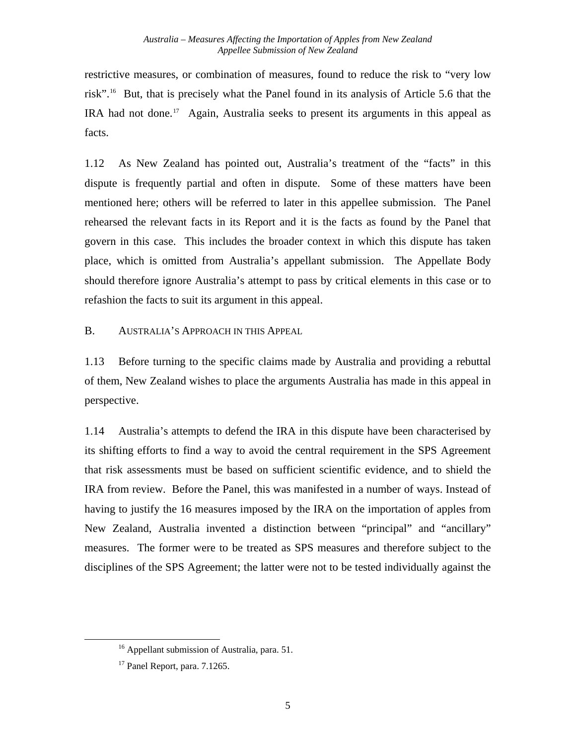restrictive measures, or combination of measures, found to reduce the risk to "very low risk".[16] But, that is precisely what the Panel found in its analysis of Article 5.6 that the IRA had not done.[17] Again, Australia seeks to present its arguments in this appeal as facts.

1.12 As New Zealand has pointed out, Australia's treatment of the "facts" in this dispute is frequently partial and often in dispute. Some of these matters have been mentioned here; others will be referred to later in this appellee submission. The Panel rehearsed the relevant facts in its Report and it is the facts as found by the Panel that govern in this case. This includes the broader context in which this dispute has taken place, which is omitted from Australia's appellant submission. The Appellate Body should therefore ignore Australia's attempt to pass by critical elements in this case or to refashion the facts to suit its argument in this appeal.

## B. AUSTRALIA'S APPROACH IN THIS APPEAL

1.13 Before turning to the specific claims made by Australia and providing a rebuttal of them, New Zealand wishes to place the arguments Australia has made in this appeal in perspective.

1.14 Australia's attempts to defend the IRA in this dispute have been characterised by its shifting efforts to find a way to avoid the central requirement in the SPS Agreement that risk assessments must be based on sufficient scientific evidence, and to shield the IRA from review. Before the Panel, this was manifested in a number of ways. Instead of having to justify the 16 measures imposed by the IRA on the importation of apples from New Zealand, Australia invented a distinction between "principal" and "ancillary" measures. The former were to be treated as SPS measures and therefore subject to the disciplines of the SPS Agreement; the latter were not to be tested individually against the

---

[16] Appellant submission of Australia, para. 51.

[17] Panel Report, para. 7.1265.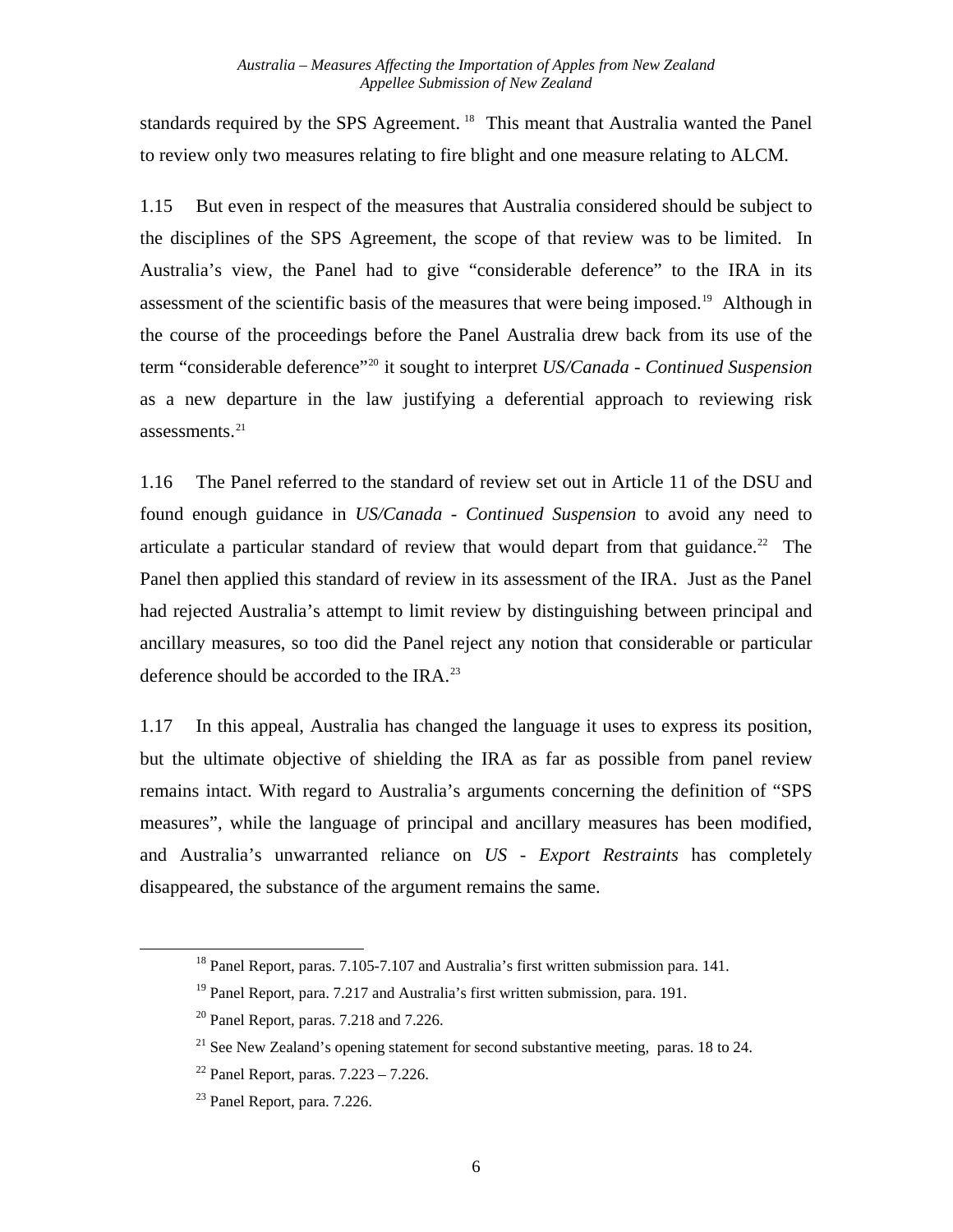standards required by the SPS Agreement.[18] This meant that Australia wanted the Panel to review only two measures relating to fire blight and one measure relating to ALCM.

1.15 But even in respect of the measures that Australia considered should be subject to the disciplines of the SPS Agreement, the scope of that review was to be limited. In Australia's view, the Panel had to give "considerable deference" to the IRA in its assessment of the scientific basis of the measures that were being imposed.[19] Although in the course of the proceedings before the Panel Australia drew back from its use of the term "considerable deference"[20] it sought to interpret *US/Canada - Continued Suspension* as a new departure in the law justifying a deferential approach to reviewing risk assessments.[21]

1.16 The Panel referred to the standard of review set out in Article 11 of the DSU and found enough guidance in *US/Canada - Continued Suspension* to avoid any need to articulate a particular standard of review that would depart from that guidance.[22] The Panel then applied this standard of review in its assessment of the IRA. Just as the Panel had rejected Australia's attempt to limit review by distinguishing between principal and ancillary measures, so too did the Panel reject any notion that considerable or particular deference should be accorded to the IRA.[23]

1.17 In this appeal, Australia has changed the language it uses to express its position, but the ultimate objective of shielding the IRA as far as possible from panel review remains intact. With regard to Australia's arguments concerning the definition of "SPS measures", while the language of principal and ancillary measures has been modified, and Australia's unwarranted reliance on *US - Export Restraints* has completely disappeared, the substance of the argument remains the same.

---

[18] Panel Report, paras. 7.105-7.107 and Australia's first written submission para. 141.

[19] Panel Report, para. 7.217 and Australia's first written submission, para. 191.

[20] Panel Report, paras. 7.218 and 7.226.

[21] See New Zealand's opening statement for second substantive meeting, paras. 18 to 24.

[22] Panel Report, paras. 7.223 – 7.226.

[23] Panel Report, para. 7.226.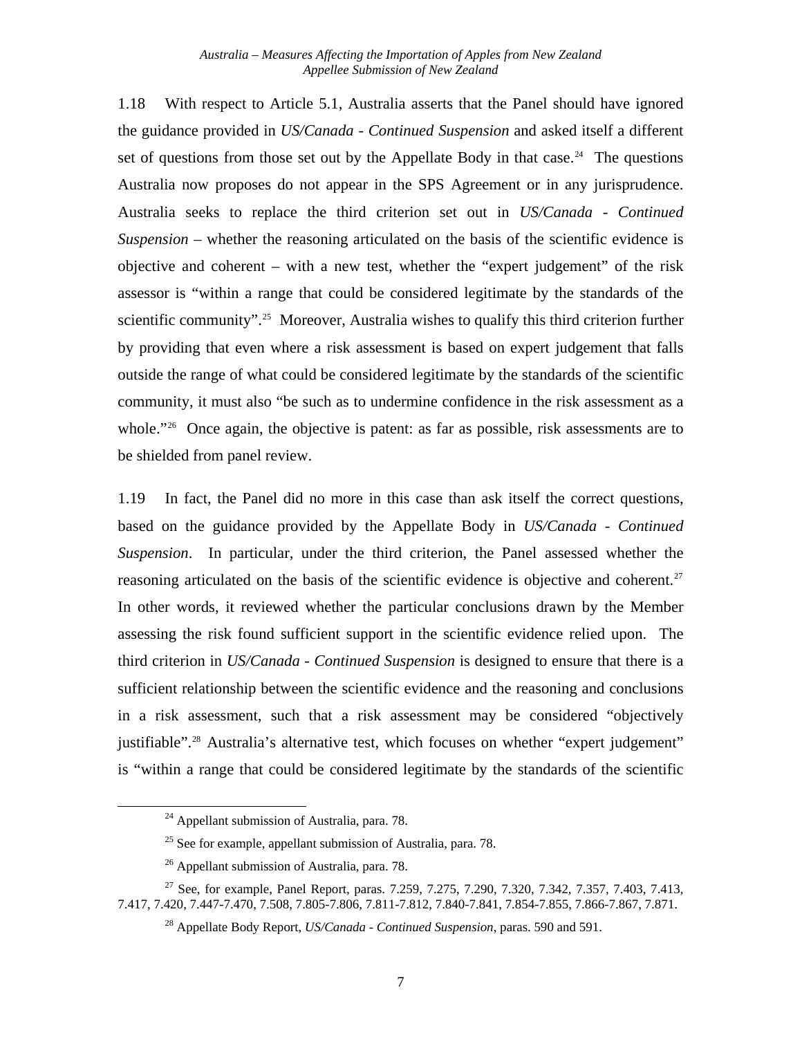1.18 With respect to Article 5.1, Australia asserts that the Panel should have ignored the guidance provided in *US/Canada - Continued Suspension* and asked itself a different set of questions from those set out by the Appellate Body in that case.[24] The questions Australia now proposes do not appear in the SPS Agreement or in any jurisprudence. Australia seeks to replace the third criterion set out in *US/Canada - Continued Suspension* – whether the reasoning articulated on the basis of the scientific evidence is objective and coherent – with a new test, whether the "expert judgement" of the risk assessor is "within a range that could be considered legitimate by the standards of the scientific community".[25] Moreover, Australia wishes to qualify this third criterion further by providing that even where a risk assessment is based on expert judgement that falls outside the range of what could be considered legitimate by the standards of the scientific community, it must also "be such as to undermine confidence in the risk assessment as a whole."[26] Once again, the objective is patent: as far as possible, risk assessments are to be shielded from panel review.

1.19 In fact, the Panel did no more in this case than ask itself the correct questions, based on the guidance provided by the Appellate Body in *US/Canada - Continued Suspension*. In particular, under the third criterion, the Panel assessed whether the reasoning articulated on the basis of the scientific evidence is objective and coherent.[27] In other words, it reviewed whether the particular conclusions drawn by the Member assessing the risk found sufficient support in the scientific evidence relied upon. The third criterion in *US/Canada - Continued Suspension* is designed to ensure that there is a sufficient relationship between the scientific evidence and the reasoning and conclusions in a risk assessment, such that a risk assessment may be considered "objectively justifiable".[28] Australia's alternative test, which focuses on whether "expert judgement" is "within a range that could be considered legitimate by the standards of the scientific

---

[24] Appellant submission of Australia, para. 78.

[25] See for example, appellant submission of Australia, para. 78.

[26] Appellant submission of Australia, para. 78.

[27] See, for example, Panel Report, paras. 7.259, 7.275, 7.290, 7.320, 7.342, 7.357, 7.403, 7.413, 7.417, 7.420, 7.447-7.470, 7.508, 7.805-7.806, 7.811-7.812, 7.840-7.841, 7.854-7.855, 7.866-7.867, 7.871.

[28] Appellate Body Report, *US/Canada - Continued Suspension*, paras. 590 and 591.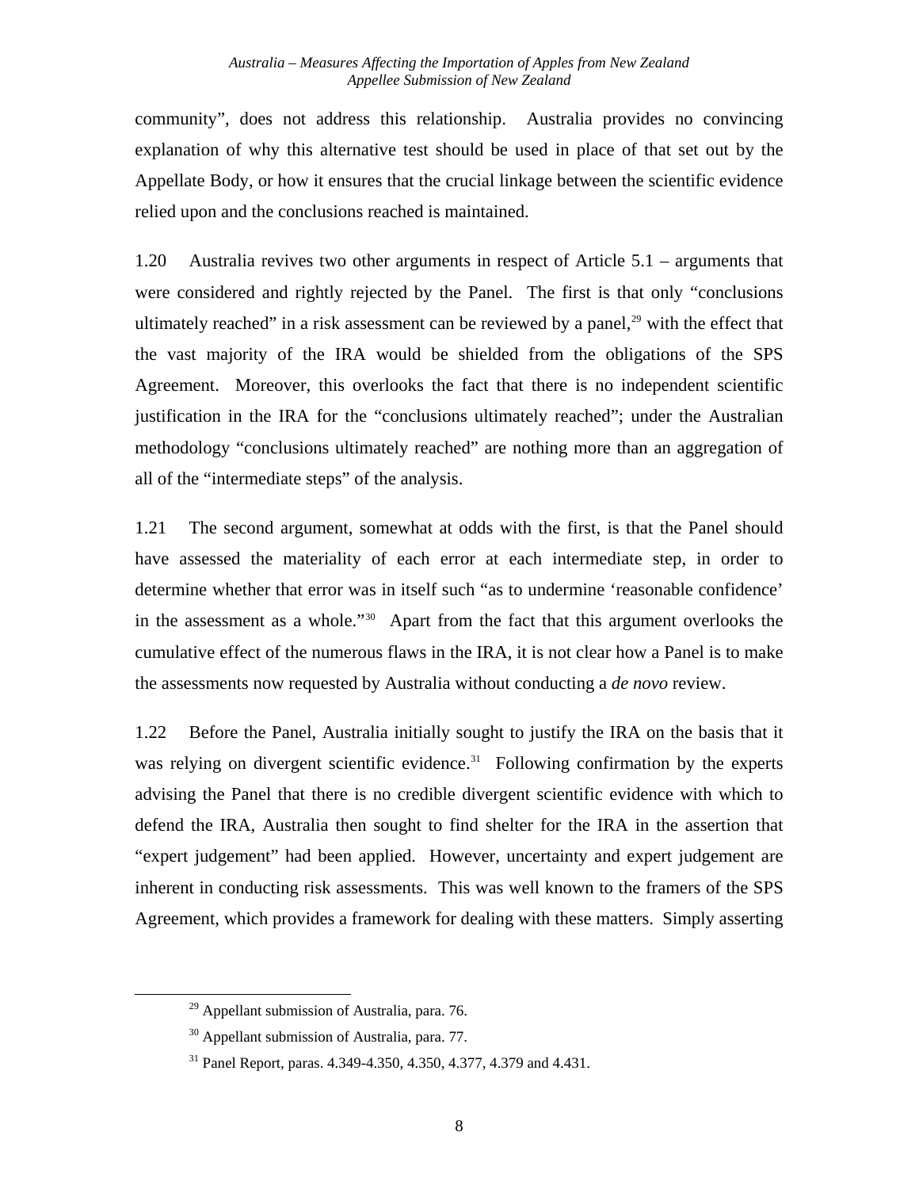community", does not address this relationship. Australia provides no convincing explanation of why this alternative test should be used in place of that set out by the Appellate Body, or how it ensures that the crucial linkage between the scientific evidence relied upon and the conclusions reached is maintained.

1.20 Australia revives two other arguments in respect of Article 5.1 – arguments that were considered and rightly rejected by the Panel. The first is that only "conclusions ultimately reached" in a risk assessment can be reviewed by a panel,[29] with the effect that the vast majority of the IRA would be shielded from the obligations of the SPS Agreement. Moreover, this overlooks the fact that there is no independent scientific justification in the IRA for the "conclusions ultimately reached"; under the Australian methodology "conclusions ultimately reached" are nothing more than an aggregation of all of the "intermediate steps" of the analysis.

1.21 The second argument, somewhat at odds with the first, is that the Panel should have assessed the materiality of each error at each intermediate step, in order to determine whether that error was in itself such "as to undermine 'reasonable confidence' in the assessment as a whole."[30] Apart from the fact that this argument overlooks the cumulative effect of the numerous flaws in the IRA, it is not clear how a Panel is to make the assessments now requested by Australia without conducting a *de novo* review.

1.22 Before the Panel, Australia initially sought to justify the IRA on the basis that it was relying on divergent scientific evidence.[31] Following confirmation by the experts advising the Panel that there is no credible divergent scientific evidence with which to defend the IRA, Australia then sought to find shelter for the IRA in the assertion that "expert judgement" had been applied. However, uncertainty and expert judgement are inherent in conducting risk assessments. This was well known to the framers of the SPS Agreement, which provides a framework for dealing with these matters. Simply asserting

---

[29] Appellant submission of Australia, para. 76.

[30] Appellant submission of Australia, para. 77.

[31] Panel Report, paras. 4.349-4.350, 4.350, 4.377, 4.379 and 4.431.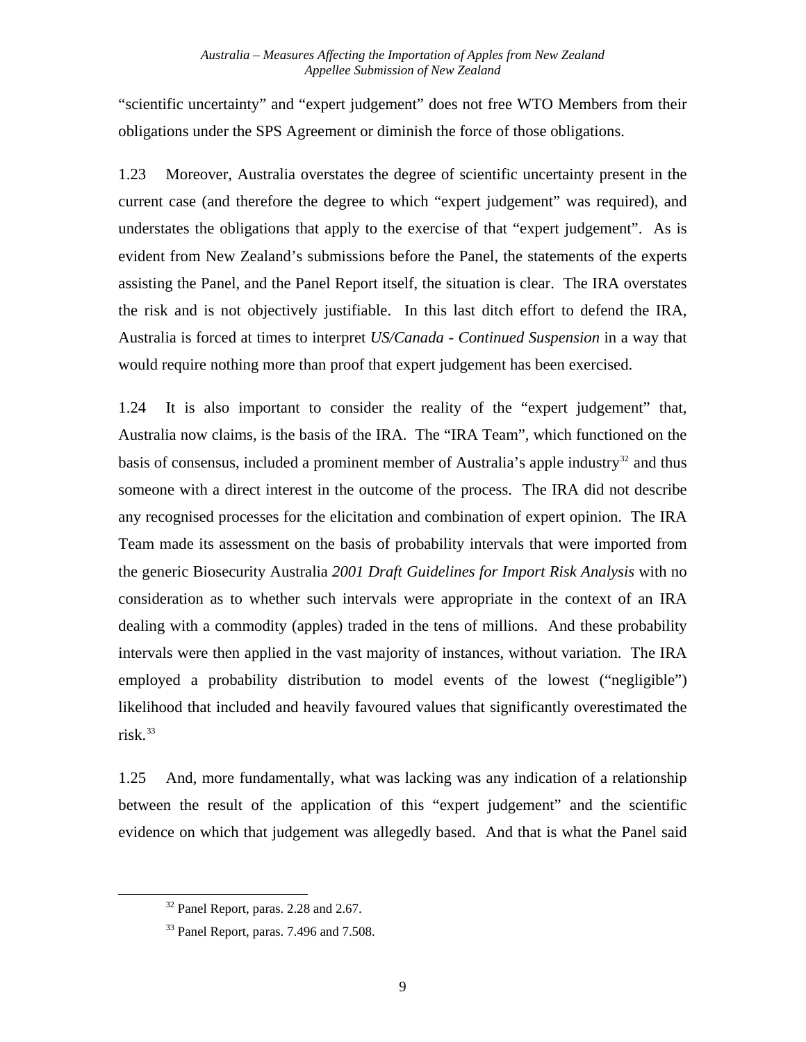"scientific uncertainty" and "expert judgement" does not free WTO Members from their obligations under the SPS Agreement or diminish the force of those obligations.

1.23 Moreover, Australia overstates the degree of scientific uncertainty present in the current case (and therefore the degree to which "expert judgement" was required), and understates the obligations that apply to the exercise of that "expert judgement". As is evident from New Zealand's submissions before the Panel, the statements of the experts assisting the Panel, and the Panel Report itself, the situation is clear. The IRA overstates the risk and is not objectively justifiable. In this last ditch effort to defend the IRA, Australia is forced at times to interpret *US/Canada - Continued Suspension* in a way that would require nothing more than proof that expert judgement has been exercised.

1.24 It is also important to consider the reality of the "expert judgement" that, Australia now claims, is the basis of the IRA. The "IRA Team", which functioned on the basis of consensus, included a prominent member of Australia's apple industry[32] and thus someone with a direct interest in the outcome of the process. The IRA did not describe any recognised processes for the elicitation and combination of expert opinion. The IRA Team made its assessment on the basis of probability intervals that were imported from the generic Biosecurity Australia *2001 Draft Guidelines for Import Risk Analysis* with no consideration as to whether such intervals were appropriate in the context of an IRA dealing with a commodity (apples) traded in the tens of millions. And these probability intervals were then applied in the vast majority of instances, without variation. The IRA employed a probability distribution to model events of the lowest ("negligible") likelihood that included and heavily favoured values that significantly overestimated the risk.[33]

1.25 And, more fundamentally, what was lacking was any indication of a relationship between the result of the application of this "expert judgement" and the scientific evidence on which that judgement was allegedly based. And that is what the Panel said

[32] Panel Report, paras. 2.28 and 2.67.

[33] Panel Report, paras. 7.496 and 7.508.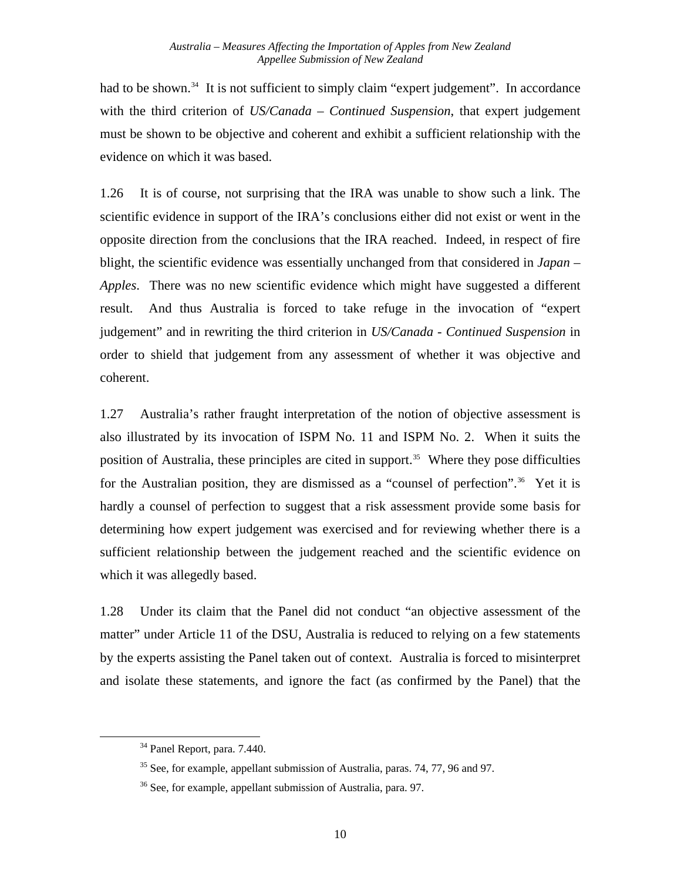had to be shown.[34] It is not sufficient to simply claim "expert judgement". In accordance with the third criterion of *US/Canada – Continued Suspension*, that expert judgement must be shown to be objective and coherent and exhibit a sufficient relationship with the evidence on which it was based.

1.26 It is of course, not surprising that the IRA was unable to show such a link. The scientific evidence in support of the IRA's conclusions either did not exist or went in the opposite direction from the conclusions that the IRA reached. Indeed, in respect of fire blight, the scientific evidence was essentially unchanged from that considered in *Japan – Apples*. There was no new scientific evidence which might have suggested a different result. And thus Australia is forced to take refuge in the invocation of "expert judgement" and in rewriting the third criterion in *US/Canada - Continued Suspension* in order to shield that judgement from any assessment of whether it was objective and coherent.

1.27 Australia's rather fraught interpretation of the notion of objective assessment is also illustrated by its invocation of ISPM No. 11 and ISPM No. 2. When it suits the position of Australia, these principles are cited in support.[35] Where they pose difficulties for the Australian position, they are dismissed as a "counsel of perfection".[36] Yet it is hardly a counsel of perfection to suggest that a risk assessment provide some basis for determining how expert judgement was exercised and for reviewing whether there is a sufficient relationship between the judgement reached and the scientific evidence on which it was allegedly based.

1.28 Under its claim that the Panel did not conduct "an objective assessment of the matter" under Article 11 of the DSU, Australia is reduced to relying on a few statements by the experts assisting the Panel taken out of context. Australia is forced to misinterpret and isolate these statements, and ignore the fact (as confirmed by the Panel) that the

[34] Panel Report, para. 7.440.

[35] See, for example, appellant submission of Australia, paras. 74, 77, 96 and 97.

[36] See, for example, appellant submission of Australia, para. 97.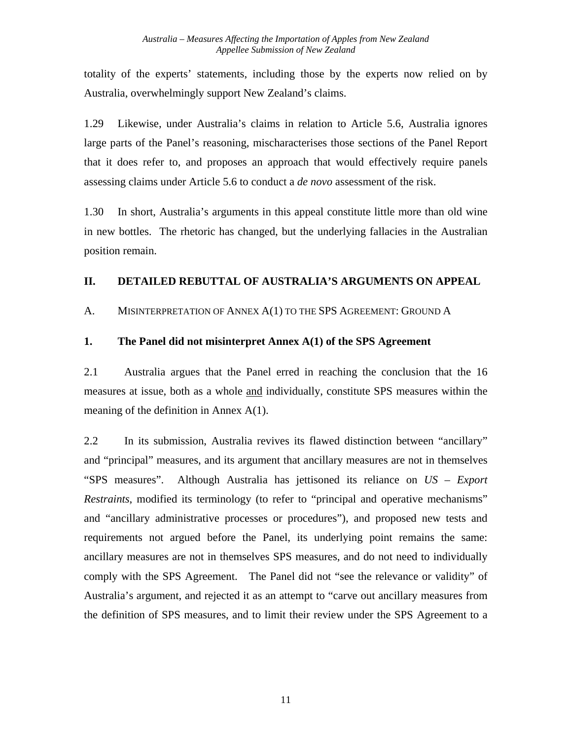totality of the experts' statements, including those by the experts now relied on by Australia, overwhelmingly support New Zealand's claims.

1.29 Likewise, under Australia's claims in relation to Article 5.6, Australia ignores large parts of the Panel's reasoning, mischaracterises those sections of the Panel Report that it does refer to, and proposes an approach that would effectively require panels assessing claims under Article 5.6 to conduct a *de novo* assessment of the risk.

1.30 In short, Australia's arguments in this appeal constitute little more than old wine in new bottles. The rhetoric has changed, but the underlying fallacies in the Australian position remain.

## II. DETAILED REBUTTAL OF AUSTRALIA'S ARGUMENTS ON APPEAL

### A. MISINTERPRETATION OF ANNEX A(1) TO THE SPS AGREEMENT: GROUND A

#### 1. The Panel did not misinterpret Annex A(1) of the SPS Agreement

2.1 Australia argues that the Panel erred in reaching the conclusion that the 16 measures at issue, both as a whole <u>and</u> individually, constitute SPS measures within the meaning of the definition in Annex A(1).

2.2 In its submission, Australia revives its flawed distinction between "ancillary" and "principal" measures, and its argument that ancillary measures are not in themselves "SPS measures". Although Australia has jettisoned its reliance on *US – Export Restraints*, modified its terminology (to refer to "principal and operative mechanisms" and "ancillary administrative processes or procedures"), and proposed new tests and requirements not argued before the Panel, its underlying point remains the same: ancillary measures are not in themselves SPS measures, and do not need to individually comply with the SPS Agreement. The Panel did not "see the relevance or validity" of Australia's argument, and rejected it as an attempt to "carve out ancillary measures from the definition of SPS measures, and to limit their review under the SPS Agreement to a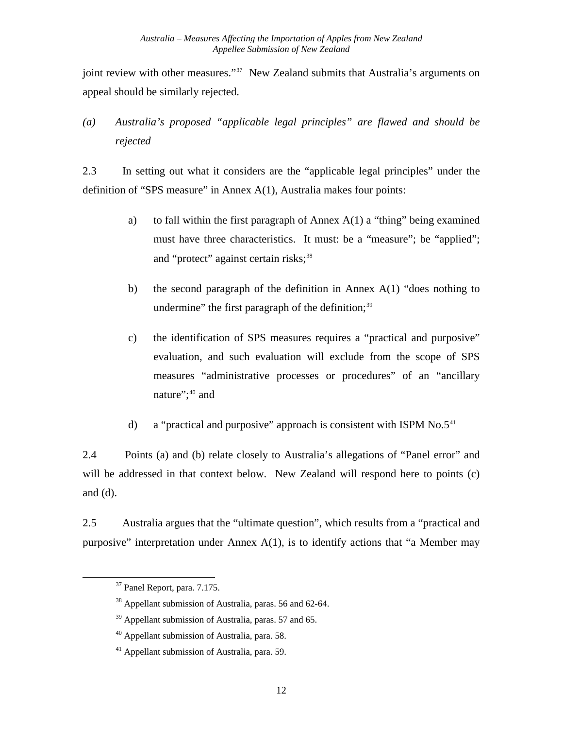joint review with other measures."[37] New Zealand submits that Australia's arguments on appeal should be similarly rejected.

*(a) Australia's proposed "applicable legal principles" are flawed and should be rejected*

2.3 In setting out what it considers are the "applicable legal principles" under the definition of "SPS measure" in Annex A(1), Australia makes four points:

a) to fall within the first paragraph of Annex A(1) a "thing" being examined must have three characteristics. It must: be a "measure"; be "applied"; and "protect" against certain risks;[38]

b) the second paragraph of the definition in Annex A(1) "does nothing to undermine" the first paragraph of the definition;[39]

c) the identification of SPS measures requires a "practical and purposive" evaluation, and such evaluation will exclude from the scope of SPS measures "administrative processes or procedures" of an "ancillary nature";[40] and

d) a "practical and purposive" approach is consistent with ISPM No.5[41]

2.4 Points (a) and (b) relate closely to Australia's allegations of "Panel error" and will be addressed in that context below. New Zealand will respond here to points (c) and (d).

2.5 Australia argues that the "ultimate question", which results from a "practical and purposive" interpretation under Annex A(1), is to identify actions that "a Member may

[37] Panel Report, para. 7.175.

[38] Appellant submission of Australia, paras. 56 and 62-64.

[39] Appellant submission of Australia, paras. 57 and 65.

[40] Appellant submission of Australia, para. 58.

[41] Appellant submission of Australia, para. 59.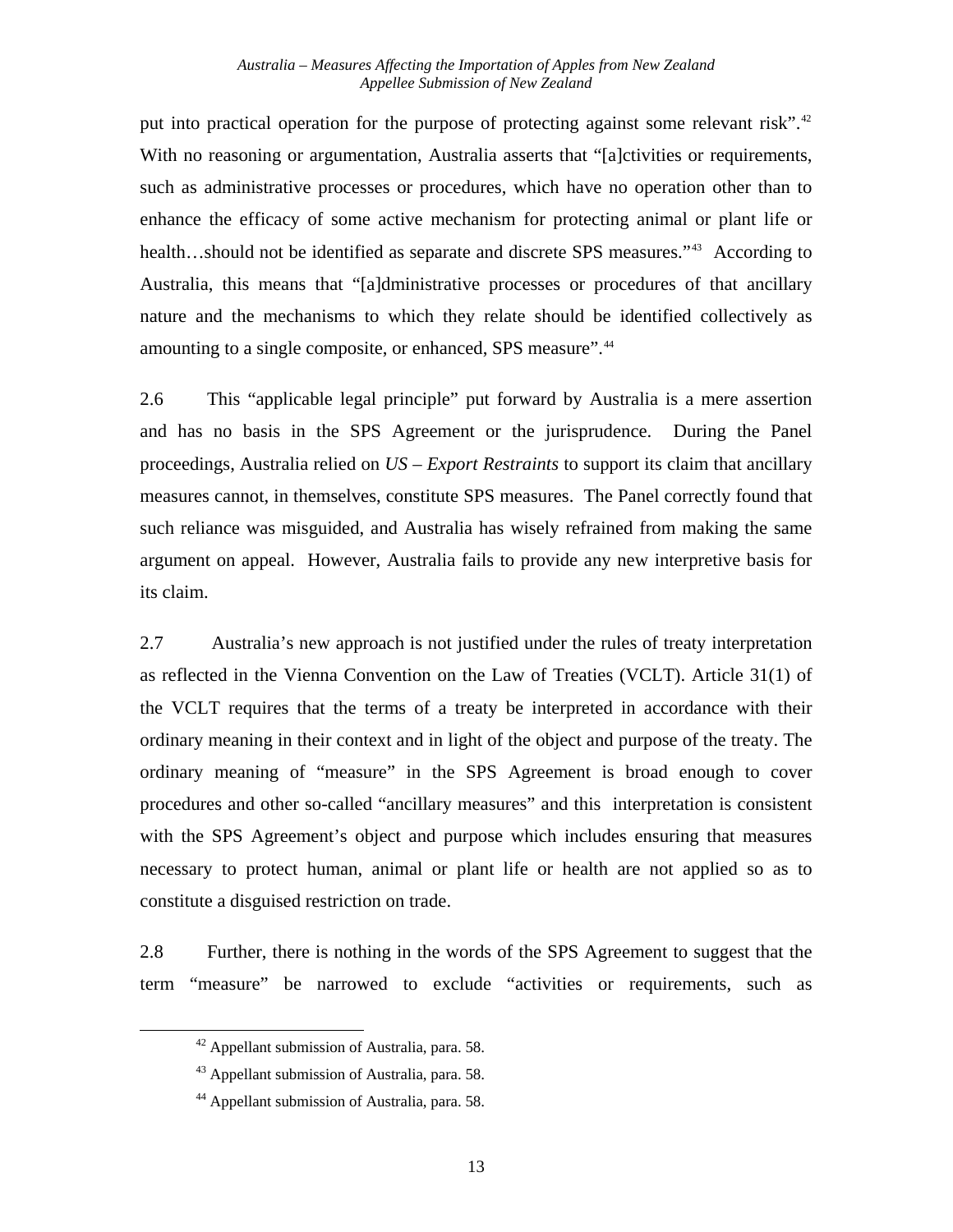put into practical operation for the purpose of protecting against some relevant risk".[42] With no reasoning or argumentation, Australia asserts that "[a]ctivities or requirements, such as administrative processes or procedures, which have no operation other than to enhance the efficacy of some active mechanism for protecting animal or plant life or health…should not be identified as separate and discrete SPS measures."[43] According to Australia, this means that "[a]dministrative processes or procedures of that ancillary nature and the mechanisms to which they relate should be identified collectively as amounting to a single composite, or enhanced, SPS measure".[44]

2.6 This "applicable legal principle" put forward by Australia is a mere assertion and has no basis in the SPS Agreement or the jurisprudence. During the Panel proceedings, Australia relied on *US – Export Restraints* to support its claim that ancillary measures cannot, in themselves, constitute SPS measures. The Panel correctly found that such reliance was misguided, and Australia has wisely refrained from making the same argument on appeal. However, Australia fails to provide any new interpretive basis for its claim.

2.7 Australia's new approach is not justified under the rules of treaty interpretation as reflected in the Vienna Convention on the Law of Treaties (VCLT). Article 31(1) of the VCLT requires that the terms of a treaty be interpreted in accordance with their ordinary meaning in their context and in light of the object and purpose of the treaty. The ordinary meaning of "measure" in the SPS Agreement is broad enough to cover procedures and other so-called "ancillary measures" and this interpretation is consistent with the SPS Agreement's object and purpose which includes ensuring that measures necessary to protect human, animal or plant life or health are not applied so as to constitute a disguised restriction on trade.

2.8 Further, there is nothing in the words of the SPS Agreement to suggest that the term "measure" be narrowed to exclude "activities or requirements, such as

---

[42] Appellant submission of Australia, para. 58.

[43] Appellant submission of Australia, para. 58.

[44] Appellant submission of Australia, para. 58.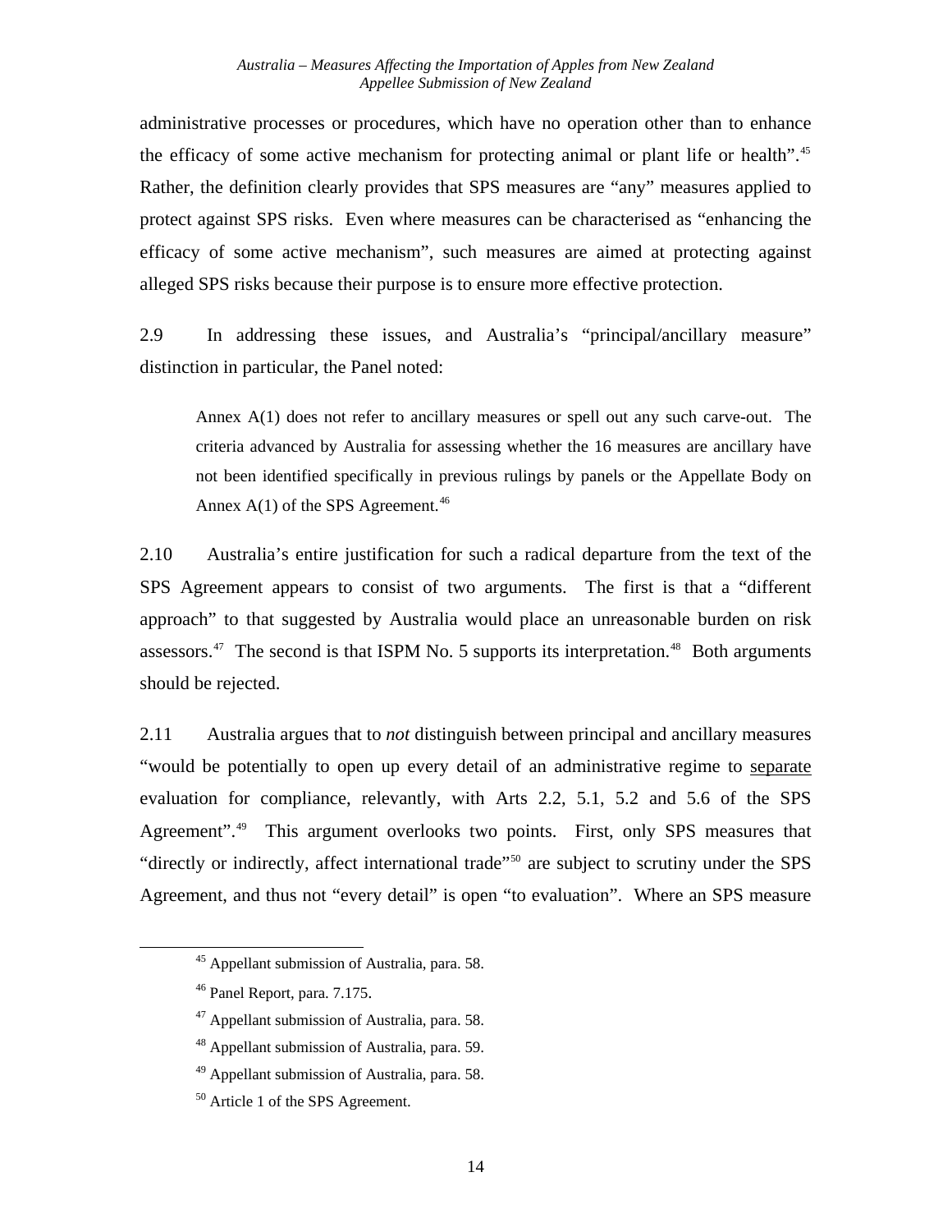administrative processes or procedures, which have no operation other than to enhance the efficacy of some active mechanism for protecting animal or plant life or health".[45] Rather, the definition clearly provides that SPS measures are "any" measures applied to protect against SPS risks. Even where measures can be characterised as "enhancing the efficacy of some active mechanism", such measures are aimed at protecting against alleged SPS risks because their purpose is to ensure more effective protection.

2.9 In addressing these issues, and Australia's "principal/ancillary measure" distinction in particular, the Panel noted:

> Annex A(1) does not refer to ancillary measures or spell out any such carve-out. The criteria advanced by Australia for assessing whether the 16 measures are ancillary have not been identified specifically in previous rulings by panels or the Appellate Body on Annex A(1) of the SPS Agreement.[46]

2.10 Australia's entire justification for such a radical departure from the text of the SPS Agreement appears to consist of two arguments. The first is that a "different approach" to that suggested by Australia would place an unreasonable burden on risk assessors.[47] The second is that ISPM No. 5 supports its interpretation.[48] Both arguments should be rejected.

2.11 Australia argues that to *not* distinguish between principal and ancillary measures "would be potentially to open up every detail of an administrative regime to <u>separate</u> evaluation for compliance, relevantly, with Arts 2.2, 5.1, 5.2 and 5.6 of the SPS Agreement".[49] This argument overlooks two points. First, only SPS measures that "directly or indirectly, affect international trade"[50] are subject to scrutiny under the SPS Agreement, and thus not "every detail" is open "to evaluation". Where an SPS measure

[45] Appellant submission of Australia, para. 58.

[46] Panel Report, para. 7.175.

[47] Appellant submission of Australia, para. 58.

[48] Appellant submission of Australia, para. 59.

[49] Appellant submission of Australia, para. 58.

[50] Article 1 of the SPS Agreement.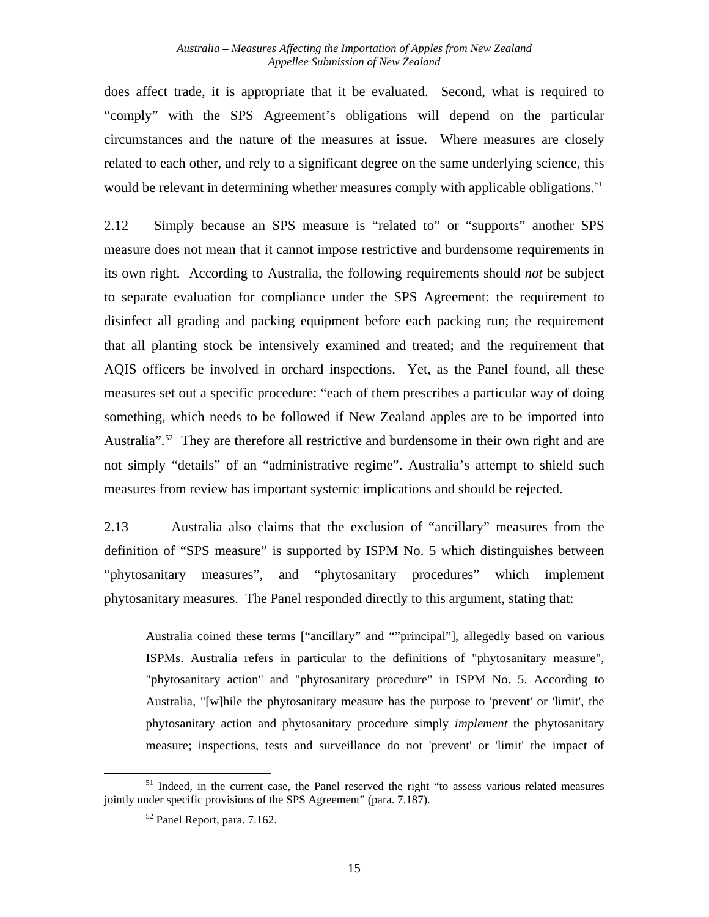does affect trade, it is appropriate that it be evaluated. Second, what is required to "comply" with the SPS Agreement's obligations will depend on the particular circumstances and the nature of the measures at issue. Where measures are closely related to each other, and rely to a significant degree on the same underlying science, this would be relevant in determining whether measures comply with applicable obligations.[51]

2.12 Simply because an SPS measure is "related to" or "supports" another SPS measure does not mean that it cannot impose restrictive and burdensome requirements in its own right. According to Australia, the following requirements should *not* be subject to separate evaluation for compliance under the SPS Agreement: the requirement to disinfect all grading and packing equipment before each packing run; the requirement that all planting stock be intensively examined and treated; and the requirement that AQIS officers be involved in orchard inspections. Yet, as the Panel found, all these measures set out a specific procedure: "each of them prescribes a particular way of doing something, which needs to be followed if New Zealand apples are to be imported into Australia".[52] They are therefore all restrictive and burdensome in their own right and are not simply "details" of an "administrative regime". Australia's attempt to shield such measures from review has important systemic implications and should be rejected.

2.13 Australia also claims that the exclusion of "ancillary" measures from the definition of "SPS measure" is supported by ISPM No. 5 which distinguishes between "phytosanitary measures", and "phytosanitary procedures" which implement phytosanitary measures. The Panel responded directly to this argument, stating that:

> Australia coined these terms ["ancillary" and ""principal"], allegedly based on various ISPMs. Australia refers in particular to the definitions of "phytosanitary measure", "phytosanitary action" and "phytosanitary procedure" in ISPM No. 5. According to Australia, "[w]hile the phytosanitary measure has the purpose to 'prevent' or 'limit', the phytosanitary action and phytosanitary procedure simply *implement* the phytosanitary measure; inspections, tests and surveillance do not 'prevent' or 'limit' the impact of

[51] Indeed, in the current case, the Panel reserved the right "to assess various related measures jointly under specific provisions of the SPS Agreement" (para. 7.187).

[52] Panel Report, para. 7.162.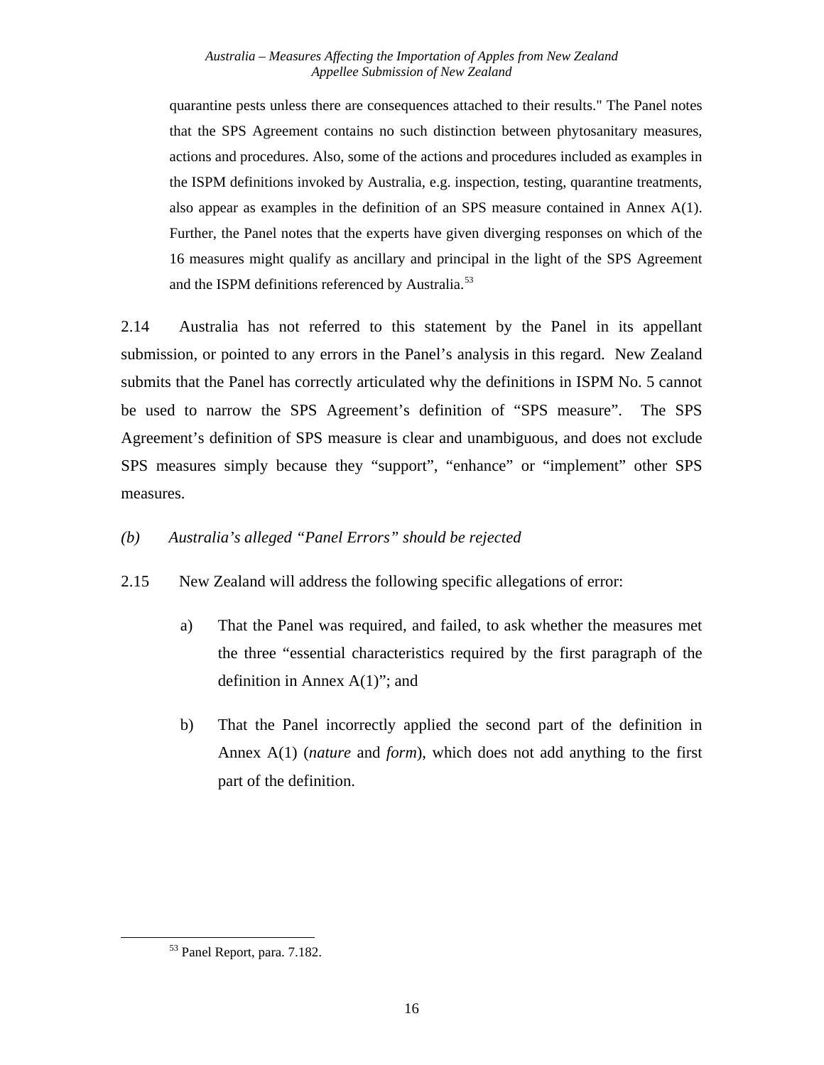> quarantine pests unless there are consequences attached to their results." The Panel notes that the SPS Agreement contains no such distinction between phytosanitary measures, actions and procedures. Also, some of the actions and procedures included as examples in the ISPM definitions invoked by Australia, e.g. inspection, testing, quarantine treatments, also appear as examples in the definition of an SPS measure contained in Annex A(1). Further, the Panel notes that the experts have given diverging responses on which of the 16 measures might qualify as ancillary and principal in the light of the SPS Agreement and the ISPM definitions referenced by Australia.[53]

2.14 Australia has not referred to this statement by the Panel in its appellant submission, or pointed to any errors in the Panel's analysis in this regard. New Zealand submits that the Panel has correctly articulated why the definitions in ISPM No. 5 cannot be used to narrow the SPS Agreement's definition of "SPS measure". The SPS Agreement's definition of SPS measure is clear and unambiguous, and does not exclude SPS measures simply because they "support", "enhance" or "implement" other SPS measures.

*(b) Australia's alleged "Panel Errors" should be rejected*

2.15 New Zealand will address the following specific allegations of error:

a) That the Panel was required, and failed, to ask whether the measures met the three "essential characteristics required by the first paragraph of the definition in Annex A(1)"; and

b) That the Panel incorrectly applied the second part of the definition in Annex A(1) (*nature* and *form*), which does not add anything to the first part of the definition.

[53] Panel Report, para. 7.182.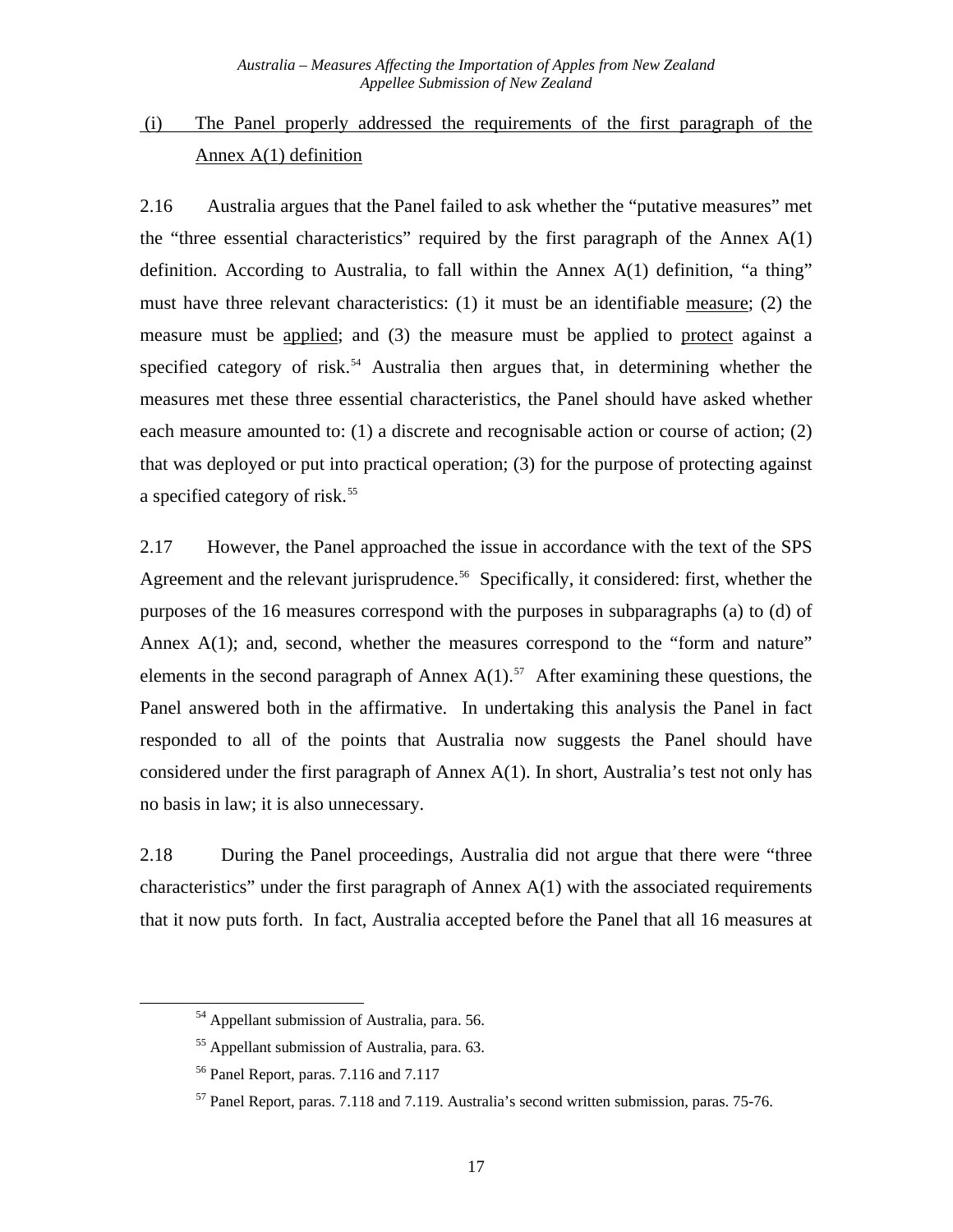### (i) The Panel properly addressed the requirements of the first paragraph of the Annex A(1) definition

2.16 Australia argues that the Panel failed to ask whether the "putative measures" met the "three essential characteristics" required by the first paragraph of the Annex A(1) definition. According to Australia, to fall within the Annex A(1) definition, "a thing" must have three relevant characteristics: (1) it must be an identifiable measure; (2) the measure must be applied; and (3) the measure must be applied to protect against a specified category of risk.[54] Australia then argues that, in determining whether the measures met these three essential characteristics, the Panel should have asked whether each measure amounted to: (1) a discrete and recognisable action or course of action; (2) that was deployed or put into practical operation; (3) for the purpose of protecting against a specified category of risk.[55]

2.17 However, the Panel approached the issue in accordance with the text of the SPS Agreement and the relevant jurisprudence.[56] Specifically, it considered: first, whether the purposes of the 16 measures correspond with the purposes in subparagraphs (a) to (d) of Annex A(1); and, second, whether the measures correspond to the "form and nature" elements in the second paragraph of Annex A(1).[57] After examining these questions, the Panel answered both in the affirmative. In undertaking this analysis the Panel in fact responded to all of the points that Australia now suggests the Panel should have considered under the first paragraph of Annex A(1). In short, Australia's test not only has no basis in law; it is also unnecessary.

2.18 During the Panel proceedings, Australia did not argue that there were "three characteristics" under the first paragraph of Annex A(1) with the associated requirements that it now puts forth. In fact, Australia accepted before the Panel that all 16 measures at

---

[54] Appellant submission of Australia, para. 56.

[55] Appellant submission of Australia, para. 63.

[56] Panel Report, paras. 7.116 and 7.117

[57] Panel Report, paras. 7.118 and 7.119. Australia's second written submission, paras. 75-76.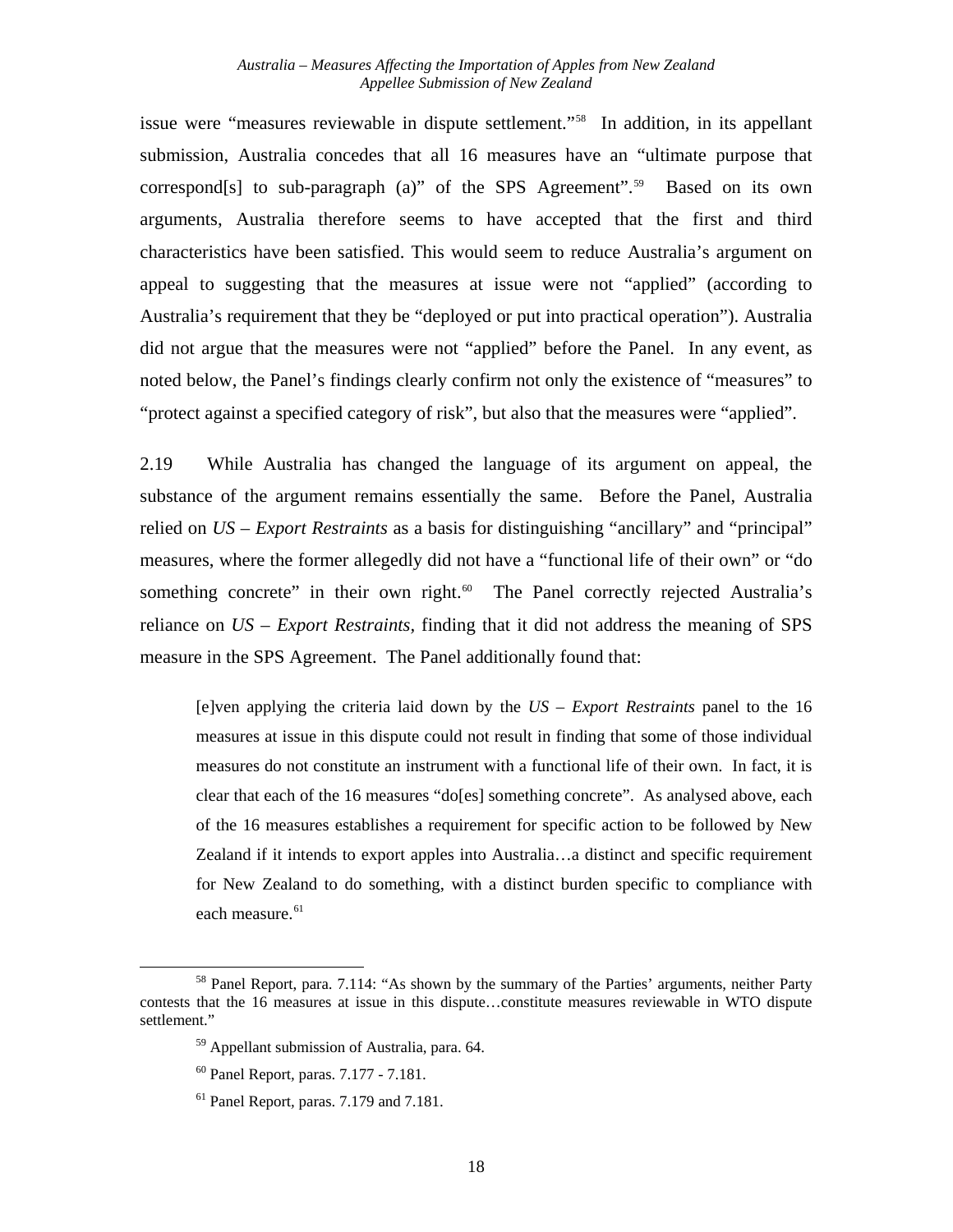issue were "measures reviewable in dispute settlement."[58] In addition, in its appellant submission, Australia concedes that all 16 measures have an "ultimate purpose that correspond[s] to sub-paragraph (a)" of the SPS Agreement".[59] Based on its own arguments, Australia therefore seems to have accepted that the first and third characteristics have been satisfied. This would seem to reduce Australia's argument on appeal to suggesting that the measures at issue were not "applied" (according to Australia's requirement that they be "deployed or put into practical operation"). Australia did not argue that the measures were not "applied" before the Panel. In any event, as noted below, the Panel's findings clearly confirm not only the existence of "measures" to "protect against a specified category of risk", but also that the measures were "applied".

2.19 While Australia has changed the language of its argument on appeal, the substance of the argument remains essentially the same. Before the Panel, Australia relied on *US – Export Restraints* as a basis for distinguishing "ancillary" and "principal" measures, where the former allegedly did not have a "functional life of their own" or "do something concrete" in their own right.[60] The Panel correctly rejected Australia's reliance on *US – Export Restraints*, finding that it did not address the meaning of SPS measure in the SPS Agreement. The Panel additionally found that:

> [e]ven applying the criteria laid down by the *US – Export Restraints* panel to the 16 measures at issue in this dispute could not result in finding that some of those individual measures do not constitute an instrument with a functional life of their own. In fact, it is clear that each of the 16 measures "do[es] something concrete". As analysed above, each of the 16 measures establishes a requirement for specific action to be followed by New Zealand if it intends to export apples into Australia…a distinct and specific requirement for New Zealand to do something, with a distinct burden specific to compliance with each measure.[61]

---

[58] Panel Report, para. 7.114: "As shown by the summary of the Parties' arguments, neither Party contests that the 16 measures at issue in this dispute…constitute measures reviewable in WTO dispute settlement."

[59] Appellant submission of Australia, para. 64.

[60] Panel Report, paras. 7.177 - 7.181.

[61] Panel Report, paras. 7.179 and 7.181.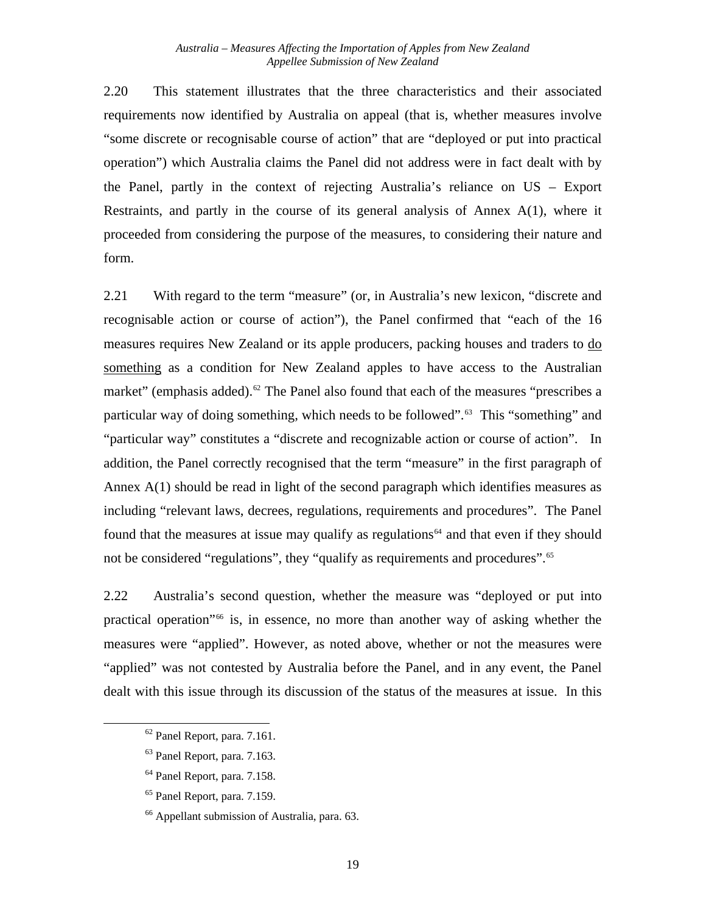2.20 This statement illustrates that the three characteristics and their associated requirements now identified by Australia on appeal (that is, whether measures involve "some discrete or recognisable course of action" that are "deployed or put into practical operation") which Australia claims the Panel did not address were in fact dealt with by the Panel, partly in the context of rejecting Australia's reliance on US – Export Restraints, and partly in the course of its general analysis of Annex A(1), where it proceeded from considering the purpose of the measures, to considering their nature and form.

2.21 With regard to the term "measure" (or, in Australia's new lexicon, "discrete and recognisable action or course of action"), the Panel confirmed that "each of the 16 measures requires New Zealand or its apple producers, packing houses and traders to <u>do something</u> as a condition for New Zealand apples to have access to the Australian market" (emphasis added).[62] The Panel also found that each of the measures "prescribes a particular way of doing something, which needs to be followed".[63] This "something" and "particular way" constitutes a "discrete and recognizable action or course of action". In addition, the Panel correctly recognised that the term "measure" in the first paragraph of Annex A(1) should be read in light of the second paragraph which identifies measures as including "relevant laws, decrees, regulations, requirements and procedures". The Panel found that the measures at issue may qualify as regulations[64] and that even if they should not be considered "regulations", they "qualify as requirements and procedures".[65]

2.22 Australia's second question, whether the measure was "deployed or put into practical operation"[66] is, in essence, no more than another way of asking whether the measures were "applied". However, as noted above, whether or not the measures were "applied" was not contested by Australia before the Panel, and in any event, the Panel dealt with this issue through its discussion of the status of the measures at issue. In this

[62] Panel Report, para. 7.161.

[63] Panel Report, para. 7.163.

[64] Panel Report, para. 7.158.

[65] Panel Report, para. 7.159.

[66] Appellant submission of Australia, para. 63.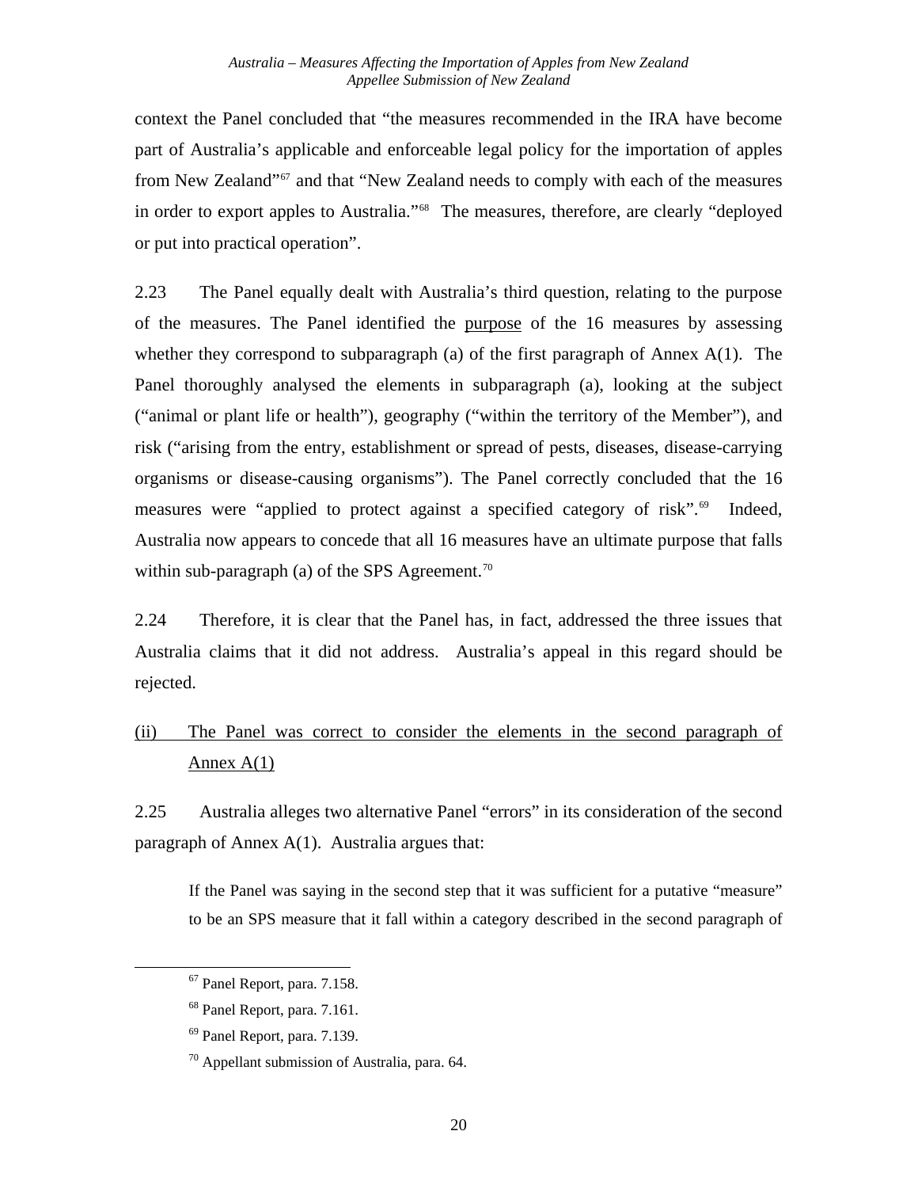context the Panel concluded that "the measures recommended in the IRA have become part of Australia's applicable and enforceable legal policy for the importation of apples from New Zealand"[67] and that "New Zealand needs to comply with each of the measures in order to export apples to Australia."[68] The measures, therefore, are clearly "deployed or put into practical operation".

2.23 The Panel equally dealt with Australia's third question, relating to the purpose of the measures. The Panel identified the <u>purpose</u> of the 16 measures by assessing whether they correspond to subparagraph (a) of the first paragraph of Annex A(1). The Panel thoroughly analysed the elements in subparagraph (a), looking at the subject ("animal or plant life or health"), geography ("within the territory of the Member"), and risk ("arising from the entry, establishment or spread of pests, diseases, disease-carrying organisms or disease-causing organisms"). The Panel correctly concluded that the 16 measures were "applied to protect against a specified category of risk".[69] Indeed, Australia now appears to concede that all 16 measures have an ultimate purpose that falls within sub-paragraph (a) of the SPS Agreement.[70]

2.24 Therefore, it is clear that the Panel has, in fact, addressed the three issues that Australia claims that it did not address. Australia's appeal in this regard should be rejected.

<u>(ii) The Panel was correct to consider the elements in the second paragraph of Annex A(1)</u>

2.25 Australia alleges two alternative Panel "errors" in its consideration of the second paragraph of Annex A(1). Australia argues that:

> If the Panel was saying in the second step that it was sufficient for a putative "measure" to be an SPS measure that it fall within a category described in the second paragraph of

---

[67] Panel Report, para. 7.158.

[68] Panel Report, para. 7.161.

[69] Panel Report, para. 7.139.

[70] Appellant submission of Australia, para. 64.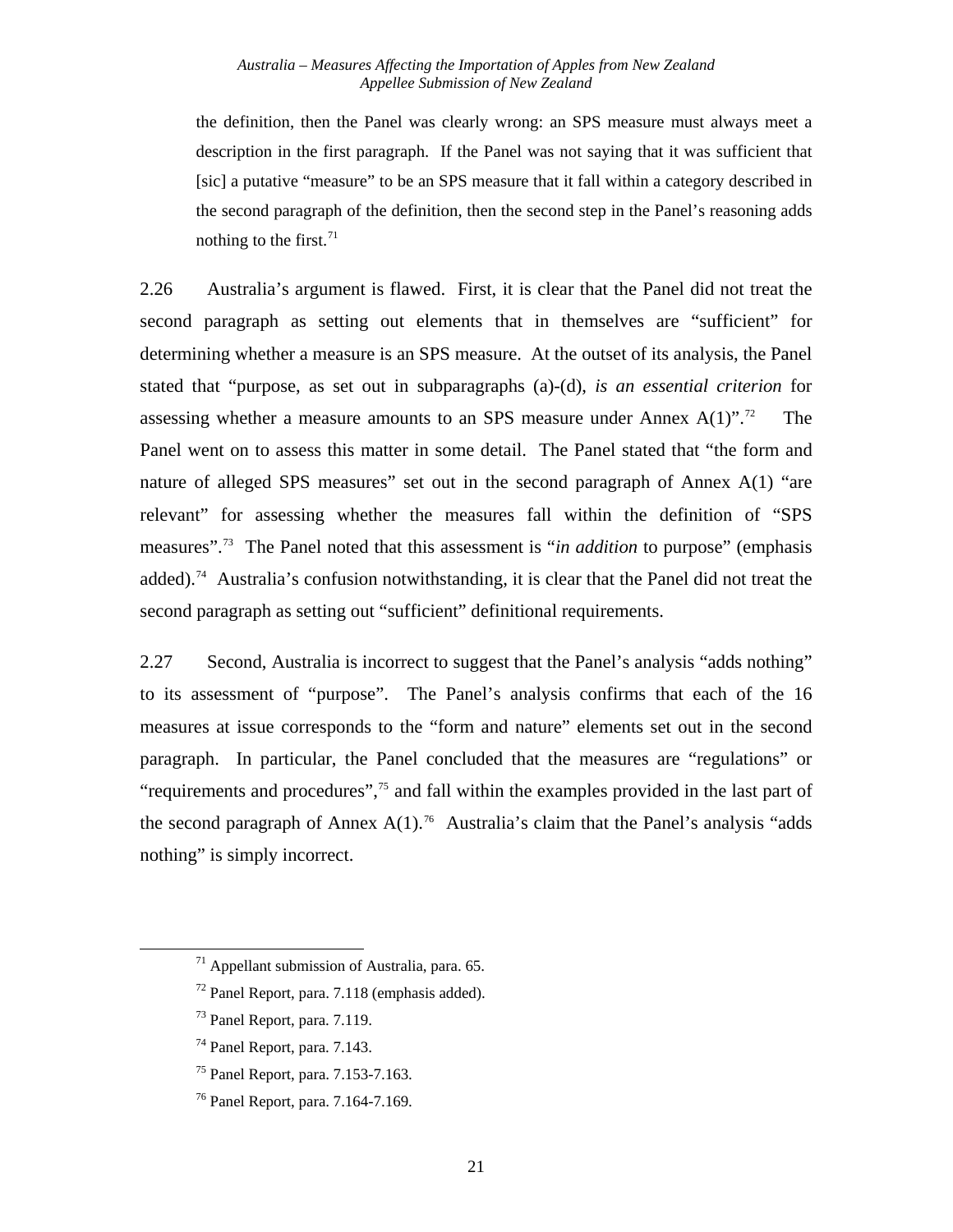> the definition, then the Panel was clearly wrong: an SPS measure must always meet a description in the first paragraph. If the Panel was not saying that it was sufficient that [sic] a putative "measure" to be an SPS measure that it fall within a category described in the second paragraph of the definition, then the second step in the Panel's reasoning adds nothing to the first.[71]

2.26 Australia's argument is flawed. First, it is clear that the Panel did not treat the second paragraph as setting out elements that in themselves are "sufficient" for determining whether a measure is an SPS measure. At the outset of its analysis, the Panel stated that "purpose, as set out in subparagraphs (a)-(d), *is an essential criterion* for assessing whether a measure amounts to an SPS measure under Annex A(1)".[72] The Panel went on to assess this matter in some detail. The Panel stated that "the form and nature of alleged SPS measures" set out in the second paragraph of Annex A(1) "are relevant" for assessing whether the measures fall within the definition of "SPS measures".[73] The Panel noted that this assessment is "*in addition* to purpose" (emphasis added).[74] Australia's confusion notwithstanding, it is clear that the Panel did not treat the second paragraph as setting out "sufficient" definitional requirements.

2.27 Second, Australia is incorrect to suggest that the Panel's analysis "adds nothing" to its assessment of "purpose". The Panel's analysis confirms that each of the 16 measures at issue corresponds to the "form and nature" elements set out in the second paragraph. In particular, the Panel concluded that the measures are "regulations" or "requirements and procedures",[75] and fall within the examples provided in the last part of the second paragraph of Annex A(1).[76] Australia's claim that the Panel's analysis "adds nothing" is simply incorrect.

---

[71] Appellant submission of Australia, para. 65.

[72] Panel Report, para. 7.118 (emphasis added).

[73] Panel Report, para. 7.119.

[74] Panel Report, para. 7.143.

[75] Panel Report, para. 7.153-7.163.

[76] Panel Report, para. 7.164-7.169.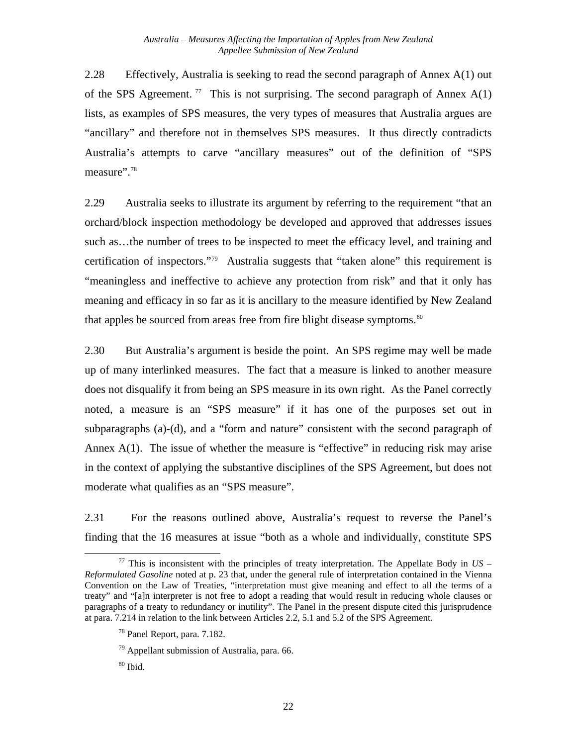2.28 Effectively, Australia is seeking to read the second paragraph of Annex A(1) out of the SPS Agreement.[77] This is not surprising. The second paragraph of Annex A(1) lists, as examples of SPS measures, the very types of measures that Australia argues are "ancillary" and therefore not in themselves SPS measures. It thus directly contradicts Australia's attempts to carve "ancillary measures" out of the definition of "SPS measure".[78]

2.29 Australia seeks to illustrate its argument by referring to the requirement "that an orchard/block inspection methodology be developed and approved that addresses issues such as…the number of trees to be inspected to meet the efficacy level, and training and certification of inspectors."[79] Australia suggests that "taken alone" this requirement is "meaningless and ineffective to achieve any protection from risk" and that it only has meaning and efficacy in so far as it is ancillary to the measure identified by New Zealand that apples be sourced from areas free from fire blight disease symptoms.[80]

2.30 But Australia's argument is beside the point. An SPS regime may well be made up of many interlinked measures. The fact that a measure is linked to another measure does not disqualify it from being an SPS measure in its own right. As the Panel correctly noted, a measure is an "SPS measure" if it has one of the purposes set out in subparagraphs (a)-(d), and a "form and nature" consistent with the second paragraph of Annex A(1). The issue of whether the measure is "effective" in reducing risk may arise in the context of applying the substantive disciplines of the SPS Agreement, but does not moderate what qualifies as an "SPS measure".

2.31 For the reasons outlined above, Australia's request to reverse the Panel's finding that the 16 measures at issue "both as a whole and individually, constitute SPS

---

[77] This is inconsistent with the principles of treaty interpretation. The Appellate Body in *US – Reformulated Gasoline* noted at p. 23 that, under the general rule of interpretation contained in the Vienna Convention on the Law of Treaties, "interpretation must give meaning and effect to all the terms of a treaty" and "[a]n interpreter is not free to adopt a reading that would result in reducing whole clauses or paragraphs of a treaty to redundancy or inutility". The Panel in the present dispute cited this jurisprudence at para. 7.214 in relation to the link between Articles 2.2, 5.1 and 5.2 of the SPS Agreement.

[78] Panel Report, para. 7.182.

[79] Appellant submission of Australia, para. 66.

[80] Ibid.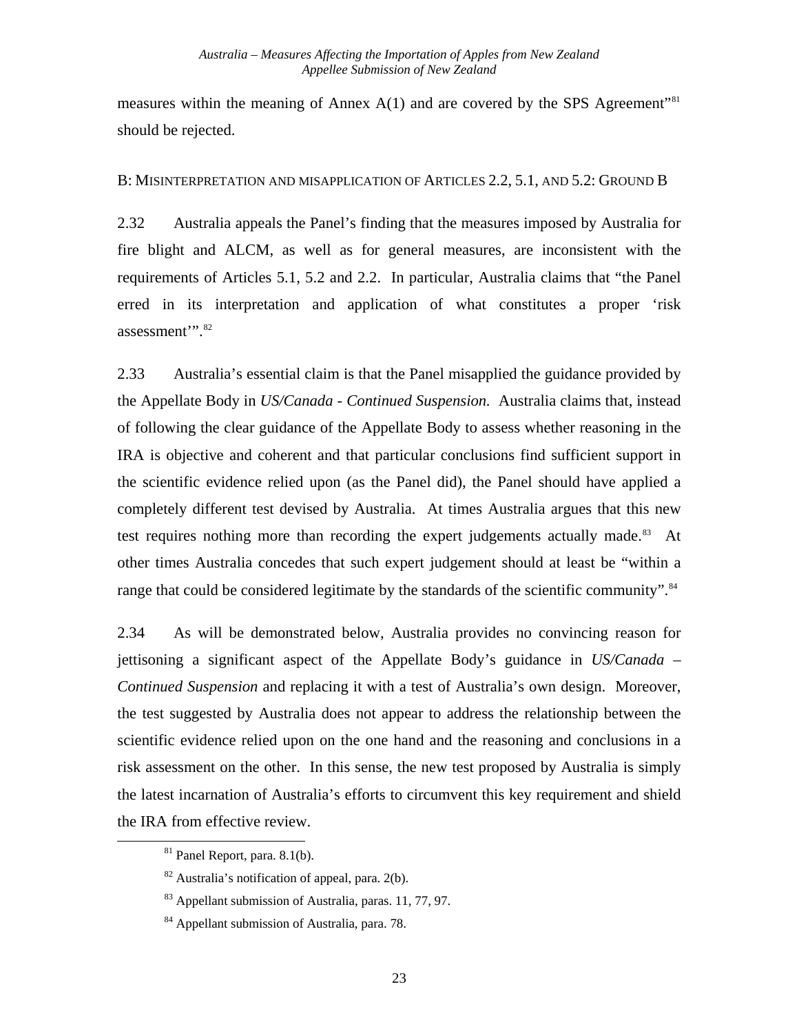measures within the meaning of Annex A(1) and are covered by the SPS Agreement"[81] should be rejected.

### B: MISINTERPRETATION AND MISAPPLICATION OF ARTICLES 2.2, 5.1, AND 5.2: GROUND B

2.32 Australia appeals the Panel's finding that the measures imposed by Australia for fire blight and ALCM, as well as for general measures, are inconsistent with the requirements of Articles 5.1, 5.2 and 2.2. In particular, Australia claims that "the Panel erred in its interpretation and application of what constitutes a proper 'risk assessment'".[82]

2.33 Australia's essential claim is that the Panel misapplied the guidance provided by the Appellate Body in *US/Canada - Continued Suspension.* Australia claims that, instead of following the clear guidance of the Appellate Body to assess whether reasoning in the IRA is objective and coherent and that particular conclusions find sufficient support in the scientific evidence relied upon (as the Panel did), the Panel should have applied a completely different test devised by Australia. At times Australia argues that this new test requires nothing more than recording the expert judgements actually made.[83] At other times Australia concedes that such expert judgement should at least be "within a range that could be considered legitimate by the standards of the scientific community".[84]

2.34 As will be demonstrated below, Australia provides no convincing reason for jettisoning a significant aspect of the Appellate Body's guidance in *US/Canada – Continued Suspension* and replacing it with a test of Australia's own design. Moreover, the test suggested by Australia does not appear to address the relationship between the scientific evidence relied upon on the one hand and the reasoning and conclusions in a risk assessment on the other. In this sense, the new test proposed by Australia is simply the latest incarnation of Australia's efforts to circumvent this key requirement and shield the IRA from effective review.

[81] Panel Report, para. 8.1(b).

[82] Australia's notification of appeal, para. 2(b).

[83] Appellant submission of Australia, paras. 11, 77, 97.

[84] Appellant submission of Australia, para. 78.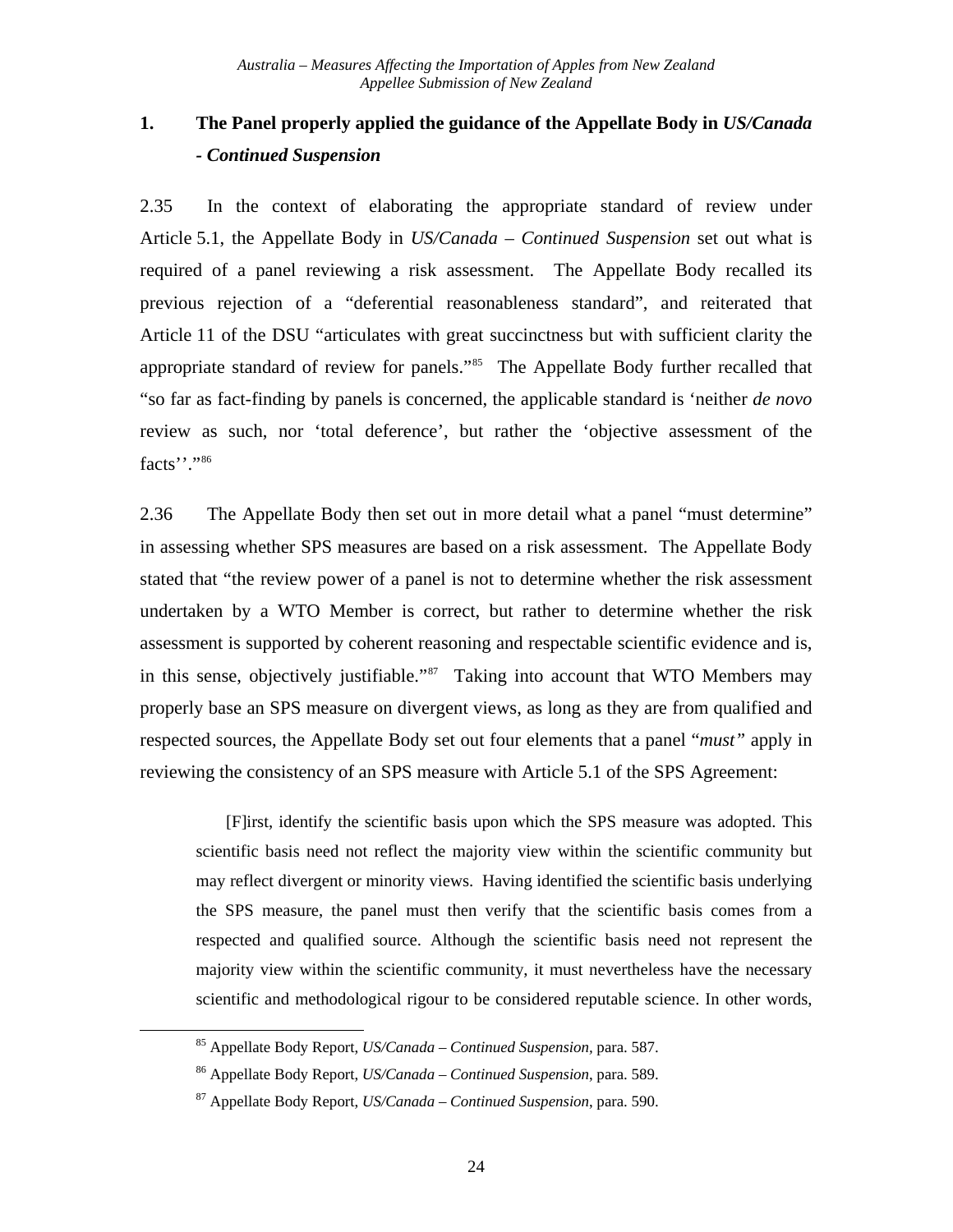### 1. The Panel properly applied the guidance of the Appellate Body in *US/Canada - Continued Suspension*

2.35 In the context of elaborating the appropriate standard of review under Article 5.1, the Appellate Body in *US/Canada – Continued Suspension* set out what is required of a panel reviewing a risk assessment. The Appellate Body recalled its previous rejection of a "deferential reasonableness standard", and reiterated that Article 11 of the DSU "articulates with great succinctness but with sufficient clarity the appropriate standard of review for panels."[85] The Appellate Body further recalled that "so far as fact-finding by panels is concerned, the applicable standard is 'neither *de novo* review as such, nor 'total deference', but rather the 'objective assessment of the facts''."[86]

2.36 The Appellate Body then set out in more detail what a panel "must determine" in assessing whether SPS measures are based on a risk assessment. The Appellate Body stated that "the review power of a panel is not to determine whether the risk assessment undertaken by a WTO Member is correct, but rather to determine whether the risk assessment is supported by coherent reasoning and respectable scientific evidence and is, in this sense, objectively justifiable."[87] Taking into account that WTO Members may properly base an SPS measure on divergent views, as long as they are from qualified and respected sources, the Appellate Body set out four elements that a panel "*must*" apply in reviewing the consistency of an SPS measure with Article 5.1 of the SPS Agreement:

> [F]irst, identify the scientific basis upon which the SPS measure was adopted. This scientific basis need not reflect the majority view within the scientific community but may reflect divergent or minority views. Having identified the scientific basis underlying the SPS measure, the panel must then verify that the scientific basis comes from a respected and qualified source. Although the scientific basis need not represent the majority view within the scientific community, it must nevertheless have the necessary scientific and methodological rigour to be considered reputable science. In other words,

---

[85] Appellate Body Report, *US/Canada – Continued Suspension*, para. 587.

[86] Appellate Body Report, *US/Canada – Continued Suspension*, para. 589.

[87] Appellate Body Report, *US/Canada – Continued Suspension*, para. 590.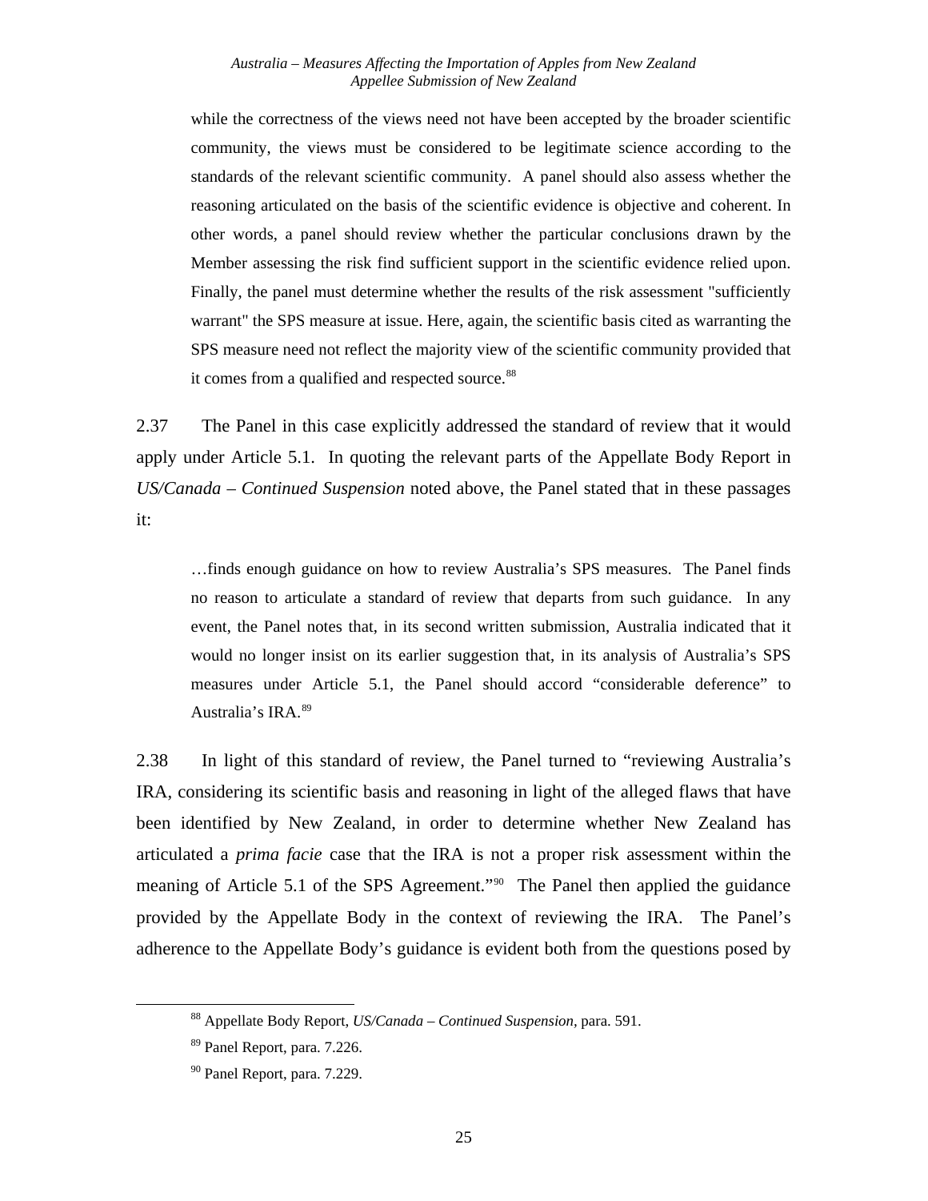> while the correctness of the views need not have been accepted by the broader scientific community, the views must be considered to be legitimate science according to the standards of the relevant scientific community. A panel should also assess whether the reasoning articulated on the basis of the scientific evidence is objective and coherent. In other words, a panel should review whether the particular conclusions drawn by the Member assessing the risk find sufficient support in the scientific evidence relied upon. Finally, the panel must determine whether the results of the risk assessment "sufficiently warrant" the SPS measure at issue. Here, again, the scientific basis cited as warranting the SPS measure need not reflect the majority view of the scientific community provided that it comes from a qualified and respected source.[88]

2.37 The Panel in this case explicitly addressed the standard of review that it would apply under Article 5.1. In quoting the relevant parts of the Appellate Body Report in *US/Canada – Continued Suspension* noted above, the Panel stated that in these passages it:

> …finds enough guidance on how to review Australia's SPS measures. The Panel finds no reason to articulate a standard of review that departs from such guidance. In any event, the Panel notes that, in its second written submission, Australia indicated that it would no longer insist on its earlier suggestion that, in its analysis of Australia's SPS measures under Article 5.1, the Panel should accord "considerable deference" to Australia's IRA.[89]

2.38 In light of this standard of review, the Panel turned to "reviewing Australia's IRA, considering its scientific basis and reasoning in light of the alleged flaws that have been identified by New Zealand, in order to determine whether New Zealand has articulated a *prima facie* case that the IRA is not a proper risk assessment within the meaning of Article 5.1 of the SPS Agreement."[90] The Panel then applied the guidance provided by the Appellate Body in the context of reviewing the IRA. The Panel's adherence to the Appellate Body's guidance is evident both from the questions posed by

---

[88] Appellate Body Report, *US/Canada – Continued Suspension*, para. 591.

[89] Panel Report, para. 7.226.

[90] Panel Report, para. 7.229.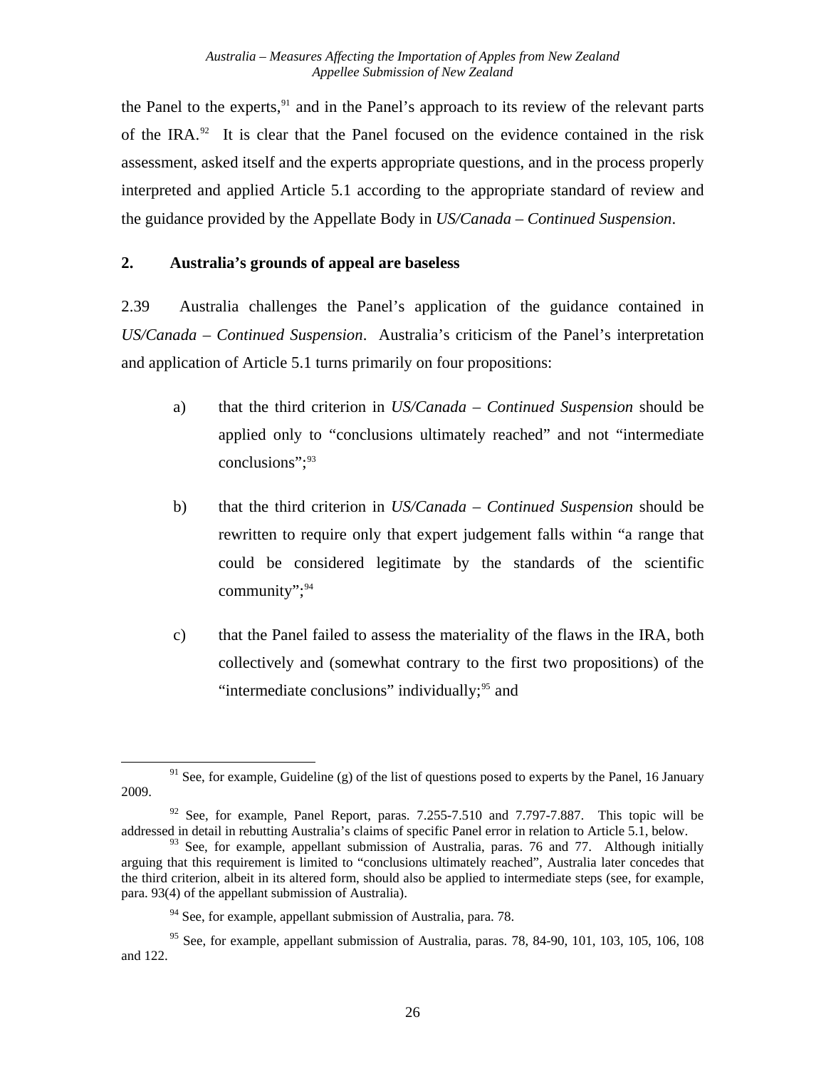the Panel to the experts,[91] and in the Panel's approach to its review of the relevant parts of the IRA.[92] It is clear that the Panel focused on the evidence contained in the risk assessment, asked itself and the experts appropriate questions, and in the process properly interpreted and applied Article 5.1 according to the appropriate standard of review and the guidance provided by the Appellate Body in *US/Canada – Continued Suspension*.

## 2. Australia's grounds of appeal are baseless

2.39 Australia challenges the Panel's application of the guidance contained in *US/Canada – Continued Suspension*. Australia's criticism of the Panel's interpretation and application of Article 5.1 turns primarily on four propositions:

a) that the third criterion in *US/Canada – Continued Suspension* should be applied only to "conclusions ultimately reached" and not "intermediate conclusions";[93]

b) that the third criterion in *US/Canada – Continued Suspension* should be rewritten to require only that expert judgement falls within "a range that could be considered legitimate by the standards of the scientific community";[94]

c) that the Panel failed to assess the materiality of the flaws in the IRA, both collectively and (somewhat contrary to the first two propositions) of the "intermediate conclusions" individually;[95] and

---

[91] See, for example, Guideline (g) of the list of questions posed to experts by the Panel, 16 January 2009.

[92] See, for example, Panel Report, paras. 7.255-7.510 and 7.797-7.887. This topic will be addressed in detail in rebutting Australia's claims of specific Panel error in relation to Article 5.1, below.

[93] See, for example, appellant submission of Australia, paras. 76 and 77. Although initially arguing that this requirement is limited to "conclusions ultimately reached", Australia later concedes that the third criterion, albeit in its altered form, should also be applied to intermediate steps (see, for example, para. 93(4) of the appellant submission of Australia).

[94] See, for example, appellant submission of Australia, para. 78.

[95] See, for example, appellant submission of Australia, paras. 78, 84-90, 101, 103, 105, 106, 108 and 122.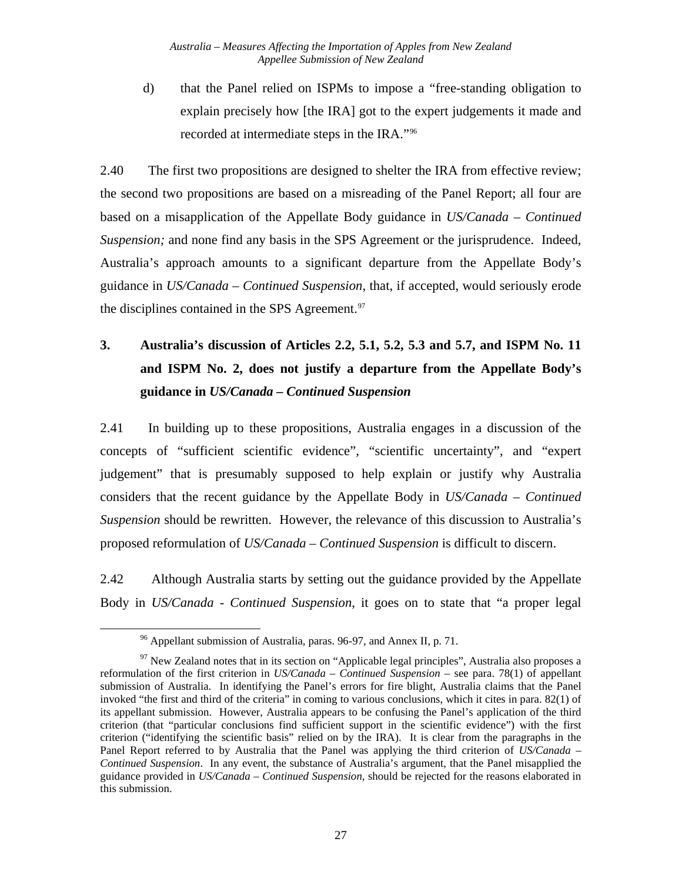d) that the Panel relied on ISPMs to impose a "free-standing obligation to explain precisely how [the IRA] got to the expert judgements it made and recorded at intermediate steps in the IRA."[96]

2.40 The first two propositions are designed to shelter the IRA from effective review; the second two propositions are based on a misreading of the Panel Report; all four are based on a misapplication of the Appellate Body guidance in *US/Canada – Continued Suspension;* and none find any basis in the SPS Agreement or the jurisprudence. Indeed, Australia's approach amounts to a significant departure from the Appellate Body's guidance in *US/Canada – Continued Suspension*, that, if accepted, would seriously erode the disciplines contained in the SPS Agreement.[97]

## 3. Australia's discussion of Articles 2.2, 5.1, 5.2, 5.3 and 5.7, and ISPM No. 11 and ISPM No. 2, does not justify a departure from the Appellate Body's guidance in *US/Canada – Continued Suspension*

2.41 In building up to these propositions, Australia engages in a discussion of the concepts of "sufficient scientific evidence", "scientific uncertainty", and "expert judgement" that is presumably supposed to help explain or justify why Australia considers that the recent guidance by the Appellate Body in *US/Canada – Continued Suspension* should be rewritten. However, the relevance of this discussion to Australia's proposed reformulation of *US/Canada – Continued Suspension* is difficult to discern.

2.42 Although Australia starts by setting out the guidance provided by the Appellate Body in *US/Canada - Continued Suspension*, it goes on to state that "a proper legal

---

[96] Appellant submission of Australia, paras. 96-97, and Annex II, p. 71.

[97] New Zealand notes that in its section on "Applicable legal principles", Australia also proposes a reformulation of the first criterion in *US/Canada – Continued Suspension* – see para. 78(1) of appellant submission of Australia. In identifying the Panel's errors for fire blight, Australia claims that the Panel invoked "the first and third of the criteria" in coming to various conclusions, which it cites in para. 82(1) of its appellant submission. However, Australia appears to be confusing the Panel's application of the third criterion (that "particular conclusions find sufficient support in the scientific evidence") with the first criterion ("identifying the scientific basis" relied on by the IRA). It is clear from the paragraphs in the Panel Report referred to by Australia that the Panel was applying the third criterion of *US/Canada – Continued Suspension*. In any event, the substance of Australia's argument, that the Panel misapplied the guidance provided in *US/Canada – Continued Suspension*, should be rejected for the reasons elaborated in this submission.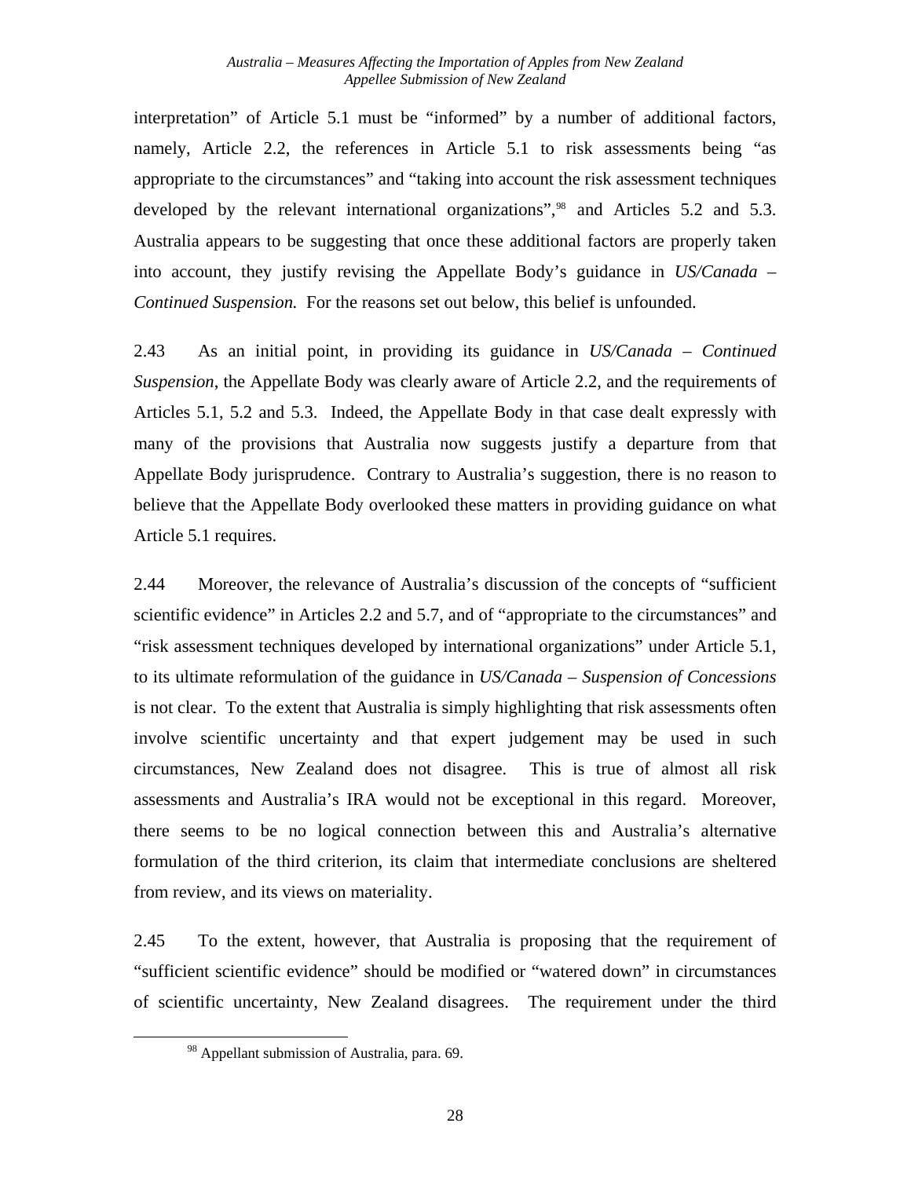interpretation" of Article 5.1 must be "informed" by a number of additional factors, namely, Article 2.2, the references in Article 5.1 to risk assessments being "as appropriate to the circumstances" and "taking into account the risk assessment techniques developed by the relevant international organizations",[98] and Articles 5.2 and 5.3. Australia appears to be suggesting that once these additional factors are properly taken into account, they justify revising the Appellate Body's guidance in *US/Canada – Continued Suspension.* For the reasons set out below, this belief is unfounded.

2.43 As an initial point, in providing its guidance in *US/Canada – Continued Suspension*, the Appellate Body was clearly aware of Article 2.2, and the requirements of Articles 5.1, 5.2 and 5.3. Indeed, the Appellate Body in that case dealt expressly with many of the provisions that Australia now suggests justify a departure from that Appellate Body jurisprudence. Contrary to Australia's suggestion, there is no reason to believe that the Appellate Body overlooked these matters in providing guidance on what Article 5.1 requires.

2.44 Moreover, the relevance of Australia's discussion of the concepts of "sufficient scientific evidence" in Articles 2.2 and 5.7, and of "appropriate to the circumstances" and "risk assessment techniques developed by international organizations" under Article 5.1, to its ultimate reformulation of the guidance in *US/Canada – Suspension of Concessions* is not clear. To the extent that Australia is simply highlighting that risk assessments often involve scientific uncertainty and that expert judgement may be used in such circumstances, New Zealand does not disagree. This is true of almost all risk assessments and Australia's IRA would not be exceptional in this regard. Moreover, there seems to be no logical connection between this and Australia's alternative formulation of the third criterion, its claim that intermediate conclusions are sheltered from review, and its views on materiality.

2.45 To the extent, however, that Australia is proposing that the requirement of "sufficient scientific evidence" should be modified or "watered down" in circumstances of scientific uncertainty, New Zealand disagrees. The requirement under the third

[98] Appellant submission of Australia, para. 69.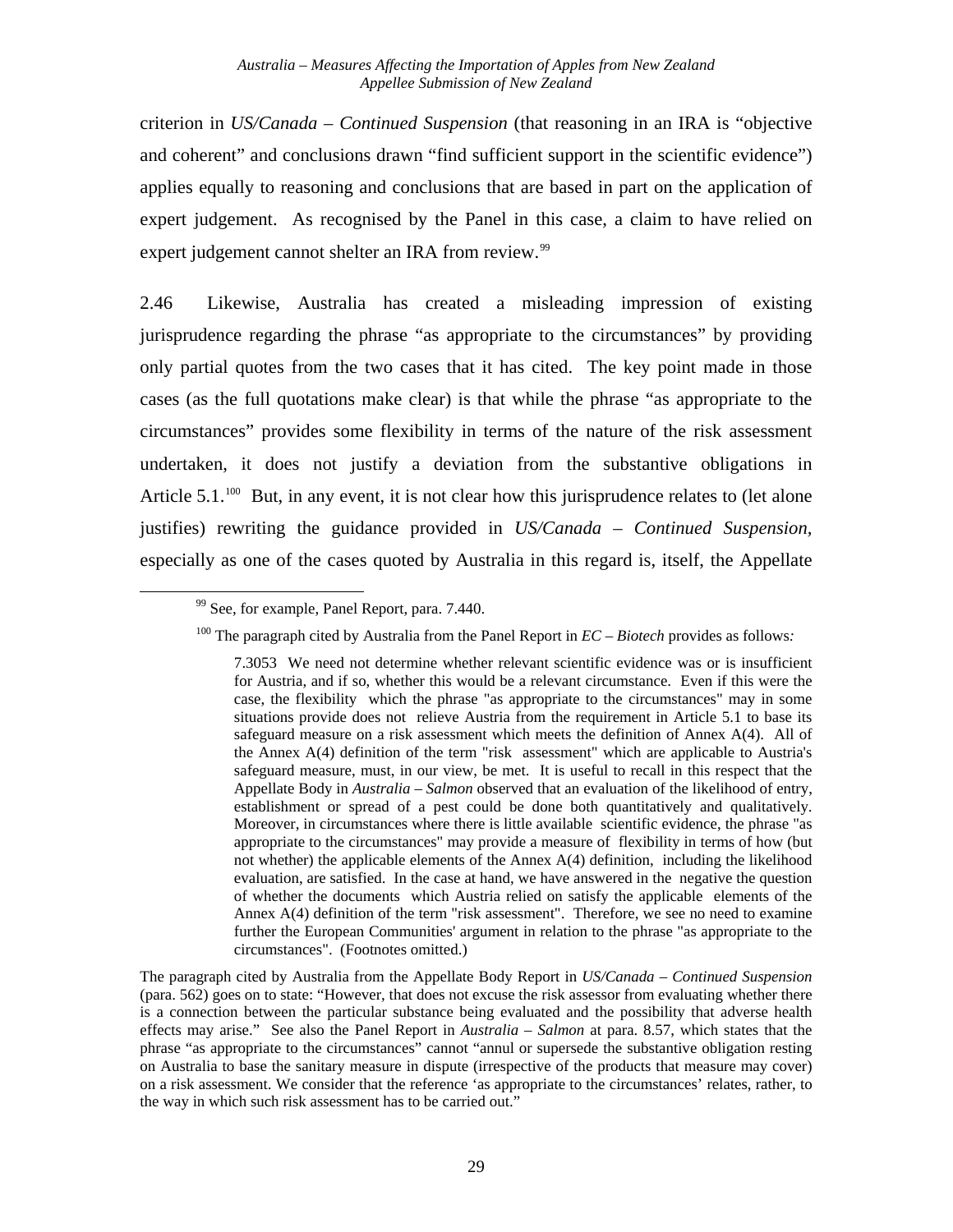criterion in *US/Canada – Continued Suspension* (that reasoning in an IRA is "objective and coherent" and conclusions drawn "find sufficient support in the scientific evidence") applies equally to reasoning and conclusions that are based in part on the application of expert judgement. As recognised by the Panel in this case, a claim to have relied on expert judgement cannot shelter an IRA from review.[99]

2.46 Likewise, Australia has created a misleading impression of existing jurisprudence regarding the phrase "as appropriate to the circumstances" by providing only partial quotes from the two cases that it has cited. The key point made in those cases (as the full quotations make clear) is that while the phrase "as appropriate to the circumstances" provides some flexibility in terms of the nature of the risk assessment undertaken, it does not justify a deviation from the substantive obligations in Article 5.1.[100] But, in any event, it is not clear how this jurisprudence relates to (let alone justifies) rewriting the guidance provided in *US/Canada – Continued Suspension*, especially as one of the cases quoted by Australia in this regard is, itself, the Appellate

---

[99] See, for example, Panel Report, para. 7.440.

[100] The paragraph cited by Australia from the Panel Report in *EC – Biotech* provides as follows*:*

> 7.3053 We need not determine whether relevant scientific evidence was or is insufficient for Austria, and if so, whether this would be a relevant circumstance. Even if this were the case, the flexibility which the phrase "as appropriate to the circumstances" may in some situations provide does not relieve Austria from the requirement in Article 5.1 to base its safeguard measure on a risk assessment which meets the definition of Annex A(4). All of the Annex A(4) definition of the term "risk assessment" which are applicable to Austria's safeguard measure, must, in our view, be met. It is useful to recall in this respect that the Appellate Body in *Australia – Salmon* observed that an evaluation of the likelihood of entry, establishment or spread of a pest could be done both quantitatively and qualitatively. Moreover, in circumstances where there is little available scientific evidence, the phrase "as appropriate to the circumstances" may provide a measure of flexibility in terms of how (but not whether) the applicable elements of the Annex A(4) definition, including the likelihood evaluation, are satisfied. In the case at hand, we have answered in the negative the question of whether the documents which Austria relied on satisfy the applicable elements of the Annex A(4) definition of the term "risk assessment". Therefore, we see no need to examine further the European Communities' argument in relation to the phrase "as appropriate to the circumstances". (Footnotes omitted.)

The paragraph cited by Australia from the Appellate Body Report in *US/Canada – Continued Suspension* (para. 562) goes on to state: "However, that does not excuse the risk assessor from evaluating whether there is a connection between the particular substance being evaluated and the possibility that adverse health effects may arise." See also the Panel Report in *Australia – Salmon* at para. 8.57, which states that the phrase "as appropriate to the circumstances" cannot "annul or supersede the substantive obligation resting on Australia to base the sanitary measure in dispute (irrespective of the products that measure may cover) on a risk assessment. We consider that the reference 'as appropriate to the circumstances' relates, rather, to the way in which such risk assessment has to be carried out."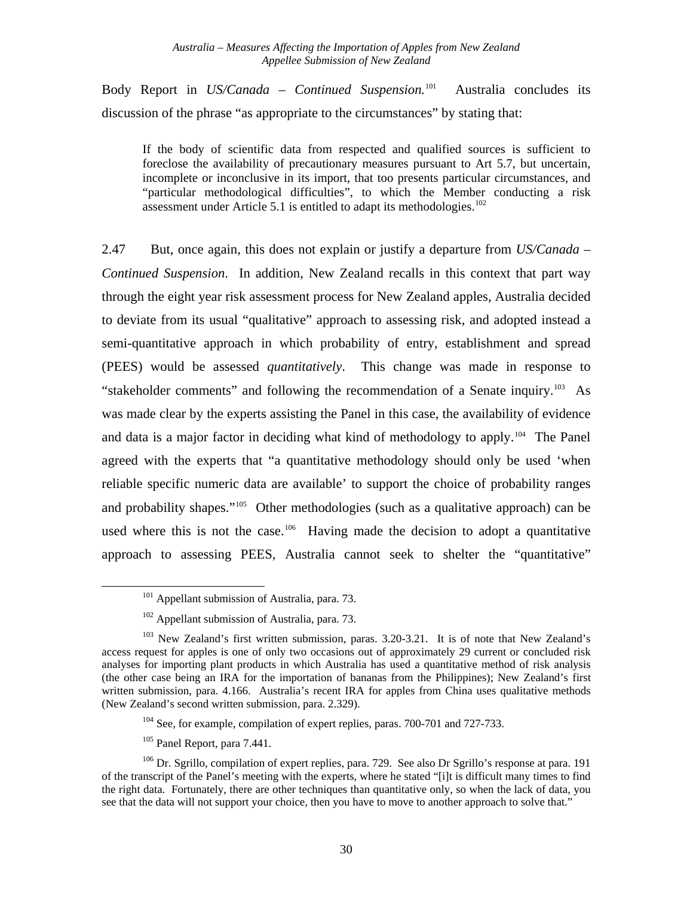Body Report in *US/Canada – Continued Suspension.*[101] Australia concludes its discussion of the phrase "as appropriate to the circumstances" by stating that:

> If the body of scientific data from respected and qualified sources is sufficient to foreclose the availability of precautionary measures pursuant to Art 5.7, but uncertain, incomplete or inconclusive in its import, that too presents particular circumstances, and "particular methodological difficulties", to which the Member conducting a risk assessment under Article 5.1 is entitled to adapt its methodologies.[102]

2.47 But, once again, this does not explain or justify a departure from *US/Canada – Continued Suspension*. In addition, New Zealand recalls in this context that part way through the eight year risk assessment process for New Zealand apples, Australia decided to deviate from its usual "qualitative" approach to assessing risk, and adopted instead a semi-quantitative approach in which probability of entry, establishment and spread (PEES) would be assessed *quantitatively*. This change was made in response to "stakeholder comments" and following the recommendation of a Senate inquiry.[103] As was made clear by the experts assisting the Panel in this case, the availability of evidence and data is a major factor in deciding what kind of methodology to apply.[104] The Panel agreed with the experts that "a quantitative methodology should only be used 'when reliable specific numeric data are available' to support the choice of probability ranges and probability shapes."[105] Other methodologies (such as a qualitative approach) can be used where this is not the case.[106] Having made the decision to adopt a quantitative approach to assessing PEES, Australia cannot seek to shelter the "quantitative"

---

[101] Appellant submission of Australia, para. 73.

[102] Appellant submission of Australia, para. 73.

[103] New Zealand's first written submission, paras. 3.20-3.21. It is of note that New Zealand's access request for apples is one of only two occasions out of approximately 29 current or concluded risk analyses for importing plant products in which Australia has used a quantitative method of risk analysis (the other case being an IRA for the importation of bananas from the Philippines); New Zealand's first written submission, para. 4.166. Australia's recent IRA for apples from China uses qualitative methods (New Zealand's second written submission, para. 2.329).

[104] See, for example, compilation of expert replies, paras. 700-701 and 727-733.

[105] Panel Report, para 7.441.

[106] Dr. Sgrillo, compilation of expert replies, para. 729. See also Dr Sgrillo's response at para. 191 of the transcript of the Panel's meeting with the experts, where he stated "[i]t is difficult many times to find the right data. Fortunately, there are other techniques than quantitative only, so when the lack of data, you see that the data will not support your choice, then you have to move to another approach to solve that."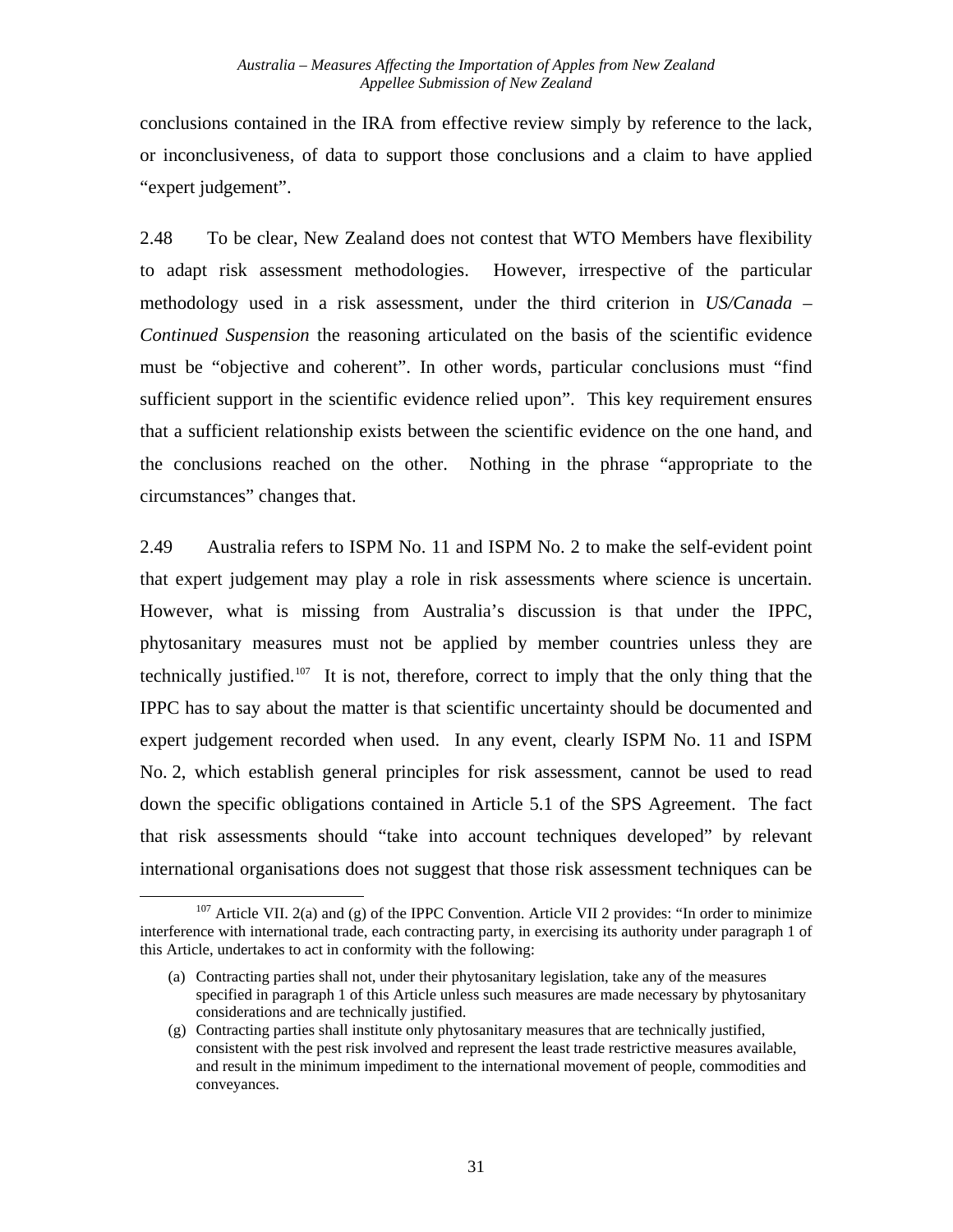conclusions contained in the IRA from effective review simply by reference to the lack, or inconclusiveness, of data to support those conclusions and a claim to have applied "expert judgement".

2.48 To be clear, New Zealand does not contest that WTO Members have flexibility to adapt risk assessment methodologies. However, irrespective of the particular methodology used in a risk assessment, under the third criterion in *US/Canada – Continued Suspension* the reasoning articulated on the basis of the scientific evidence must be "objective and coherent". In other words, particular conclusions must "find sufficient support in the scientific evidence relied upon". This key requirement ensures that a sufficient relationship exists between the scientific evidence on the one hand, and the conclusions reached on the other. Nothing in the phrase "appropriate to the circumstances" changes that.

2.49 Australia refers to ISPM No. 11 and ISPM No. 2 to make the self-evident point that expert judgement may play a role in risk assessments where science is uncertain. However, what is missing from Australia's discussion is that under the IPPC, phytosanitary measures must not be applied by member countries unless they are technically justified.[107] It is not, therefore, correct to imply that the only thing that the IPPC has to say about the matter is that scientific uncertainty should be documented and expert judgement recorded when used. In any event, clearly ISPM No. 11 and ISPM No. 2, which establish general principles for risk assessment, cannot be used to read down the specific obligations contained in Article 5.1 of the SPS Agreement. The fact that risk assessments should "take into account techniques developed" by relevant international organisations does not suggest that those risk assessment techniques can be

[107] Article VII. 2(a) and (g) of the IPPC Convention. Article VII 2 provides: "In order to minimize interference with international trade, each contracting party, in exercising its authority under paragraph 1 of this Article, undertakes to act in conformity with the following:

(a) Contracting parties shall not, under their phytosanitary legislation, take any of the measures specified in paragraph 1 of this Article unless such measures are made necessary by phytosanitary considerations and are technically justified.

(g) Contracting parties shall institute only phytosanitary measures that are technically justified, consistent with the pest risk involved and represent the least trade restrictive measures available, and result in the minimum impediment to the international movement of people, commodities and conveyances.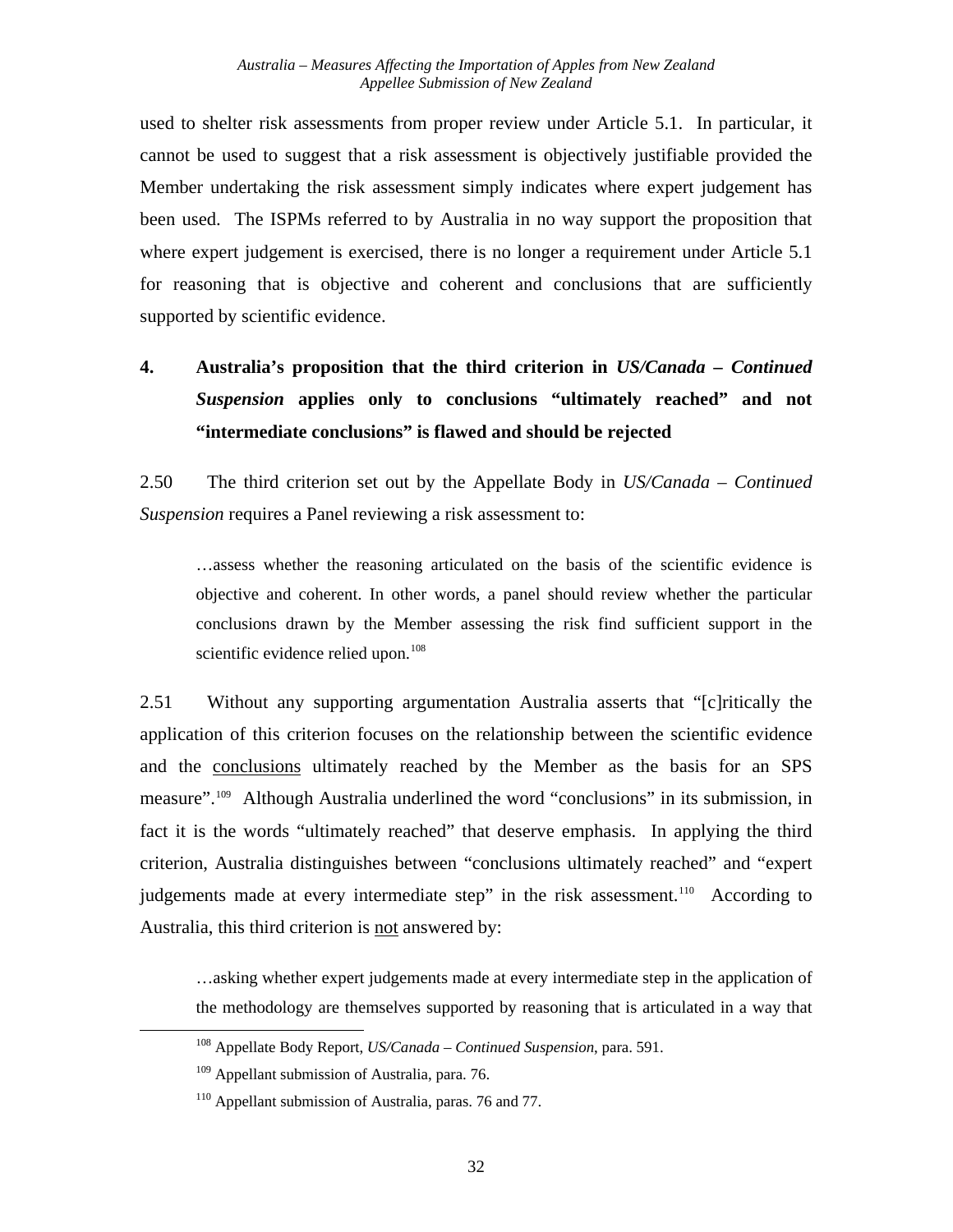used to shelter risk assessments from proper review under Article 5.1. In particular, it cannot be used to suggest that a risk assessment is objectively justifiable provided the Member undertaking the risk assessment simply indicates where expert judgement has been used. The ISPMs referred to by Australia in no way support the proposition that where expert judgement is exercised, there is no longer a requirement under Article 5.1 for reasoning that is objective and coherent and conclusions that are sufficiently supported by scientific evidence.

### 4. Australia's proposition that the third criterion in *US/Canada – Continued Suspension* applies only to conclusions "ultimately reached" and not "intermediate conclusions" is flawed and should be rejected

2.50 The third criterion set out by the Appellate Body in *US/Canada – Continued Suspension* requires a Panel reviewing a risk assessment to:

> …assess whether the reasoning articulated on the basis of the scientific evidence is objective and coherent. In other words, a panel should review whether the particular conclusions drawn by the Member assessing the risk find sufficient support in the scientific evidence relied upon.[108]

2.51 Without any supporting argumentation Australia asserts that "[c]ritically the application of this criterion focuses on the relationship between the scientific evidence and the conclusions ultimately reached by the Member as the basis for an SPS measure".[109] Although Australia underlined the word "conclusions" in its submission, in fact it is the words "ultimately reached" that deserve emphasis. In applying the third criterion, Australia distinguishes between "conclusions ultimately reached" and "expert judgements made at every intermediate step" in the risk assessment.[110] According to Australia, this third criterion is not answered by:

> …asking whether expert judgements made at every intermediate step in the application of the methodology are themselves supported by reasoning that is articulated in a way that

[108] Appellate Body Report, *US/Canada – Continued Suspension*, para. 591.

[109] Appellant submission of Australia, para. 76.

[110] Appellant submission of Australia, paras. 76 and 77.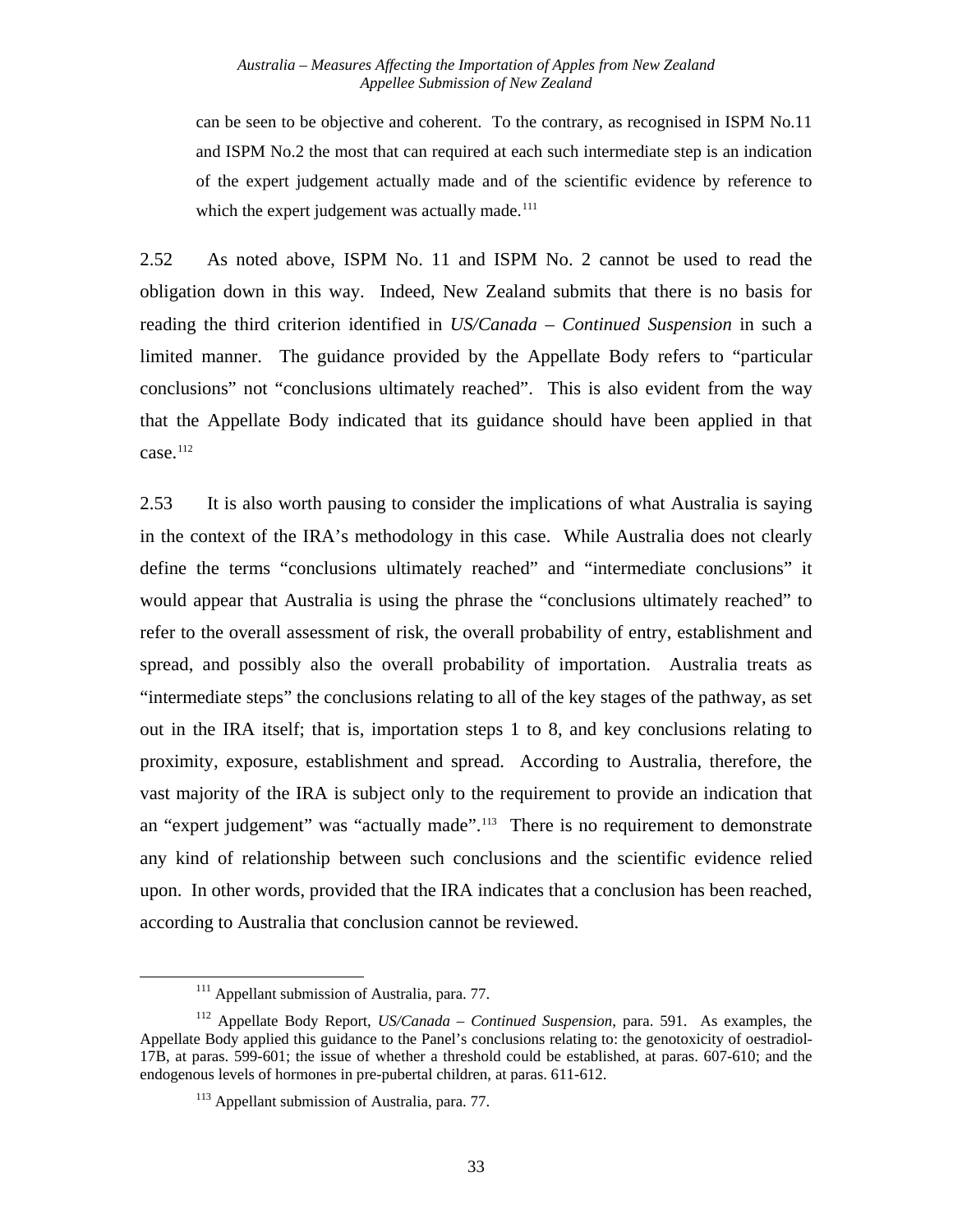can be seen to be objective and coherent. To the contrary, as recognised in ISPM No.11 and ISPM No.2 the most that can required at each such intermediate step is an indication of the expert judgement actually made and of the scientific evidence by reference to which the expert judgement was actually made.[111]

2.52 As noted above, ISPM No. 11 and ISPM No. 2 cannot be used to read the obligation down in this way. Indeed, New Zealand submits that there is no basis for reading the third criterion identified in *US/Canada – Continued Suspension* in such a limited manner. The guidance provided by the Appellate Body refers to "particular conclusions" not "conclusions ultimately reached". This is also evident from the way that the Appellate Body indicated that its guidance should have been applied in that case.[112]

2.53 It is also worth pausing to consider the implications of what Australia is saying in the context of the IRA's methodology in this case. While Australia does not clearly define the terms "conclusions ultimately reached" and "intermediate conclusions" it would appear that Australia is using the phrase the "conclusions ultimately reached" to refer to the overall assessment of risk, the overall probability of entry, establishment and spread, and possibly also the overall probability of importation. Australia treats as "intermediate steps" the conclusions relating to all of the key stages of the pathway, as set out in the IRA itself; that is, importation steps 1 to 8, and key conclusions relating to proximity, exposure, establishment and spread. According to Australia, therefore, the vast majority of the IRA is subject only to the requirement to provide an indication that an "expert judgement" was "actually made".[113] There is no requirement to demonstrate any kind of relationship between such conclusions and the scientific evidence relied upon. In other words, provided that the IRA indicates that a conclusion has been reached, according to Australia that conclusion cannot be reviewed.

[111] Appellant submission of Australia, para. 77.

[112] Appellate Body Report, *US/Canada – Continued Suspension*, para. 591. As examples, the Appellate Body applied this guidance to the Panel's conclusions relating to: the genotoxicity of oestradiol-17B, at paras. 599-601; the issue of whether a threshold could be established, at paras. 607-610; and the endogenous levels of hormones in pre-pubertal children, at paras. 611-612.

[113] Appellant submission of Australia, para. 77.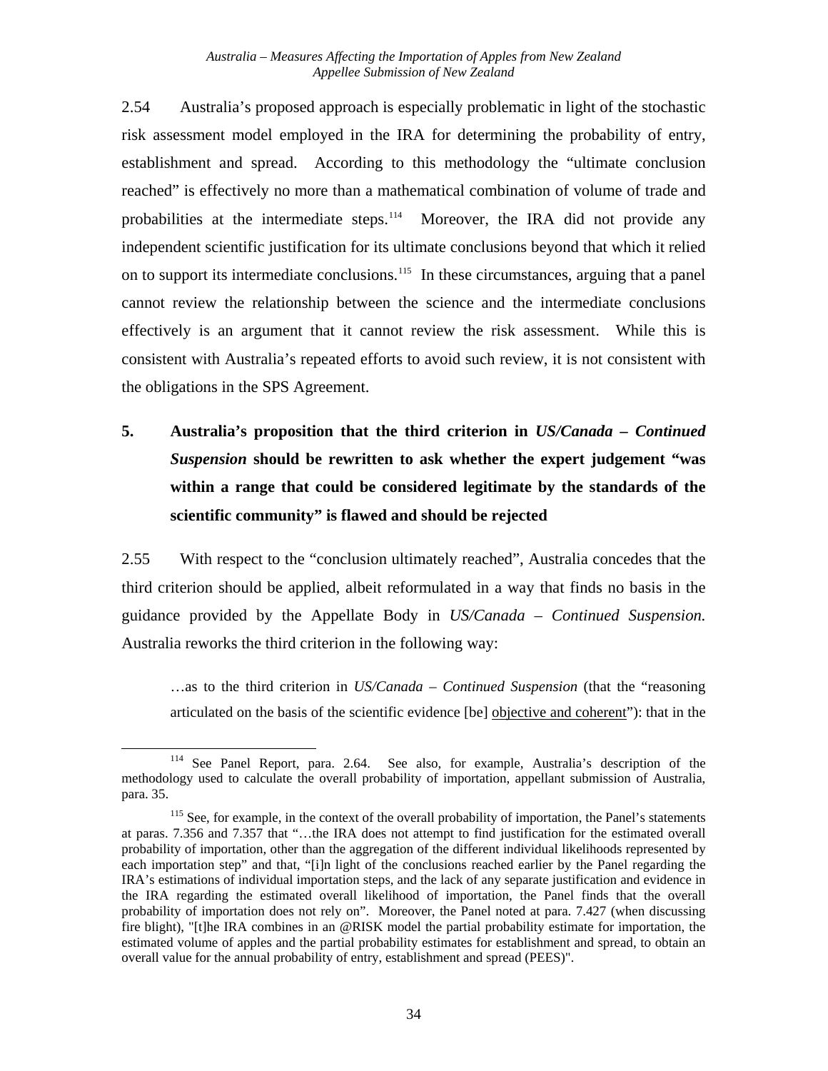2.54 Australia's proposed approach is especially problematic in light of the stochastic risk assessment model employed in the IRA for determining the probability of entry, establishment and spread. According to this methodology the "ultimate conclusion reached" is effectively no more than a mathematical combination of volume of trade and probabilities at the intermediate steps.[114] Moreover, the IRA did not provide any independent scientific justification for its ultimate conclusions beyond that which it relied on to support its intermediate conclusions.[115] In these circumstances, arguing that a panel cannot review the relationship between the science and the intermediate conclusions effectively is an argument that it cannot review the risk assessment. While this is consistent with Australia's repeated efforts to avoid such review, it is not consistent with the obligations in the SPS Agreement.

### 5. Australia's proposition that the third criterion in *US/Canada – Continued Suspension* should be rewritten to ask whether the expert judgement "was within a range that could be considered legitimate by the standards of the scientific community" is flawed and should be rejected

2.55 With respect to the "conclusion ultimately reached", Australia concedes that the third criterion should be applied, albeit reformulated in a way that finds no basis in the guidance provided by the Appellate Body in *US/Canada – Continued Suspension.* Australia reworks the third criterion in the following way:

> …as to the third criterion in *US/Canada – Continued Suspension* (that the "reasoning articulated on the basis of the scientific evidence [be] <u>objective and coherent</u>"): that in the

---

[114] See Panel Report, para. 2.64. See also, for example, Australia's description of the methodology used to calculate the overall probability of importation, appellant submission of Australia, para. 35.

[115] See, for example, in the context of the overall probability of importation, the Panel's statements at paras. 7.356 and 7.357 that "…the IRA does not attempt to find justification for the estimated overall probability of importation, other than the aggregation of the different individual likelihoods represented by each importation step" and that, "[i]n light of the conclusions reached earlier by the Panel regarding the IRA's estimations of individual importation steps, and the lack of any separate justification and evidence in the IRA regarding the estimated overall likelihood of importation, the Panel finds that the overall probability of importation does not rely on". Moreover, the Panel noted at para. 7.427 (when discussing fire blight), "[t]he IRA combines in an @RISK model the partial probability estimate for importation, the estimated volume of apples and the partial probability estimates for establishment and spread, to obtain an overall value for the annual probability of entry, establishment and spread (PEES)".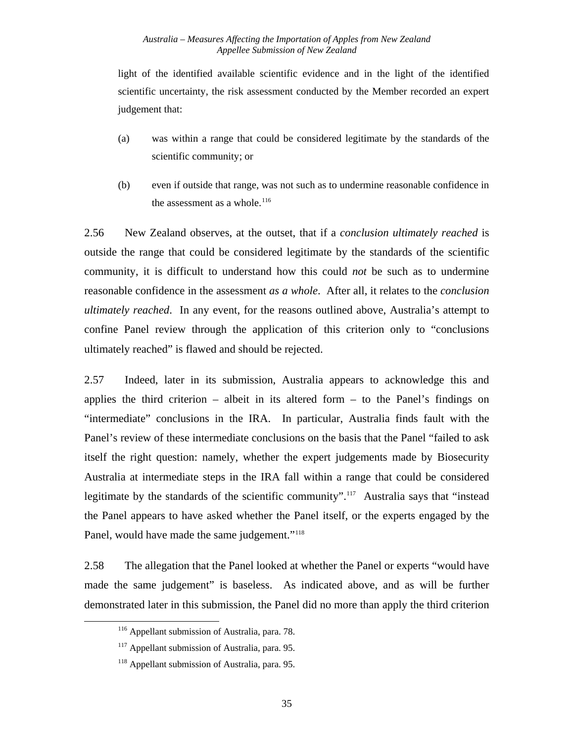light of the identified available scientific evidence and in the light of the identified scientific uncertainty, the risk assessment conducted by the Member recorded an expert judgement that:

(a) was within a range that could be considered legitimate by the standards of the scientific community; or

(b) even if outside that range, was not such as to undermine reasonable confidence in the assessment as a whole.[116]

2.56 New Zealand observes, at the outset, that if a *conclusion ultimately reached* is outside the range that could be considered legitimate by the standards of the scientific community, it is difficult to understand how this could *not* be such as to undermine reasonable confidence in the assessment *as a whole*. After all, it relates to the *conclusion ultimately reached*. In any event, for the reasons outlined above, Australia's attempt to confine Panel review through the application of this criterion only to "conclusions ultimately reached" is flawed and should be rejected.

2.57 Indeed, later in its submission, Australia appears to acknowledge this and applies the third criterion – albeit in its altered form – to the Panel's findings on "intermediate" conclusions in the IRA. In particular, Australia finds fault with the Panel's review of these intermediate conclusions on the basis that the Panel "failed to ask itself the right question: namely, whether the expert judgements made by Biosecurity Australia at intermediate steps in the IRA fall within a range that could be considered legitimate by the standards of the scientific community".[117] Australia says that "instead the Panel appears to have asked whether the Panel itself, or the experts engaged by the Panel, would have made the same judgement."[118]

2.58 The allegation that the Panel looked at whether the Panel or experts "would have made the same judgement" is baseless. As indicated above, and as will be further demonstrated later in this submission, the Panel did no more than apply the third criterion

[116] Appellant submission of Australia, para. 78.

[117] Appellant submission of Australia, para. 95.

[118] Appellant submission of Australia, para. 95.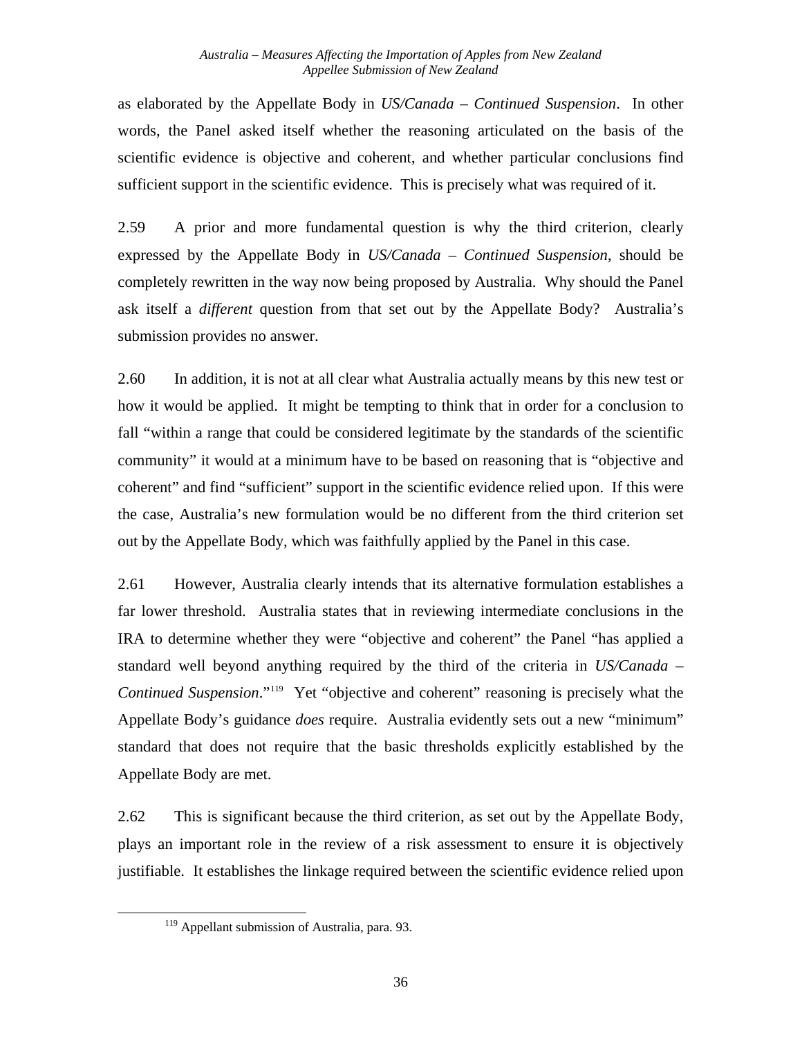as elaborated by the Appellate Body in *US/Canada – Continued Suspension*. In other words, the Panel asked itself whether the reasoning articulated on the basis of the scientific evidence is objective and coherent, and whether particular conclusions find sufficient support in the scientific evidence. This is precisely what was required of it.

2.59 A prior and more fundamental question is why the third criterion, clearly expressed by the Appellate Body in *US/Canada – Continued Suspension*, should be completely rewritten in the way now being proposed by Australia. Why should the Panel ask itself a *different* question from that set out by the Appellate Body? Australia's submission provides no answer.

2.60 In addition, it is not at all clear what Australia actually means by this new test or how it would be applied. It might be tempting to think that in order for a conclusion to fall "within a range that could be considered legitimate by the standards of the scientific community" it would at a minimum have to be based on reasoning that is "objective and coherent" and find "sufficient" support in the scientific evidence relied upon. If this were the case, Australia's new formulation would be no different from the third criterion set out by the Appellate Body, which was faithfully applied by the Panel in this case.

2.61 However, Australia clearly intends that its alternative formulation establishes a far lower threshold. Australia states that in reviewing intermediate conclusions in the IRA to determine whether they were "objective and coherent" the Panel "has applied a standard well beyond anything required by the third of the criteria in *US/Canada – Continued Suspension*."[119] Yet "objective and coherent" reasoning is precisely what the Appellate Body's guidance *does* require. Australia evidently sets out a new "minimum" standard that does not require that the basic thresholds explicitly established by the Appellate Body are met.

2.62 This is significant because the third criterion, as set out by the Appellate Body, plays an important role in the review of a risk assessment to ensure it is objectively justifiable. It establishes the linkage required between the scientific evidence relied upon

[119] Appellant submission of Australia, para. 93.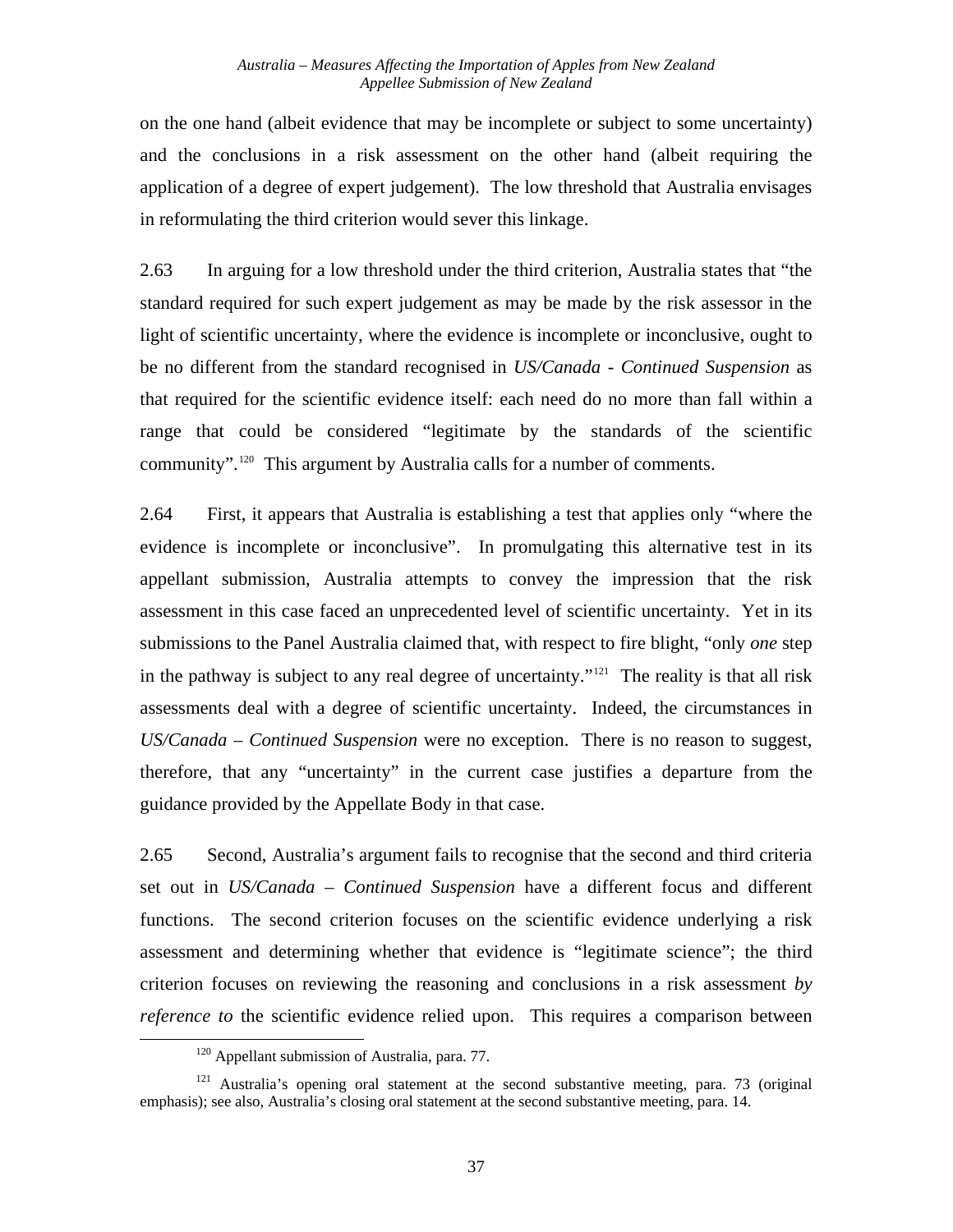on the one hand (albeit evidence that may be incomplete or subject to some uncertainty) and the conclusions in a risk assessment on the other hand (albeit requiring the application of a degree of expert judgement). The low threshold that Australia envisages in reformulating the third criterion would sever this linkage.

2.63 In arguing for a low threshold under the third criterion, Australia states that "the standard required for such expert judgement as may be made by the risk assessor in the light of scientific uncertainty, where the evidence is incomplete or inconclusive, ought to be no different from the standard recognised in *US/Canada - Continued Suspension* as that required for the scientific evidence itself: each need do no more than fall within a range that could be considered "legitimate by the standards of the scientific community".[120] This argument by Australia calls for a number of comments.

2.64 First, it appears that Australia is establishing a test that applies only "where the evidence is incomplete or inconclusive". In promulgating this alternative test in its appellant submission, Australia attempts to convey the impression that the risk assessment in this case faced an unprecedented level of scientific uncertainty. Yet in its submissions to the Panel Australia claimed that, with respect to fire blight, "only *one* step in the pathway is subject to any real degree of uncertainty."[121] The reality is that all risk assessments deal with a degree of scientific uncertainty. Indeed, the circumstances in *US/Canada – Continued Suspension* were no exception. There is no reason to suggest, therefore, that any "uncertainty" in the current case justifies a departure from the guidance provided by the Appellate Body in that case.

2.65 Second, Australia's argument fails to recognise that the second and third criteria set out in *US/Canada – Continued Suspension* have a different focus and different functions. The second criterion focuses on the scientific evidence underlying a risk assessment and determining whether that evidence is "legitimate science"; the third criterion focuses on reviewing the reasoning and conclusions in a risk assessment *by reference to* the scientific evidence relied upon. This requires a comparison between

[120] Appellant submission of Australia, para. 77.

[121] Australia's opening oral statement at the second substantive meeting, para. 73 (original emphasis); see also, Australia's closing oral statement at the second substantive meeting, para. 14.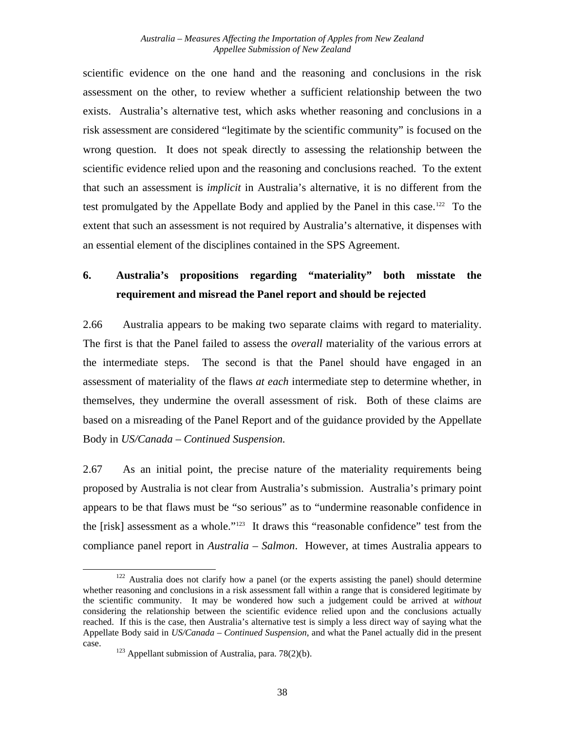scientific evidence on the one hand and the reasoning and conclusions in the risk assessment on the other, to review whether a sufficient relationship between the two exists. Australia's alternative test, which asks whether reasoning and conclusions in a risk assessment are considered "legitimate by the scientific community" is focused on the wrong question. It does not speak directly to assessing the relationship between the scientific evidence relied upon and the reasoning and conclusions reached. To the extent that such an assessment is *implicit* in Australia's alternative, it is no different from the test promulgated by the Appellate Body and applied by the Panel in this case.[122] To the extent that such an assessment is not required by Australia's alternative, it dispenses with an essential element of the disciplines contained in the SPS Agreement.

### 6. Australia's propositions regarding "materiality" both misstate the requirement and misread the Panel report and should be rejected

2.66 Australia appears to be making two separate claims with regard to materiality. The first is that the Panel failed to assess the *overall* materiality of the various errors at the intermediate steps. The second is that the Panel should have engaged in an assessment of materiality of the flaws *at each* intermediate step to determine whether, in themselves, they undermine the overall assessment of risk. Both of these claims are based on a misreading of the Panel Report and of the guidance provided by the Appellate Body in *US/Canada – Continued Suspension.*

2.67 As an initial point, the precise nature of the materiality requirements being proposed by Australia is not clear from Australia's submission. Australia's primary point appears to be that flaws must be "so serious" as to "undermine reasonable confidence in the [risk] assessment as a whole."[123] It draws this "reasonable confidence" test from the compliance panel report in *Australia – Salmon*. However, at times Australia appears to

[122] Australia does not clarify how a panel (or the experts assisting the panel) should determine whether reasoning and conclusions in a risk assessment fall within a range that is considered legitimate by the scientific community. It may be wondered how such a judgement could be arrived at *without* considering the relationship between the scientific evidence relied upon and the conclusions actually reached. If this is the case, then Australia's alternative test is simply a less direct way of saying what the Appellate Body said in *US/Canada – Continued Suspension*, and what the Panel actually did in the present case.

[123] Appellant submission of Australia, para. 78(2)(b).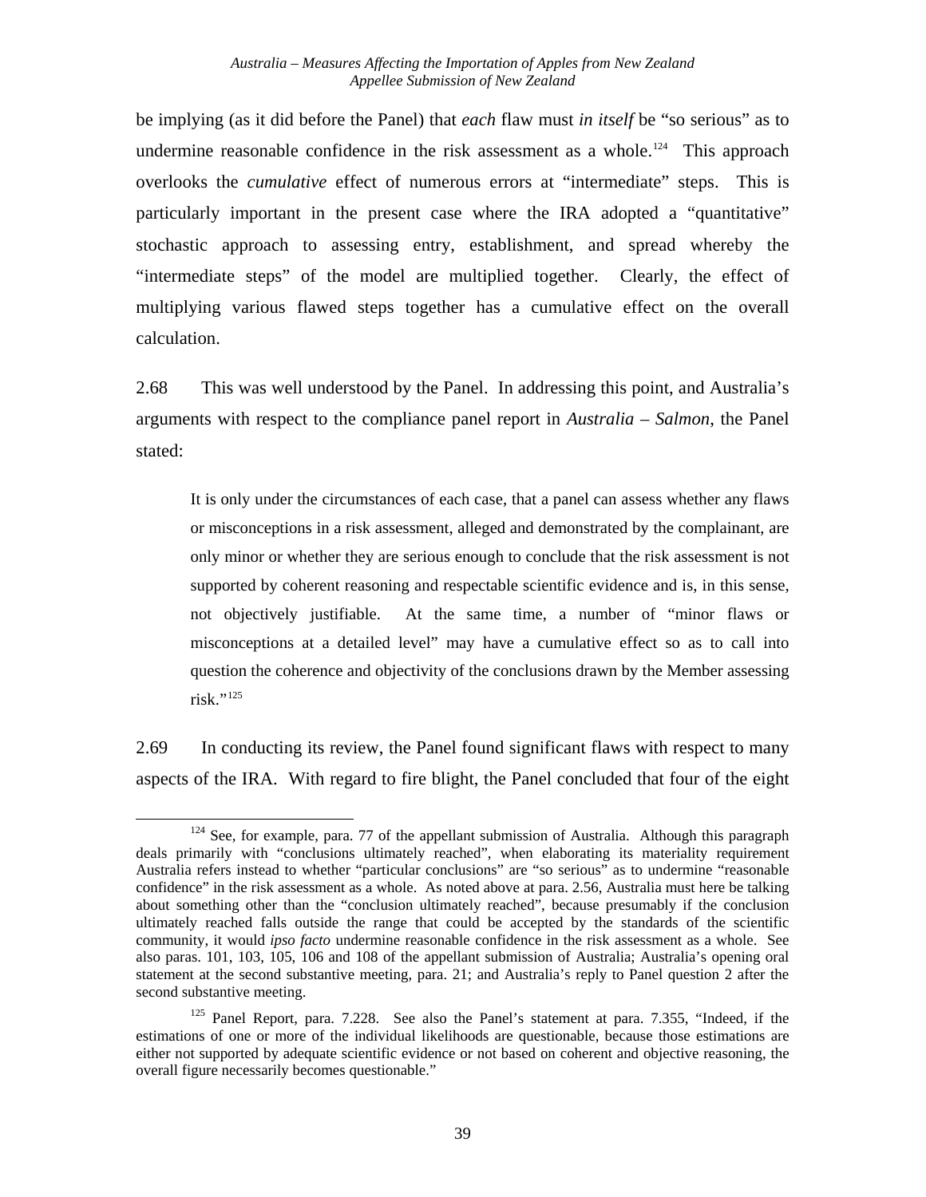be implying (as it did before the Panel) that *each* flaw must *in itself* be "so serious" as to undermine reasonable confidence in the risk assessment as a whole.[124] This approach overlooks the *cumulative* effect of numerous errors at "intermediate" steps. This is particularly important in the present case where the IRA adopted a "quantitative" stochastic approach to assessing entry, establishment, and spread whereby the "intermediate steps" of the model are multiplied together. Clearly, the effect of multiplying various flawed steps together has a cumulative effect on the overall calculation.

2.68 This was well understood by the Panel. In addressing this point, and Australia's arguments with respect to the compliance panel report in *Australia – Salmon*, the Panel stated:

> It is only under the circumstances of each case, that a panel can assess whether any flaws or misconceptions in a risk assessment, alleged and demonstrated by the complainant, are only minor or whether they are serious enough to conclude that the risk assessment is not supported by coherent reasoning and respectable scientific evidence and is, in this sense, not objectively justifiable. At the same time, a number of "minor flaws or misconceptions at a detailed level" may have a cumulative effect so as to call into question the coherence and objectivity of the conclusions drawn by the Member assessing risk."[125]

2.69 In conducting its review, the Panel found significant flaws with respect to many aspects of the IRA. With regard to fire blight, the Panel concluded that four of the eight

---

[124] See, for example, para. 77 of the appellant submission of Australia. Although this paragraph deals primarily with "conclusions ultimately reached", when elaborating its materiality requirement Australia refers instead to whether "particular conclusions" are "so serious" as to undermine "reasonable confidence" in the risk assessment as a whole. As noted above at para. 2.56, Australia must here be talking about something other than the "conclusion ultimately reached", because presumably if the conclusion ultimately reached falls outside the range that could be accepted by the standards of the scientific community, it would *ipso facto* undermine reasonable confidence in the risk assessment as a whole. See also paras. 101, 103, 105, 106 and 108 of the appellant submission of Australia; Australia's opening oral statement at the second substantive meeting, para. 21; and Australia's reply to Panel question 2 after the second substantive meeting.

[125] Panel Report, para. 7.228. See also the Panel's statement at para. 7.355, "Indeed, if the estimations of one or more of the individual likelihoods are questionable, because those estimations are either not supported by adequate scientific evidence or not based on coherent and objective reasoning, the overall figure necessarily becomes questionable."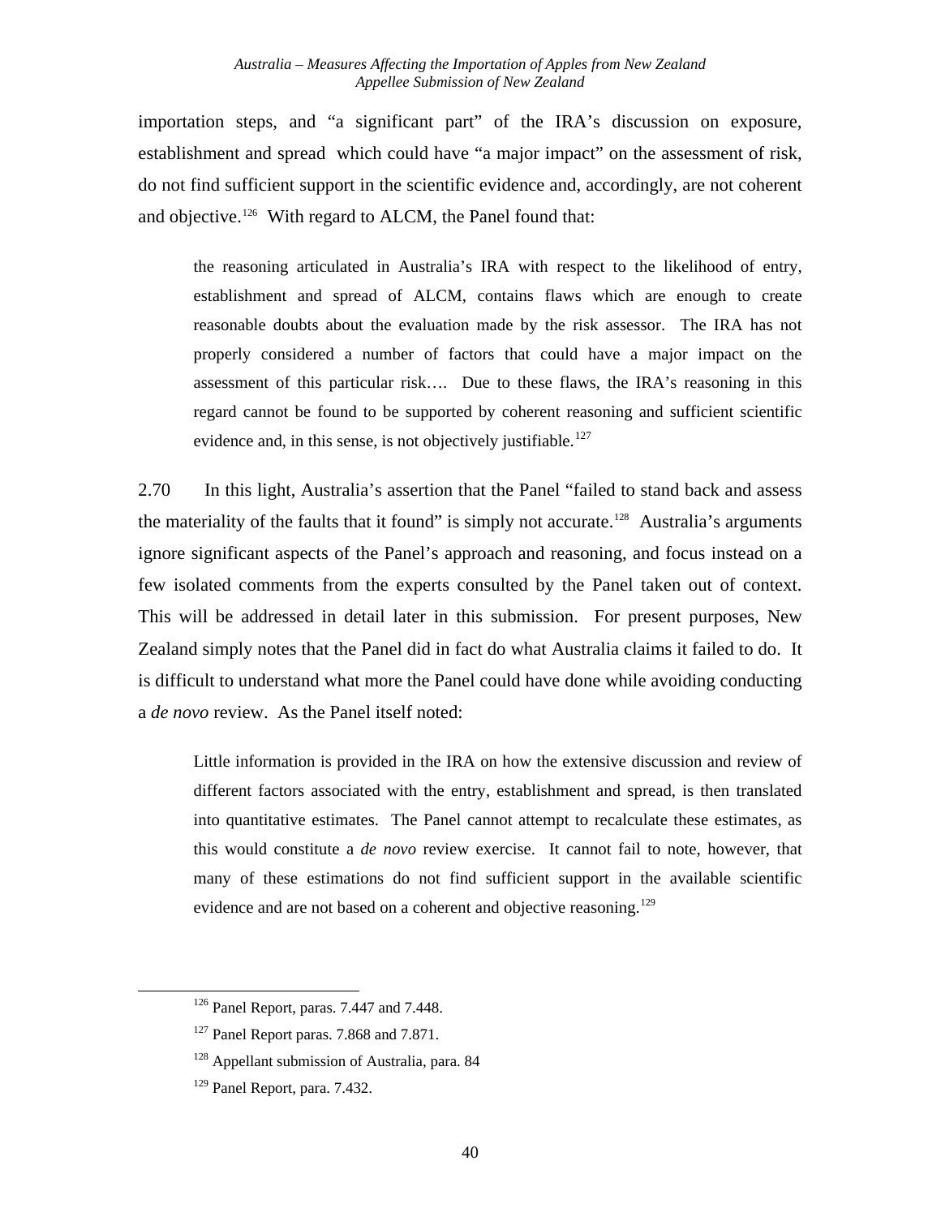importation steps, and "a significant part" of the IRA's discussion on exposure, establishment and spread which could have "a major impact" on the assessment of risk, do not find sufficient support in the scientific evidence and, accordingly, are not coherent and objective.[126] With regard to ALCM, the Panel found that:

> the reasoning articulated in Australia's IRA with respect to the likelihood of entry, establishment and spread of ALCM, contains flaws which are enough to create reasonable doubts about the evaluation made by the risk assessor. The IRA has not properly considered a number of factors that could have a major impact on the assessment of this particular risk…. Due to these flaws, the IRA's reasoning in this regard cannot be found to be supported by coherent reasoning and sufficient scientific evidence and, in this sense, is not objectively justifiable.[127]

2.70 In this light, Australia's assertion that the Panel "failed to stand back and assess the materiality of the faults that it found" is simply not accurate.[128] Australia's arguments ignore significant aspects of the Panel's approach and reasoning, and focus instead on a few isolated comments from the experts consulted by the Panel taken out of context. This will be addressed in detail later in this submission. For present purposes, New Zealand simply notes that the Panel did in fact do what Australia claims it failed to do. It is difficult to understand what more the Panel could have done while avoiding conducting a *de novo* review. As the Panel itself noted:

> Little information is provided in the IRA on how the extensive discussion and review of different factors associated with the entry, establishment and spread, is then translated into quantitative estimates. The Panel cannot attempt to recalculate these estimates, as this would constitute a *de novo* review exercise. It cannot fail to note, however, that many of these estimations do not find sufficient support in the available scientific evidence and are not based on a coherent and objective reasoning.[129]

---

[126] Panel Report, paras. 7.447 and 7.448.

[127] Panel Report paras. 7.868 and 7.871.

[128] Appellant submission of Australia, para. 84

[129] Panel Report, para. 7.432.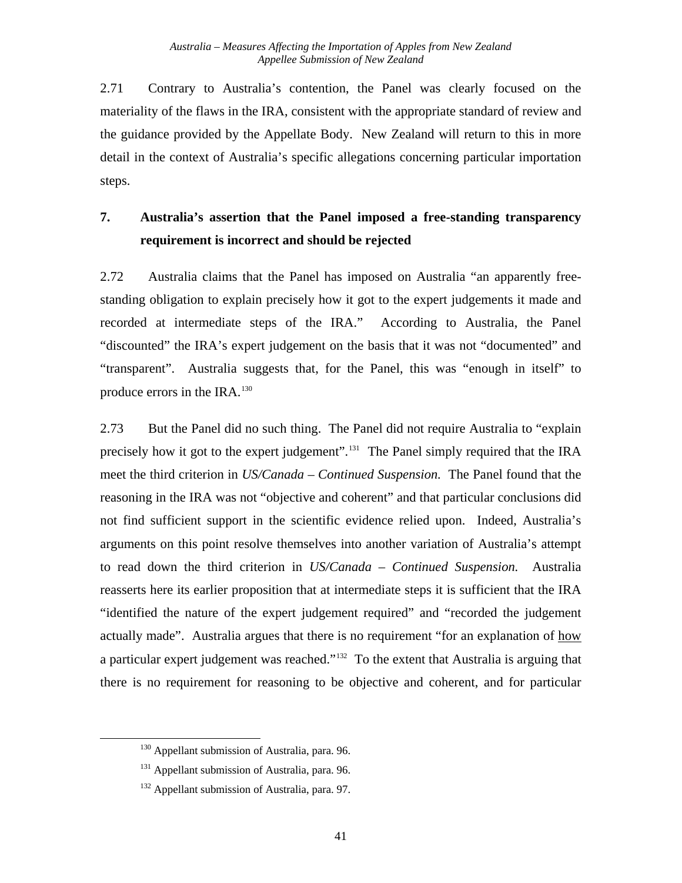2.71 Contrary to Australia's contention, the Panel was clearly focused on the materiality of the flaws in the IRA, consistent with the appropriate standard of review and the guidance provided by the Appellate Body. New Zealand will return to this in more detail in the context of Australia's specific allegations concerning particular importation steps.

### 7. Australia's assertion that the Panel imposed a free-standing transparency requirement is incorrect and should be rejected

2.72 Australia claims that the Panel has imposed on Australia "an apparently free-standing obligation to explain precisely how it got to the expert judgements it made and recorded at intermediate steps of the IRA." According to Australia, the Panel "discounted" the IRA's expert judgement on the basis that it was not "documented" and "transparent". Australia suggests that, for the Panel, this was "enough in itself" to produce errors in the IRA.[130]

2.73 But the Panel did no such thing. The Panel did not require Australia to "explain precisely how it got to the expert judgement".[131] The Panel simply required that the IRA meet the third criterion in *US/Canada – Continued Suspension.* The Panel found that the reasoning in the IRA was not "objective and coherent" and that particular conclusions did not find sufficient support in the scientific evidence relied upon. Indeed, Australia's arguments on this point resolve themselves into another variation of Australia's attempt to read down the third criterion in *US/Canada – Continued Suspension.* Australia reasserts here its earlier proposition that at intermediate steps it is sufficient that the IRA "identified the nature of the expert judgement required" and "recorded the judgement actually made". Australia argues that there is no requirement "for an explanation of <u>how</u> a particular expert judgement was reached."[132] To the extent that Australia is arguing that there is no requirement for reasoning to be objective and coherent, and for particular

[130] Appellant submission of Australia, para. 96.

[131] Appellant submission of Australia, para. 96.

[132] Appellant submission of Australia, para. 97.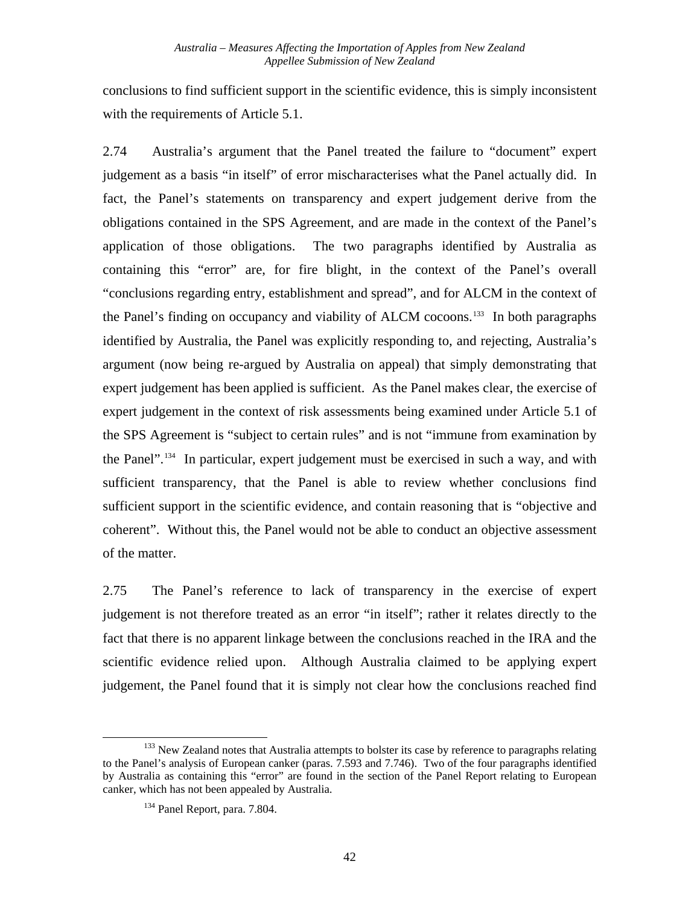conclusions to find sufficient support in the scientific evidence, this is simply inconsistent with the requirements of Article 5.1.

2.74 Australia's argument that the Panel treated the failure to "document" expert judgement as a basis "in itself" of error mischaracterises what the Panel actually did. In fact, the Panel's statements on transparency and expert judgement derive from the obligations contained in the SPS Agreement, and are made in the context of the Panel's application of those obligations. The two paragraphs identified by Australia as containing this "error" are, for fire blight, in the context of the Panel's overall "conclusions regarding entry, establishment and spread", and for ALCM in the context of the Panel's finding on occupancy and viability of ALCM cocoons.[133] In both paragraphs identified by Australia, the Panel was explicitly responding to, and rejecting, Australia's argument (now being re-argued by Australia on appeal) that simply demonstrating that expert judgement has been applied is sufficient. As the Panel makes clear, the exercise of expert judgement in the context of risk assessments being examined under Article 5.1 of the SPS Agreement is "subject to certain rules" and is not "immune from examination by the Panel".[134] In particular, expert judgement must be exercised in such a way, and with sufficient transparency, that the Panel is able to review whether conclusions find sufficient support in the scientific evidence, and contain reasoning that is "objective and coherent". Without this, the Panel would not be able to conduct an objective assessment of the matter.

2.75 The Panel's reference to lack of transparency in the exercise of expert judgement is not therefore treated as an error "in itself"; rather it relates directly to the fact that there is no apparent linkage between the conclusions reached in the IRA and the scientific evidence relied upon. Although Australia claimed to be applying expert judgement, the Panel found that it is simply not clear how the conclusions reached find

[133] New Zealand notes that Australia attempts to bolster its case by reference to paragraphs relating to the Panel's analysis of European canker (paras. 7.593 and 7.746). Two of the four paragraphs identified by Australia as containing this "error" are found in the section of the Panel Report relating to European canker, which has not been appealed by Australia.

[134] Panel Report, para. 7.804.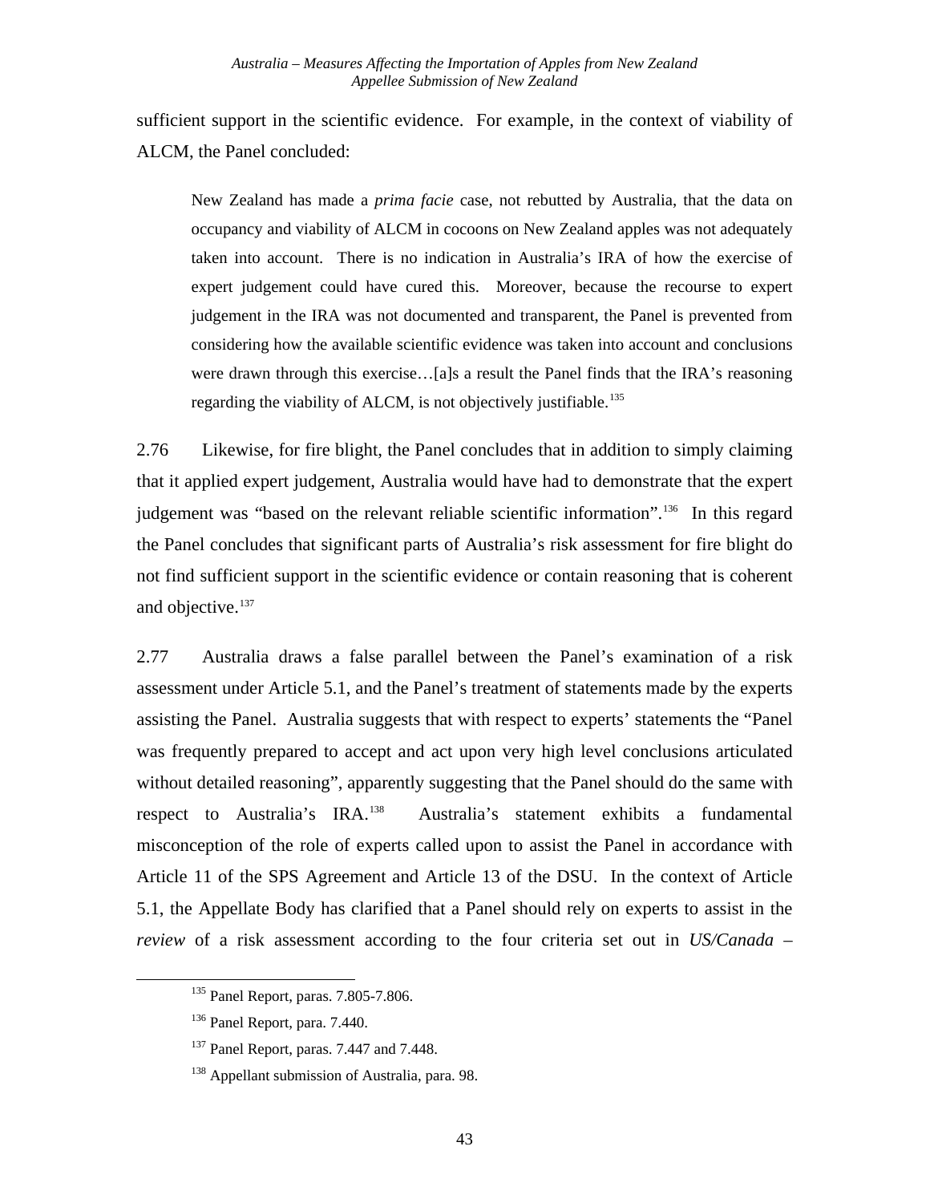sufficient support in the scientific evidence. For example, in the context of viability of ALCM, the Panel concluded:

> New Zealand has made a *prima facie* case, not rebutted by Australia, that the data on occupancy and viability of ALCM in cocoons on New Zealand apples was not adequately taken into account. There is no indication in Australia's IRA of how the exercise of expert judgement could have cured this. Moreover, because the recourse to expert judgement in the IRA was not documented and transparent, the Panel is prevented from considering how the available scientific evidence was taken into account and conclusions were drawn through this exercise…[a]s a result the Panel finds that the IRA's reasoning regarding the viability of ALCM, is not objectively justifiable.[135]

2.76 Likewise, for fire blight, the Panel concludes that in addition to simply claiming that it applied expert judgement, Australia would have had to demonstrate that the expert judgement was "based on the relevant reliable scientific information".[136] In this regard the Panel concludes that significant parts of Australia's risk assessment for fire blight do not find sufficient support in the scientific evidence or contain reasoning that is coherent and objective.[137]

2.77 Australia draws a false parallel between the Panel's examination of a risk assessment under Article 5.1, and the Panel's treatment of statements made by the experts assisting the Panel. Australia suggests that with respect to experts' statements the "Panel was frequently prepared to accept and act upon very high level conclusions articulated without detailed reasoning", apparently suggesting that the Panel should do the same with respect to Australia's IRA.[138] Australia's statement exhibits a fundamental misconception of the role of experts called upon to assist the Panel in accordance with Article 11 of the SPS Agreement and Article 13 of the DSU. In the context of Article 5.1, the Appellate Body has clarified that a Panel should rely on experts to assist in the *review* of a risk assessment according to the four criteria set out in *US/Canada –*

[135] Panel Report, paras. 7.805-7.806.

[136] Panel Report, para. 7.440.

[137] Panel Report, paras. 7.447 and 7.448.

[138] Appellant submission of Australia, para. 98.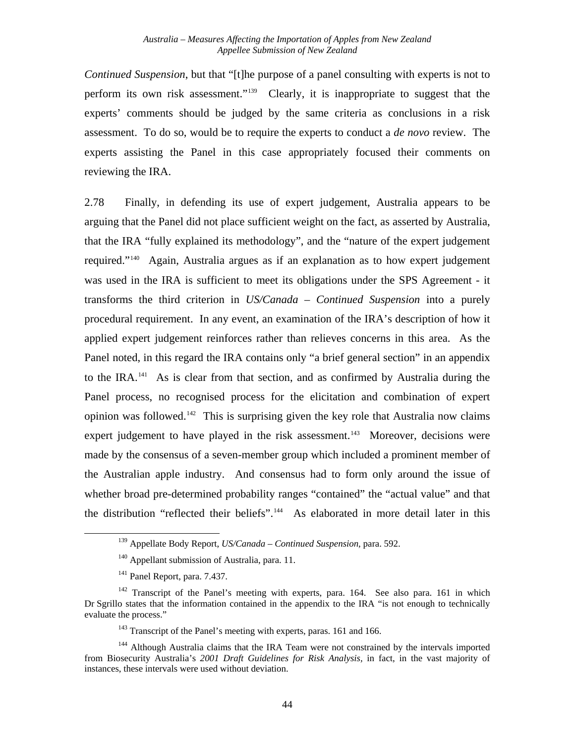*Continued Suspension*, but that "[t]he purpose of a panel consulting with experts is not to perform its own risk assessment."[139] Clearly, it is inappropriate to suggest that the experts' comments should be judged by the same criteria as conclusions in a risk assessment. To do so, would be to require the experts to conduct a *de novo* review. The experts assisting the Panel in this case appropriately focused their comments on reviewing the IRA.

2.78 Finally, in defending its use of expert judgement, Australia appears to be arguing that the Panel did not place sufficient weight on the fact, as asserted by Australia, that the IRA "fully explained its methodology", and the "nature of the expert judgement required."[140] Again, Australia argues as if an explanation as to how expert judgement was used in the IRA is sufficient to meet its obligations under the SPS Agreement - it transforms the third criterion in *US/Canada – Continued Suspension* into a purely procedural requirement. In any event, an examination of the IRA's description of how it applied expert judgement reinforces rather than relieves concerns in this area. As the Panel noted, in this regard the IRA contains only "a brief general section" in an appendix to the IRA.[141] As is clear from that section, and as confirmed by Australia during the Panel process, no recognised process for the elicitation and combination of expert opinion was followed.[142] This is surprising given the key role that Australia now claims expert judgement to have played in the risk assessment.[143] Moreover, decisions were made by the consensus of a seven-member group which included a prominent member of the Australian apple industry. And consensus had to form only around the issue of whether broad pre-determined probability ranges "contained" the "actual value" and that the distribution "reflected their beliefs".[144] As elaborated in more detail later in this

[139] Appellate Body Report, *US/Canada – Continued Suspension*, para. 592.

[140] Appellant submission of Australia, para. 11.

[141] Panel Report, para. 7.437.

[142] Transcript of the Panel's meeting with experts, para. 164. See also para. 161 in which Dr Sgrillo states that the information contained in the appendix to the IRA "is not enough to technically evaluate the process."

[143] Transcript of the Panel's meeting with experts, paras. 161 and 166.

[144] Although Australia claims that the IRA Team were not constrained by the intervals imported from Biosecurity Australia's *2001 Draft Guidelines for Risk Analysis*, in fact, in the vast majority of instances, these intervals were used without deviation.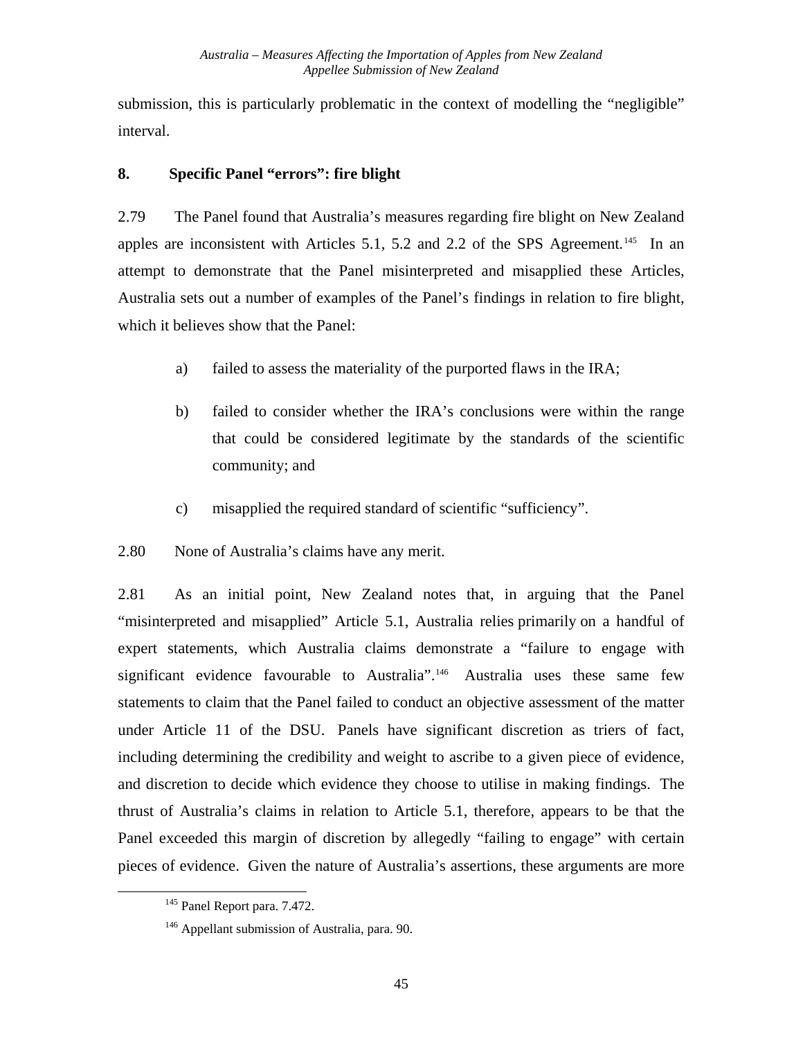submission, this is particularly problematic in the context of modelling the "negligible" interval.

### 8. Specific Panel "errors": fire blight

2.79 The Panel found that Australia's measures regarding fire blight on New Zealand apples are inconsistent with Articles 5.1, 5.2 and 2.2 of the SPS Agreement.[145] In an attempt to demonstrate that the Panel misinterpreted and misapplied these Articles, Australia sets out a number of examples of the Panel's findings in relation to fire blight, which it believes show that the Panel:

a) failed to assess the materiality of the purported flaws in the IRA;

b) failed to consider whether the IRA's conclusions were within the range that could be considered legitimate by the standards of the scientific community; and

c) misapplied the required standard of scientific "sufficiency".

2.80 None of Australia's claims have any merit.

2.81 As an initial point, New Zealand notes that, in arguing that the Panel "misinterpreted and misapplied" Article 5.1, Australia relies primarily on a handful of expert statements, which Australia claims demonstrate a "failure to engage with significant evidence favourable to Australia".[146] Australia uses these same few statements to claim that the Panel failed to conduct an objective assessment of the matter under Article 11 of the DSU. Panels have significant discretion as triers of fact, including determining the credibility and weight to ascribe to a given piece of evidence, and discretion to decide which evidence they choose to utilise in making findings. The thrust of Australia's claims in relation to Article 5.1, therefore, appears to be that the Panel exceeded this margin of discretion by allegedly "failing to engage" with certain pieces of evidence. Given the nature of Australia's assertions, these arguments are more

[145] Panel Report para. 7.472.

[146] Appellant submission of Australia, para. 90.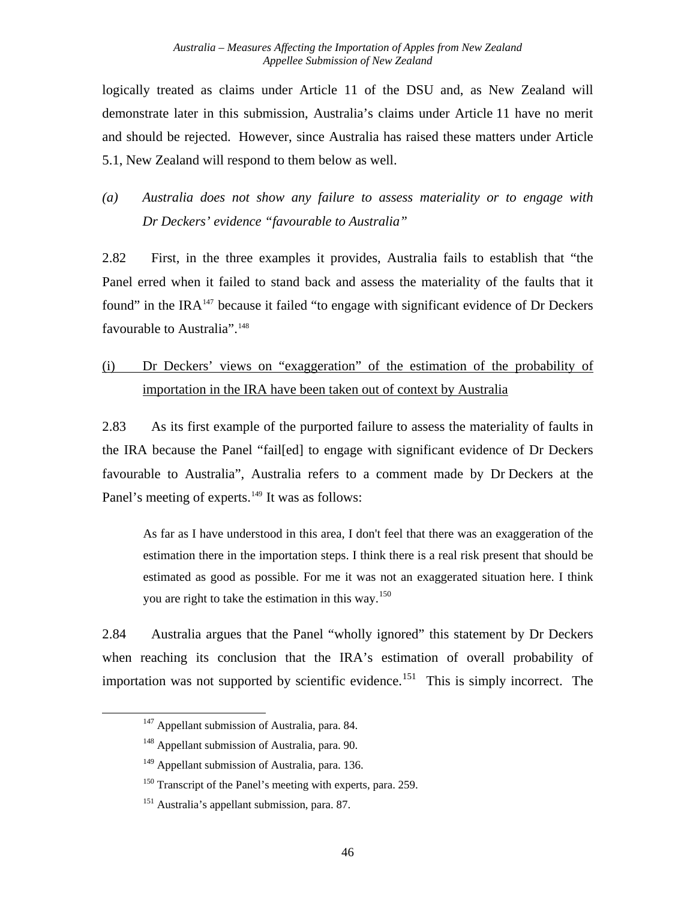logically treated as claims under Article 11 of the DSU and, as New Zealand will demonstrate later in this submission, Australia's claims under Article 11 have no merit and should be rejected. However, since Australia has raised these matters under Article 5.1, New Zealand will respond to them below as well.

*(a) Australia does not show any failure to assess materiality or to engage with Dr Deckers' evidence "favourable to Australia"*

2.82 First, in the three examples it provides, Australia fails to establish that "the Panel erred when it failed to stand back and assess the materiality of the faults that it found" in the IRA[147] because it failed "to engage with significant evidence of Dr Deckers favourable to Australia".[148]

<u>(i) Dr Deckers' views on "exaggeration" of the estimation of the probability of importation in the IRA have been taken out of context by Australia</u>

2.83 As its first example of the purported failure to assess the materiality of faults in the IRA because the Panel "fail[ed] to engage with significant evidence of Dr Deckers favourable to Australia", Australia refers to a comment made by Dr Deckers at the Panel's meeting of experts.[149] It was as follows:

> As far as I have understood in this area, I don't feel that there was an exaggeration of the estimation there in the importation steps. I think there is a real risk present that should be estimated as good as possible. For me it was not an exaggerated situation here. I think you are right to take the estimation in this way.[150]

2.84 Australia argues that the Panel "wholly ignored" this statement by Dr Deckers when reaching its conclusion that the IRA's estimation of overall probability of importation was not supported by scientific evidence.[151] This is simply incorrect. The

---

[147] Appellant submission of Australia, para. 84.

[148] Appellant submission of Australia, para. 90.

[149] Appellant submission of Australia, para. 136.

[150] Transcript of the Panel's meeting with experts, para. 259.

[151] Australia's appellant submission, para. 87.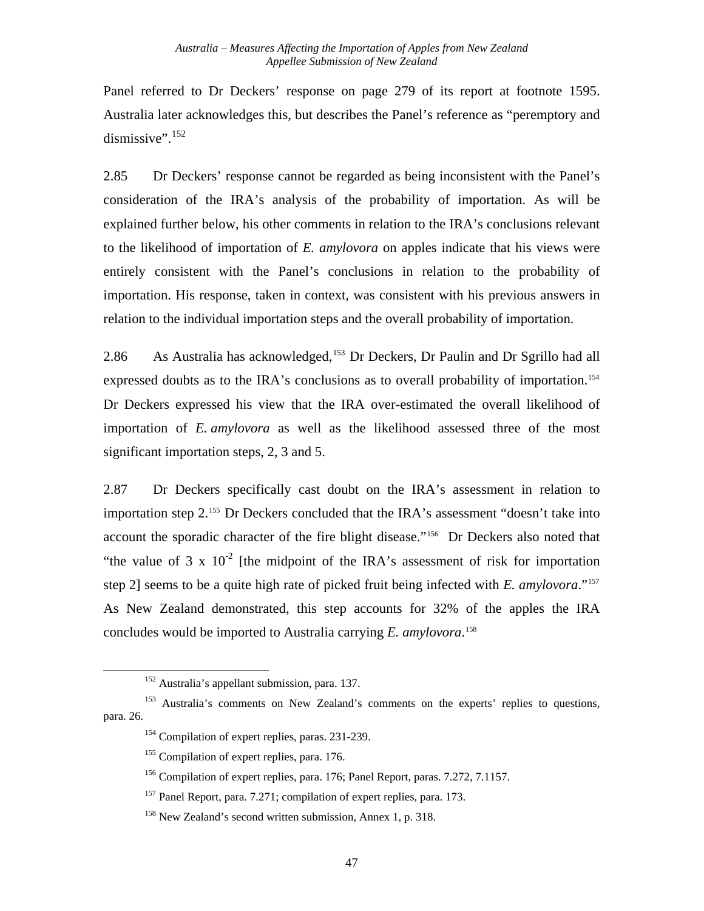Panel referred to Dr Deckers' response on page 279 of its report at footnote 1595. Australia later acknowledges this, but describes the Panel's reference as "peremptory and dismissive".[152]

2.85 Dr Deckers' response cannot be regarded as being inconsistent with the Panel's consideration of the IRA's analysis of the probability of importation. As will be explained further below, his other comments in relation to the IRA's conclusions relevant to the likelihood of importation of *E. amylovora* on apples indicate that his views were entirely consistent with the Panel's conclusions in relation to the probability of importation. His response, taken in context, was consistent with his previous answers in relation to the individual importation steps and the overall probability of importation.

2.86 As Australia has acknowledged,[153] Dr Deckers, Dr Paulin and Dr Sgrillo had all expressed doubts as to the IRA's conclusions as to overall probability of importation.[154] Dr Deckers expressed his view that the IRA over-estimated the overall likelihood of importation of *E. amylovora* as well as the likelihood assessed three of the most significant importation steps, 2, 3 and 5.

2.87 Dr Deckers specifically cast doubt on the IRA's assessment in relation to importation step 2.[155] Dr Deckers concluded that the IRA's assessment "doesn't take into account the sporadic character of the fire blight disease."[156] Dr Deckers also noted that "the value of $3 \times 10^{-2}$ [the midpoint of the IRA's assessment of risk for importation step 2] seems to be a quite high rate of picked fruit being infected with *E. amylovora*."[157] As New Zealand demonstrated, this step accounts for 32% of the apples the IRA concludes would be imported to Australia carrying *E. amylovora*.[158]

---

[152] Australia's appellant submission, para. 137.

[153] Australia's comments on New Zealand's comments on the experts' replies to questions, para. 26.

[154] Compilation of expert replies, paras. 231-239.

[155] Compilation of expert replies, para. 176.

[156] Compilation of expert replies, para. 176; Panel Report, paras. 7.272, 7.1157.

[157] Panel Report, para. 7.271; compilation of expert replies, para. 173.

[158] New Zealand's second written submission, Annex 1, p. 318.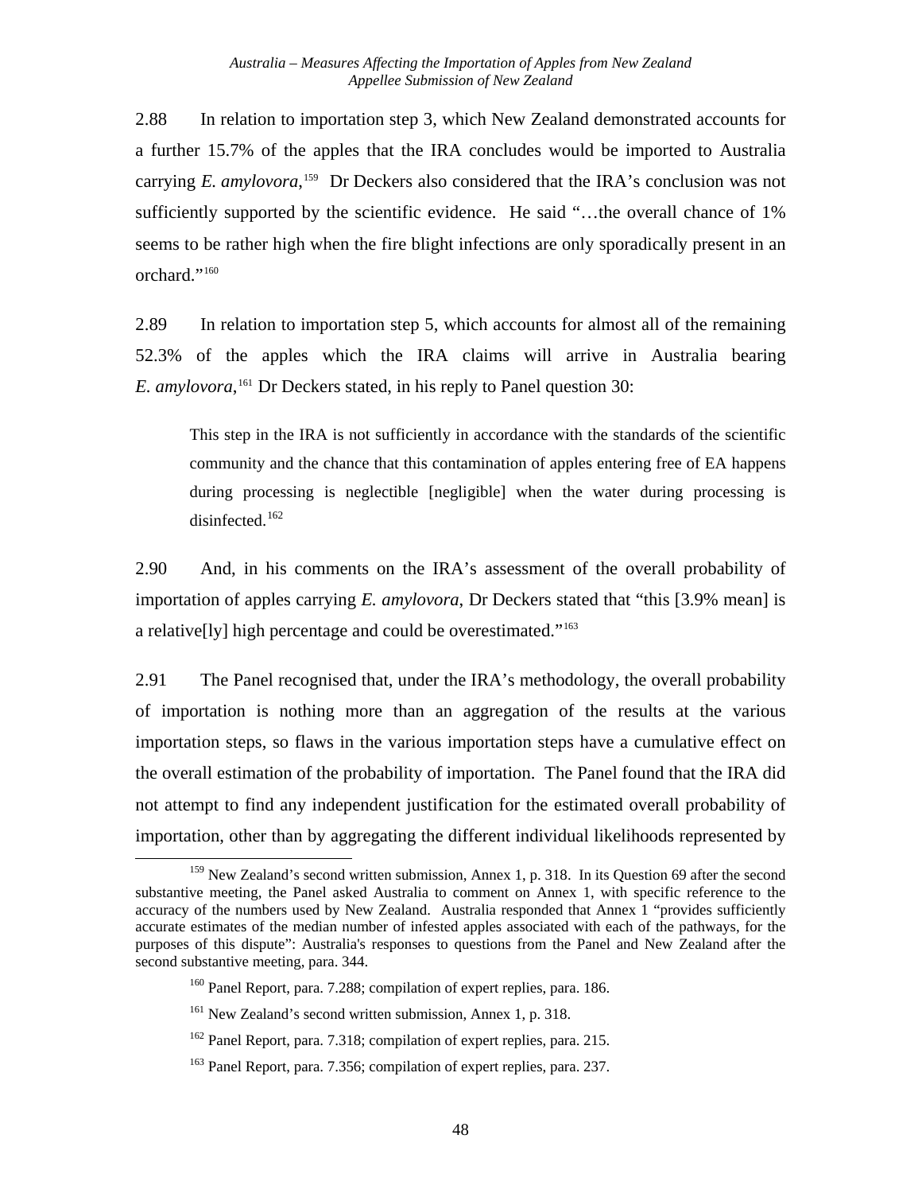2.88 In relation to importation step 3, which New Zealand demonstrated accounts for a further 15.7% of the apples that the IRA concludes would be imported to Australia carrying *E. amylovora*,[159] Dr Deckers also considered that the IRA's conclusion was not sufficiently supported by the scientific evidence. He said "…the overall chance of 1% seems to be rather high when the fire blight infections are only sporadically present in an orchard."[160]

2.89 In relation to importation step 5, which accounts for almost all of the remaining 52.3% of the apples which the IRA claims will arrive in Australia bearing *E. amylovora*,[161] Dr Deckers stated, in his reply to Panel question 30:

> This step in the IRA is not sufficiently in accordance with the standards of the scientific community and the chance that this contamination of apples entering free of EA happens during processing is neglectible [negligible] when the water during processing is disinfected.[162]

2.90 And, in his comments on the IRA's assessment of the overall probability of importation of apples carrying *E. amylovora*, Dr Deckers stated that "this [3.9% mean] is a relative[ly] high percentage and could be overestimated."[163]

2.91 The Panel recognised that, under the IRA's methodology, the overall probability of importation is nothing more than an aggregation of the results at the various importation steps, so flaws in the various importation steps have a cumulative effect on the overall estimation of the probability of importation. The Panel found that the IRA did not attempt to find any independent justification for the estimated overall probability of importation, other than by aggregating the different individual likelihoods represented by

---

[159] New Zealand's second written submission, Annex 1, p. 318. In its Question 69 after the second substantive meeting, the Panel asked Australia to comment on Annex 1, with specific reference to the accuracy of the numbers used by New Zealand. Australia responded that Annex 1 "provides sufficiently accurate estimates of the median number of infested apples associated with each of the pathways, for the purposes of this dispute": Australia's responses to questions from the Panel and New Zealand after the second substantive meeting, para. 344.

[160] Panel Report, para. 7.288; compilation of expert replies, para. 186.

[161] New Zealand's second written submission, Annex 1, p. 318.

[162] Panel Report, para. 7.318; compilation of expert replies, para. 215.

[163] Panel Report, para. 7.356; compilation of expert replies, para. 237.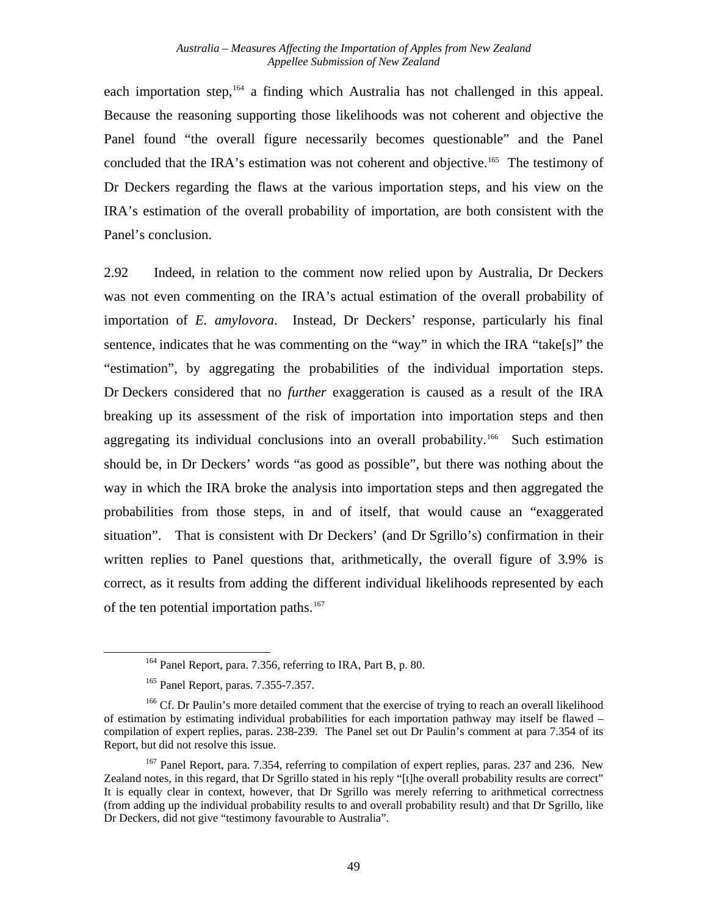each importation step,[164] a finding which Australia has not challenged in this appeal. Because the reasoning supporting those likelihoods was not coherent and objective the Panel found "the overall figure necessarily becomes questionable" and the Panel concluded that the IRA's estimation was not coherent and objective.[165] The testimony of Dr Deckers regarding the flaws at the various importation steps, and his view on the IRA's estimation of the overall probability of importation, are both consistent with the Panel's conclusion.

2.92 Indeed, in relation to the comment now relied upon by Australia, Dr Deckers was not even commenting on the IRA's actual estimation of the overall probability of importation of *E. amylovora*. Instead, Dr Deckers' response, particularly his final sentence, indicates that he was commenting on the "way" in which the IRA "take[s]" the "estimation", by aggregating the probabilities of the individual importation steps. Dr Deckers considered that no *further* exaggeration is caused as a result of the IRA breaking up its assessment of the risk of importation into importation steps and then aggregating its individual conclusions into an overall probability.[166] Such estimation should be, in Dr Deckers' words "as good as possible", but there was nothing about the way in which the IRA broke the analysis into importation steps and then aggregated the probabilities from those steps, in and of itself, that would cause an "exaggerated situation". That is consistent with Dr Deckers' (and Dr Sgrillo's) confirmation in their written replies to Panel questions that, arithmetically, the overall figure of 3.9% is correct, as it results from adding the different individual likelihoods represented by each of the ten potential importation paths.[167]

---

[164] Panel Report, para. 7.356, referring to IRA, Part B, p. 80.

[165] Panel Report, paras. 7.355-7.357.

[166] Cf. Dr Paulin's more detailed comment that the exercise of trying to reach an overall likelihood of estimation by estimating individual probabilities for each importation pathway may itself be flawed – compilation of expert replies, paras. 238-239. The Panel set out Dr Paulin's comment at para 7.354 of its Report, but did not resolve this issue.

[167] Panel Report, para. 7.354, referring to compilation of expert replies, paras. 237 and 236. New Zealand notes, in this regard, that Dr Sgrillo stated in his reply "[t]he overall probability results are correct" It is equally clear in context, however, that Dr Sgrillo was merely referring to arithmetical correctness (from adding up the individual probability results to and overall probability result) and that Dr Sgrillo, like Dr Deckers, did not give "testimony favourable to Australia".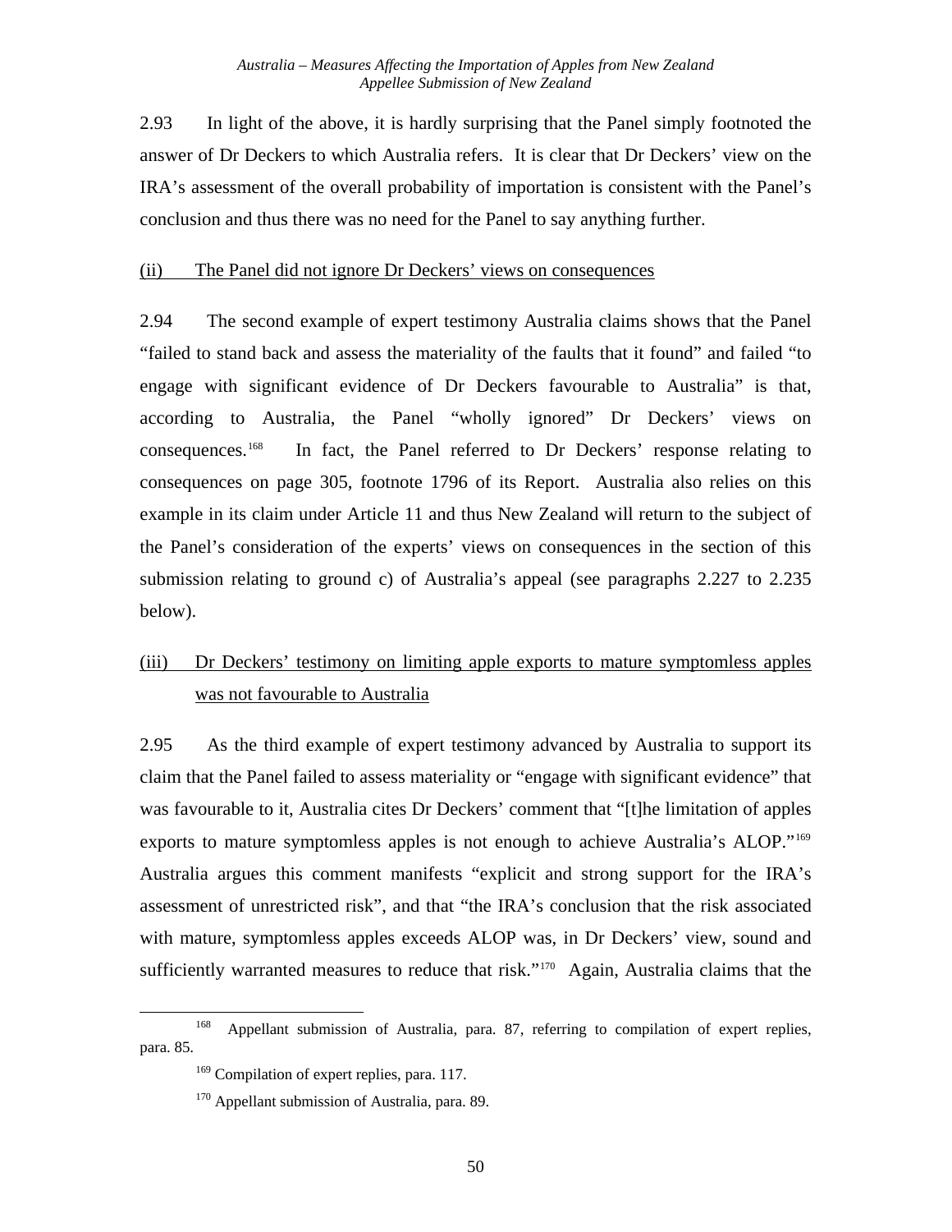2.93 In light of the above, it is hardly surprising that the Panel simply footnoted the answer of Dr Deckers to which Australia refers. It is clear that Dr Deckers' view on the IRA's assessment of the overall probability of importation is consistent with the Panel's conclusion and thus there was no need for the Panel to say anything further.

(ii) The Panel did not ignore Dr Deckers' views on consequences

2.94 The second example of expert testimony Australia claims shows that the Panel "failed to stand back and assess the materiality of the faults that it found" and failed "to engage with significant evidence of Dr Deckers favourable to Australia" is that, according to Australia, the Panel "wholly ignored" Dr Deckers' views on consequences.[168] In fact, the Panel referred to Dr Deckers' response relating to consequences on page 305, footnote 1796 of its Report. Australia also relies on this example in its claim under Article 11 and thus New Zealand will return to the subject of the Panel's consideration of the experts' views on consequences in the section of this submission relating to ground c) of Australia's appeal (see paragraphs 2.227 to 2.235 below).

(iii) Dr Deckers' testimony on limiting apple exports to mature symptomless apples was not favourable to Australia

2.95 As the third example of expert testimony advanced by Australia to support its claim that the Panel failed to assess materiality or "engage with significant evidence" that was favourable to it, Australia cites Dr Deckers' comment that "[t]he limitation of apples exports to mature symptomless apples is not enough to achieve Australia's ALOP."[169] Australia argues this comment manifests "explicit and strong support for the IRA's assessment of unrestricted risk", and that "the IRA's conclusion that the risk associated with mature, symptomless apples exceeds ALOP was, in Dr Deckers' view, sound and sufficiently warranted measures to reduce that risk."[170] Again, Australia claims that the

[168] Appellant submission of Australia, para. 87, referring to compilation of expert replies, para. 85.

[169] Compilation of expert replies, para. 117.

[170] Appellant submission of Australia, para. 89.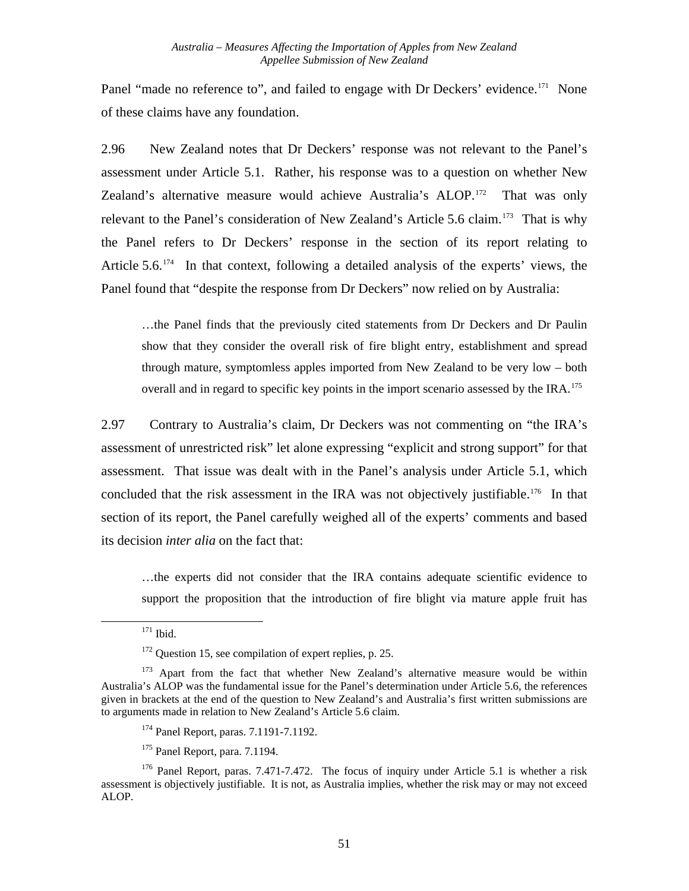Panel "made no reference to", and failed to engage with Dr Deckers' evidence.[171] None of these claims have any foundation.

2.96 New Zealand notes that Dr Deckers' response was not relevant to the Panel's assessment under Article 5.1. Rather, his response was to a question on whether New Zealand's alternative measure would achieve Australia's ALOP.[172] That was only relevant to the Panel's consideration of New Zealand's Article 5.6 claim.[173] That is why the Panel refers to Dr Deckers' response in the section of its report relating to Article 5.6.[174] In that context, following a detailed analysis of the experts' views, the Panel found that "despite the response from Dr Deckers" now relied on by Australia:

> …the Panel finds that the previously cited statements from Dr Deckers and Dr Paulin show that they consider the overall risk of fire blight entry, establishment and spread through mature, symptomless apples imported from New Zealand to be very low – both overall and in regard to specific key points in the import scenario assessed by the IRA.[175]

2.97 Contrary to Australia's claim, Dr Deckers was not commenting on "the IRA's assessment of unrestricted risk" let alone expressing "explicit and strong support" for that assessment. That issue was dealt with in the Panel's analysis under Article 5.1, which concluded that the risk assessment in the IRA was not objectively justifiable.[176] In that section of its report, the Panel carefully weighed all of the experts' comments and based its decision *inter alia* on the fact that:

> …the experts did not consider that the IRA contains adequate scientific evidence to support the proposition that the introduction of fire blight via mature apple fruit has

---

[171] Ibid.

[172] Question 15, see compilation of expert replies, p. 25.

[173] Apart from the fact that whether New Zealand's alternative measure would be within Australia's ALOP was the fundamental issue for the Panel's determination under Article 5.6, the references given in brackets at the end of the question to New Zealand's and Australia's first written submissions are to arguments made in relation to New Zealand's Article 5.6 claim.

[174] Panel Report, paras. 7.1191-7.1192.

[175] Panel Report, para. 7.1194.

[176] Panel Report, paras. 7.471-7.472. The focus of inquiry under Article 5.1 is whether a risk assessment is objectively justifiable. It is not, as Australia implies, whether the risk may or may not exceed ALOP.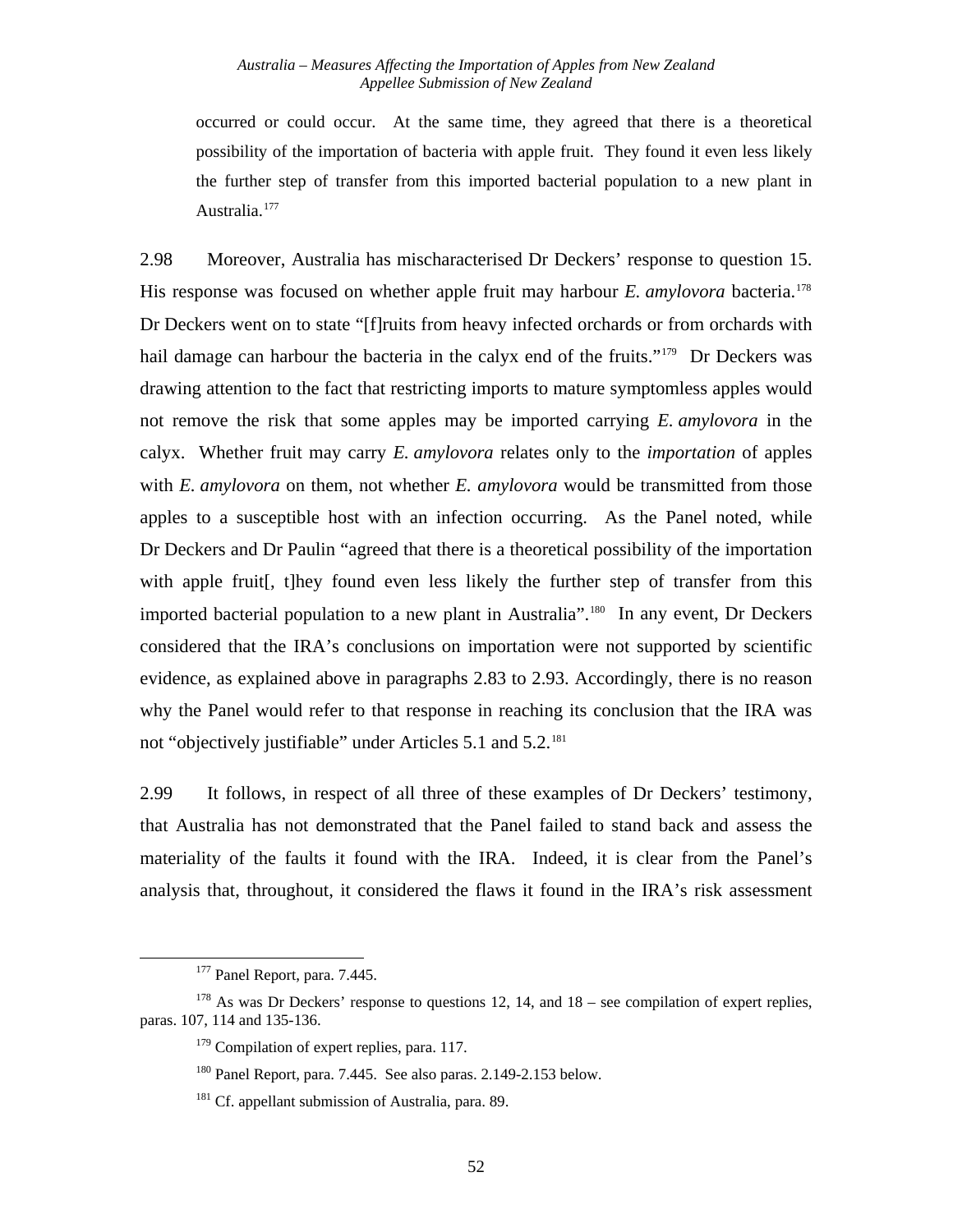occurred or could occur. At the same time, they agreed that there is a theoretical possibility of the importation of bacteria with apple fruit. They found it even less likely the further step of transfer from this imported bacterial population to a new plant in Australia.[177]

2.98 Moreover, Australia has mischaracterised Dr Deckers' response to question 15. His response was focused on whether apple fruit may harbour *E. amylovora* bacteria.[178] Dr Deckers went on to state "[f]ruits from heavy infected orchards or from orchards with hail damage can harbour the bacteria in the calyx end of the fruits."[179] Dr Deckers was drawing attention to the fact that restricting imports to mature symptomless apples would not remove the risk that some apples may be imported carrying *E. amylovora* in the calyx. Whether fruit may carry *E. amylovora* relates only to the *importation* of apples with *E. amylovora* on them, not whether *E. amylovora* would be transmitted from those apples to a susceptible host with an infection occurring. As the Panel noted, while Dr Deckers and Dr Paulin "agreed that there is a theoretical possibility of the importation with apple fruit[, t]hey found even less likely the further step of transfer from this imported bacterial population to a new plant in Australia".[180] In any event, Dr Deckers considered that the IRA's conclusions on importation were not supported by scientific evidence, as explained above in paragraphs 2.83 to 2.93. Accordingly, there is no reason why the Panel would refer to that response in reaching its conclusion that the IRA was not "objectively justifiable" under Articles 5.1 and 5.2.[181]

2.99 It follows, in respect of all three of these examples of Dr Deckers' testimony, that Australia has not demonstrated that the Panel failed to stand back and assess the materiality of the faults it found with the IRA. Indeed, it is clear from the Panel's analysis that, throughout, it considered the flaws it found in the IRA's risk assessment

---

[177] Panel Report, para. 7.445.

[178] As was Dr Deckers' response to questions 12, 14, and 18 – see compilation of expert replies, paras. 107, 114 and 135-136.

[179] Compilation of expert replies, para. 117.

[180] Panel Report, para. 7.445. See also paras. 2.149-2.153 below.

[181] Cf. appellant submission of Australia, para. 89.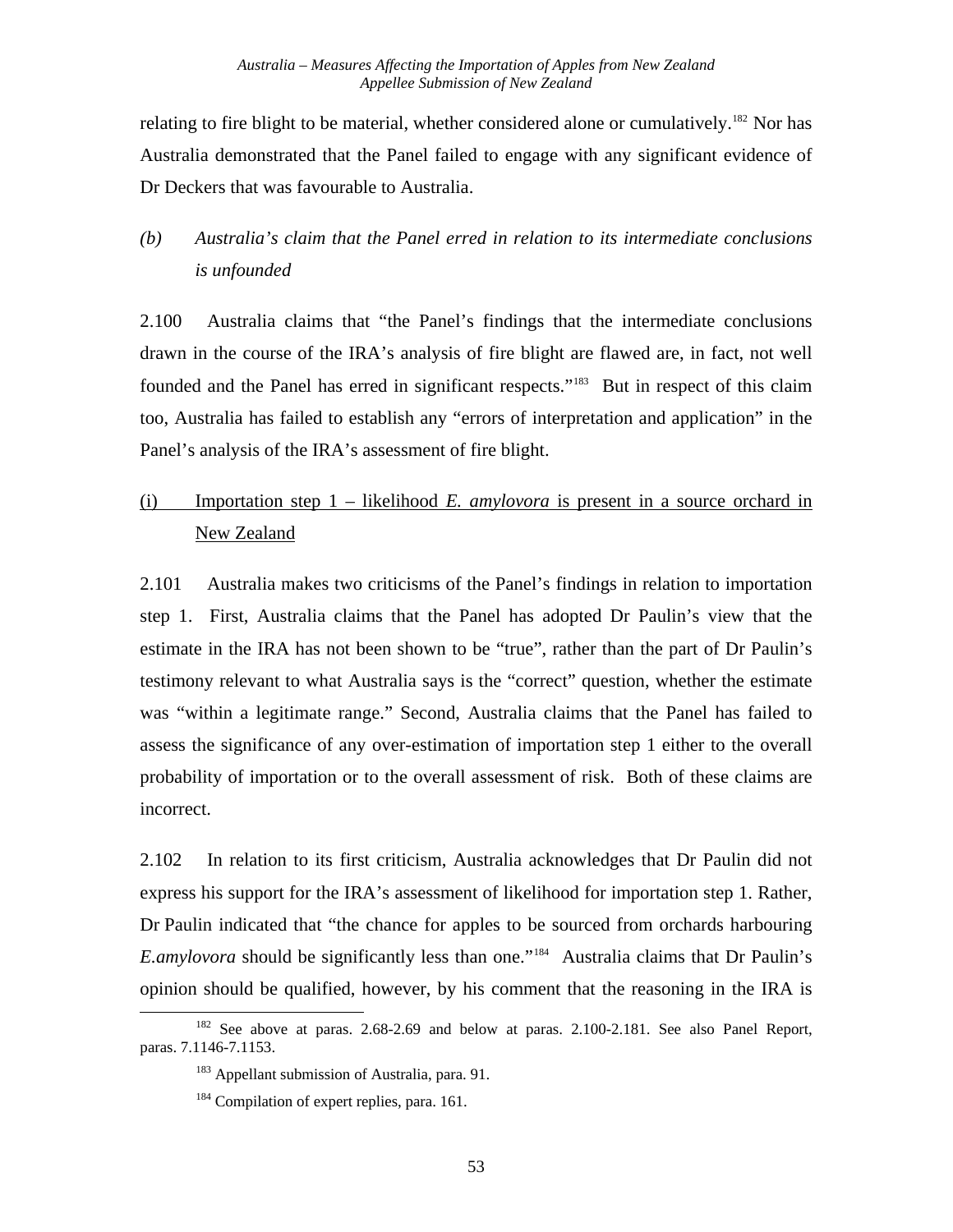relating to fire blight to be material, whether considered alone or cumulatively.[182] Nor has Australia demonstrated that the Panel failed to engage with any significant evidence of Dr Deckers that was favourable to Australia.

*(b) Australia's claim that the Panel erred in relation to its intermediate conclusions is unfounded*

2.100 Australia claims that "the Panel's findings that the intermediate conclusions drawn in the course of the IRA's analysis of fire blight are flawed are, in fact, not well founded and the Panel has erred in significant respects."[183] But in respect of this claim too, Australia has failed to establish any "errors of interpretation and application" in the Panel's analysis of the IRA's assessment of fire blight.

(i) Importation step 1 – likelihood *E. amylovora* is present in a source orchard in New Zealand

2.101 Australia makes two criticisms of the Panel's findings in relation to importation step 1. First, Australia claims that the Panel has adopted Dr Paulin's view that the estimate in the IRA has not been shown to be "true", rather than the part of Dr Paulin's testimony relevant to what Australia says is the "correct" question, whether the estimate was "within a legitimate range." Second, Australia claims that the Panel has failed to assess the significance of any over-estimation of importation step 1 either to the overall probability of importation or to the overall assessment of risk. Both of these claims are incorrect.

2.102 In relation to its first criticism, Australia acknowledges that Dr Paulin did not express his support for the IRA's assessment of likelihood for importation step 1. Rather, Dr Paulin indicated that "the chance for apples to be sourced from orchards harbouring *E.amylovora* should be significantly less than one."[184] Australia claims that Dr Paulin's opinion should be qualified, however, by his comment that the reasoning in the IRA is

[182] See above at paras. 2.68-2.69 and below at paras. 2.100-2.181. See also Panel Report, paras. 7.1146-7.1153.

[183] Appellant submission of Australia, para. 91.

[184] Compilation of expert replies, para. 161.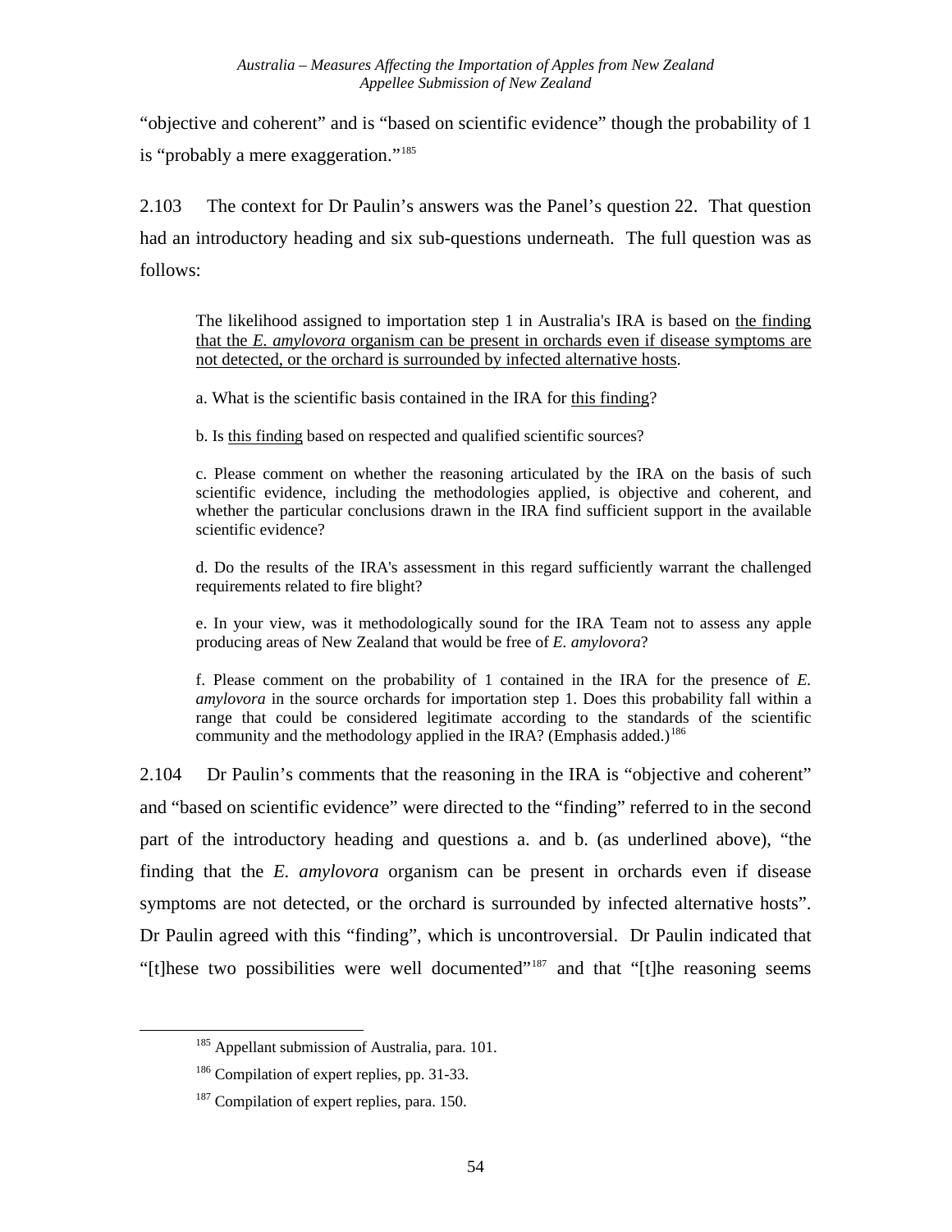"objective and coherent" and is "based on scientific evidence" though the probability of 1 is "probably a mere exaggeration."[185]

2.103 The context for Dr Paulin's answers was the Panel's question 22. That question had an introductory heading and six sub-questions underneath. The full question was as follows:

> The likelihood assigned to importation step 1 in Australia's IRA is based on <u>the finding that the *E. amylovora* organism can be present in orchards even if disease symptoms are not detected, or the orchard is surrounded by infected alternative hosts</u>.
>
> a. What is the scientific basis contained in the IRA for <u>this finding</u>?
>
> b. Is <u>this finding</u> based on respected and qualified scientific sources?
>
> c. Please comment on whether the reasoning articulated by the IRA on the basis of such scientific evidence, including the methodologies applied, is objective and coherent, and whether the particular conclusions drawn in the IRA find sufficient support in the available scientific evidence?
>
> d. Do the results of the IRA's assessment in this regard sufficiently warrant the challenged requirements related to fire blight?
>
> e. In your view, was it methodologically sound for the IRA Team not to assess any apple producing areas of New Zealand that would be free of *E. amylovora*?
>
> f. Please comment on the probability of 1 contained in the IRA for the presence of *E. amylovora* in the source orchards for importation step 1. Does this probability fall within a range that could be considered legitimate according to the standards of the scientific community and the methodology applied in the IRA? (Emphasis added.)[186]

2.104 Dr Paulin's comments that the reasoning in the IRA is "objective and coherent" and "based on scientific evidence" were directed to the "finding" referred to in the second part of the introductory heading and questions a. and b. (as underlined above), "the finding that the *E. amylovora* organism can be present in orchards even if disease symptoms are not detected, or the orchard is surrounded by infected alternative hosts". Dr Paulin agreed with this "finding", which is uncontroversial. Dr Paulin indicated that "[t]hese two possibilities were well documented"[187] and that "[t]he reasoning seems

---

[185] Appellant submission of Australia, para. 101.

[186] Compilation of expert replies, pp. 31-33.

[187] Compilation of expert replies, para. 150.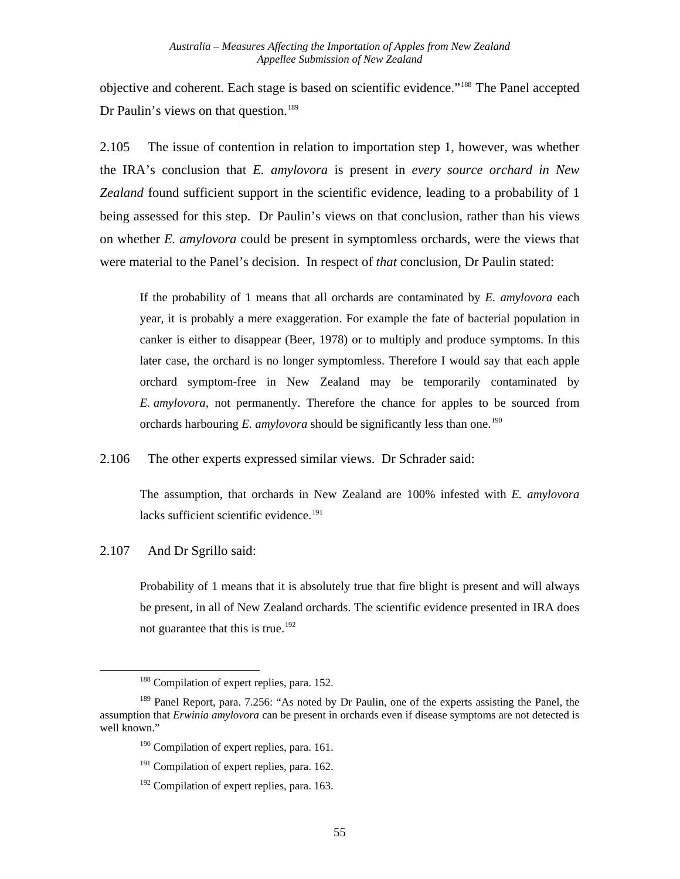objective and coherent. Each stage is based on scientific evidence."[188] The Panel accepted Dr Paulin's views on that question.[189]

2.105 The issue of contention in relation to importation step 1, however, was whether the IRA's conclusion that *E. amylovora* is present in *every source orchard in New Zealand* found sufficient support in the scientific evidence, leading to a probability of 1 being assessed for this step. Dr Paulin's views on that conclusion, rather than his views on whether *E. amylovora* could be present in symptomless orchards, were the views that were material to the Panel's decision. In respect of *that* conclusion, Dr Paulin stated:

> If the probability of 1 means that all orchards are contaminated by *E. amylovora* each year, it is probably a mere exaggeration. For example the fate of bacterial population in canker is either to disappear (Beer, 1978) or to multiply and produce symptoms. In this later case, the orchard is no longer symptomless. Therefore I would say that each apple orchard symptom-free in New Zealand may be temporarily contaminated by *E. amylovora*, not permanently. Therefore the chance for apples to be sourced from orchards harbouring *E. amylovora* should be significantly less than one.[190]

2.106 The other experts expressed similar views. Dr Schrader said:

> The assumption, that orchards in New Zealand are 100% infested with *E. amylovora* lacks sufficient scientific evidence.[191]

2.107 And Dr Sgrillo said:

> Probability of 1 means that it is absolutely true that fire blight is present and will always be present, in all of New Zealand orchards. The scientific evidence presented in IRA does not guarantee that this is true.[192]

---

[188] Compilation of expert replies, para. 152.

[189] Panel Report, para. 7.256: "As noted by Dr Paulin, one of the experts assisting the Panel, the assumption that *Erwinia amylovora* can be present in orchards even if disease symptoms are not detected is well known."

[190] Compilation of expert replies, para. 161.

[191] Compilation of expert replies, para. 162.

[192] Compilation of expert replies, para. 163.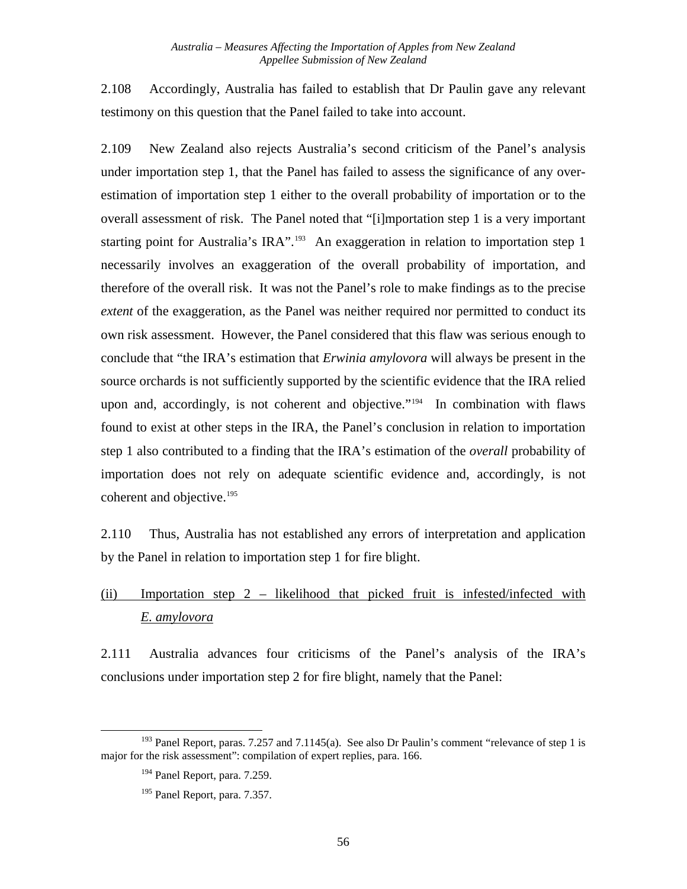2.108 Accordingly, Australia has failed to establish that Dr Paulin gave any relevant testimony on this question that the Panel failed to take into account.

2.109 New Zealand also rejects Australia's second criticism of the Panel's analysis under importation step 1, that the Panel has failed to assess the significance of any over-estimation of importation step 1 either to the overall probability of importation or to the overall assessment of risk. The Panel noted that "[i]mportation step 1 is a very important starting point for Australia's IRA".[193] An exaggeration in relation to importation step 1 necessarily involves an exaggeration of the overall probability of importation, and therefore of the overall risk. It was not the Panel's role to make findings as to the precise *extent* of the exaggeration, as the Panel was neither required nor permitted to conduct its own risk assessment. However, the Panel considered that this flaw was serious enough to conclude that "the IRA's estimation that *Erwinia amylovora* will always be present in the source orchards is not sufficiently supported by the scientific evidence that the IRA relied upon and, accordingly, is not coherent and objective."[194] In combination with flaws found to exist at other steps in the IRA, the Panel's conclusion in relation to importation step 1 also contributed to a finding that the IRA's estimation of the *overall* probability of importation does not rely on adequate scientific evidence and, accordingly, is not coherent and objective.[195]

2.110 Thus, Australia has not established any errors of interpretation and application by the Panel in relation to importation step 1 for fire blight.

<u>(ii) Importation step 2 – likelihood that picked fruit is infested/infected with *E. amylovora*</u>

2.111 Australia advances four criticisms of the Panel's analysis of the IRA's conclusions under importation step 2 for fire blight, namely that the Panel:

---

[193] Panel Report, paras. 7.257 and 7.1145(a). See also Dr Paulin's comment "relevance of step 1 is major for the risk assessment": compilation of expert replies, para. 166.

[194] Panel Report, para. 7.259.

[195] Panel Report, para. 7.357.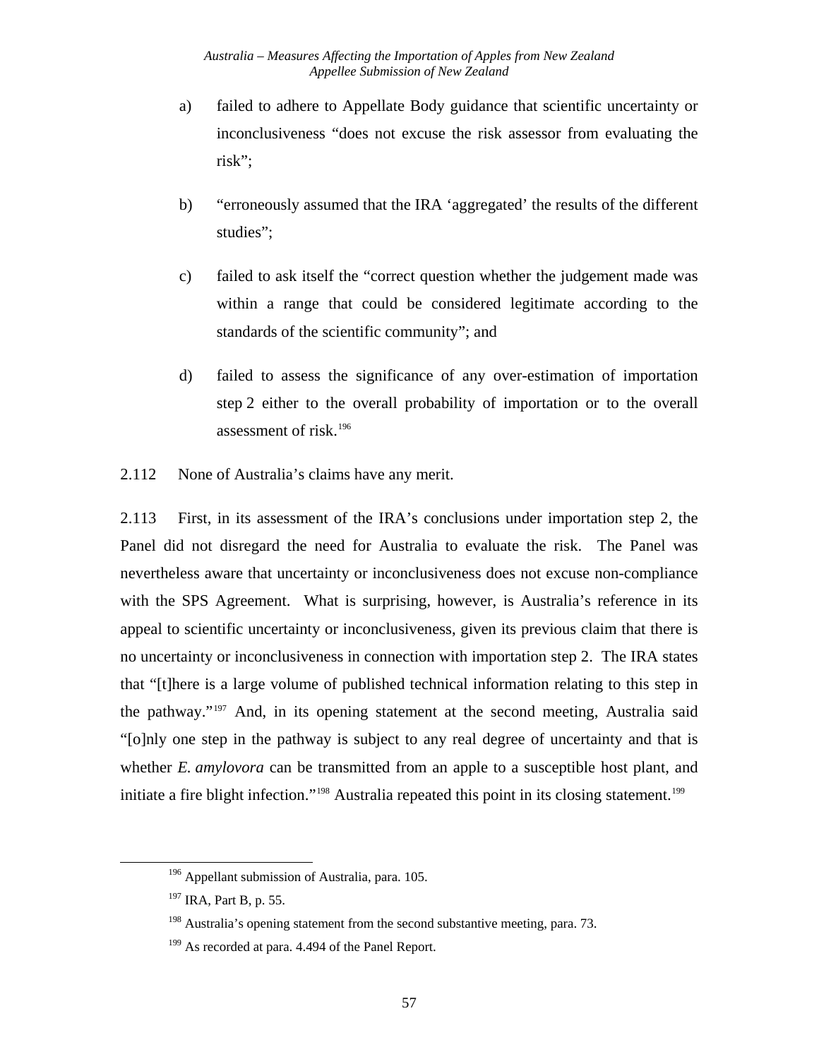a) failed to adhere to Appellate Body guidance that scientific uncertainty or inconclusiveness "does not excuse the risk assessor from evaluating the risk";

b) "erroneously assumed that the IRA 'aggregated' the results of the different studies";

c) failed to ask itself the "correct question whether the judgement made was within a range that could be considered legitimate according to the standards of the scientific community"; and

d) failed to assess the significance of any over-estimation of importation step 2 either to the overall probability of importation or to the overall assessment of risk.[196]

2.112 None of Australia's claims have any merit.

2.113 First, in its assessment of the IRA's conclusions under importation step 2, the Panel did not disregard the need for Australia to evaluate the risk. The Panel was nevertheless aware that uncertainty or inconclusiveness does not excuse non-compliance with the SPS Agreement. What is surprising, however, is Australia's reference in its appeal to scientific uncertainty or inconclusiveness, given its previous claim that there is no uncertainty or inconclusiveness in connection with importation step 2. The IRA states that "[t]here is a large volume of published technical information relating to this step in the pathway."[197] And, in its opening statement at the second meeting, Australia said "[o]nly one step in the pathway is subject to any real degree of uncertainty and that is whether *E. amylovora* can be transmitted from an apple to a susceptible host plant, and initiate a fire blight infection."[198] Australia repeated this point in its closing statement.[199]

---

[196] Appellant submission of Australia, para. 105.

[197] IRA, Part B, p. 55.

[198] Australia's opening statement from the second substantive meeting, para. 73.

[199] As recorded at para. 4.494 of the Panel Report.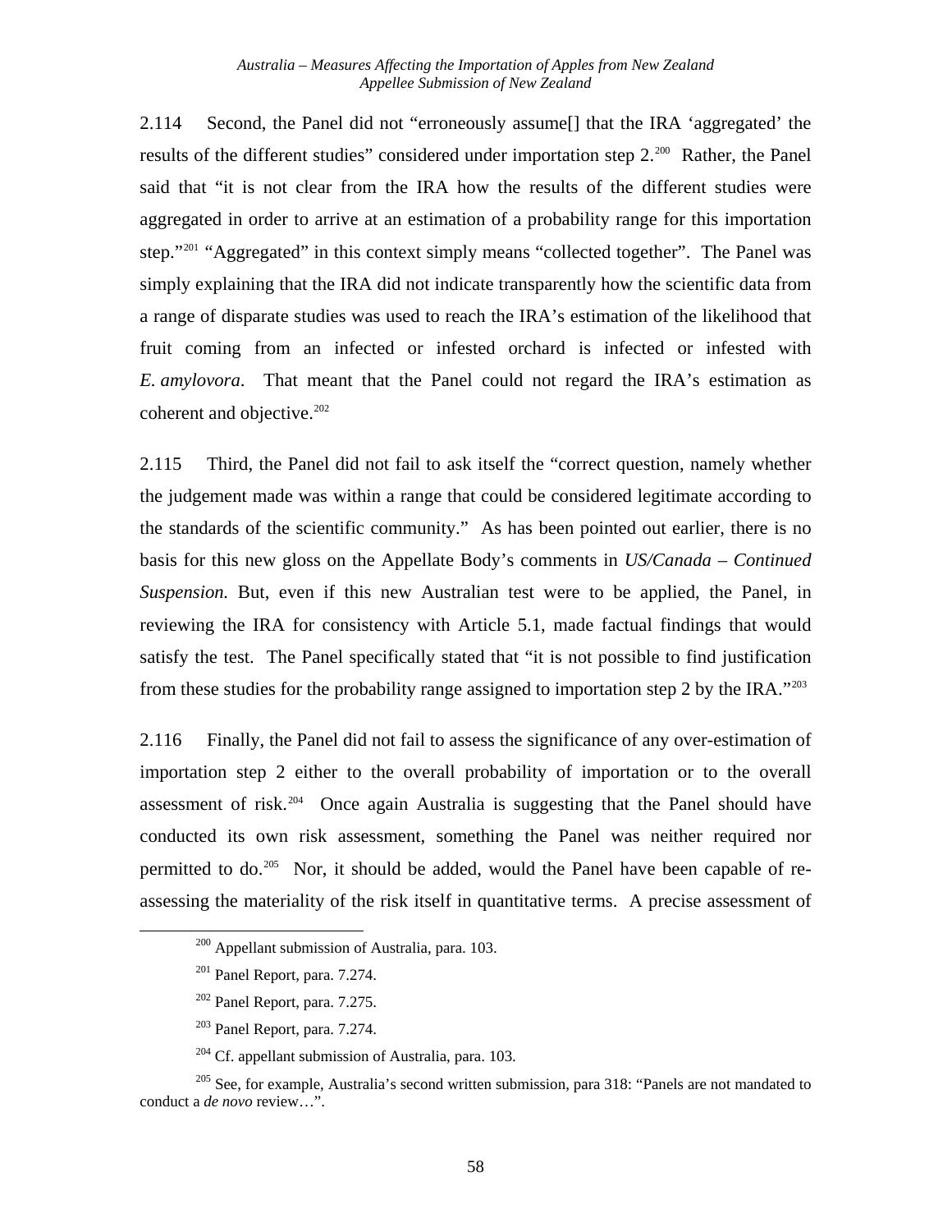2.114 Second, the Panel did not "erroneously assume[] that the IRA 'aggregated' the results of the different studies" considered under importation step 2.[200] Rather, the Panel said that "it is not clear from the IRA how the results of the different studies were aggregated in order to arrive at an estimation of a probability range for this importation step."[201] "Aggregated" in this context simply means "collected together". The Panel was simply explaining that the IRA did not indicate transparently how the scientific data from a range of disparate studies was used to reach the IRA's estimation of the likelihood that fruit coming from an infected or infested orchard is infected or infested with *E. amylovora*. That meant that the Panel could not regard the IRA's estimation as coherent and objective.[202]

2.115 Third, the Panel did not fail to ask itself the "correct question, namely whether the judgement made was within a range that could be considered legitimate according to the standards of the scientific community." As has been pointed out earlier, there is no basis for this new gloss on the Appellate Body's comments in *US/Canada – Continued Suspension.* But, even if this new Australian test were to be applied, the Panel, in reviewing the IRA for consistency with Article 5.1, made factual findings that would satisfy the test. The Panel specifically stated that "it is not possible to find justification from these studies for the probability range assigned to importation step 2 by the IRA."[203]

2.116 Finally, the Panel did not fail to assess the significance of any over-estimation of importation step 2 either to the overall probability of importation or to the overall assessment of risk.[204] Once again Australia is suggesting that the Panel should have conducted its own risk assessment, something the Panel was neither required nor permitted to do.[205] Nor, it should be added, would the Panel have been capable of re-assessing the materiality of the risk itself in quantitative terms. A precise assessment of

---

[200] Appellant submission of Australia, para. 103.

[201] Panel Report, para. 7.274.

[202] Panel Report, para. 7.275.

[203] Panel Report, para. 7.274.

[204] Cf. appellant submission of Australia, para. 103.

[205] See, for example, Australia's second written submission, para 318: "Panels are not mandated to conduct a *de novo* review…".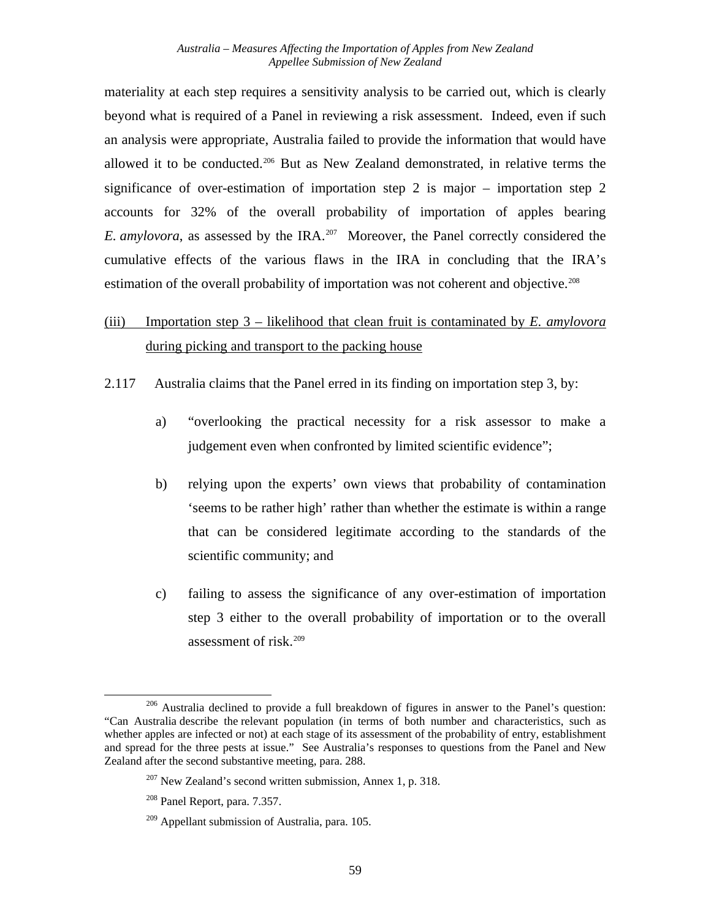materiality at each step requires a sensitivity analysis to be carried out, which is clearly beyond what is required of a Panel in reviewing a risk assessment. Indeed, even if such an analysis were appropriate, Australia failed to provide the information that would have allowed it to be conducted.[206] But as New Zealand demonstrated, in relative terms the significance of over-estimation of importation step 2 is major – importation step 2 accounts for 32% of the overall probability of importation of apples bearing *E. amylovora*, as assessed by the IRA.[207] Moreover, the Panel correctly considered the cumulative effects of the various flaws in the IRA in concluding that the IRA's estimation of the overall probability of importation was not coherent and objective.[208]

(iii) <u>Importation step 3 – likelihood that clean fruit is contaminated by *E. amylovora* during picking and transport to the packing house</u>

2.117 Australia claims that the Panel erred in its finding on importation step 3, by:

a) "overlooking the practical necessity for a risk assessor to make a judgement even when confronted by limited scientific evidence";

b) relying upon the experts' own views that probability of contamination 'seems to be rather high' rather than whether the estimate is within a range that can be considered legitimate according to the standards of the scientific community; and

c) failing to assess the significance of any over-estimation of importation step 3 either to the overall probability of importation or to the overall assessment of risk.[209]

---

[206] Australia declined to provide a full breakdown of figures in answer to the Panel's question: "Can Australia describe the relevant population (in terms of both number and characteristics, such as whether apples are infected or not) at each stage of its assessment of the probability of entry, establishment and spread for the three pests at issue." See Australia's responses to questions from the Panel and New Zealand after the second substantive meeting, para. 288.

[207] New Zealand's second written submission, Annex 1, p. 318.

[208] Panel Report, para. 7.357.

[209] Appellant submission of Australia, para. 105.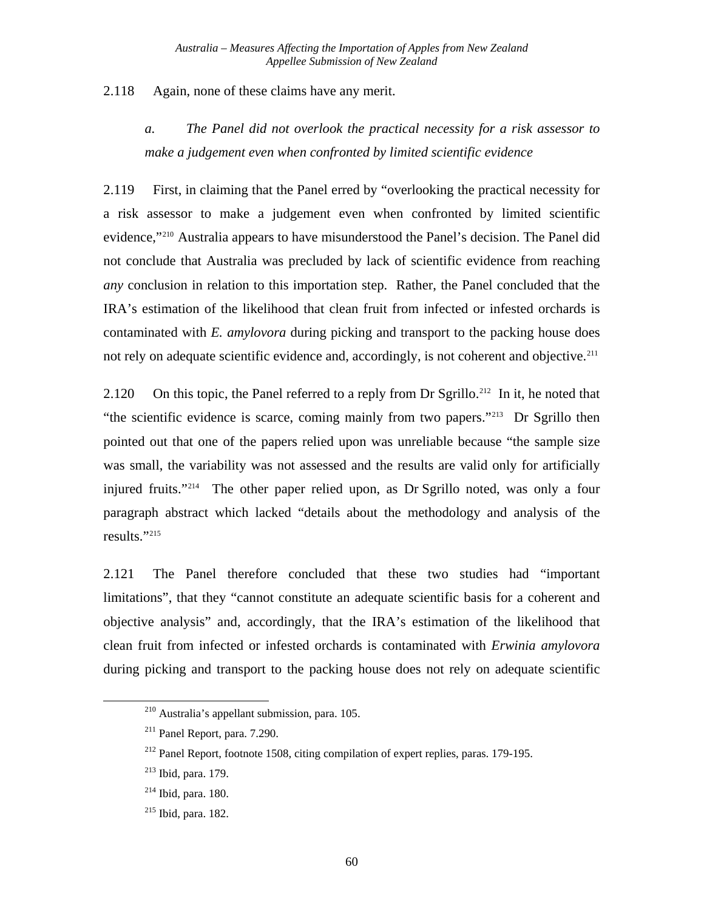2.118 Again, none of these claims have any merit.

*a. The Panel did not overlook the practical necessity for a risk assessor to make a judgement even when confronted by limited scientific evidence*

2.119 First, in claiming that the Panel erred by "overlooking the practical necessity for a risk assessor to make a judgement even when confronted by limited scientific evidence,"[210] Australia appears to have misunderstood the Panel's decision. The Panel did not conclude that Australia was precluded by lack of scientific evidence from reaching *any* conclusion in relation to this importation step. Rather, the Panel concluded that the IRA's estimation of the likelihood that clean fruit from infected or infested orchards is contaminated with *E. amylovora* during picking and transport to the packing house does not rely on adequate scientific evidence and, accordingly, is not coherent and objective.[211]

2.120 On this topic, the Panel referred to a reply from Dr Sgrillo.[212] In it, he noted that "the scientific evidence is scarce, coming mainly from two papers."[213] Dr Sgrillo then pointed out that one of the papers relied upon was unreliable because "the sample size was small, the variability was not assessed and the results are valid only for artificially injured fruits."[214] The other paper relied upon, as Dr Sgrillo noted, was only a four paragraph abstract which lacked "details about the methodology and analysis of the results."[215]

2.121 The Panel therefore concluded that these two studies had "important limitations", that they "cannot constitute an adequate scientific basis for a coherent and objective analysis" and, accordingly, that the IRA's estimation of the likelihood that clean fruit from infected or infested orchards is contaminated with *Erwinia amylovora* during picking and transport to the packing house does not rely on adequate scientific

[210] Australia's appellant submission, para. 105.

[211] Panel Report, para. 7.290.

[212] Panel Report, footnote 1508, citing compilation of expert replies, paras. 179-195.

[213] Ibid, para. 179.

[214] Ibid, para. 180.

[215] Ibid, para. 182.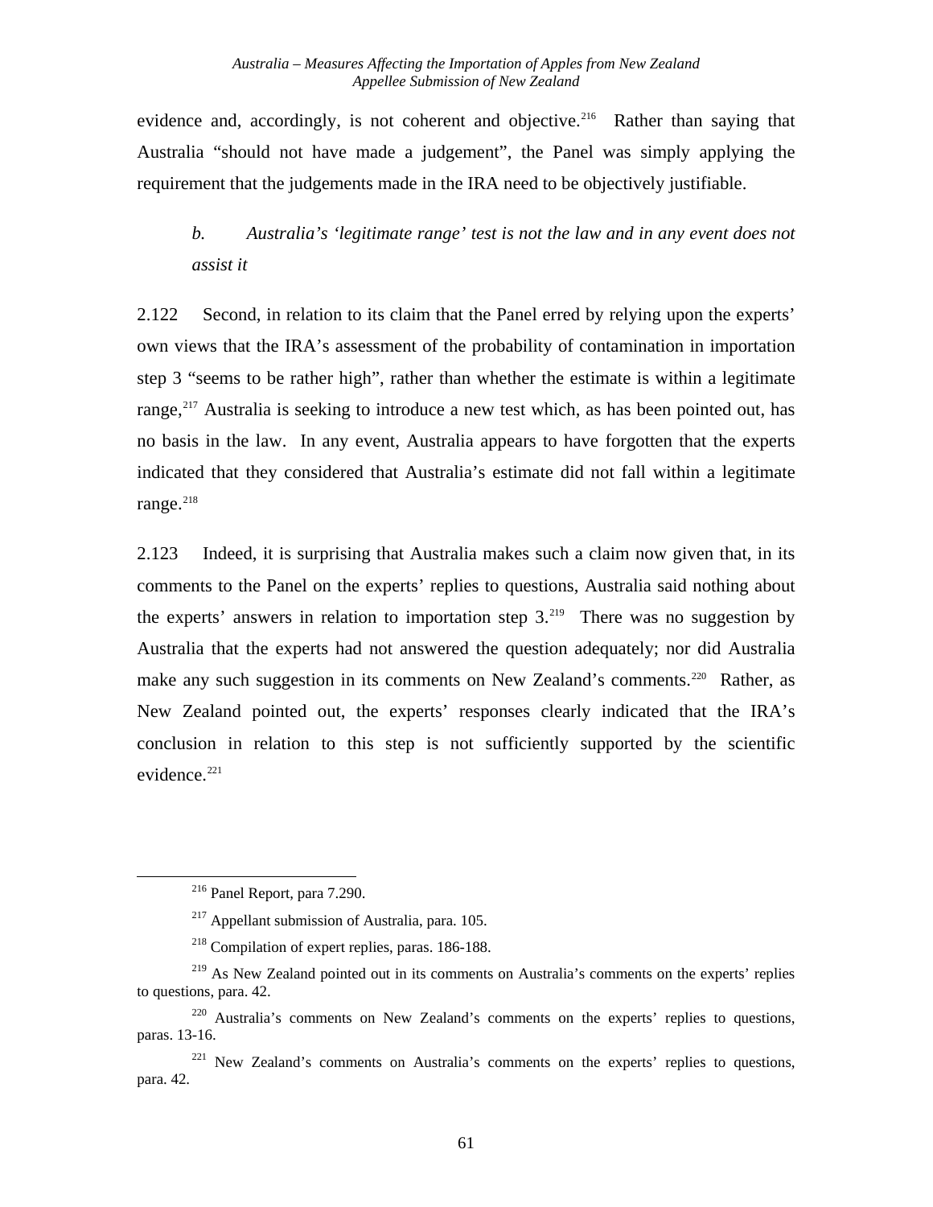evidence and, accordingly, is not coherent and objective.[216] Rather than saying that Australia "should not have made a judgement", the Panel was simply applying the requirement that the judgements made in the IRA need to be objectively justifiable.

*b. Australia's 'legitimate range' test is not the law and in any event does not assist it*

2.122 Second, in relation to its claim that the Panel erred by relying upon the experts' own views that the IRA's assessment of the probability of contamination in importation step 3 "seems to be rather high", rather than whether the estimate is within a legitimate range,[217] Australia is seeking to introduce a new test which, as has been pointed out, has no basis in the law. In any event, Australia appears to have forgotten that the experts indicated that they considered that Australia's estimate did not fall within a legitimate range.[218]

2.123 Indeed, it is surprising that Australia makes such a claim now given that, in its comments to the Panel on the experts' replies to questions, Australia said nothing about the experts' answers in relation to importation step 3.[219] There was no suggestion by Australia that the experts had not answered the question adequately; nor did Australia make any such suggestion in its comments on New Zealand's comments.[220] Rather, as New Zealand pointed out, the experts' responses clearly indicated that the IRA's conclusion in relation to this step is not sufficiently supported by the scientific evidence.[221]

---

[216] Panel Report, para 7.290.

[217] Appellant submission of Australia, para. 105.

[218] Compilation of expert replies, paras. 186-188.

[219] As New Zealand pointed out in its comments on Australia's comments on the experts' replies to questions, para. 42.

[220] Australia's comments on New Zealand's comments on the experts' replies to questions, paras. 13-16.

[221] New Zealand's comments on Australia's comments on the experts' replies to questions, para. 42.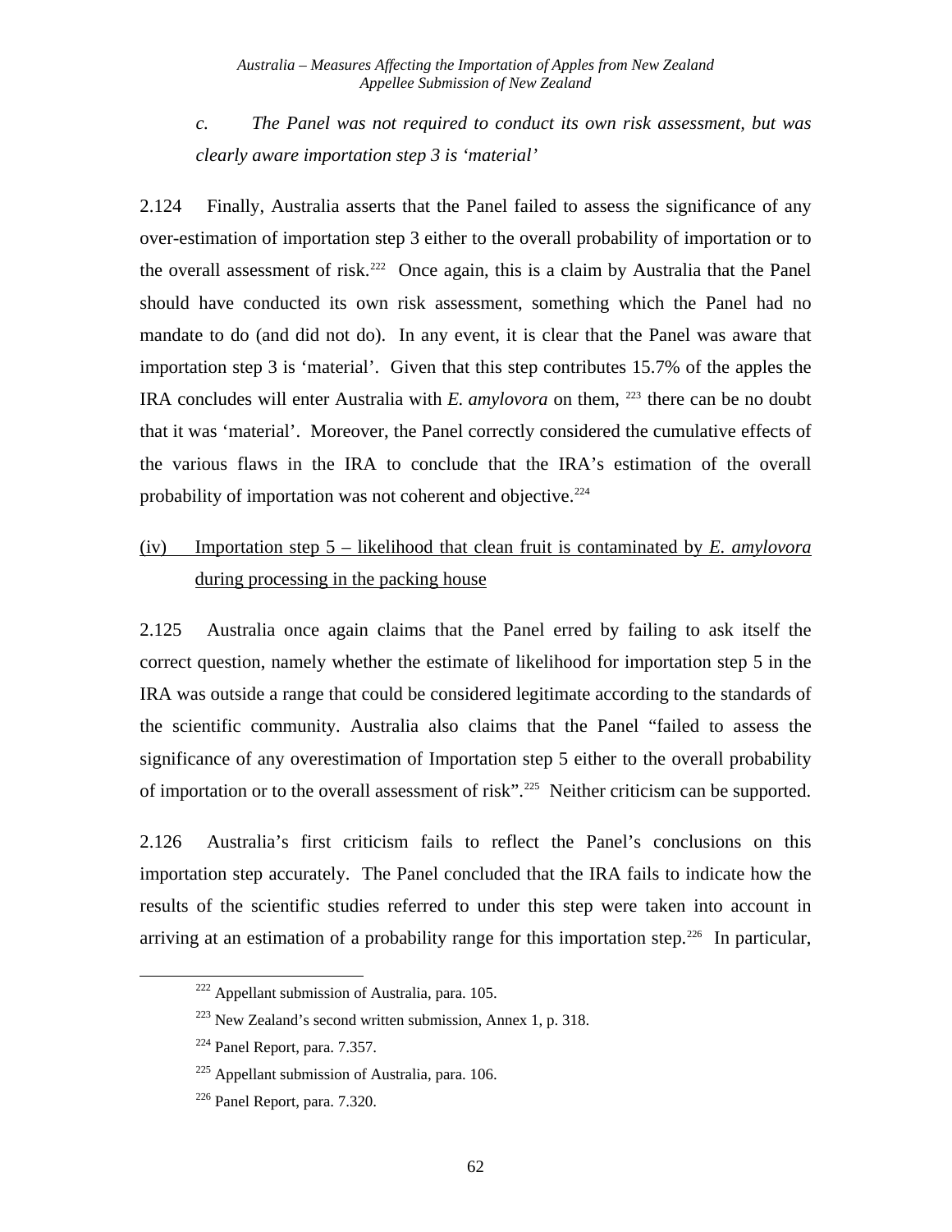*c. The Panel was not required to conduct its own risk assessment, but was clearly aware importation step 3 is 'material'*

2.124 Finally, Australia asserts that the Panel failed to assess the significance of any over-estimation of importation step 3 either to the overall probability of importation or to the overall assessment of risk.[222] Once again, this is a claim by Australia that the Panel should have conducted its own risk assessment, something which the Panel had no mandate to do (and did not do). In any event, it is clear that the Panel was aware that importation step 3 is 'material'. Given that this step contributes 15.7% of the apples the IRA concludes will enter Australia with *E. amylovora* on them, [223] there can be no doubt that it was 'material'. Moreover, the Panel correctly considered the cumulative effects of the various flaws in the IRA to conclude that the IRA's estimation of the overall probability of importation was not coherent and objective.[224]

<u>(iv) Importation step 5 – likelihood that clean fruit is contaminated by *E. amylovora* during processing in the packing house</u>

2.125 Australia once again claims that the Panel erred by failing to ask itself the correct question, namely whether the estimate of likelihood for importation step 5 in the IRA was outside a range that could be considered legitimate according to the standards of the scientific community. Australia also claims that the Panel "failed to assess the significance of any overestimation of Importation step 5 either to the overall probability of importation or to the overall assessment of risk".[225] Neither criticism can be supported.

2.126 Australia's first criticism fails to reflect the Panel's conclusions on this importation step accurately. The Panel concluded that the IRA fails to indicate how the results of the scientific studies referred to under this step were taken into account in arriving at an estimation of a probability range for this importation step.[226] In particular,

[222] Appellant submission of Australia, para. 105.

[223] New Zealand's second written submission, Annex 1, p. 318.

[224] Panel Report, para. 7.357.

[225] Appellant submission of Australia, para. 106.

[226] Panel Report, para. 7.320.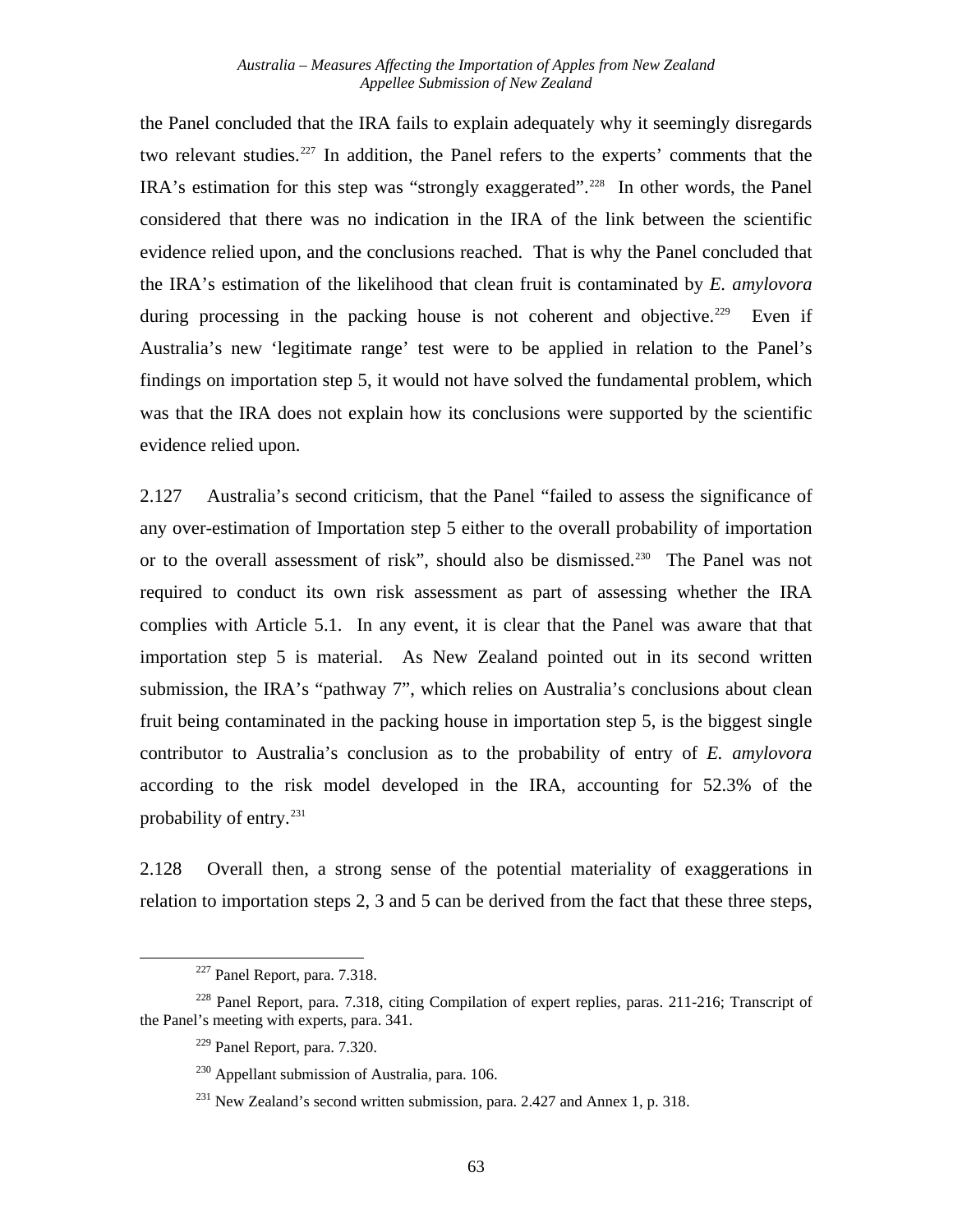the Panel concluded that the IRA fails to explain adequately why it seemingly disregards two relevant studies.[227] In addition, the Panel refers to the experts' comments that the IRA's estimation for this step was "strongly exaggerated".[228] In other words, the Panel considered that there was no indication in the IRA of the link between the scientific evidence relied upon, and the conclusions reached. That is why the Panel concluded that the IRA's estimation of the likelihood that clean fruit is contaminated by *E. amylovora* during processing in the packing house is not coherent and objective.[229] Even if Australia's new 'legitimate range' test were to be applied in relation to the Panel's findings on importation step 5, it would not have solved the fundamental problem, which was that the IRA does not explain how its conclusions were supported by the scientific evidence relied upon.

2.127 Australia's second criticism, that the Panel "failed to assess the significance of any over-estimation of Importation step 5 either to the overall probability of importation or to the overall assessment of risk", should also be dismissed.[230] The Panel was not required to conduct its own risk assessment as part of assessing whether the IRA complies with Article 5.1. In any event, it is clear that the Panel was aware that that importation step 5 is material. As New Zealand pointed out in its second written submission, the IRA's "pathway 7", which relies on Australia's conclusions about clean fruit being contaminated in the packing house in importation step 5, is the biggest single contributor to Australia's conclusion as to the probability of entry of *E. amylovora* according to the risk model developed in the IRA, accounting for 52.3% of the probability of entry.[231]

2.128 Overall then, a strong sense of the potential materiality of exaggerations in relation to importation steps 2, 3 and 5 can be derived from the fact that these three steps,

---

[227] Panel Report, para. 7.318.

[228] Panel Report, para. 7.318, citing Compilation of expert replies, paras. 211-216; Transcript of the Panel's meeting with experts, para. 341.

[229] Panel Report, para. 7.320.

[230] Appellant submission of Australia, para. 106.

[231] New Zealand's second written submission, para. 2.427 and Annex 1, p. 318.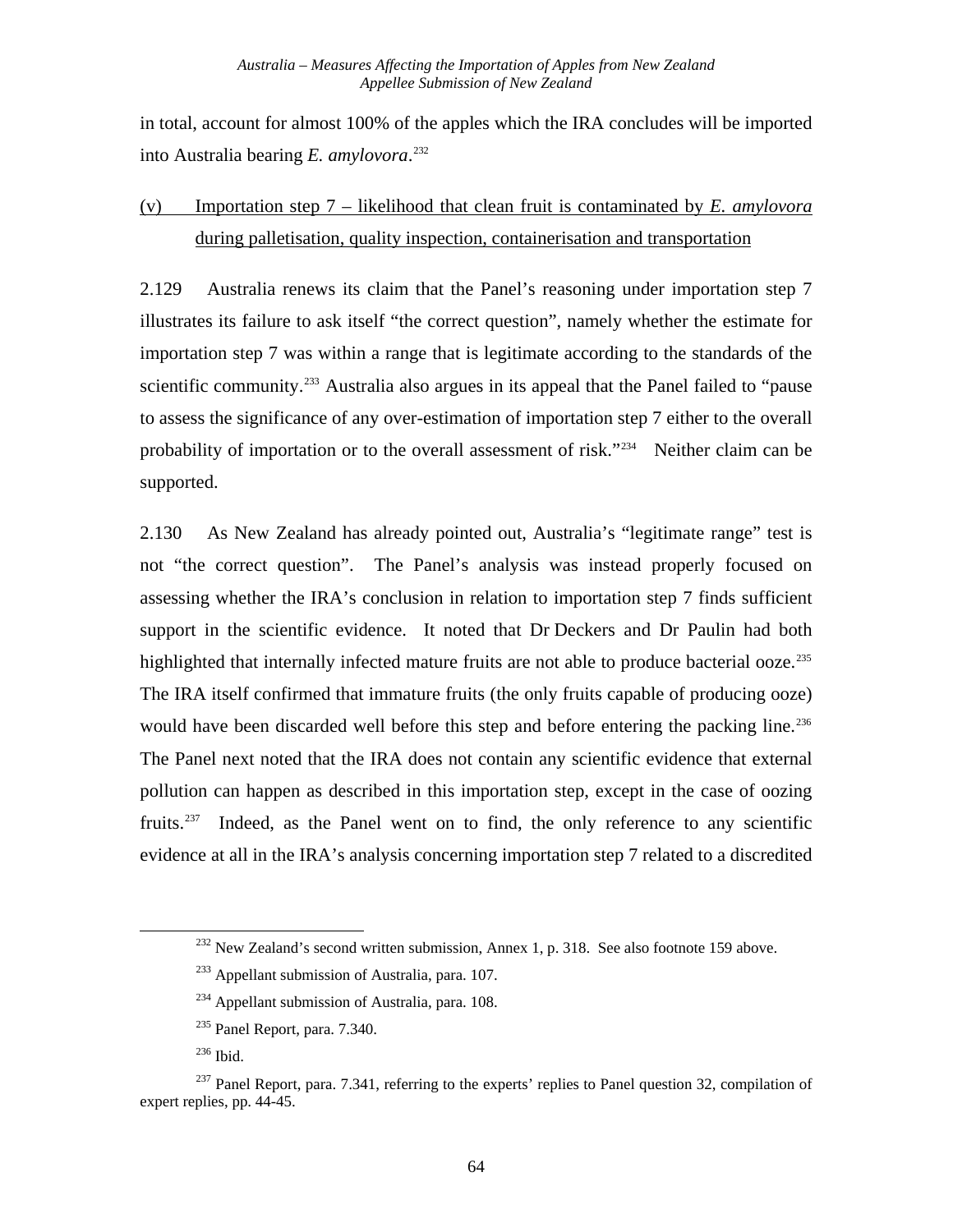in total, account for almost 100% of the apples which the IRA concludes will be imported into Australia bearing *E. amylovora*.[232]

(v) <u>Importation step 7 – likelihood that clean fruit is contaminated by *E. amylovora* during palletisation, quality inspection, containerisation and transportation</u>

2.129 Australia renews its claim that the Panel's reasoning under importation step 7 illustrates its failure to ask itself "the correct question", namely whether the estimate for importation step 7 was within a range that is legitimate according to the standards of the scientific community.[233] Australia also argues in its appeal that the Panel failed to "pause to assess the significance of any over-estimation of importation step 7 either to the overall probability of importation or to the overall assessment of risk."[234] Neither claim can be supported.

2.130 As New Zealand has already pointed out, Australia's "legitimate range" test is not "the correct question". The Panel's analysis was instead properly focused on assessing whether the IRA's conclusion in relation to importation step 7 finds sufficient support in the scientific evidence. It noted that Dr Deckers and Dr Paulin had both highlighted that internally infected mature fruits are not able to produce bacterial ooze.[235] The IRA itself confirmed that immature fruits (the only fruits capable of producing ooze) would have been discarded well before this step and before entering the packing line.[236] The Panel next noted that the IRA does not contain any scientific evidence that external pollution can happen as described in this importation step, except in the case of oozing fruits.[237] Indeed, as the Panel went on to find, the only reference to any scientific evidence at all in the IRA's analysis concerning importation step 7 related to a discredited

---

[232] New Zealand's second written submission, Annex 1, p. 318. See also footnote 159 above.

[233] Appellant submission of Australia, para. 107.

[234] Appellant submission of Australia, para. 108.

[235] Panel Report, para. 7.340.

[236] Ibid.

[237] Panel Report, para. 7.341, referring to the experts' replies to Panel question 32, compilation of expert replies, pp. 44-45.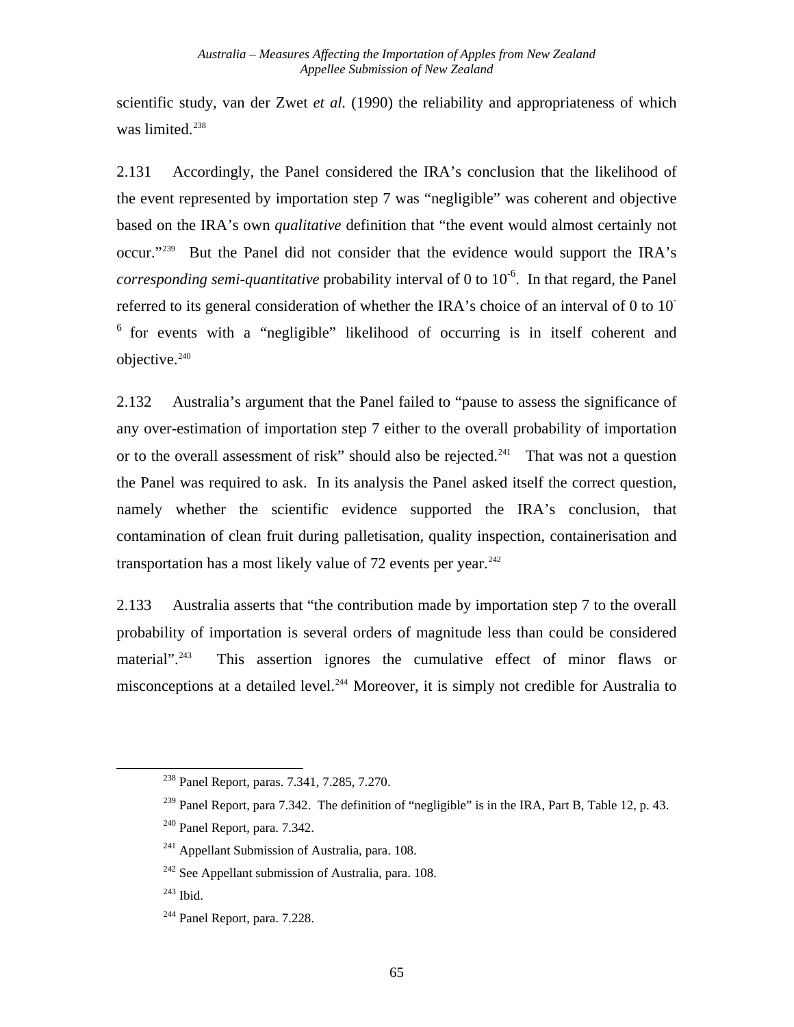scientific study, van der Zwet *et al.* (1990) the reliability and appropriateness of which was limited.[238]

2.131 Accordingly, the Panel considered the IRA's conclusion that the likelihood of the event represented by importation step 7 was "negligible" was coherent and objective based on the IRA's own *qualitative* definition that "the event would almost certainly not occur."[239] But the Panel did not consider that the evidence would support the IRA's *corresponding semi-quantitative* probability interval of 0 to $10^{-6}$. In that regard, the Panel referred to its general consideration of whether the IRA's choice of an interval of 0 to $10^{-6}$ for events with a "negligible" likelihood of occurring is in itself coherent and objective.[240]

2.132 Australia's argument that the Panel failed to "pause to assess the significance of any over-estimation of importation step 7 either to the overall probability of importation or to the overall assessment of risk" should also be rejected.[241] That was not a question the Panel was required to ask. In its analysis the Panel asked itself the correct question, namely whether the scientific evidence supported the IRA's conclusion, that contamination of clean fruit during palletisation, quality inspection, containerisation and transportation has a most likely value of 72 events per year.[242]

2.133 Australia asserts that "the contribution made by importation step 7 to the overall probability of importation is several orders of magnitude less than could be considered material".[243] This assertion ignores the cumulative effect of minor flaws or misconceptions at a detailed level.[244] Moreover, it is simply not credible for Australia to

---

[238] Panel Report, paras. 7.341, 7.285, 7.270.

[239] Panel Report, para 7.342. The definition of "negligible" is in the IRA, Part B, Table 12, p. 43.

[240] Panel Report, para. 7.342.

[241] Appellant Submission of Australia, para. 108.

[242] See Appellant submission of Australia, para. 108.

[243] Ibid.

[244] Panel Report, para. 7.228.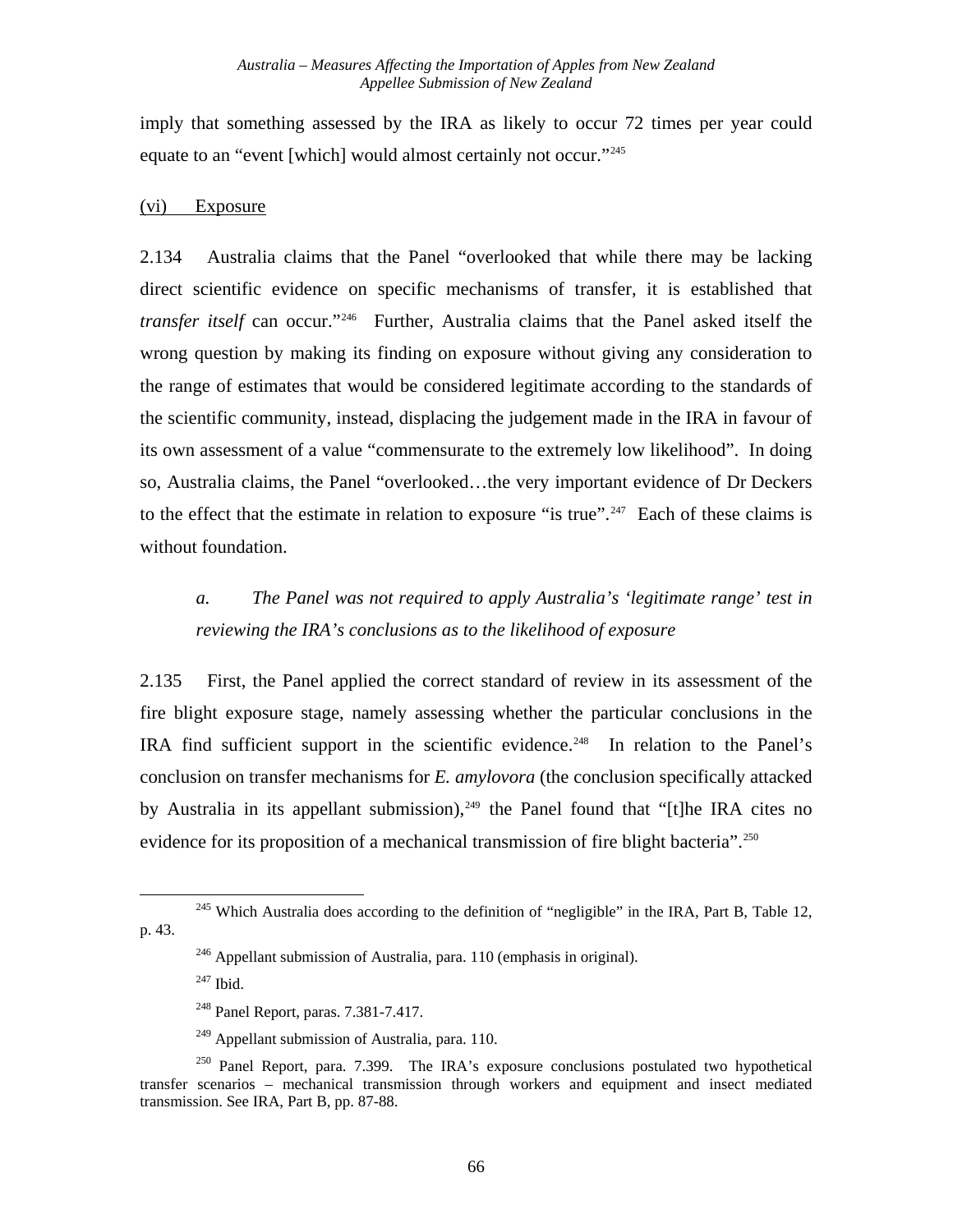imply that something assessed by the IRA as likely to occur 72 times per year could equate to an "event [which] would almost certainly not occur."[245]

(vi) Exposure

2.134 Australia claims that the Panel "overlooked that while there may be lacking direct scientific evidence on specific mechanisms of transfer, it is established that *transfer itself* can occur."[246] Further, Australia claims that the Panel asked itself the wrong question by making its finding on exposure without giving any consideration to the range of estimates that would be considered legitimate according to the standards of the scientific community, instead, displacing the judgement made in the IRA in favour of its own assessment of a value "commensurate to the extremely low likelihood". In doing so, Australia claims, the Panel "overlooked…the very important evidence of Dr Deckers to the effect that the estimate in relation to exposure "is true".[247] Each of these claims is without foundation.

*a. The Panel was not required to apply Australia's 'legitimate range' test in reviewing the IRA's conclusions as to the likelihood of exposure*

2.135 First, the Panel applied the correct standard of review in its assessment of the fire blight exposure stage, namely assessing whether the particular conclusions in the IRA find sufficient support in the scientific evidence.[248] In relation to the Panel's conclusion on transfer mechanisms for *E. amylovora* (the conclusion specifically attacked by Australia in its appellant submission),[249] the Panel found that "[t]he IRA cites no evidence for its proposition of a mechanical transmission of fire blight bacteria".[250]

---

[245] Which Australia does according to the definition of "negligible" in the IRA, Part B, Table 12, p. 43.

[246] Appellant submission of Australia, para. 110 (emphasis in original).

[247] Ibid.

[248] Panel Report, paras. 7.381-7.417.

[249] Appellant submission of Australia, para. 110.

[250] Panel Report, para. 7.399. The IRA's exposure conclusions postulated two hypothetical transfer scenarios – mechanical transmission through workers and equipment and insect mediated transmission. See IRA, Part B, pp. 87-88.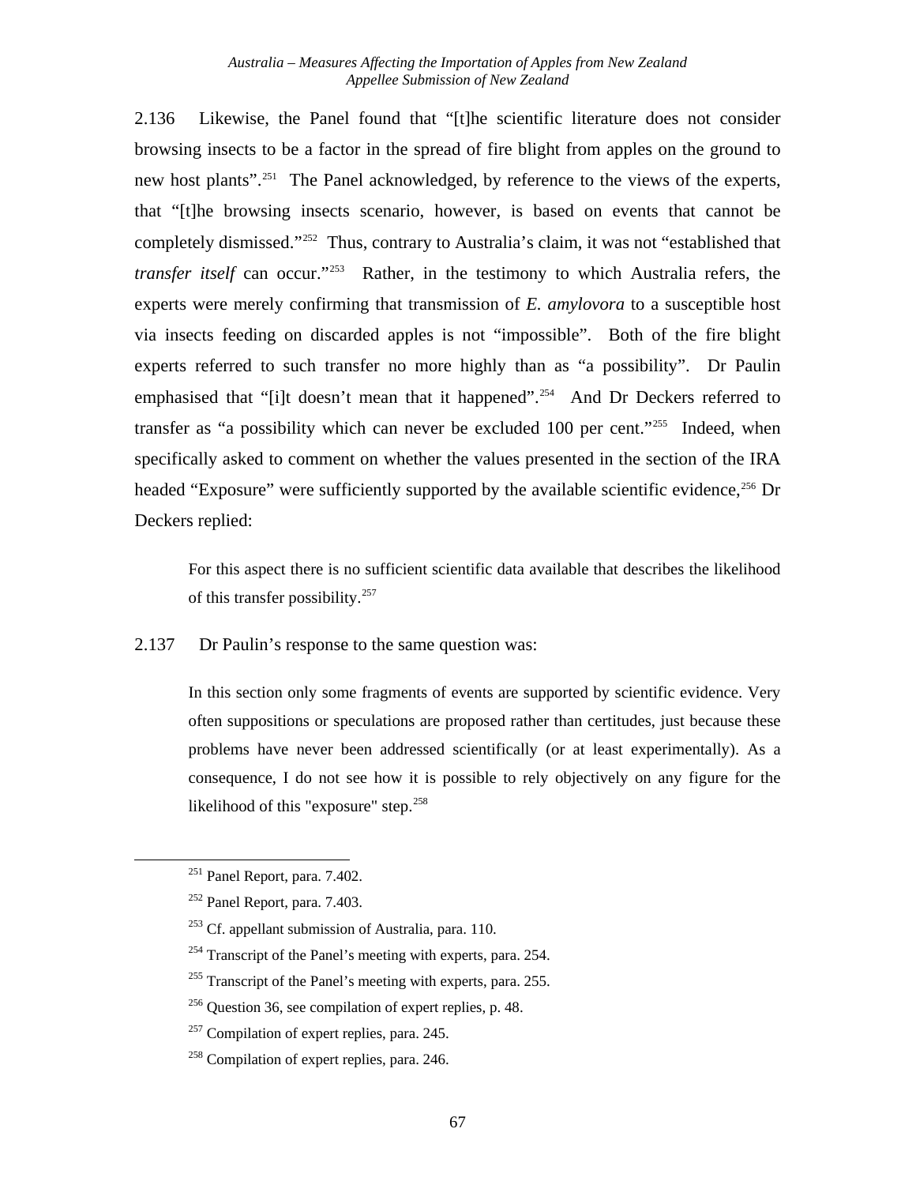2.136 Likewise, the Panel found that "[t]he scientific literature does not consider browsing insects to be a factor in the spread of fire blight from apples on the ground to new host plants".[251] The Panel acknowledged, by reference to the views of the experts, that "[t]he browsing insects scenario, however, is based on events that cannot be completely dismissed."[252] Thus, contrary to Australia's claim, it was not "established that *transfer itself* can occur."[253] Rather, in the testimony to which Australia refers, the experts were merely confirming that transmission of *E. amylovora* to a susceptible host via insects feeding on discarded apples is not "impossible". Both of the fire blight experts referred to such transfer no more highly than as "a possibility". Dr Paulin emphasised that "[i]t doesn't mean that it happened".[254] And Dr Deckers referred to transfer as "a possibility which can never be excluded 100 per cent."[255] Indeed, when specifically asked to comment on whether the values presented in the section of the IRA headed "Exposure" were sufficiently supported by the available scientific evidence,[256] Dr Deckers replied:

> For this aspect there is no sufficient scientific data available that describes the likelihood of this transfer possibility.[257]

2.137 Dr Paulin's response to the same question was:

> In this section only some fragments of events are supported by scientific evidence. Very often suppositions or speculations are proposed rather than certitudes, just because these problems have never been addressed scientifically (or at least experimentally). As a consequence, I do not see how it is possible to rely objectively on any figure for the likelihood of this "exposure" step.[258]

---

[251] Panel Report, para. 7.402.

[252] Panel Report, para. 7.403.

[253] Cf. appellant submission of Australia, para. 110.

[254] Transcript of the Panel's meeting with experts, para. 254.

[255] Transcript of the Panel's meeting with experts, para. 255.

[256] Question 36, see compilation of expert replies, p. 48.

[257] Compilation of expert replies, para. 245.

[258] Compilation of expert replies, para. 246.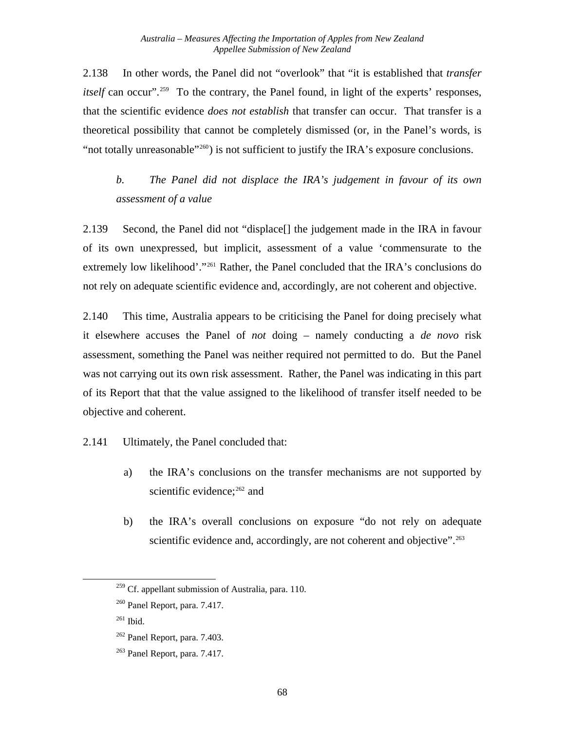2.138 In other words, the Panel did not "overlook" that "it is established that *transfer itself* can occur".[259] To the contrary, the Panel found, in light of the experts' responses, that the scientific evidence *does not establish* that transfer can occur. That transfer is a theoretical possibility that cannot be completely dismissed (or, in the Panel's words, is "not totally unreasonable"[260]) is not sufficient to justify the IRA's exposure conclusions.

### *b. The Panel did not displace the IRA's judgement in favour of its own assessment of a value*

2.139 Second, the Panel did not "displace[] the judgement made in the IRA in favour of its own unexpressed, but implicit, assessment of a value 'commensurate to the extremely low likelihood'."[261] Rather, the Panel concluded that the IRA's conclusions do not rely on adequate scientific evidence and, accordingly, are not coherent and objective.

2.140 This time, Australia appears to be criticising the Panel for doing precisely what it elsewhere accuses the Panel of *not* doing – namely conducting a *de novo* risk assessment, something the Panel was neither required not permitted to do. But the Panel was not carrying out its own risk assessment. Rather, the Panel was indicating in this part of its Report that that the value assigned to the likelihood of transfer itself needed to be objective and coherent.

2.141 Ultimately, the Panel concluded that:

a) the IRA's conclusions on the transfer mechanisms are not supported by scientific evidence;[262] and

b) the IRA's overall conclusions on exposure "do not rely on adequate scientific evidence and, accordingly, are not coherent and objective".[263]

---

[259] Cf. appellant submission of Australia, para. 110.

[260] Panel Report, para. 7.417.

[261] Ibid.

[262] Panel Report, para. 7.403.

[263] Panel Report, para. 7.417.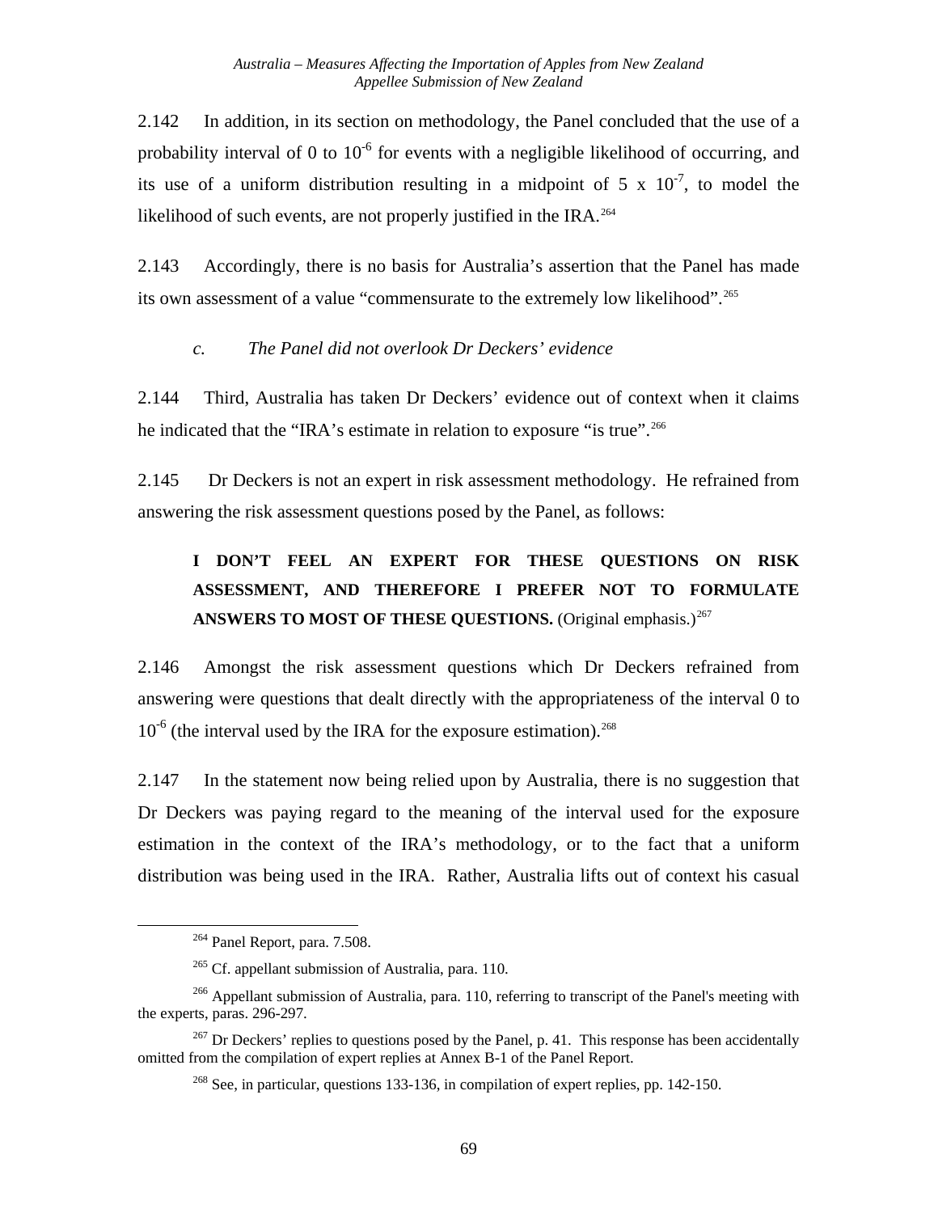2.142 In addition, in its section on methodology, the Panel concluded that the use of a probability interval of 0 to $10^{-6}$ for events with a negligible likelihood of occurring, and its use of a uniform distribution resulting in a midpoint of 5 x $10^{-7}$, to model the likelihood of such events, are not properly justified in the IRA.[264]

2.143 Accordingly, there is no basis for Australia's assertion that the Panel has made its own assessment of a value "commensurate to the extremely low likelihood".[265]

### *c. The Panel did not overlook Dr Deckers' evidence*

2.144 Third, Australia has taken Dr Deckers' evidence out of context when it claims he indicated that the "IRA's estimate in relation to exposure "is true".[266]

2.145 Dr Deckers is not an expert in risk assessment methodology. He refrained from answering the risk assessment questions posed by the Panel, as follows:

> **I DON'T FEEL AN EXPERT FOR THESE QUESTIONS ON RISK ASSESSMENT, AND THEREFORE I PREFER NOT TO FORMULATE ANSWERS TO MOST OF THESE QUESTIONS.** (Original emphasis.)[267]

2.146 Amongst the risk assessment questions which Dr Deckers refrained from answering were questions that dealt directly with the appropriateness of the interval 0 to $10^{-6}$ (the interval used by the IRA for the exposure estimation).[268]

2.147 In the statement now being relied upon by Australia, there is no suggestion that Dr Deckers was paying regard to the meaning of the interval used for the exposure estimation in the context of the IRA's methodology, or to the fact that a uniform distribution was being used in the IRA. Rather, Australia lifts out of context his casual

---

[264] Panel Report, para. 7.508.

[265] Cf. appellant submission of Australia, para. 110.

[266] Appellant submission of Australia, para. 110, referring to transcript of the Panel's meeting with the experts, paras. 296-297.

[267] Dr Deckers' replies to questions posed by the Panel, p. 41. This response has been accidentally omitted from the compilation of expert replies at Annex B-1 of the Panel Report.

[268] See, in particular, questions 133-136, in compilation of expert replies, pp. 142-150.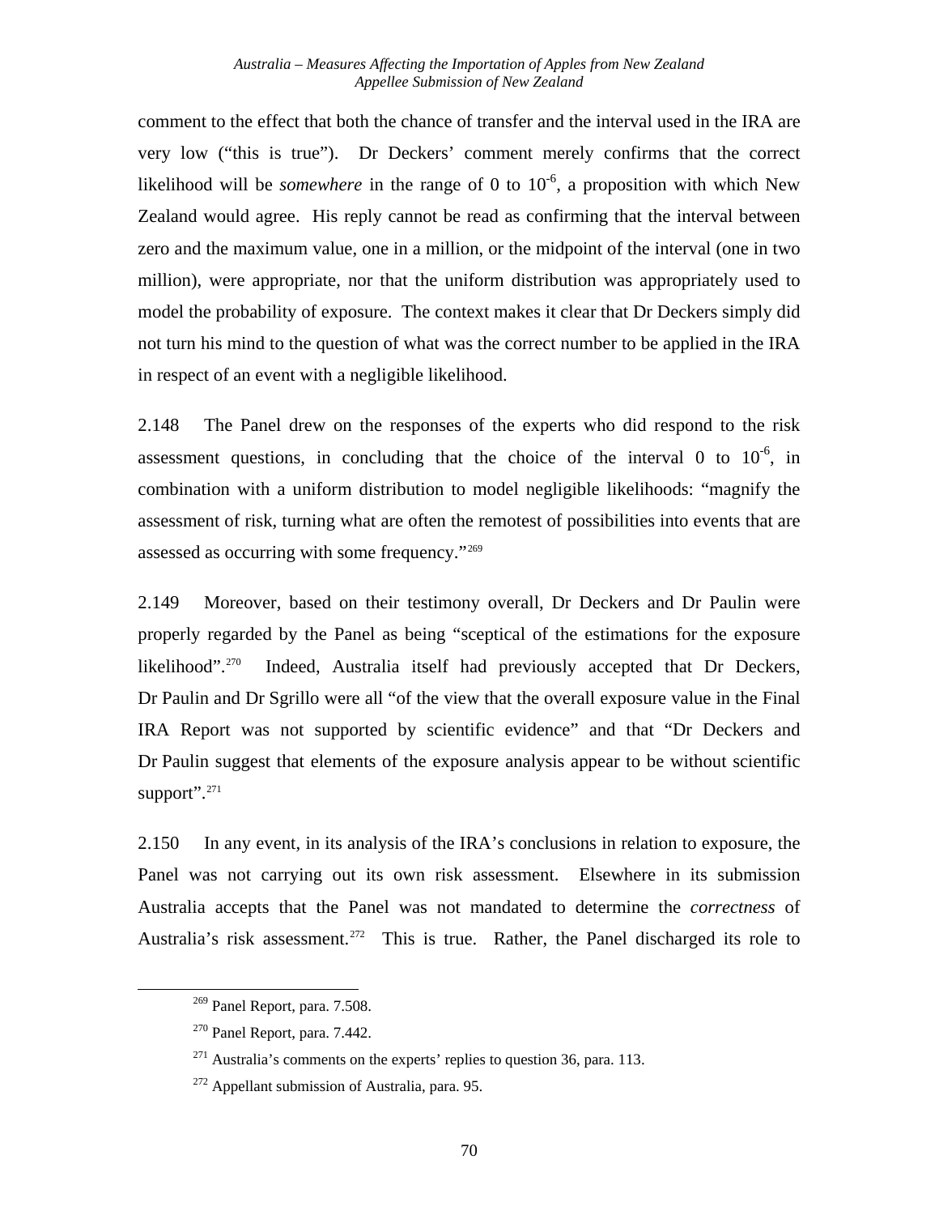comment to the effect that both the chance of transfer and the interval used in the IRA are very low ("this is true"). Dr Deckers' comment merely confirms that the correct likelihood will be *somewhere* in the range of 0 to $10^{-6}$, a proposition with which New Zealand would agree. His reply cannot be read as confirming that the interval between zero and the maximum value, one in a million, or the midpoint of the interval (one in two million), were appropriate, nor that the uniform distribution was appropriately used to model the probability of exposure. The context makes it clear that Dr Deckers simply did not turn his mind to the question of what was the correct number to be applied in the IRA in respect of an event with a negligible likelihood.

2.148 The Panel drew on the responses of the experts who did respond to the risk assessment questions, in concluding that the choice of the interval 0 to $10^{-6}$, in combination with a uniform distribution to model negligible likelihoods: "magnify the assessment of risk, turning what are often the remotest of possibilities into events that are assessed as occurring with some frequency."[269]

2.149 Moreover, based on their testimony overall, Dr Deckers and Dr Paulin were properly regarded by the Panel as being "sceptical of the estimations for the exposure likelihood".[270] Indeed, Australia itself had previously accepted that Dr Deckers, Dr Paulin and Dr Sgrillo were all "of the view that the overall exposure value in the Final IRA Report was not supported by scientific evidence" and that "Dr Deckers and Dr Paulin suggest that elements of the exposure analysis appear to be without scientific support".[271]

2.150 In any event, in its analysis of the IRA's conclusions in relation to exposure, the Panel was not carrying out its own risk assessment. Elsewhere in its submission Australia accepts that the Panel was not mandated to determine the *correctness* of Australia's risk assessment.[272] This is true. Rather, the Panel discharged its role to

---

[269] Panel Report, para. 7.508.

[270] Panel Report, para. 7.442.

[271] Australia's comments on the experts' replies to question 36, para. 113.

[272] Appellant submission of Australia, para. 95.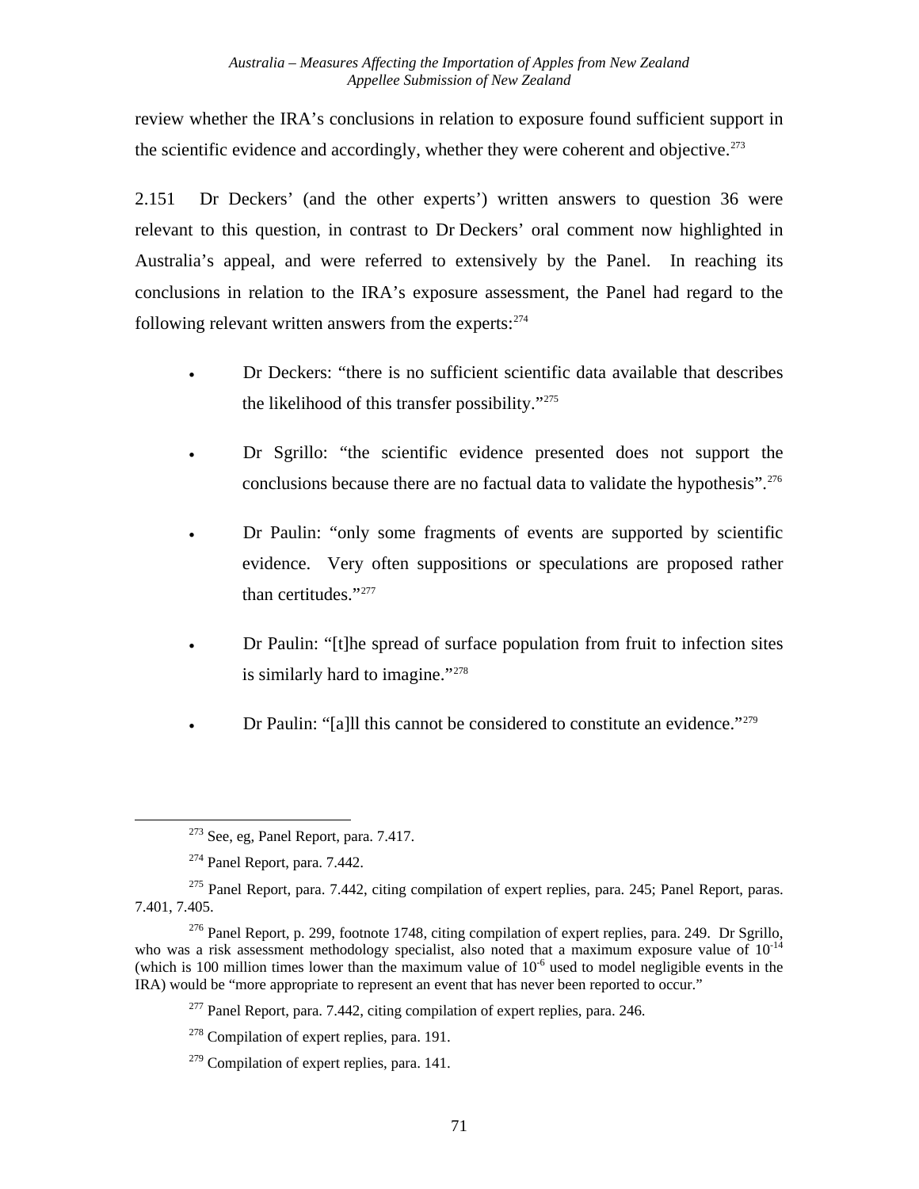review whether the IRA's conclusions in relation to exposure found sufficient support in the scientific evidence and accordingly, whether they were coherent and objective.[273]

2.151 Dr Deckers' (and the other experts') written answers to question 36 were relevant to this question, in contrast to Dr Deckers' oral comment now highlighted in Australia's appeal, and were referred to extensively by the Panel. In reaching its conclusions in relation to the IRA's exposure assessment, the Panel had regard to the following relevant written answers from the experts:[274]

- Dr Deckers: "there is no sufficient scientific data available that describes the likelihood of this transfer possibility."[275]
- Dr Sgrillo: "the scientific evidence presented does not support the conclusions because there are no factual data to validate the hypothesis".[276]
- Dr Paulin: "only some fragments of events are supported by scientific evidence. Very often suppositions or speculations are proposed rather than certitudes."[277]
- Dr Paulin: "[t]he spread of surface population from fruit to infection sites is similarly hard to imagine."[278]
- Dr Paulin: "[a]ll this cannot be considered to constitute an evidence."[279]

---

[273] See, eg, Panel Report, para. 7.417.

[274] Panel Report, para. 7.442.

[275] Panel Report, para. 7.442, citing compilation of expert replies, para. 245; Panel Report, paras. 7.401, 7.405.

[276] Panel Report, p. 299, footnote 1748, citing compilation of expert replies, para. 249. Dr Sgrillo, who was a risk assessment methodology specialist, also noted that a maximum exposure value of $10^{-14}$ (which is 100 million times lower than the maximum value of $10^{-6}$ used to model negligible events in the IRA) would be "more appropriate to represent an event that has never been reported to occur."

[277] Panel Report, para. 7.442, citing compilation of expert replies, para. 246.

[278] Compilation of expert replies, para. 191.

[279] Compilation of expert replies, para. 141.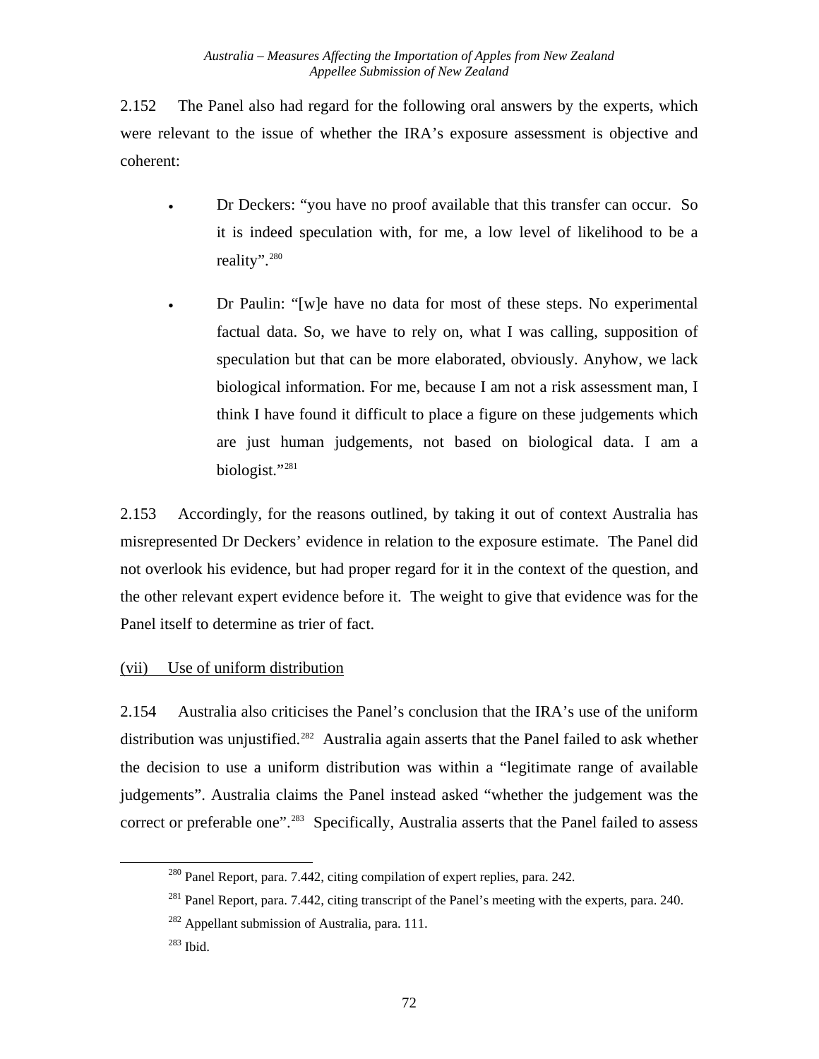2.152 The Panel also had regard for the following oral answers by the experts, which were relevant to the issue of whether the IRA's exposure assessment is objective and coherent:

- Dr Deckers: "you have no proof available that this transfer can occur. So it is indeed speculation with, for me, a low level of likelihood to be a reality".[280]

- Dr Paulin: "[w]e have no data for most of these steps. No experimental factual data. So, we have to rely on, what I was calling, supposition of speculation but that can be more elaborated, obviously. Anyhow, we lack biological information. For me, because I am not a risk assessment man, I think I have found it difficult to place a figure on these judgements which are just human judgements, not based on biological data. I am a biologist."[281]

2.153 Accordingly, for the reasons outlined, by taking it out of context Australia has misrepresented Dr Deckers' evidence in relation to the exposure estimate. The Panel did not overlook his evidence, but had proper regard for it in the context of the question, and the other relevant expert evidence before it. The weight to give that evidence was for the Panel itself to determine as trier of fact.

<u>(vii) Use of uniform distribution</u>

2.154 Australia also criticises the Panel's conclusion that the IRA's use of the uniform distribution was unjustified.[282] Australia again asserts that the Panel failed to ask whether the decision to use a uniform distribution was within a "legitimate range of available judgements". Australia claims the Panel instead asked "whether the judgement was the correct or preferable one".[283] Specifically, Australia asserts that the Panel failed to assess

---

[280] Panel Report, para. 7.442, citing compilation of expert replies, para. 242.

[281] Panel Report, para. 7.442, citing transcript of the Panel's meeting with the experts, para. 240.

[282] Appellant submission of Australia, para. 111.

[283] Ibid.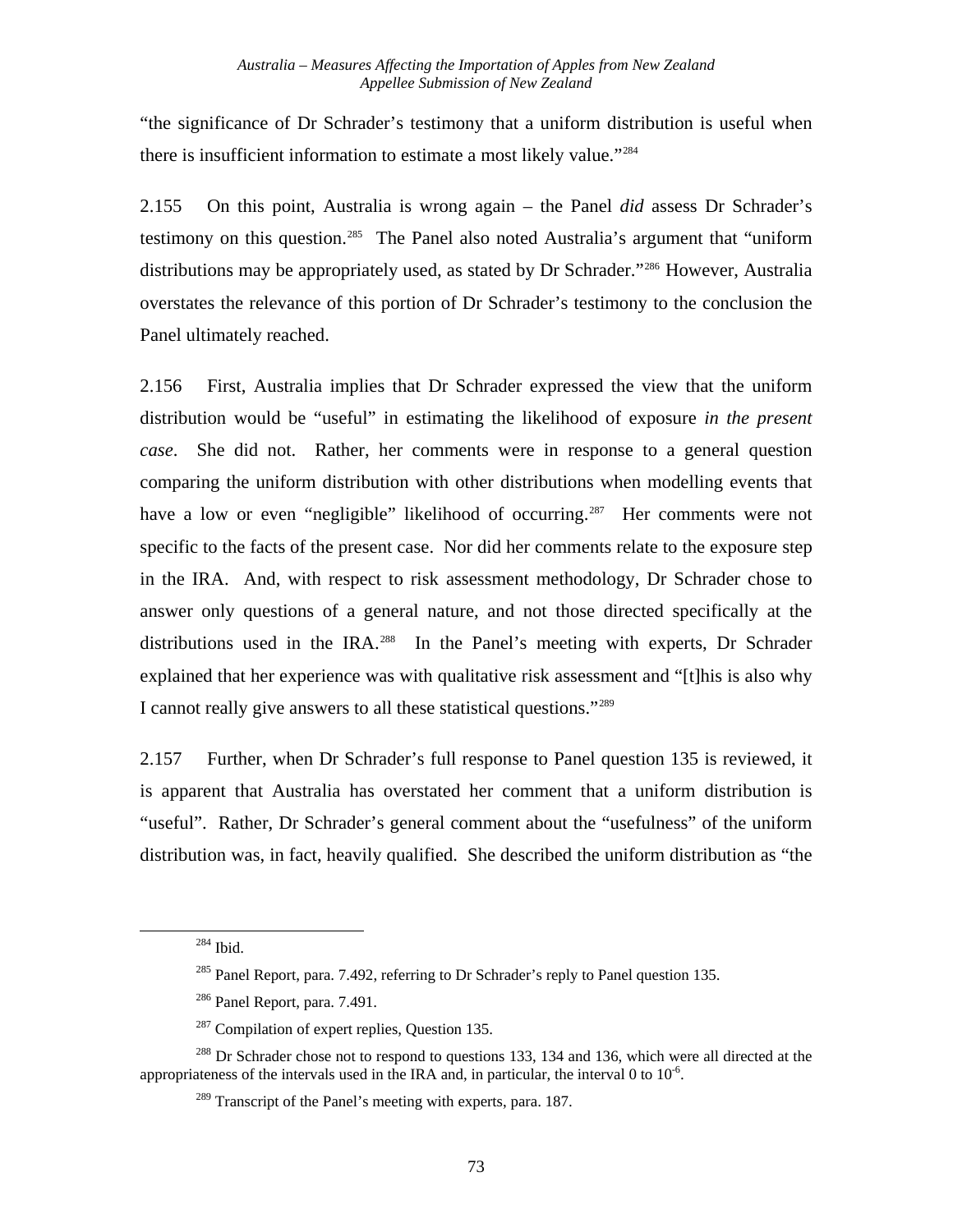"the significance of Dr Schrader's testimony that a uniform distribution is useful when there is insufficient information to estimate a most likely value."[284]

2.155 On this point, Australia is wrong again – the Panel *did* assess Dr Schrader's testimony on this question.[285] The Panel also noted Australia's argument that "uniform distributions may be appropriately used, as stated by Dr Schrader."[286] However, Australia overstates the relevance of this portion of Dr Schrader's testimony to the conclusion the Panel ultimately reached.

2.156 First, Australia implies that Dr Schrader expressed the view that the uniform distribution would be "useful" in estimating the likelihood of exposure *in the present case*. She did not. Rather, her comments were in response to a general question comparing the uniform distribution with other distributions when modelling events that have a low or even "negligible" likelihood of occurring.[287] Her comments were not specific to the facts of the present case. Nor did her comments relate to the exposure step in the IRA. And, with respect to risk assessment methodology, Dr Schrader chose to answer only questions of a general nature, and not those directed specifically at the distributions used in the IRA.[288] In the Panel's meeting with experts, Dr Schrader explained that her experience was with qualitative risk assessment and "[t]his is also why I cannot really give answers to all these statistical questions."[289]

2.157 Further, when Dr Schrader's full response to Panel question 135 is reviewed, it is apparent that Australia has overstated her comment that a uniform distribution is "useful". Rather, Dr Schrader's general comment about the "usefulness" of the uniform distribution was, in fact, heavily qualified. She described the uniform distribution as "the

---

[284] Ibid.

[285] Panel Report, para. 7.492, referring to Dr Schrader's reply to Panel question 135.

[286] Panel Report, para. 7.491.

[287] Compilation of expert replies, Question 135.

[288] Dr Schrader chose not to respond to questions 133, 134 and 136, which were all directed at the appropriateness of the intervals used in the IRA and, in particular, the interval 0 to $10^{-6}$.

[289] Transcript of the Panel's meeting with experts, para. 187.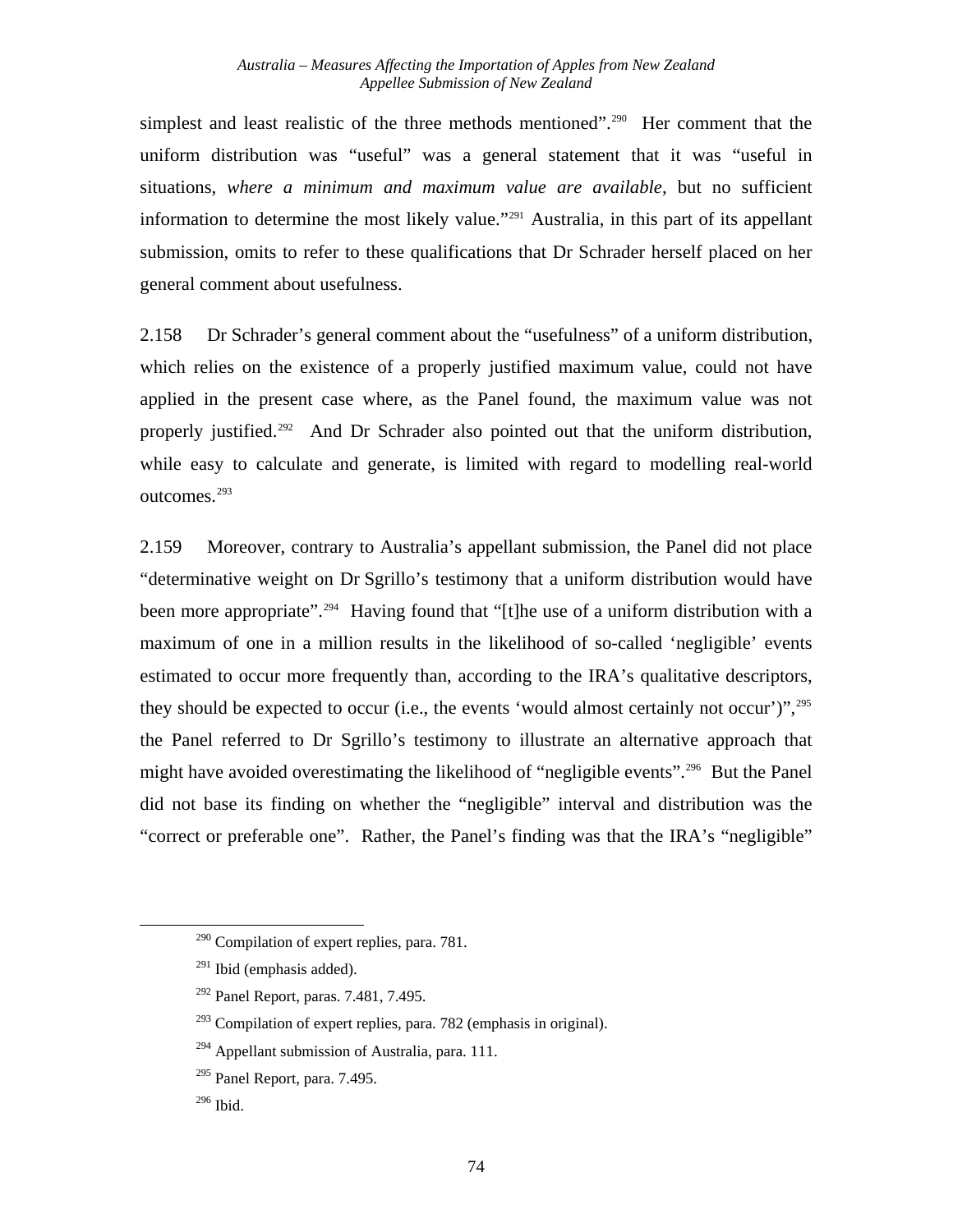simplest and least realistic of the three methods mentioned".[290] Her comment that the uniform distribution was "useful" was a general statement that it was "useful in situations, *where a minimum and maximum value are available*, but no sufficient information to determine the most likely value."[291] Australia, in this part of its appellant submission, omits to refer to these qualifications that Dr Schrader herself placed on her general comment about usefulness.

2.158 Dr Schrader's general comment about the "usefulness" of a uniform distribution, which relies on the existence of a properly justified maximum value, could not have applied in the present case where, as the Panel found, the maximum value was not properly justified.[292] And Dr Schrader also pointed out that the uniform distribution, while easy to calculate and generate, is limited with regard to modelling real-world outcomes.[293]

2.159 Moreover, contrary to Australia's appellant submission, the Panel did not place "determinative weight on Dr Sgrillo's testimony that a uniform distribution would have been more appropriate".[294] Having found that "[t]he use of a uniform distribution with a maximum of one in a million results in the likelihood of so-called 'negligible' events estimated to occur more frequently than, according to the IRA's qualitative descriptors, they should be expected to occur (i.e., the events 'would almost certainly not occur')",[295] the Panel referred to Dr Sgrillo's testimony to illustrate an alternative approach that might have avoided overestimating the likelihood of "negligible events".[296] But the Panel did not base its finding on whether the "negligible" interval and distribution was the "correct or preferable one". Rather, the Panel's finding was that the IRA's "negligible"

---

[290] Compilation of expert replies, para. 781.

[291] Ibid (emphasis added).

[292] Panel Report, paras. 7.481, 7.495.

[293] Compilation of expert replies, para. 782 (emphasis in original).

[294] Appellant submission of Australia, para. 111.

[295] Panel Report, para. 7.495.

[296] Ibid.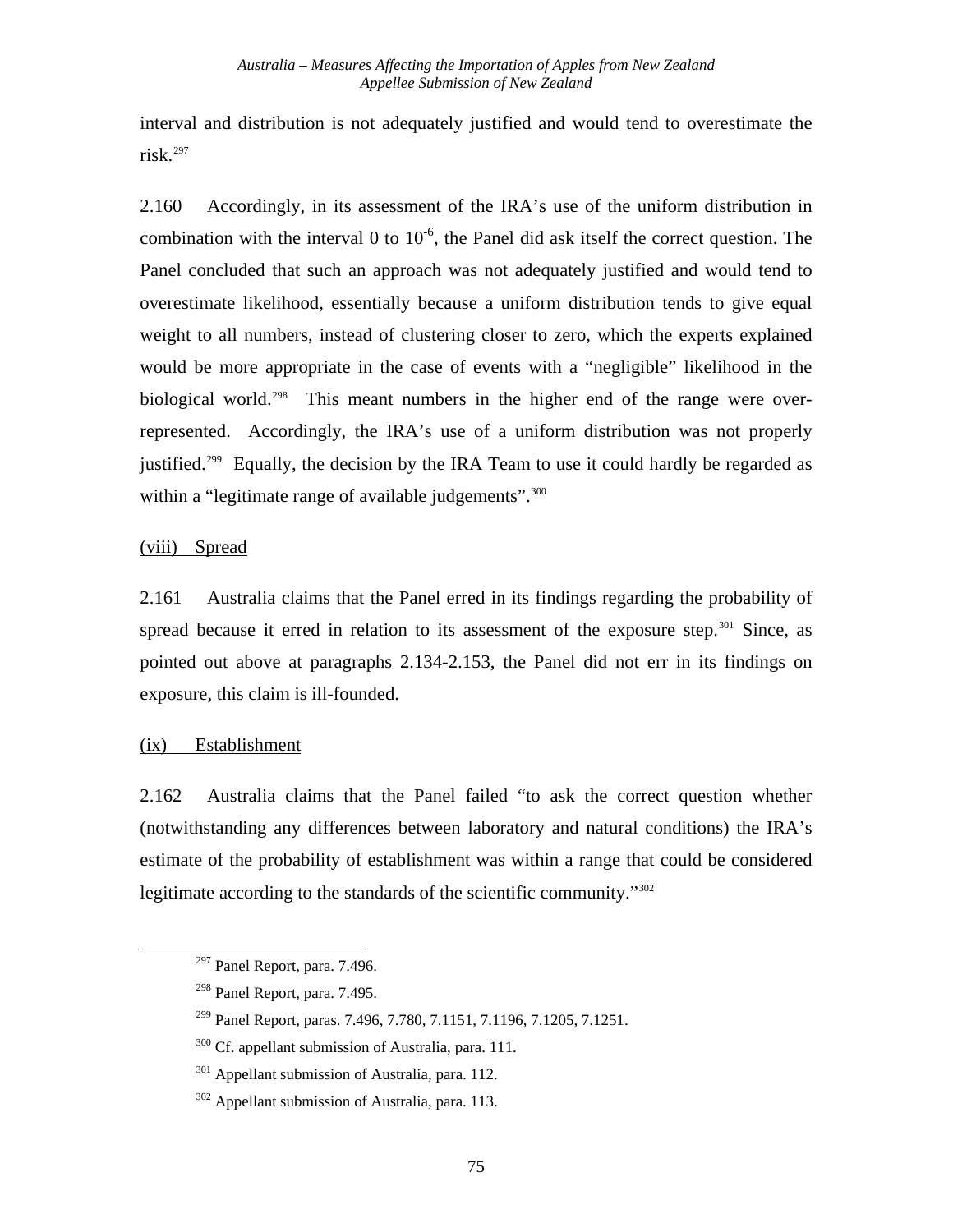interval and distribution is not adequately justified and would tend to overestimate the risk.[297]

2.160 Accordingly, in its assessment of the IRA's use of the uniform distribution in combination with the interval 0 to $10^{-6}$, the Panel did ask itself the correct question. The Panel concluded that such an approach was not adequately justified and would tend to overestimate likelihood, essentially because a uniform distribution tends to give equal weight to all numbers, instead of clustering closer to zero, which the experts explained would be more appropriate in the case of events with a "negligible" likelihood in the biological world.[298] This meant numbers in the higher end of the range were over-represented. Accordingly, the IRA's use of a uniform distribution was not properly justified.[299] Equally, the decision by the IRA Team to use it could hardly be regarded as within a "legitimate range of available judgements".[300]

(viii) Spread

2.161 Australia claims that the Panel erred in its findings regarding the probability of spread because it erred in relation to its assessment of the exposure step.[301] Since, as pointed out above at paragraphs 2.134-2.153, the Panel did not err in its findings on exposure, this claim is ill-founded.

(ix) Establishment

2.162 Australia claims that the Panel failed "to ask the correct question whether (notwithstanding any differences between laboratory and natural conditions) the IRA's estimate of the probability of establishment was within a range that could be considered legitimate according to the standards of the scientific community."[302]

---

[297] Panel Report, para. 7.496.

[298] Panel Report, para. 7.495.

[299] Panel Report, paras. 7.496, 7.780, 7.1151, 7.1196, 7.1205, 7.1251.

[300] Cf. appellant submission of Australia, para. 111.

[301] Appellant submission of Australia, para. 112.

[302] Appellant submission of Australia, para. 113.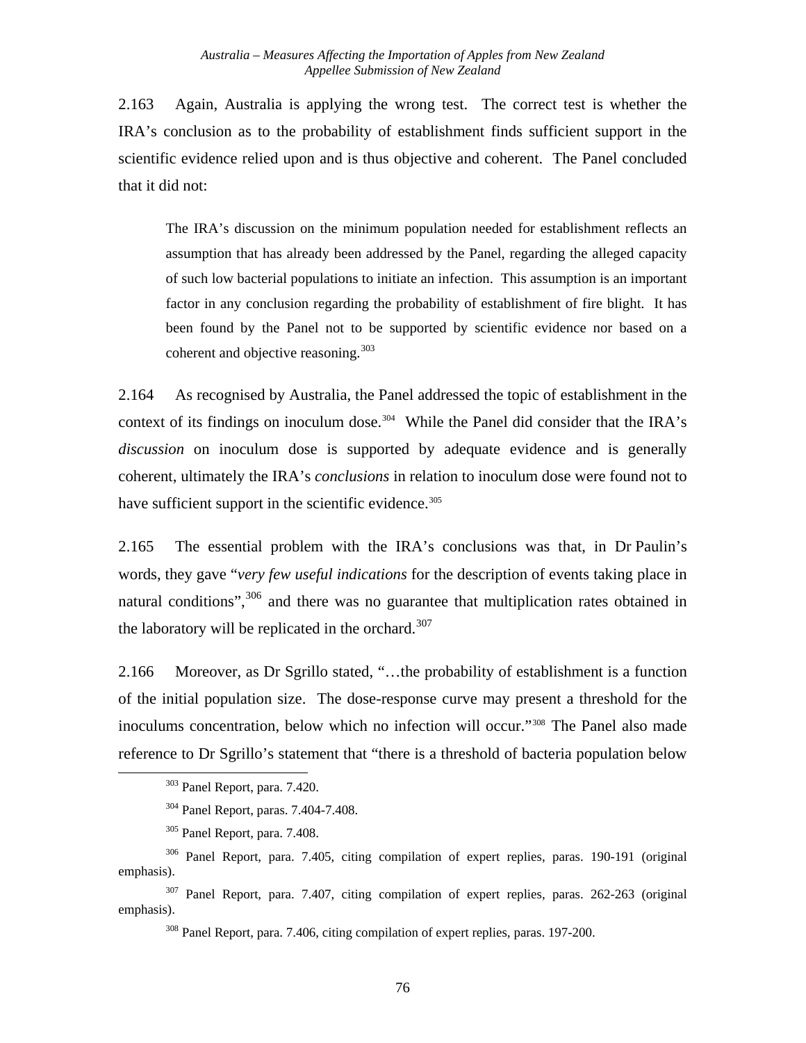2.163 Again, Australia is applying the wrong test. The correct test is whether the IRA's conclusion as to the probability of establishment finds sufficient support in the scientific evidence relied upon and is thus objective and coherent. The Panel concluded that it did not:

> The IRA's discussion on the minimum population needed for establishment reflects an assumption that has already been addressed by the Panel, regarding the alleged capacity of such low bacterial populations to initiate an infection. This assumption is an important factor in any conclusion regarding the probability of establishment of fire blight. It has been found by the Panel not to be supported by scientific evidence nor based on a coherent and objective reasoning.[303]

2.164 As recognised by Australia, the Panel addressed the topic of establishment in the context of its findings on inoculum dose.[304] While the Panel did consider that the IRA's *discussion* on inoculum dose is supported by adequate evidence and is generally coherent, ultimately the IRA's *conclusions* in relation to inoculum dose were found not to have sufficient support in the scientific evidence.[305]

2.165 The essential problem with the IRA's conclusions was that, in Dr Paulin's words, they gave "*very few useful indications* for the description of events taking place in natural conditions",[306] and there was no guarantee that multiplication rates obtained in the laboratory will be replicated in the orchard.[307]

2.166 Moreover, as Dr Sgrillo stated, "…the probability of establishment is a function of the initial population size. The dose-response curve may present a threshold for the inoculums concentration, below which no infection will occur."[308] The Panel also made reference to Dr Sgrillo's statement that "there is a threshold of bacteria population below

---

[303] Panel Report, para. 7.420.

[304] Panel Report, paras. 7.404-7.408.

[305] Panel Report, para. 7.408.

[306] Panel Report, para. 7.405, citing compilation of expert replies, paras. 190-191 (original emphasis).

[307] Panel Report, para. 7.407, citing compilation of expert replies, paras. 262-263 (original emphasis).

[308] Panel Report, para. 7.406, citing compilation of expert replies, paras. 197-200.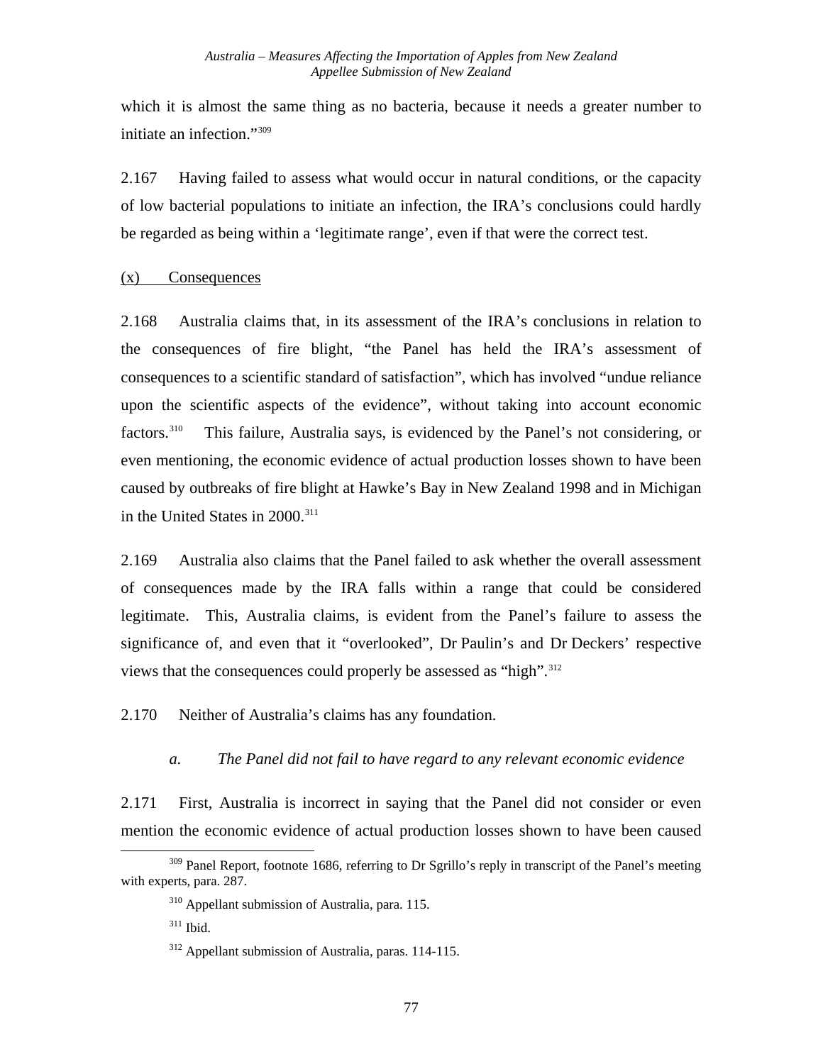which it is almost the same thing as no bacteria, because it needs a greater number to initiate an infection."[309]

2.167 Having failed to assess what would occur in natural conditions, or the capacity of low bacterial populations to initiate an infection, the IRA's conclusions could hardly be regarded as being within a 'legitimate range', even if that were the correct test.

(x) Consequences

2.168 Australia claims that, in its assessment of the IRA's conclusions in relation to the consequences of fire blight, "the Panel has held the IRA's assessment of consequences to a scientific standard of satisfaction", which has involved "undue reliance upon the scientific aspects of the evidence", without taking into account economic factors.[310] This failure, Australia says, is evidenced by the Panel's not considering, or even mentioning, the economic evidence of actual production losses shown to have been caused by outbreaks of fire blight at Hawke's Bay in New Zealand 1998 and in Michigan in the United States in 2000.[311]

2.169 Australia also claims that the Panel failed to ask whether the overall assessment of consequences made by the IRA falls within a range that could be considered legitimate. This, Australia claims, is evident from the Panel's failure to assess the significance of, and even that it "overlooked", Dr Paulin's and Dr Deckers' respective views that the consequences could properly be assessed as "high".[312]

2.170 Neither of Australia's claims has any foundation.

*a. The Panel did not fail to have regard to any relevant economic evidence*

2.171 First, Australia is incorrect in saying that the Panel did not consider or even mention the economic evidence of actual production losses shown to have been caused

[309] Panel Report, footnote 1686, referring to Dr Sgrillo's reply in transcript of the Panel's meeting with experts, para. 287.

[310] Appellant submission of Australia, para. 115.

[311] Ibid.

[312] Appellant submission of Australia, paras. 114-115.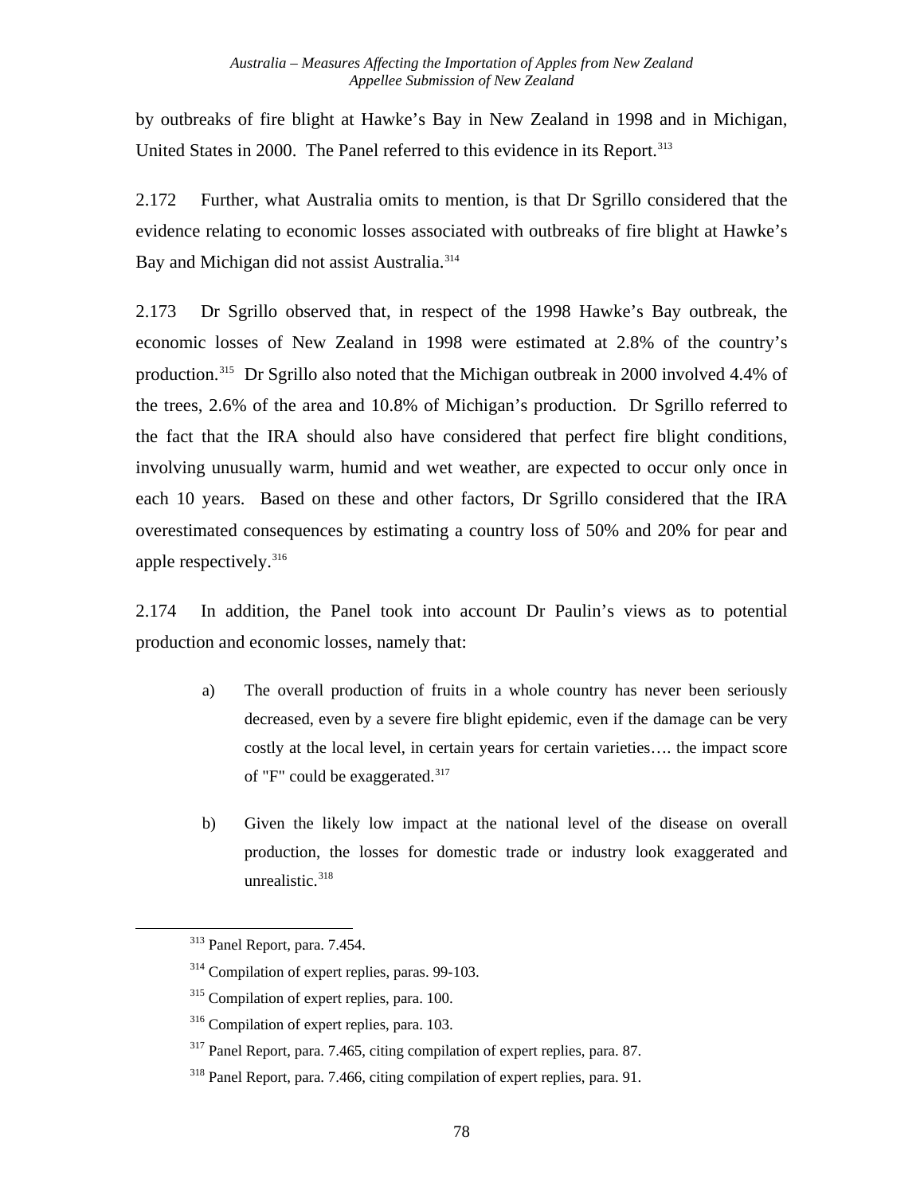by outbreaks of fire blight at Hawke's Bay in New Zealand in 1998 and in Michigan, United States in 2000. The Panel referred to this evidence in its Report.[313]

2.172 Further, what Australia omits to mention, is that Dr Sgrillo considered that the evidence relating to economic losses associated with outbreaks of fire blight at Hawke's Bay and Michigan did not assist Australia.[314]

2.173 Dr Sgrillo observed that, in respect of the 1998 Hawke's Bay outbreak, the economic losses of New Zealand in 1998 were estimated at 2.8% of the country's production.[315] Dr Sgrillo also noted that the Michigan outbreak in 2000 involved 4.4% of the trees, 2.6% of the area and 10.8% of Michigan's production. Dr Sgrillo referred to the fact that the IRA should also have considered that perfect fire blight conditions, involving unusually warm, humid and wet weather, are expected to occur only once in each 10 years. Based on these and other factors, Dr Sgrillo considered that the IRA overestimated consequences by estimating a country loss of 50% and 20% for pear and apple respectively.[316]

2.174 In addition, the Panel took into account Dr Paulin's views as to potential production and economic losses, namely that:

a) The overall production of fruits in a whole country has never been seriously decreased, even by a severe fire blight epidemic, even if the damage can be very costly at the local level, in certain years for certain varieties…. the impact score of "F" could be exaggerated.[317]

b) Given the likely low impact at the national level of the disease on overall production, the losses for domestic trade or industry look exaggerated and unrealistic.[318]

---

[313] Panel Report, para. 7.454.

[314] Compilation of expert replies, paras. 99-103.

[315] Compilation of expert replies, para. 100.

[316] Compilation of expert replies, para. 103.

[317] Panel Report, para. 7.465, citing compilation of expert replies, para. 87.

[318] Panel Report, para. 7.466, citing compilation of expert replies, para. 91.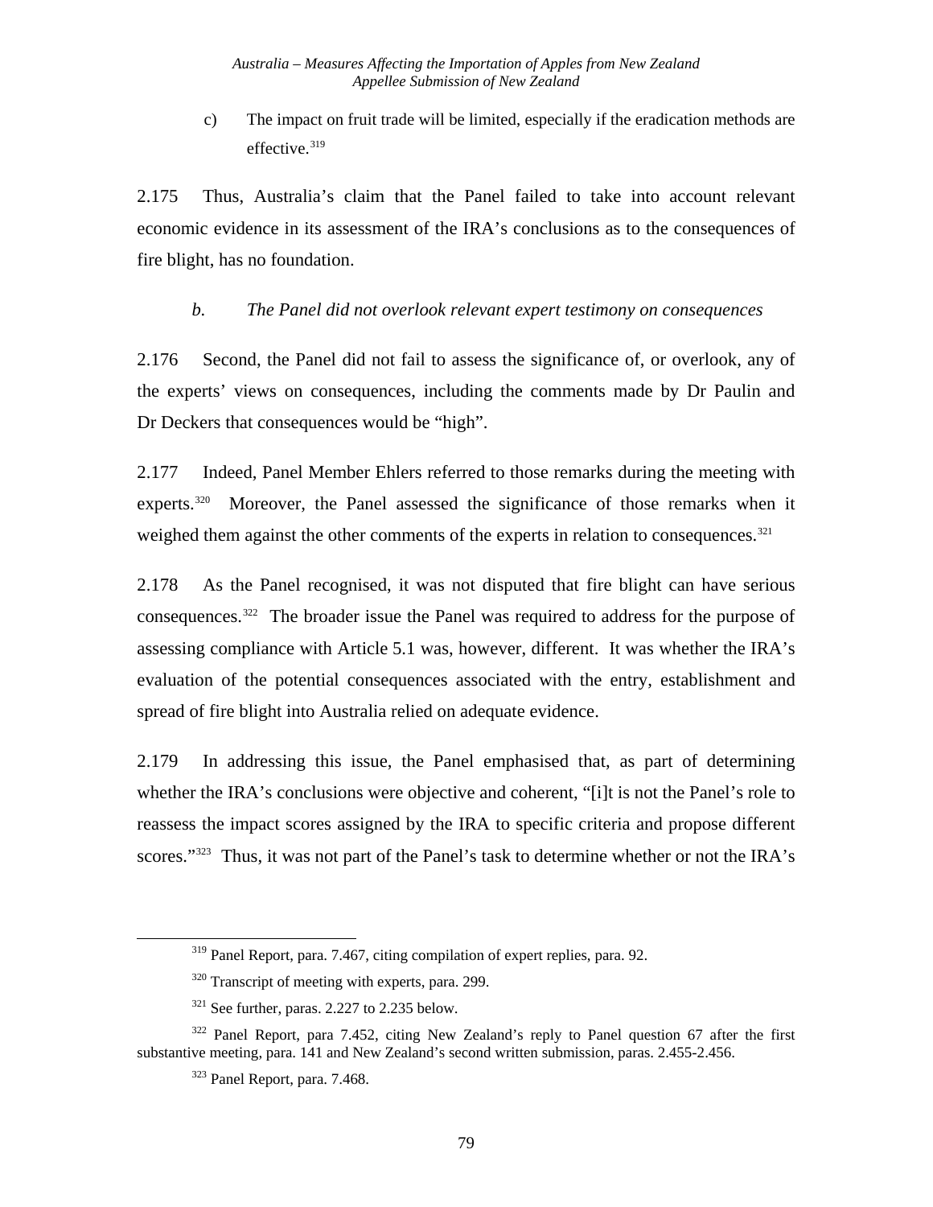c) The impact on fruit trade will be limited, especially if the eradication methods are effective.[319]

2.175 Thus, Australia's claim that the Panel failed to take into account relevant economic evidence in its assessment of the IRA's conclusions as to the consequences of fire blight, has no foundation.

### *b. The Panel did not overlook relevant expert testimony on consequences*

2.176 Second, the Panel did not fail to assess the significance of, or overlook, any of the experts' views on consequences, including the comments made by Dr Paulin and Dr Deckers that consequences would be "high".

2.177 Indeed, Panel Member Ehlers referred to those remarks during the meeting with experts.[320] Moreover, the Panel assessed the significance of those remarks when it weighed them against the other comments of the experts in relation to consequences.[321]

2.178 As the Panel recognised, it was not disputed that fire blight can have serious consequences.[322] The broader issue the Panel was required to address for the purpose of assessing compliance with Article 5.1 was, however, different. It was whether the IRA's evaluation of the potential consequences associated with the entry, establishment and spread of fire blight into Australia relied on adequate evidence.

2.179 In addressing this issue, the Panel emphasised that, as part of determining whether the IRA's conclusions were objective and coherent, "[i]t is not the Panel's role to reassess the impact scores assigned by the IRA to specific criteria and propose different scores."[323] Thus, it was not part of the Panel's task to determine whether or not the IRA's

---

[319] Panel Report, para. 7.467, citing compilation of expert replies, para. 92.

[320] Transcript of meeting with experts, para. 299.

[321] See further, paras. 2.227 to 2.235 below.

[322] Panel Report, para 7.452, citing New Zealand's reply to Panel question 67 after the first substantive meeting, para. 141 and New Zealand's second written submission, paras. 2.455-2.456.

[323] Panel Report, para. 7.468.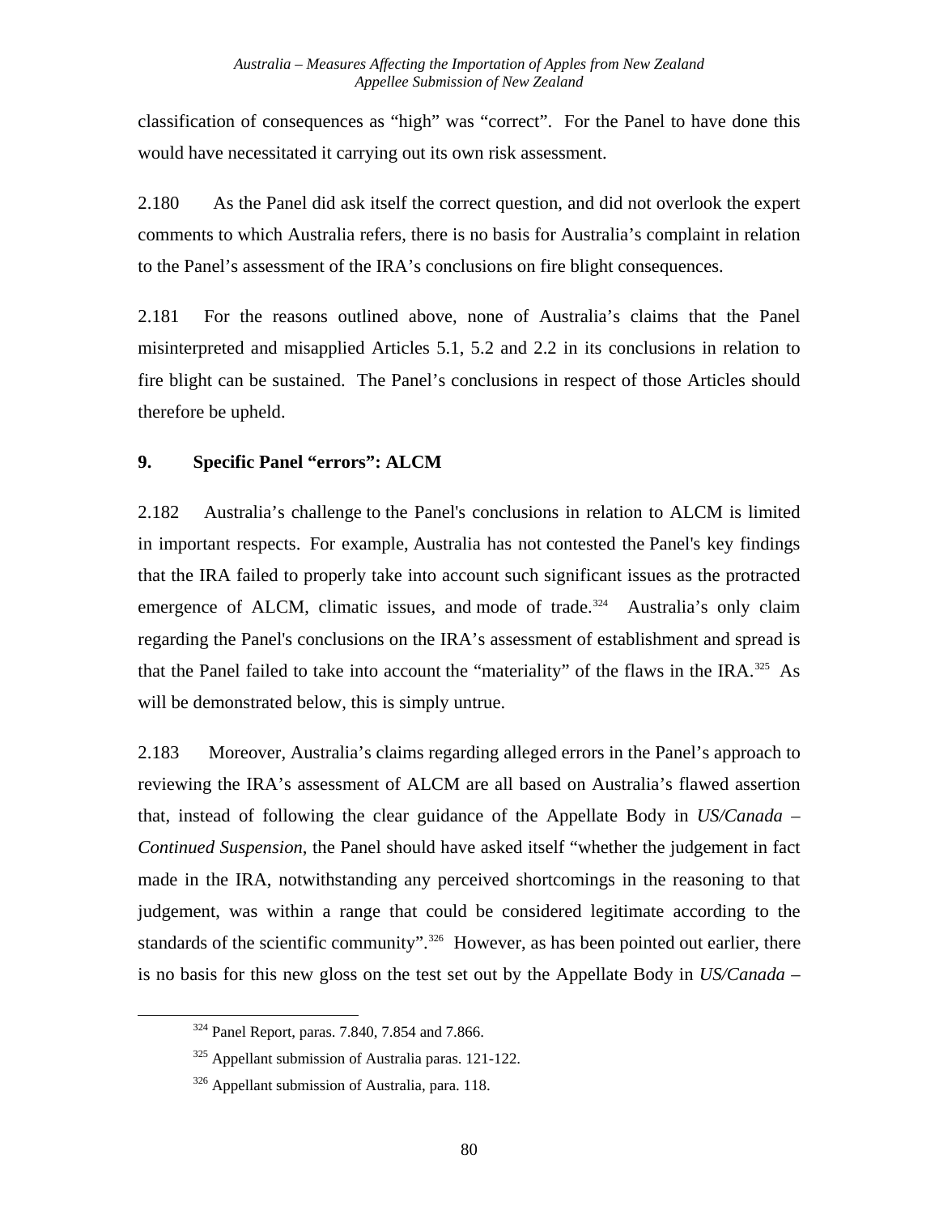classification of consequences as "high" was "correct". For the Panel to have done this would have necessitated it carrying out its own risk assessment.

2.180 As the Panel did ask itself the correct question, and did not overlook the expert comments to which Australia refers, there is no basis for Australia's complaint in relation to the Panel's assessment of the IRA's conclusions on fire blight consequences.

2.181 For the reasons outlined above, none of Australia's claims that the Panel misinterpreted and misapplied Articles 5.1, 5.2 and 2.2 in its conclusions in relation to fire blight can be sustained. The Panel's conclusions in respect of those Articles should therefore be upheld.

## 9. Specific Panel "errors": ALCM

2.182 Australia's challenge to the Panel's conclusions in relation to ALCM is limited in important respects. For example, Australia has not contested the Panel's key findings that the IRA failed to properly take into account such significant issues as the protracted emergence of ALCM, climatic issues, and mode of trade.[324] Australia's only claim regarding the Panel's conclusions on the IRA's assessment of establishment and spread is that the Panel failed to take into account the "materiality" of the flaws in the IRA.[325] As will be demonstrated below, this is simply untrue.

2.183 Moreover, Australia's claims regarding alleged errors in the Panel's approach to reviewing the IRA's assessment of ALCM are all based on Australia's flawed assertion that, instead of following the clear guidance of the Appellate Body in *US/Canada – Continued Suspension*, the Panel should have asked itself "whether the judgement in fact made in the IRA, notwithstanding any perceived shortcomings in the reasoning to that judgement, was within a range that could be considered legitimate according to the standards of the scientific community".[326] However, as has been pointed out earlier, there is no basis for this new gloss on the test set out by the Appellate Body in *US/Canada –*

---

[324] Panel Report, paras. 7.840, 7.854 and 7.866.

[325] Appellant submission of Australia paras. 121-122.

[326] Appellant submission of Australia, para. 118.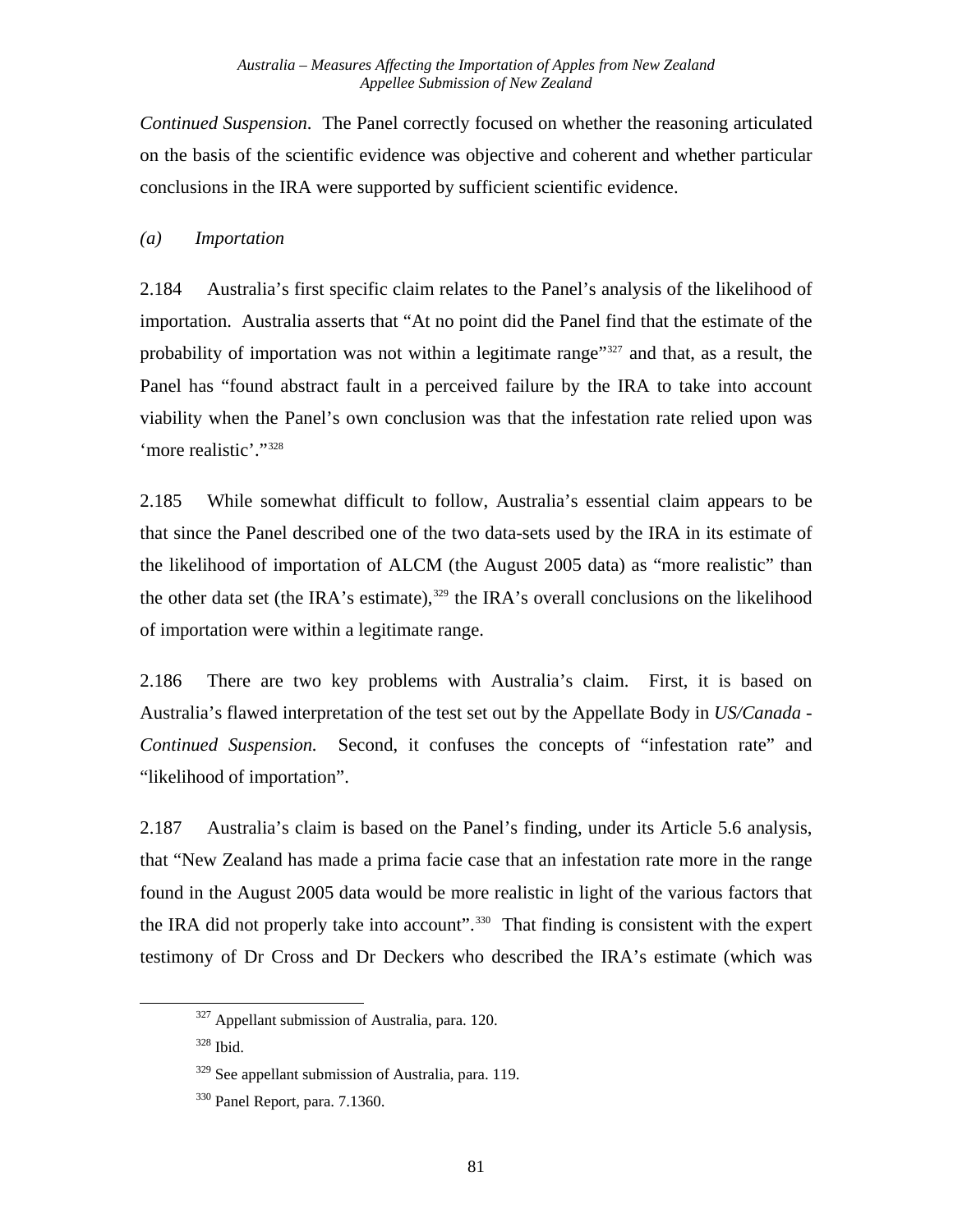*Continued Suspension*. The Panel correctly focused on whether the reasoning articulated on the basis of the scientific evidence was objective and coherent and whether particular conclusions in the IRA were supported by sufficient scientific evidence.

*(a) Importation*

2.184 Australia's first specific claim relates to the Panel's analysis of the likelihood of importation. Australia asserts that "At no point did the Panel find that the estimate of the probability of importation was not within a legitimate range"[327] and that, as a result, the Panel has "found abstract fault in a perceived failure by the IRA to take into account viability when the Panel's own conclusion was that the infestation rate relied upon was 'more realistic'."[328]

2.185 While somewhat difficult to follow, Australia's essential claim appears to be that since the Panel described one of the two data-sets used by the IRA in its estimate of the likelihood of importation of ALCM (the August 2005 data) as "more realistic" than the other data set (the IRA's estimate),[329] the IRA's overall conclusions on the likelihood of importation were within a legitimate range.

2.186 There are two key problems with Australia's claim. First, it is based on Australia's flawed interpretation of the test set out by the Appellate Body in *US/Canada - Continued Suspension.* Second, it confuses the concepts of "infestation rate" and "likelihood of importation".

2.187 Australia's claim is based on the Panel's finding, under its Article 5.6 analysis, that "New Zealand has made a prima facie case that an infestation rate more in the range found in the August 2005 data would be more realistic in light of the various factors that the IRA did not properly take into account".[330] That finding is consistent with the expert testimony of Dr Cross and Dr Deckers who described the IRA's estimate (which was

---

[327] Appellant submission of Australia, para. 120.

[328] Ibid.

[329] See appellant submission of Australia, para. 119.

[330] Panel Report, para. 7.1360.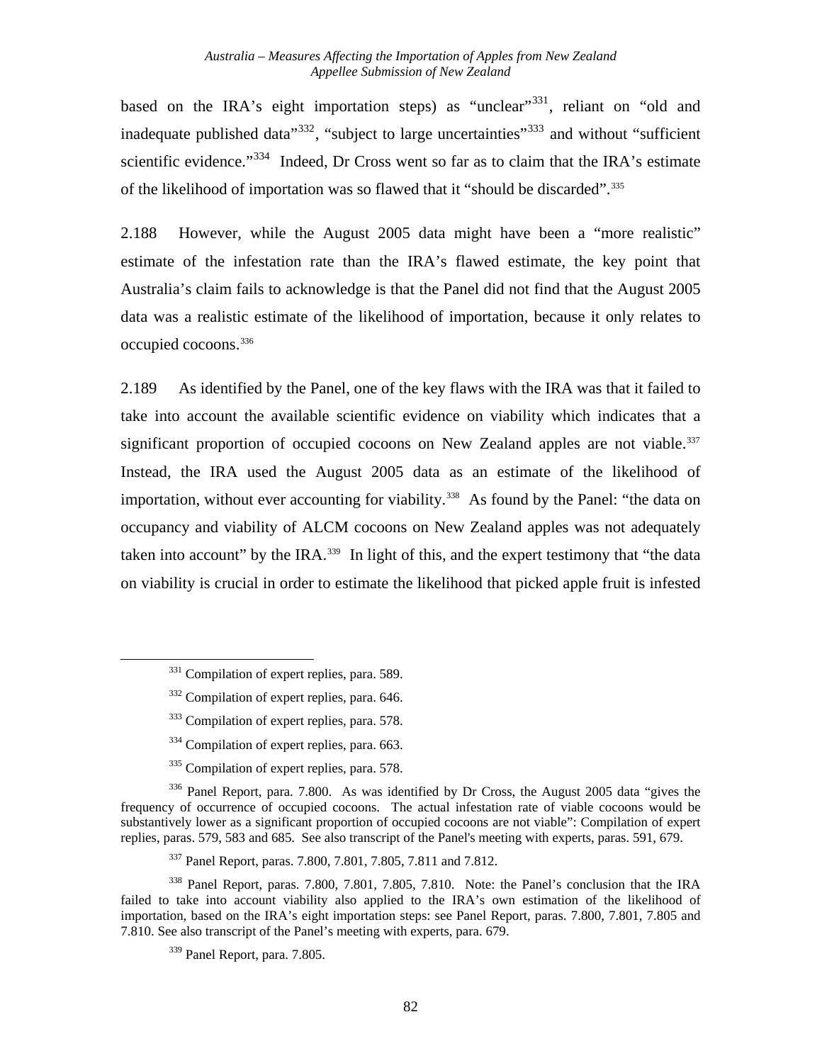based on the IRA's eight importation steps) as "unclear"[331], reliant on "old and inadequate published data"[332], "subject to large uncertainties"[333] and without "sufficient scientific evidence."[334] Indeed, Dr Cross went so far as to claim that the IRA's estimate of the likelihood of importation was so flawed that it "should be discarded".[335]

2.188 However, while the August 2005 data might have been a "more realistic" estimate of the infestation rate than the IRA's flawed estimate, the key point that Australia's claim fails to acknowledge is that the Panel did not find that the August 2005 data was a realistic estimate of the likelihood of importation, because it only relates to occupied cocoons.[336]

2.189 As identified by the Panel, one of the key flaws with the IRA was that it failed to take into account the available scientific evidence on viability which indicates that a significant proportion of occupied cocoons on New Zealand apples are not viable.[337] Instead, the IRA used the August 2005 data as an estimate of the likelihood of importation, without ever accounting for viability.[338] As found by the Panel: "the data on occupancy and viability of ALCM cocoons on New Zealand apples was not adequately taken into account" by the IRA.[339] In light of this, and the expert testimony that "the data on viability is crucial in order to estimate the likelihood that picked apple fruit is infested

---

[331] Compilation of expert replies, para. 589.

[332] Compilation of expert replies, para. 646.

[333] Compilation of expert replies, para. 578.

[334] Compilation of expert replies, para. 663.

[335] Compilation of expert replies, para. 578.

[336] Panel Report, para. 7.800. As was identified by Dr Cross, the August 2005 data "gives the frequency of occurrence of occupied cocoons. The actual infestation rate of viable cocoons would be substantively lower as a significant proportion of occupied cocoons are not viable": Compilation of expert replies, paras. 579, 583 and 685. See also transcript of the Panel's meeting with experts, paras. 591, 679.

[337] Panel Report, paras. 7.800, 7.801, 7.805, 7.811 and 7.812.

[338] Panel Report, paras. 7.800, 7.801, 7.805, 7.810. Note: the Panel's conclusion that the IRA failed to take into account viability also applied to the IRA's own estimation of the likelihood of importation, based on the IRA's eight importation steps: see Panel Report, paras. 7.800, 7.801, 7.805 and 7.810. See also transcript of the Panel's meeting with experts, para. 679.

[339] Panel Report, para. 7.805.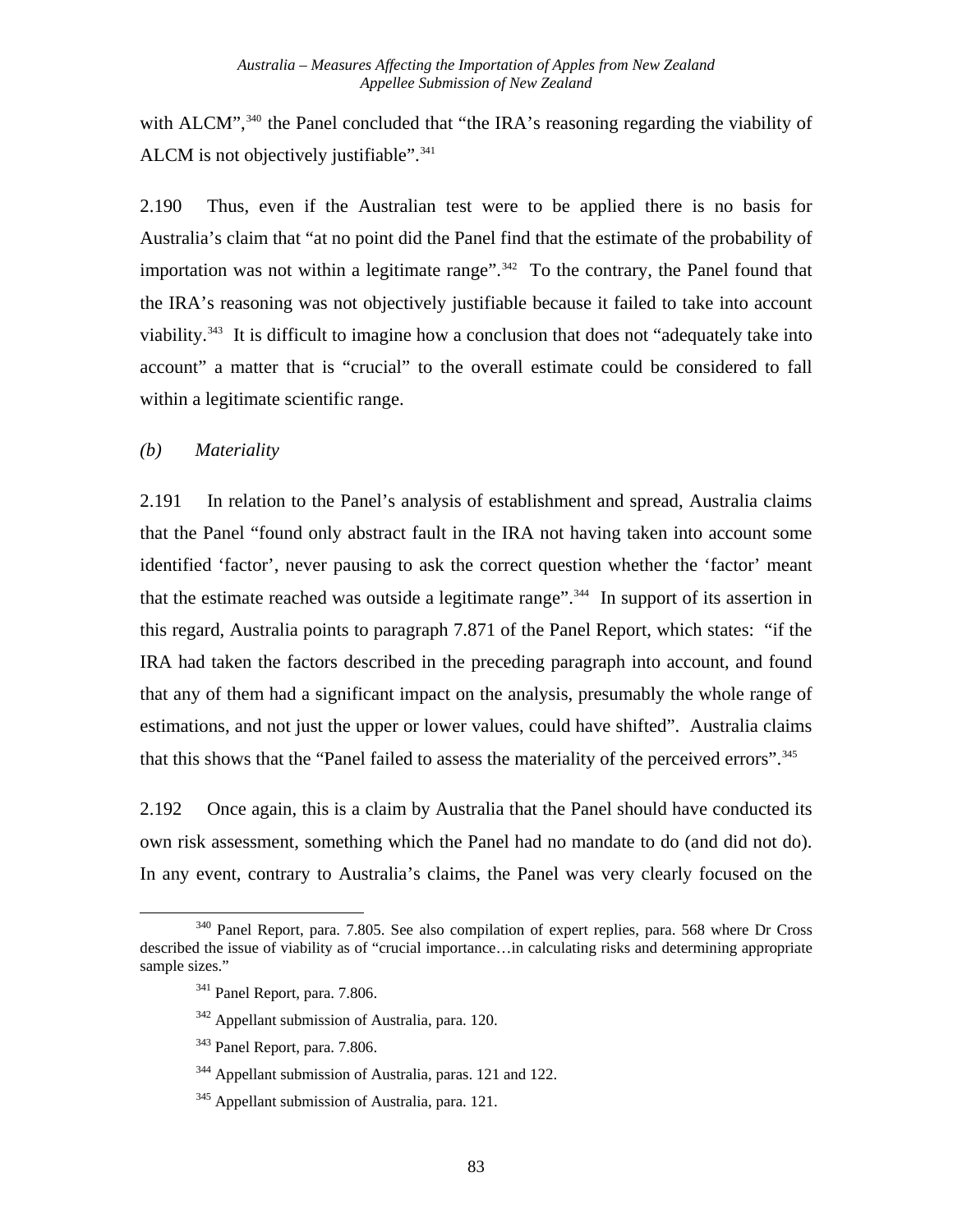with ALCM",[340] the Panel concluded that "the IRA's reasoning regarding the viability of ALCM is not objectively justifiable".[341]

2.190 Thus, even if the Australian test were to be applied there is no basis for Australia's claim that "at no point did the Panel find that the estimate of the probability of importation was not within a legitimate range".[342] To the contrary, the Panel found that the IRA's reasoning was not objectively justifiable because it failed to take into account viability.[343] It is difficult to imagine how a conclusion that does not "adequately take into account" a matter that is "crucial" to the overall estimate could be considered to fall within a legitimate scientific range.

*(b) Materiality*

2.191 In relation to the Panel's analysis of establishment and spread, Australia claims that the Panel "found only abstract fault in the IRA not having taken into account some identified 'factor', never pausing to ask the correct question whether the 'factor' meant that the estimate reached was outside a legitimate range".[344] In support of its assertion in this regard, Australia points to paragraph 7.871 of the Panel Report, which states: "if the IRA had taken the factors described in the preceding paragraph into account, and found that any of them had a significant impact on the analysis, presumably the whole range of estimations, and not just the upper or lower values, could have shifted". Australia claims that this shows that the "Panel failed to assess the materiality of the perceived errors".[345]

2.192 Once again, this is a claim by Australia that the Panel should have conducted its own risk assessment, something which the Panel had no mandate to do (and did not do). In any event, contrary to Australia's claims, the Panel was very clearly focused on the

---

[340] Panel Report, para. 7.805. See also compilation of expert replies, para. 568 where Dr Cross described the issue of viability as of "crucial importance…in calculating risks and determining appropriate sample sizes."

[341] Panel Report, para. 7.806.

[342] Appellant submission of Australia, para. 120.

[343] Panel Report, para. 7.806.

[344] Appellant submission of Australia, paras. 121 and 122.

[345] Appellant submission of Australia, para. 121.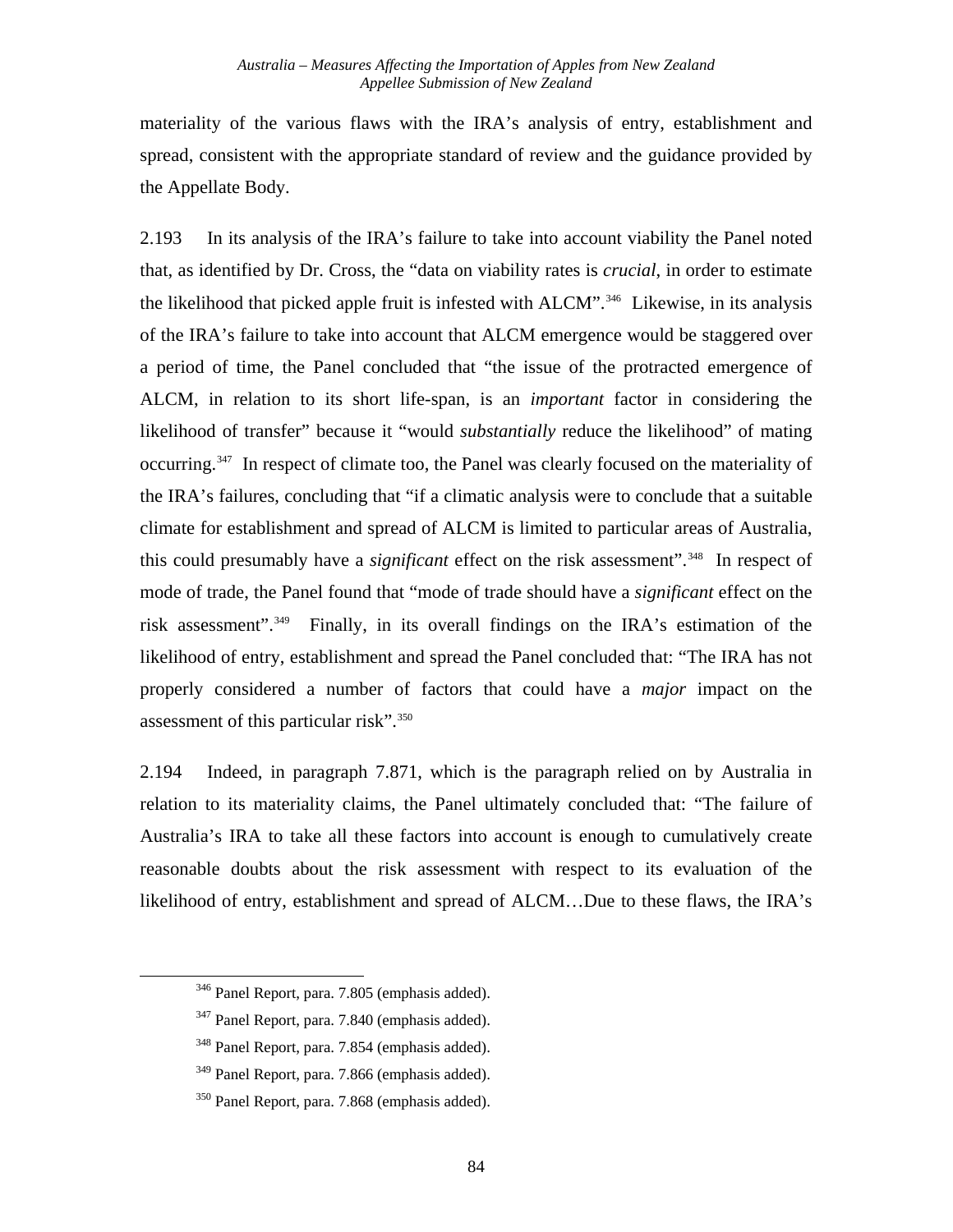materiality of the various flaws with the IRA's analysis of entry, establishment and spread, consistent with the appropriate standard of review and the guidance provided by the Appellate Body.

2.193 In its analysis of the IRA's failure to take into account viability the Panel noted that, as identified by Dr. Cross, the "data on viability rates is *crucial*, in order to estimate the likelihood that picked apple fruit is infested with ALCM".[346] Likewise, in its analysis of the IRA's failure to take into account that ALCM emergence would be staggered over a period of time, the Panel concluded that "the issue of the protracted emergence of ALCM, in relation to its short life-span, is an *important* factor in considering the likelihood of transfer" because it "would *substantially* reduce the likelihood" of mating occurring.[347] In respect of climate too, the Panel was clearly focused on the materiality of the IRA's failures, concluding that "if a climatic analysis were to conclude that a suitable climate for establishment and spread of ALCM is limited to particular areas of Australia, this could presumably have a *significant* effect on the risk assessment".[348] In respect of mode of trade, the Panel found that "mode of trade should have a *significant* effect on the risk assessment".[349] Finally, in its overall findings on the IRA's estimation of the likelihood of entry, establishment and spread the Panel concluded that: "The IRA has not properly considered a number of factors that could have a *major* impact on the assessment of this particular risk".[350]

2.194 Indeed, in paragraph 7.871, which is the paragraph relied on by Australia in relation to its materiality claims, the Panel ultimately concluded that: "The failure of Australia's IRA to take all these factors into account is enough to cumulatively create reasonable doubts about the risk assessment with respect to its evaluation of the likelihood of entry, establishment and spread of ALCM…Due to these flaws, the IRA's

---

[346] Panel Report, para. 7.805 (emphasis added).

[347] Panel Report, para. 7.840 (emphasis added).

[348] Panel Report, para. 7.854 (emphasis added).

[349] Panel Report, para. 7.866 (emphasis added).

[350] Panel Report, para. 7.868 (emphasis added).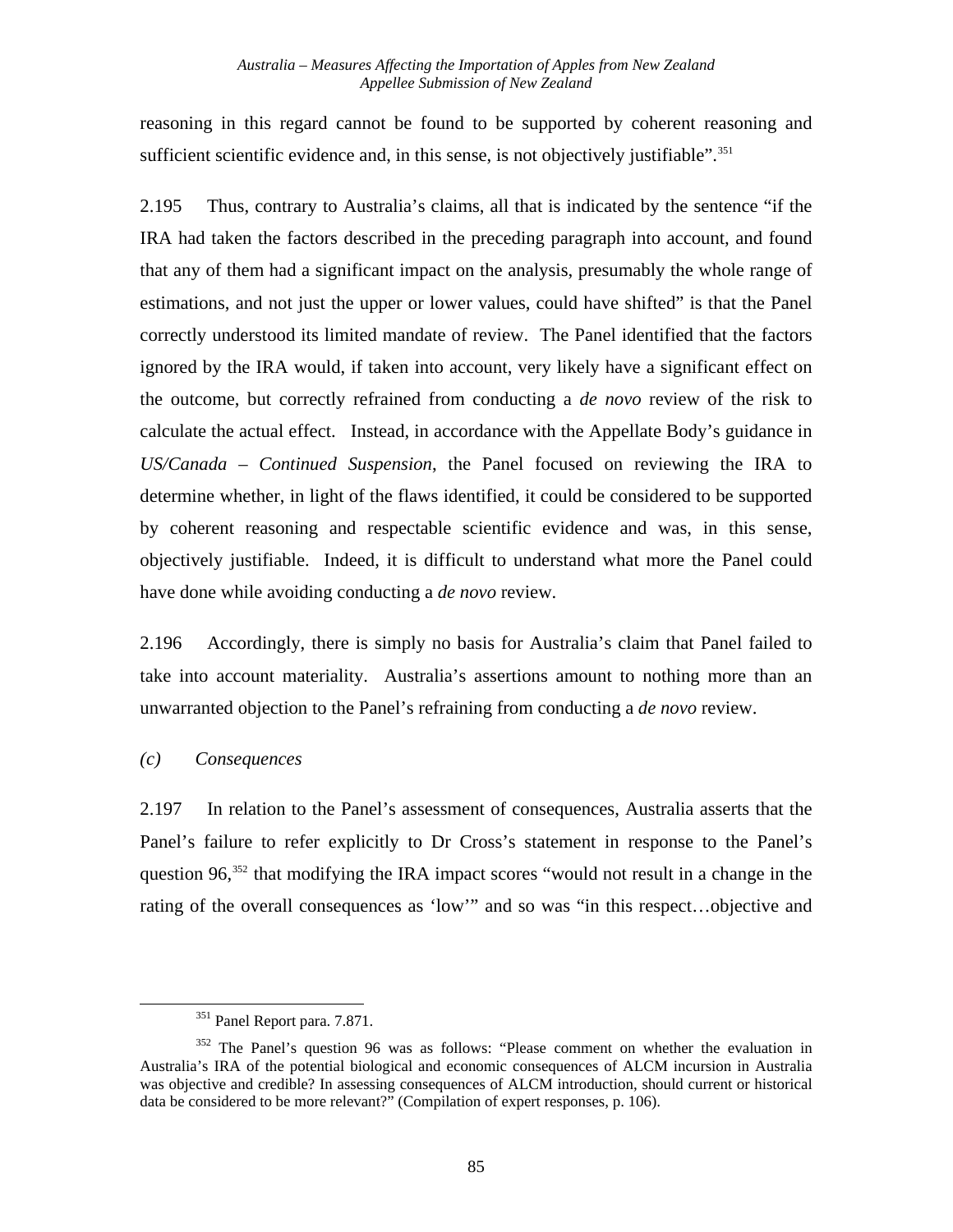reasoning in this regard cannot be found to be supported by coherent reasoning and sufficient scientific evidence and, in this sense, is not objectively justifiable".[351]

2.195 Thus, contrary to Australia's claims, all that is indicated by the sentence "if the IRA had taken the factors described in the preceding paragraph into account, and found that any of them had a significant impact on the analysis, presumably the whole range of estimations, and not just the upper or lower values, could have shifted" is that the Panel correctly understood its limited mandate of review. The Panel identified that the factors ignored by the IRA would, if taken into account, very likely have a significant effect on the outcome, but correctly refrained from conducting a *de novo* review of the risk to calculate the actual effect. Instead, in accordance with the Appellate Body's guidance in *US/Canada – Continued Suspension*, the Panel focused on reviewing the IRA to determine whether, in light of the flaws identified, it could be considered to be supported by coherent reasoning and respectable scientific evidence and was, in this sense, objectively justifiable. Indeed, it is difficult to understand what more the Panel could have done while avoiding conducting a *de novo* review.

2.196 Accordingly, there is simply no basis for Australia's claim that Panel failed to take into account materiality. Australia's assertions amount to nothing more than an unwarranted objection to the Panel's refraining from conducting a *de novo* review.

*(c) Consequences*

2.197 In relation to the Panel's assessment of consequences, Australia asserts that the Panel's failure to refer explicitly to Dr Cross's statement in response to the Panel's question 96,[352] that modifying the IRA impact scores "would not result in a change in the rating of the overall consequences as 'low'" and so was "in this respect…objective and

---

[351] Panel Report para. 7.871.

[352] The Panel's question 96 was as follows: "Please comment on whether the evaluation in Australia's IRA of the potential biological and economic consequences of ALCM incursion in Australia was objective and credible? In assessing consequences of ALCM introduction, should current or historical data be considered to be more relevant?" (Compilation of expert responses, p. 106).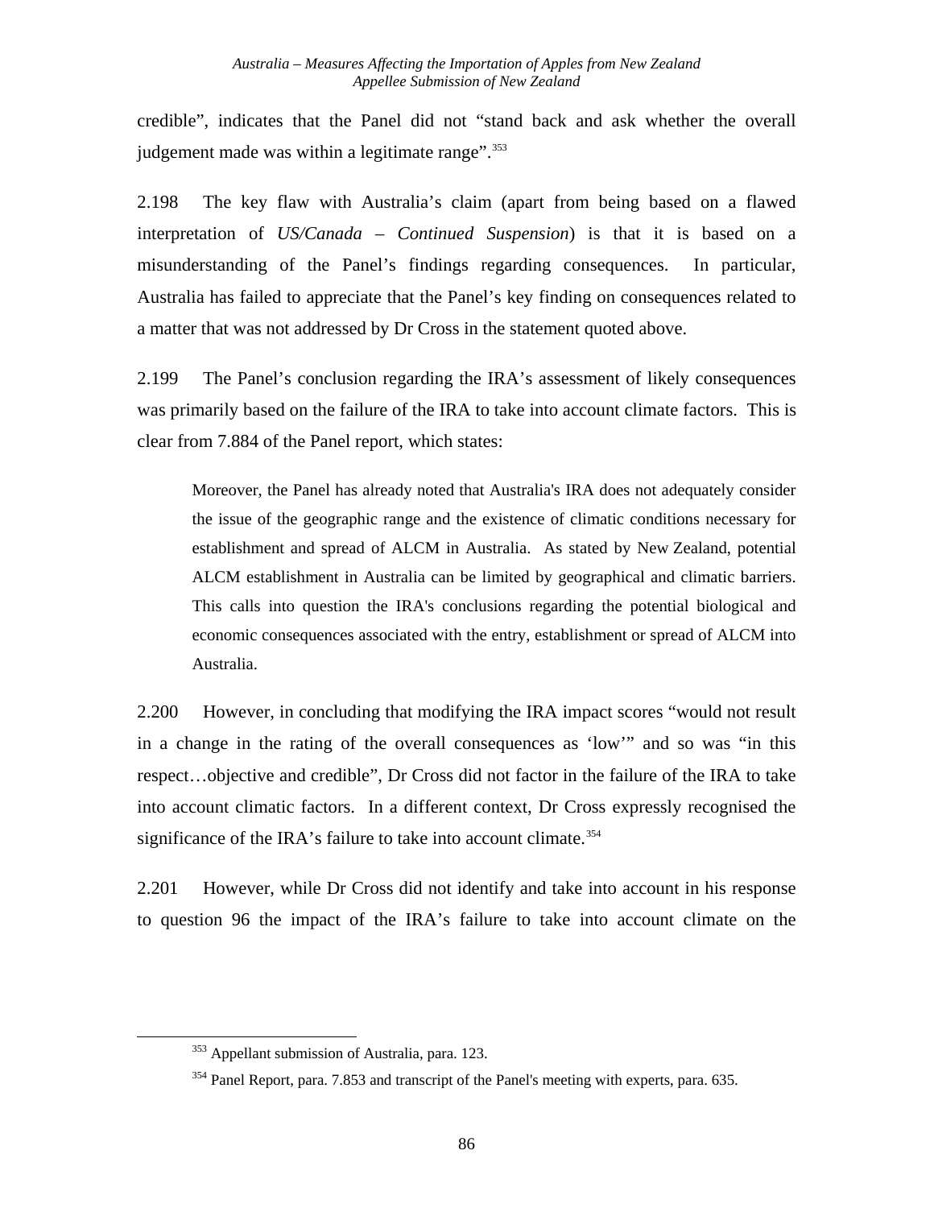credible", indicates that the Panel did not "stand back and ask whether the overall judgement made was within a legitimate range".[353]

2.198 The key flaw with Australia's claim (apart from being based on a flawed interpretation of *US/Canada – Continued Suspension*) is that it is based on a misunderstanding of the Panel's findings regarding consequences. In particular, Australia has failed to appreciate that the Panel's key finding on consequences related to a matter that was not addressed by Dr Cross in the statement quoted above.

2.199 The Panel's conclusion regarding the IRA's assessment of likely consequences was primarily based on the failure of the IRA to take into account climate factors. This is clear from 7.884 of the Panel report, which states:

> Moreover, the Panel has already noted that Australia's IRA does not adequately consider the issue of the geographic range and the existence of climatic conditions necessary for establishment and spread of ALCM in Australia. As stated by New Zealand, potential ALCM establishment in Australia can be limited by geographical and climatic barriers. This calls into question the IRA's conclusions regarding the potential biological and economic consequences associated with the entry, establishment or spread of ALCM into Australia.

2.200 However, in concluding that modifying the IRA impact scores "would not result in a change in the rating of the overall consequences as 'low'" and so was "in this respect…objective and credible", Dr Cross did not factor in the failure of the IRA to take into account climatic factors. In a different context, Dr Cross expressly recognised the significance of the IRA's failure to take into account climate.[354]

2.201 However, while Dr Cross did not identify and take into account in his response to question 96 the impact of the IRA's failure to take into account climate on the

---

[353] Appellant submission of Australia, para. 123.

[354] Panel Report, para. 7.853 and transcript of the Panel's meeting with experts, para. 635.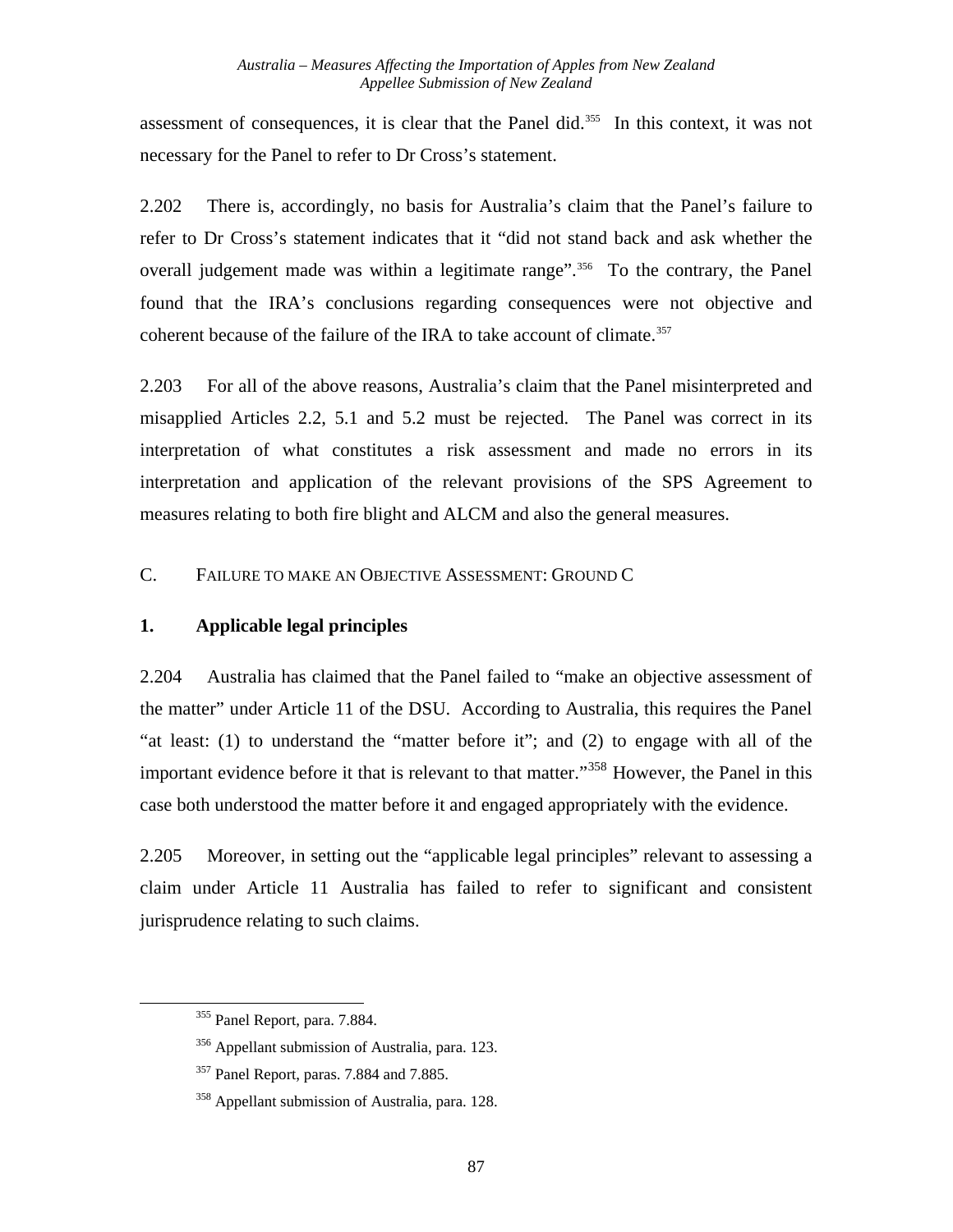assessment of consequences, it is clear that the Panel did.[355] In this context, it was not necessary for the Panel to refer to Dr Cross's statement.

2.202 There is, accordingly, no basis for Australia's claim that the Panel's failure to refer to Dr Cross's statement indicates that it "did not stand back and ask whether the overall judgement made was within a legitimate range".[356] To the contrary, the Panel found that the IRA's conclusions regarding consequences were not objective and coherent because of the failure of the IRA to take account of climate.[357]

2.203 For all of the above reasons, Australia's claim that the Panel misinterpreted and misapplied Articles 2.2, 5.1 and 5.2 must be rejected. The Panel was correct in its interpretation of what constitutes a risk assessment and made no errors in its interpretation and application of the relevant provisions of the SPS Agreement to measures relating to both fire blight and ALCM and also the general measures.

## C. FAILURE TO MAKE AN OBJECTIVE ASSESSMENT: GROUND C

### 1. Applicable legal principles

2.204 Australia has claimed that the Panel failed to "make an objective assessment of the matter" under Article 11 of the DSU. According to Australia, this requires the Panel "at least: (1) to understand the "matter before it"; and (2) to engage with all of the important evidence before it that is relevant to that matter."[358] However, the Panel in this case both understood the matter before it and engaged appropriately with the evidence.

2.205 Moreover, in setting out the "applicable legal principles" relevant to assessing a claim under Article 11 Australia has failed to refer to significant and consistent jurisprudence relating to such claims.

---

[355] Panel Report, para. 7.884.

[356] Appellant submission of Australia, para. 123.

[357] Panel Report, paras. 7.884 and 7.885.

[358] Appellant submission of Australia, para. 128.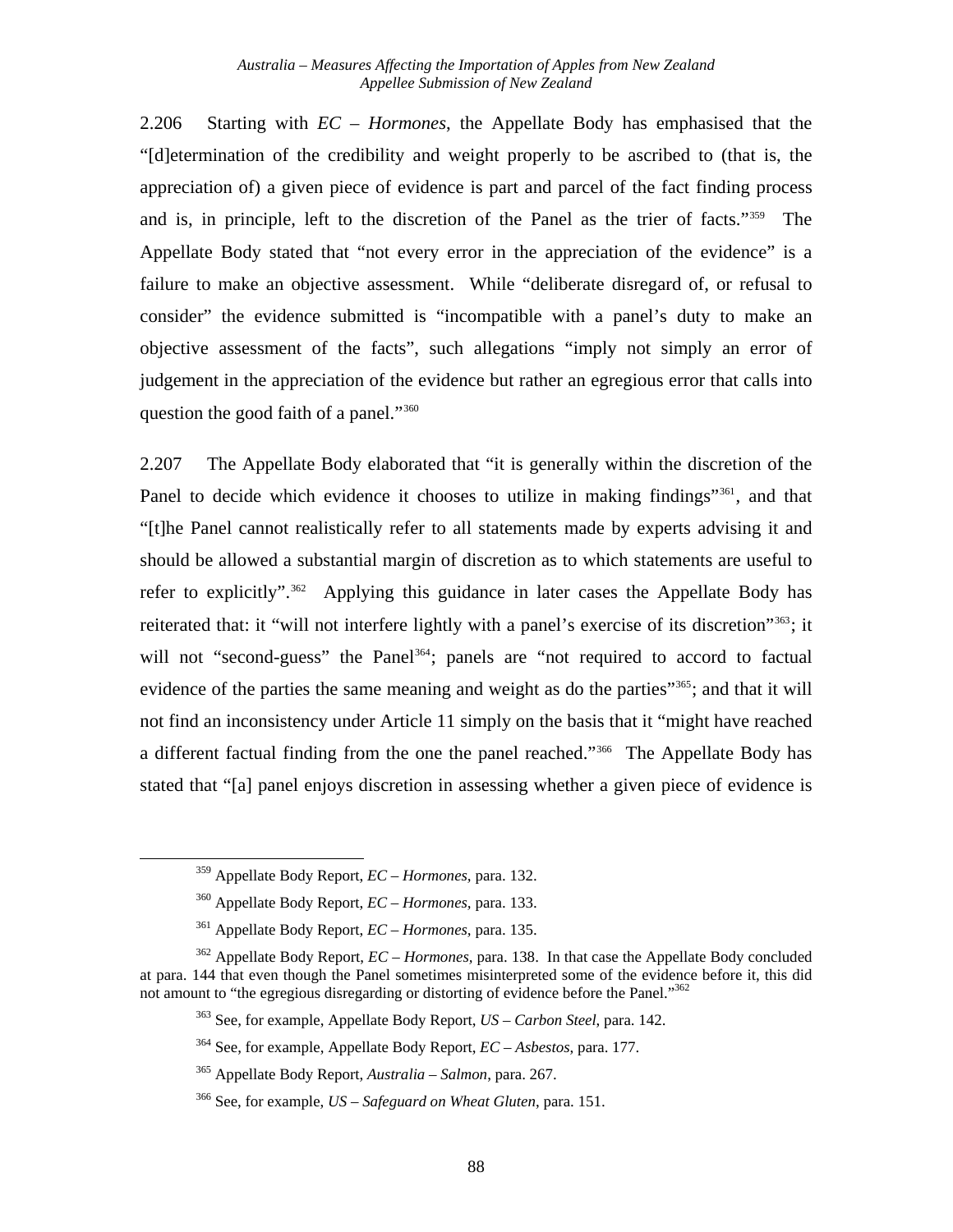2.206 Starting with *EC – Hormones*, the Appellate Body has emphasised that the "[d]etermination of the credibility and weight properly to be ascribed to (that is, the appreciation of) a given piece of evidence is part and parcel of the fact finding process and is, in principle, left to the discretion of the Panel as the trier of facts."[359] The Appellate Body stated that "not every error in the appreciation of the evidence" is a failure to make an objective assessment. While "deliberate disregard of, or refusal to consider" the evidence submitted is "incompatible with a panel's duty to make an objective assessment of the facts", such allegations "imply not simply an error of judgement in the appreciation of the evidence but rather an egregious error that calls into question the good faith of a panel."[360]

2.207 The Appellate Body elaborated that "it is generally within the discretion of the Panel to decide which evidence it chooses to utilize in making findings"[361], and that "[t]he Panel cannot realistically refer to all statements made by experts advising it and should be allowed a substantial margin of discretion as to which statements are useful to refer to explicitly".[362] Applying this guidance in later cases the Appellate Body has reiterated that: it "will not interfere lightly with a panel's exercise of its discretion"[363]; it will not "second-guess" the Panel[364]; panels are "not required to accord to factual evidence of the parties the same meaning and weight as do the parties"[365]; and that it will not find an inconsistency under Article 11 simply on the basis that it "might have reached a different factual finding from the one the panel reached."[366] The Appellate Body has stated that "[a] panel enjoys discretion in assessing whether a given piece of evidence is

---

[359] Appellate Body Report, *EC – Hormones*, para. 132.

[360] Appellate Body Report, *EC – Hormones*, para. 133.

[361] Appellate Body Report, *EC – Hormones*, para. 135.

[362] Appellate Body Report, *EC – Hormones*, para. 138. In that case the Appellate Body concluded at para. 144 that even though the Panel sometimes misinterpreted some of the evidence before it, this did not amount to "the egregious disregarding or distorting of evidence before the Panel."[362]

[363] See, for example, Appellate Body Report, *US – Carbon Steel*, para. 142.

[364] See, for example, Appellate Body Report, *EC – Asbestos*, para. 177.

[365] Appellate Body Report, *Australia – Salmon*, para. 267.

[366] See, for example, *US – Safeguard on Wheat Gluten*, para. 151.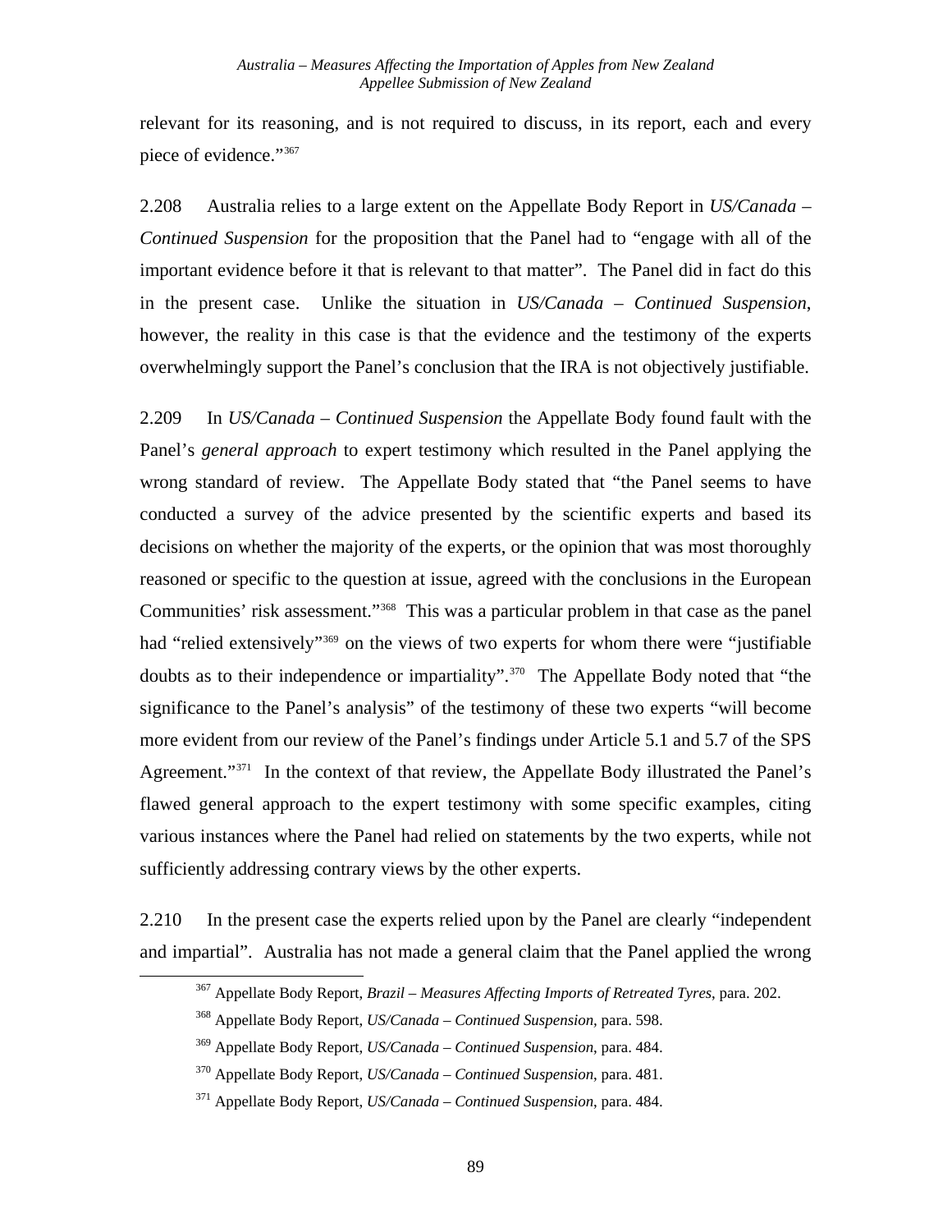relevant for its reasoning, and is not required to discuss, in its report, each and every piece of evidence."[367]

2.208 Australia relies to a large extent on the Appellate Body Report in *US/Canada – Continued Suspension* for the proposition that the Panel had to "engage with all of the important evidence before it that is relevant to that matter". The Panel did in fact do this in the present case. Unlike the situation in *US/Canada – Continued Suspension*, however, the reality in this case is that the evidence and the testimony of the experts overwhelmingly support the Panel's conclusion that the IRA is not objectively justifiable.

2.209 In *US/Canada – Continued Suspension* the Appellate Body found fault with the Panel's *general approach* to expert testimony which resulted in the Panel applying the wrong standard of review. The Appellate Body stated that "the Panel seems to have conducted a survey of the advice presented by the scientific experts and based its decisions on whether the majority of the experts, or the opinion that was most thoroughly reasoned or specific to the question at issue, agreed with the conclusions in the European Communities' risk assessment."[368] This was a particular problem in that case as the panel had "relied extensively"[369] on the views of two experts for whom there were "justifiable doubts as to their independence or impartiality".[370] The Appellate Body noted that "the significance to the Panel's analysis" of the testimony of these two experts "will become more evident from our review of the Panel's findings under Article 5.1 and 5.7 of the SPS Agreement."[371] In the context of that review, the Appellate Body illustrated the Panel's flawed general approach to the expert testimony with some specific examples, citing various instances where the Panel had relied on statements by the two experts, while not sufficiently addressing contrary views by the other experts.

2.210 In the present case the experts relied upon by the Panel are clearly "independent and impartial". Australia has not made a general claim that the Panel applied the wrong

[367] Appellate Body Report, *Brazil – Measures Affecting Imports of Retreated Tyres*, para. 202.

[368] Appellate Body Report, *US/Canada – Continued Suspension*, para. 598.

[369] Appellate Body Report, *US/Canada – Continued Suspension*, para. 484.

[370] Appellate Body Report, *US/Canada – Continued Suspension*, para. 481.

[371] Appellate Body Report, *US/Canada – Continued Suspension*, para. 484.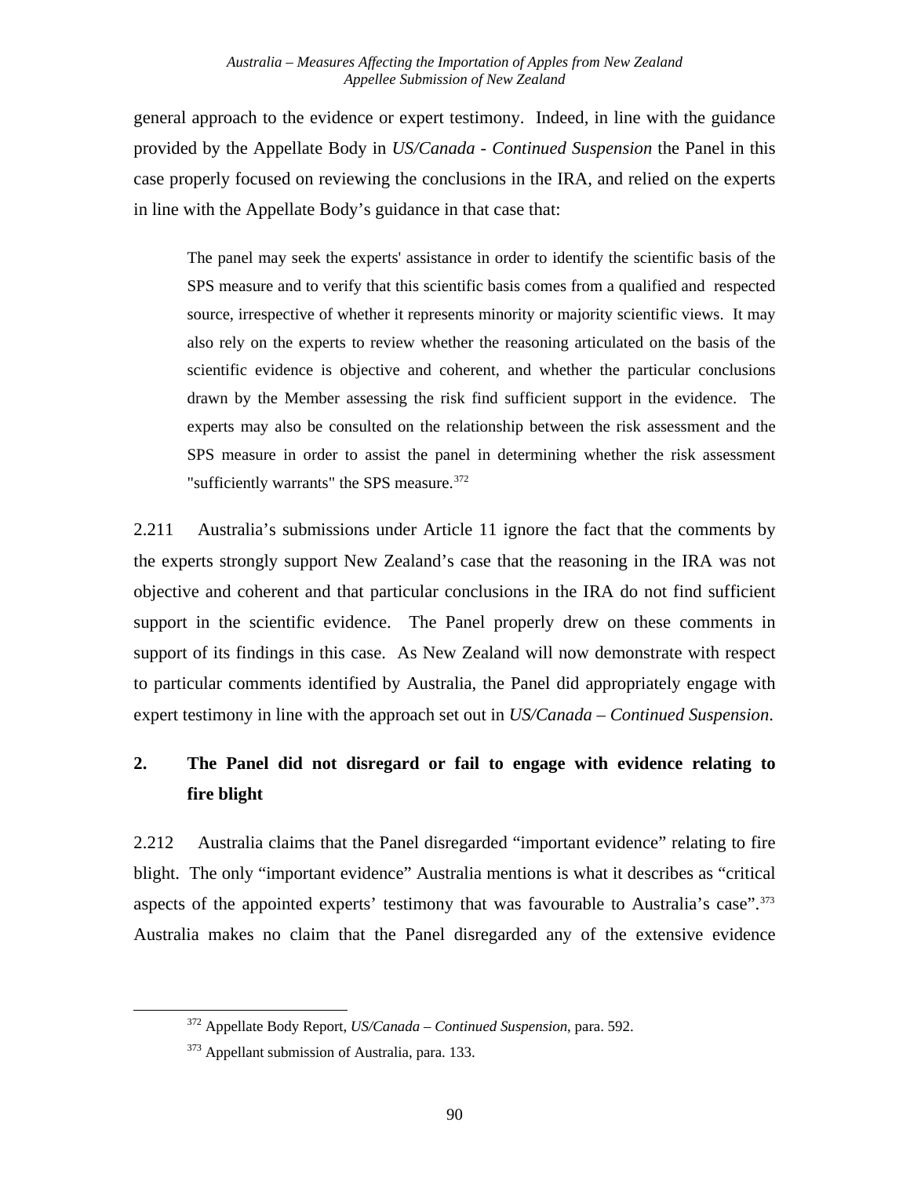general approach to the evidence or expert testimony. Indeed, in line with the guidance provided by the Appellate Body in *US/Canada - Continued Suspension* the Panel in this case properly focused on reviewing the conclusions in the IRA, and relied on the experts in line with the Appellate Body's guidance in that case that:

> The panel may seek the experts' assistance in order to identify the scientific basis of the SPS measure and to verify that this scientific basis comes from a qualified and respected source, irrespective of whether it represents minority or majority scientific views. It may also rely on the experts to review whether the reasoning articulated on the basis of the scientific evidence is objective and coherent, and whether the particular conclusions drawn by the Member assessing the risk find sufficient support in the evidence. The experts may also be consulted on the relationship between the risk assessment and the SPS measure in order to assist the panel in determining whether the risk assessment "sufficiently warrants" the SPS measure.[372]

2.211 Australia's submissions under Article 11 ignore the fact that the comments by the experts strongly support New Zealand's case that the reasoning in the IRA was not objective and coherent and that particular conclusions in the IRA do not find sufficient support in the scientific evidence. The Panel properly drew on these comments in support of its findings in this case. As New Zealand will now demonstrate with respect to particular comments identified by Australia, the Panel did appropriately engage with expert testimony in line with the approach set out in *US/Canada – Continued Suspension*.

## 2. The Panel did not disregard or fail to engage with evidence relating to fire blight

2.212 Australia claims that the Panel disregarded "important evidence" relating to fire blight. The only "important evidence" Australia mentions is what it describes as "critical aspects of the appointed experts' testimony that was favourable to Australia's case".[373] Australia makes no claim that the Panel disregarded any of the extensive evidence

---

[372] Appellate Body Report, *US/Canada – Continued Suspension*, para. 592.

[373] Appellant submission of Australia, para. 133.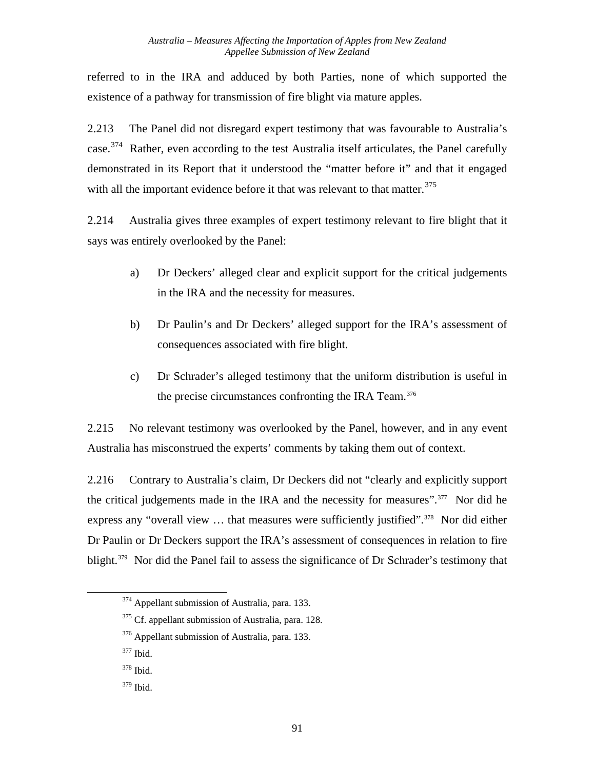referred to in the IRA and adduced by both Parties, none of which supported the existence of a pathway for transmission of fire blight via mature apples.

2.213 The Panel did not disregard expert testimony that was favourable to Australia's case.[374] Rather, even according to the test Australia itself articulates, the Panel carefully demonstrated in its Report that it understood the "matter before it" and that it engaged with all the important evidence before it that was relevant to that matter.[375]

2.214 Australia gives three examples of expert testimony relevant to fire blight that it says was entirely overlooked by the Panel:

a) Dr Deckers' alleged clear and explicit support for the critical judgements in the IRA and the necessity for measures.

b) Dr Paulin's and Dr Deckers' alleged support for the IRA's assessment of consequences associated with fire blight.

c) Dr Schrader's alleged testimony that the uniform distribution is useful in the precise circumstances confronting the IRA Team.[376]

2.215 No relevant testimony was overlooked by the Panel, however, and in any event Australia has misconstrued the experts' comments by taking them out of context.

2.216 Contrary to Australia's claim, Dr Deckers did not "clearly and explicitly support the critical judgements made in the IRA and the necessity for measures".[377] Nor did he express any "overall view … that measures were sufficiently justified".[378] Nor did either Dr Paulin or Dr Deckers support the IRA's assessment of consequences in relation to fire blight.[379] Nor did the Panel fail to assess the significance of Dr Schrader's testimony that

[374] Appellant submission of Australia, para. 133.

[375] Cf. appellant submission of Australia, para. 128.

[376] Appellant submission of Australia, para. 133.

[377] Ibid.

[378] Ibid.

[379] Ibid.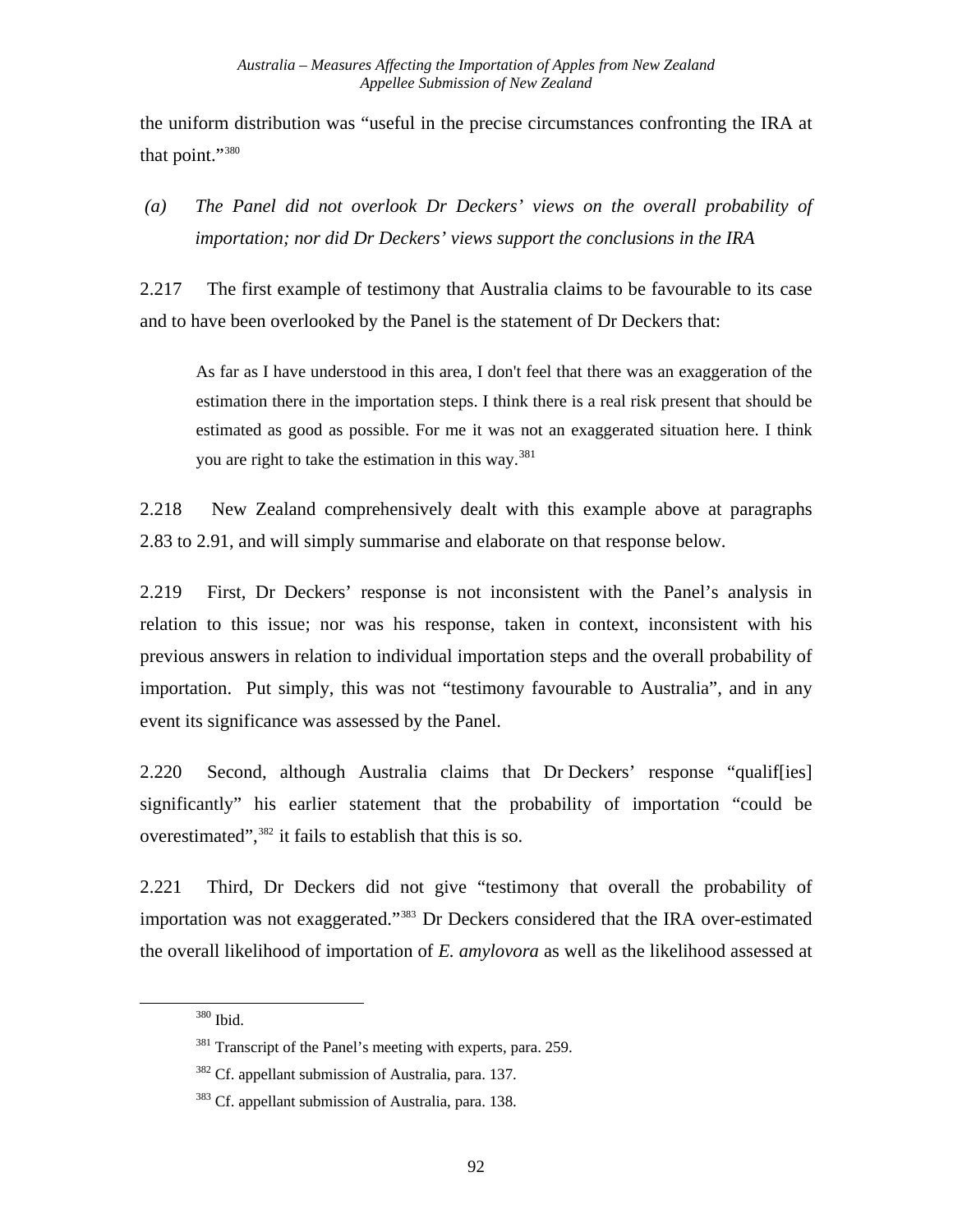the uniform distribution was "useful in the precise circumstances confronting the IRA at that point."[380]

*(a) The Panel did not overlook Dr Deckers' views on the overall probability of importation; nor did Dr Deckers' views support the conclusions in the IRA*

2.217 The first example of testimony that Australia claims to be favourable to its case and to have been overlooked by the Panel is the statement of Dr Deckers that:

> As far as I have understood in this area, I don't feel that there was an exaggeration of the estimation there in the importation steps. I think there is a real risk present that should be estimated as good as possible. For me it was not an exaggerated situation here. I think you are right to take the estimation in this way.[381]

2.218 New Zealand comprehensively dealt with this example above at paragraphs 2.83 to 2.91, and will simply summarise and elaborate on that response below.

2.219 First, Dr Deckers' response is not inconsistent with the Panel's analysis in relation to this issue; nor was his response, taken in context, inconsistent with his previous answers in relation to individual importation steps and the overall probability of importation. Put simply, this was not "testimony favourable to Australia", and in any event its significance was assessed by the Panel.

2.220 Second, although Australia claims that Dr Deckers' response "qualif[ies] significantly" his earlier statement that the probability of importation "could be overestimated",[382] it fails to establish that this is so.

2.221 Third, Dr Deckers did not give "testimony that overall the probability of importation was not exaggerated."[383] Dr Deckers considered that the IRA over-estimated the overall likelihood of importation of *E. amylovora* as well as the likelihood assessed at

[380] Ibid.

[381] Transcript of the Panel's meeting with experts, para. 259.

[382] Cf. appellant submission of Australia, para. 137.

[383] Cf. appellant submission of Australia, para. 138.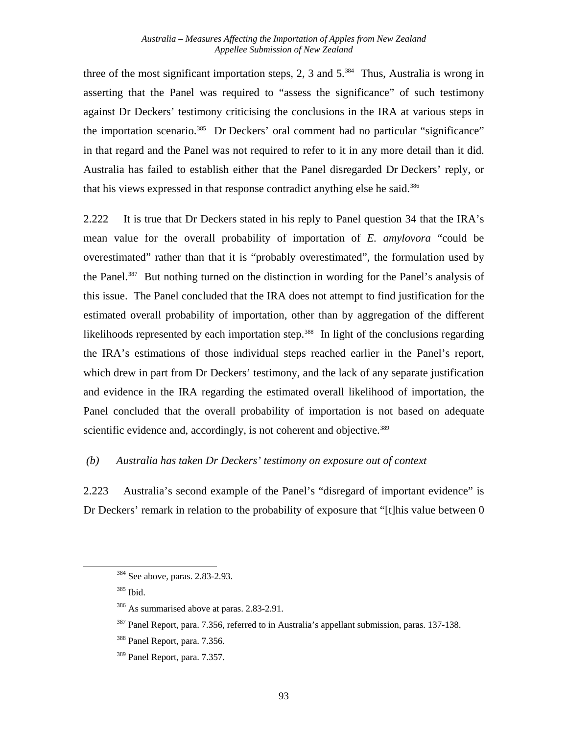three of the most significant importation steps, 2, 3 and 5.[384] Thus, Australia is wrong in asserting that the Panel was required to "assess the significance" of such testimony against Dr Deckers' testimony criticising the conclusions in the IRA at various steps in the importation scenario.[385] Dr Deckers' oral comment had no particular "significance" in that regard and the Panel was not required to refer to it in any more detail than it did. Australia has failed to establish either that the Panel disregarded Dr Deckers' reply, or that his views expressed in that response contradict anything else he said.[386]

2.222 It is true that Dr Deckers stated in his reply to Panel question 34 that the IRA's mean value for the overall probability of importation of *E. amylovora* "could be overestimated" rather than that it is "probably overestimated", the formulation used by the Panel.[387] But nothing turned on the distinction in wording for the Panel's analysis of this issue. The Panel concluded that the IRA does not attempt to find justification for the estimated overall probability of importation, other than by aggregation of the different likelihoods represented by each importation step.[388] In light of the conclusions regarding the IRA's estimations of those individual steps reached earlier in the Panel's report, which drew in part from Dr Deckers' testimony, and the lack of any separate justification and evidence in the IRA regarding the estimated overall likelihood of importation, the Panel concluded that the overall probability of importation is not based on adequate scientific evidence and, accordingly, is not coherent and objective.[389]

### *(b) Australia has taken Dr Deckers' testimony on exposure out of context*

2.223 Australia's second example of the Panel's "disregard of important evidence" is Dr Deckers' remark in relation to the probability of exposure that "[t]his value between 0

---

[384] See above, paras. 2.83-2.93.

[385] Ibid.

[386] As summarised above at paras. 2.83-2.91.

[387] Panel Report, para. 7.356, referred to in Australia's appellant submission, paras. 137-138.

[388] Panel Report, para. 7.356.

[389] Panel Report, para. 7.357.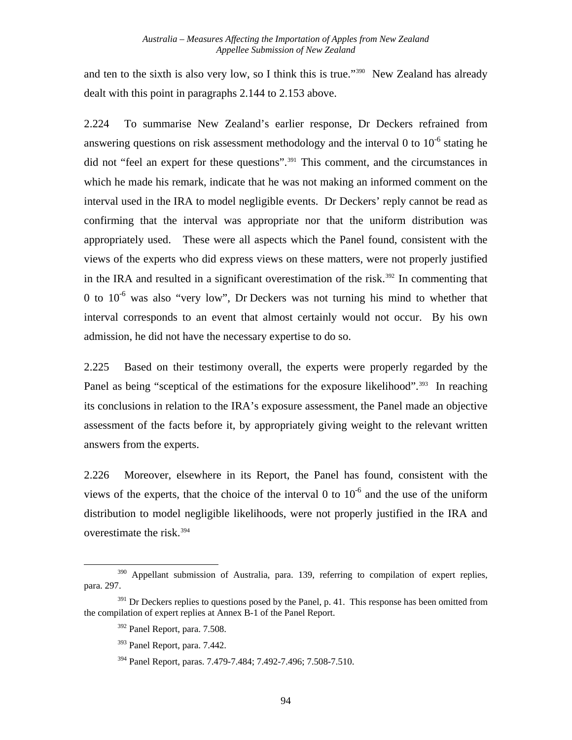and ten to the sixth is also very low, so I think this is true."[390] New Zealand has already dealt with this point in paragraphs 2.144 to 2.153 above.

2.224 To summarise New Zealand's earlier response, Dr Deckers refrained from answering questions on risk assessment methodology and the interval 0 to $10^{-6}$ stating he did not "feel an expert for these questions".[391] This comment, and the circumstances in which he made his remark, indicate that he was not making an informed comment on the interval used in the IRA to model negligible events. Dr Deckers' reply cannot be read as confirming that the interval was appropriate nor that the uniform distribution was appropriately used. These were all aspects which the Panel found, consistent with the views of the experts who did express views on these matters, were not properly justified in the IRA and resulted in a significant overestimation of the risk.[392] In commenting that 0 to $10^{-6}$ was also "very low", Dr Deckers was not turning his mind to whether that interval corresponds to an event that almost certainly would not occur. By his own admission, he did not have the necessary expertise to do so.

2.225 Based on their testimony overall, the experts were properly regarded by the Panel as being "sceptical of the estimations for the exposure likelihood".[393] In reaching its conclusions in relation to the IRA's exposure assessment, the Panel made an objective assessment of the facts before it, by appropriately giving weight to the relevant written answers from the experts.

2.226 Moreover, elsewhere in its Report, the Panel has found, consistent with the views of the experts, that the choice of the interval 0 to $10^{-6}$ and the use of the uniform distribution to model negligible likelihoods, were not properly justified in the IRA and overestimate the risk.[394]

---

[390] Appellant submission of Australia, para. 139, referring to compilation of expert replies, para. 297.

[391] Dr Deckers replies to questions posed by the Panel, p. 41. This response has been omitted from the compilation of expert replies at Annex B-1 of the Panel Report.

[392] Panel Report, para. 7.508.

[393] Panel Report, para. 7.442.

[394] Panel Report, paras. 7.479-7.484; 7.492-7.496; 7.508-7.510.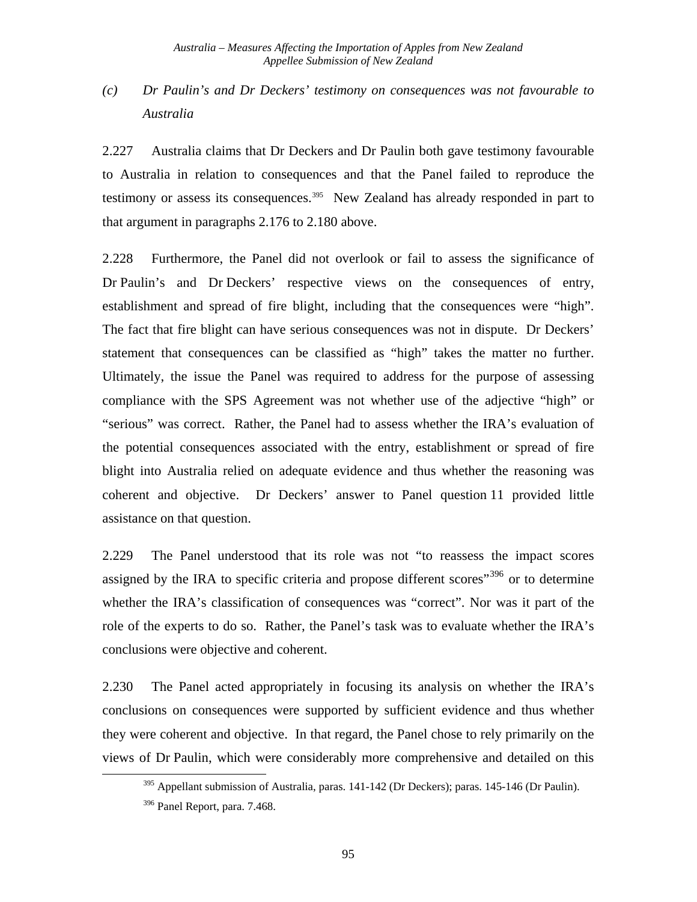### (c) *Dr Paulin's and Dr Deckers' testimony on consequences was not favourable to Australia*

2.227 Australia claims that Dr Deckers and Dr Paulin both gave testimony favourable to Australia in relation to consequences and that the Panel failed to reproduce the testimony or assess its consequences.[395] New Zealand has already responded in part to that argument in paragraphs 2.176 to 2.180 above.

2.228 Furthermore, the Panel did not overlook or fail to assess the significance of Dr Paulin's and Dr Deckers' respective views on the consequences of entry, establishment and spread of fire blight, including that the consequences were "high". The fact that fire blight can have serious consequences was not in dispute. Dr Deckers' statement that consequences can be classified as "high" takes the matter no further. Ultimately, the issue the Panel was required to address for the purpose of assessing compliance with the SPS Agreement was not whether use of the adjective "high" or "serious" was correct. Rather, the Panel had to assess whether the IRA's evaluation of the potential consequences associated with the entry, establishment or spread of fire blight into Australia relied on adequate evidence and thus whether the reasoning was coherent and objective. Dr Deckers' answer to Panel question 11 provided little assistance on that question.

2.229 The Panel understood that its role was not "to reassess the impact scores assigned by the IRA to specific criteria and propose different scores"[396] or to determine whether the IRA's classification of consequences was "correct". Nor was it part of the role of the experts to do so. Rather, the Panel's task was to evaluate whether the IRA's conclusions were objective and coherent.

2.230 The Panel acted appropriately in focusing its analysis on whether the IRA's conclusions on consequences were supported by sufficient evidence and thus whether they were coherent and objective. In that regard, the Panel chose to rely primarily on the views of Dr Paulin, which were considerably more comprehensive and detailed on this

---

[395] Appellant submission of Australia, paras. 141-142 (Dr Deckers); paras. 145-146 (Dr Paulin).

[396] Panel Report, para. 7.468.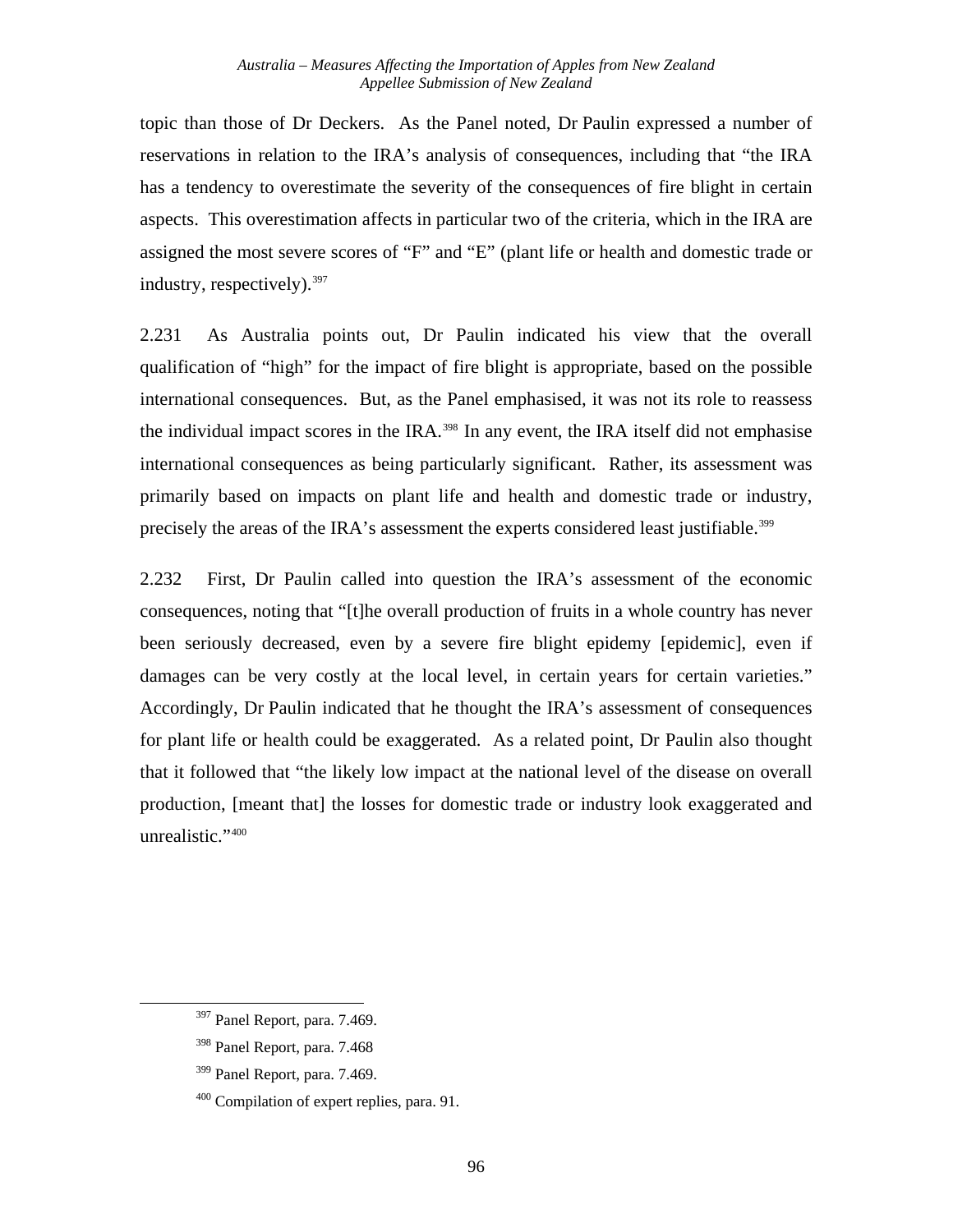topic than those of Dr Deckers. As the Panel noted, Dr Paulin expressed a number of reservations in relation to the IRA's analysis of consequences, including that "the IRA has a tendency to overestimate the severity of the consequences of fire blight in certain aspects. This overestimation affects in particular two of the criteria, which in the IRA are assigned the most severe scores of "F" and "E" (plant life or health and domestic trade or industry, respectively).[397]

2.231 As Australia points out, Dr Paulin indicated his view that the overall qualification of "high" for the impact of fire blight is appropriate, based on the possible international consequences. But, as the Panel emphasised, it was not its role to reassess the individual impact scores in the IRA.[398] In any event, the IRA itself did not emphasise international consequences as being particularly significant. Rather, its assessment was primarily based on impacts on plant life and health and domestic trade or industry, precisely the areas of the IRA's assessment the experts considered least justifiable.[399]

2.232 First, Dr Paulin called into question the IRA's assessment of the economic consequences, noting that "[t]he overall production of fruits in a whole country has never been seriously decreased, even by a severe fire blight epidemy [epidemic], even if damages can be very costly at the local level, in certain years for certain varieties." Accordingly, Dr Paulin indicated that he thought the IRA's assessment of consequences for plant life or health could be exaggerated. As a related point, Dr Paulin also thought that it followed that "the likely low impact at the national level of the disease on overall production, [meant that] the losses for domestic trade or industry look exaggerated and unrealistic."[400]

---

[397] Panel Report, para. 7.469.

[398] Panel Report, para. 7.468

[399] Panel Report, para. 7.469.

[400] Compilation of expert replies, para. 91.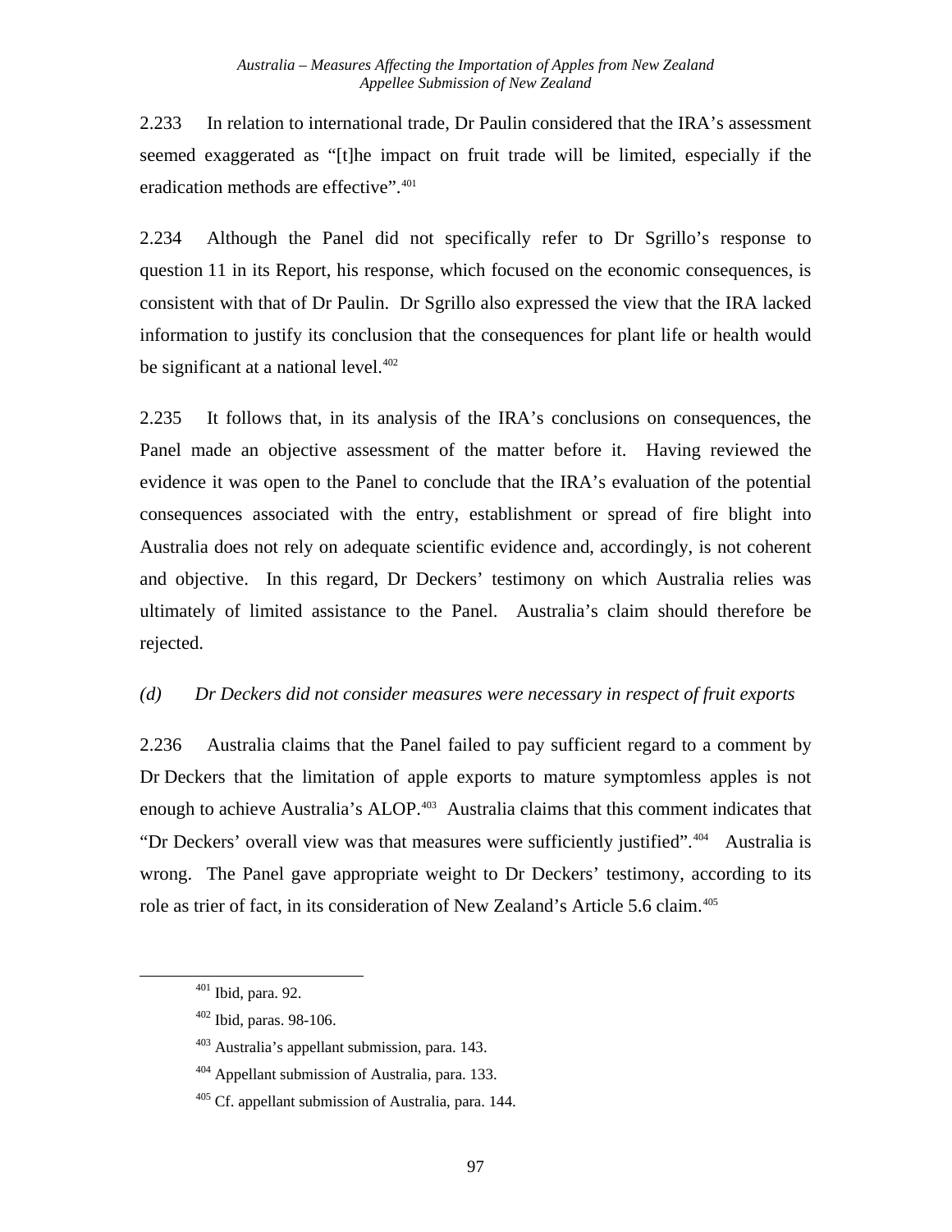2.233 In relation to international trade, Dr Paulin considered that the IRA's assessment seemed exaggerated as "[t]he impact on fruit trade will be limited, especially if the eradication methods are effective".[401]

2.234 Although the Panel did not specifically refer to Dr Sgrillo's response to question 11 in its Report, his response, which focused on the economic consequences, is consistent with that of Dr Paulin. Dr Sgrillo also expressed the view that the IRA lacked information to justify its conclusion that the consequences for plant life or health would be significant at a national level.[402]

2.235 It follows that, in its analysis of the IRA's conclusions on consequences, the Panel made an objective assessment of the matter before it. Having reviewed the evidence it was open to the Panel to conclude that the IRA's evaluation of the potential consequences associated with the entry, establishment or spread of fire blight into Australia does not rely on adequate scientific evidence and, accordingly, is not coherent and objective. In this regard, Dr Deckers' testimony on which Australia relies was ultimately of limited assistance to the Panel. Australia's claim should therefore be rejected.

*(d) Dr Deckers did not consider measures were necessary in respect of fruit exports*

2.236 Australia claims that the Panel failed to pay sufficient regard to a comment by Dr Deckers that the limitation of apple exports to mature symptomless apples is not enough to achieve Australia's ALOP.[403] Australia claims that this comment indicates that "Dr Deckers' overall view was that measures were sufficiently justified".[404] Australia is wrong. The Panel gave appropriate weight to Dr Deckers' testimony, according to its role as trier of fact, in its consideration of New Zealand's Article 5.6 claim.[405]

---

[401] Ibid, para. 92.

[402] Ibid, paras. 98-106.

[403] Australia's appellant submission, para. 143.

[404] Appellant submission of Australia, para. 133.

[405] Cf. appellant submission of Australia, para. 144.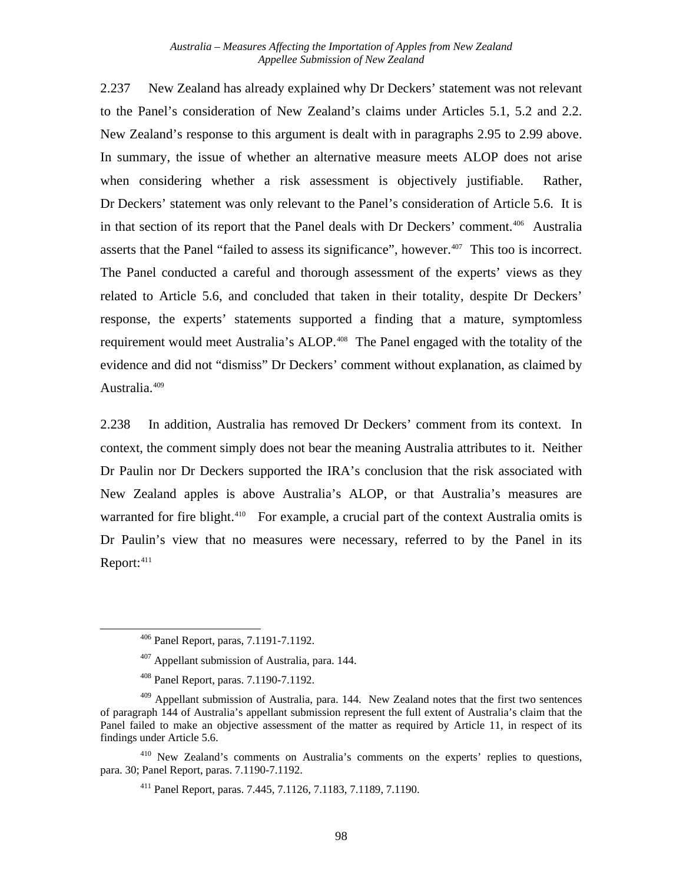2.237 New Zealand has already explained why Dr Deckers' statement was not relevant to the Panel's consideration of New Zealand's claims under Articles 5.1, 5.2 and 2.2. New Zealand's response to this argument is dealt with in paragraphs 2.95 to 2.99 above. In summary, the issue of whether an alternative measure meets ALOP does not arise when considering whether a risk assessment is objectively justifiable. Rather, Dr Deckers' statement was only relevant to the Panel's consideration of Article 5.6. It is in that section of its report that the Panel deals with Dr Deckers' comment.[406] Australia asserts that the Panel "failed to assess its significance", however.[407] This too is incorrect. The Panel conducted a careful and thorough assessment of the experts' views as they related to Article 5.6, and concluded that taken in their totality, despite Dr Deckers' response, the experts' statements supported a finding that a mature, symptomless requirement would meet Australia's ALOP.[408] The Panel engaged with the totality of the evidence and did not "dismiss" Dr Deckers' comment without explanation, as claimed by Australia.[409]

2.238 In addition, Australia has removed Dr Deckers' comment from its context. In context, the comment simply does not bear the meaning Australia attributes to it. Neither Dr Paulin nor Dr Deckers supported the IRA's conclusion that the risk associated with New Zealand apples is above Australia's ALOP, or that Australia's measures are warranted for fire blight.[410] For example, a crucial part of the context Australia omits is Dr Paulin's view that no measures were necessary, referred to by the Panel in its Report:[411]

---

[406] Panel Report, paras, 7.1191-7.1192.

[407] Appellant submission of Australia, para. 144.

[408] Panel Report, paras. 7.1190-7.1192.

[409] Appellant submission of Australia, para. 144. New Zealand notes that the first two sentences of paragraph 144 of Australia's appellant submission represent the full extent of Australia's claim that the Panel failed to make an objective assessment of the matter as required by Article 11, in respect of its findings under Article 5.6.

[410] New Zealand's comments on Australia's comments on the experts' replies to questions, para. 30; Panel Report, paras. 7.1190-7.1192.

[411] Panel Report, paras. 7.445, 7.1126, 7.1183, 7.1189, 7.1190.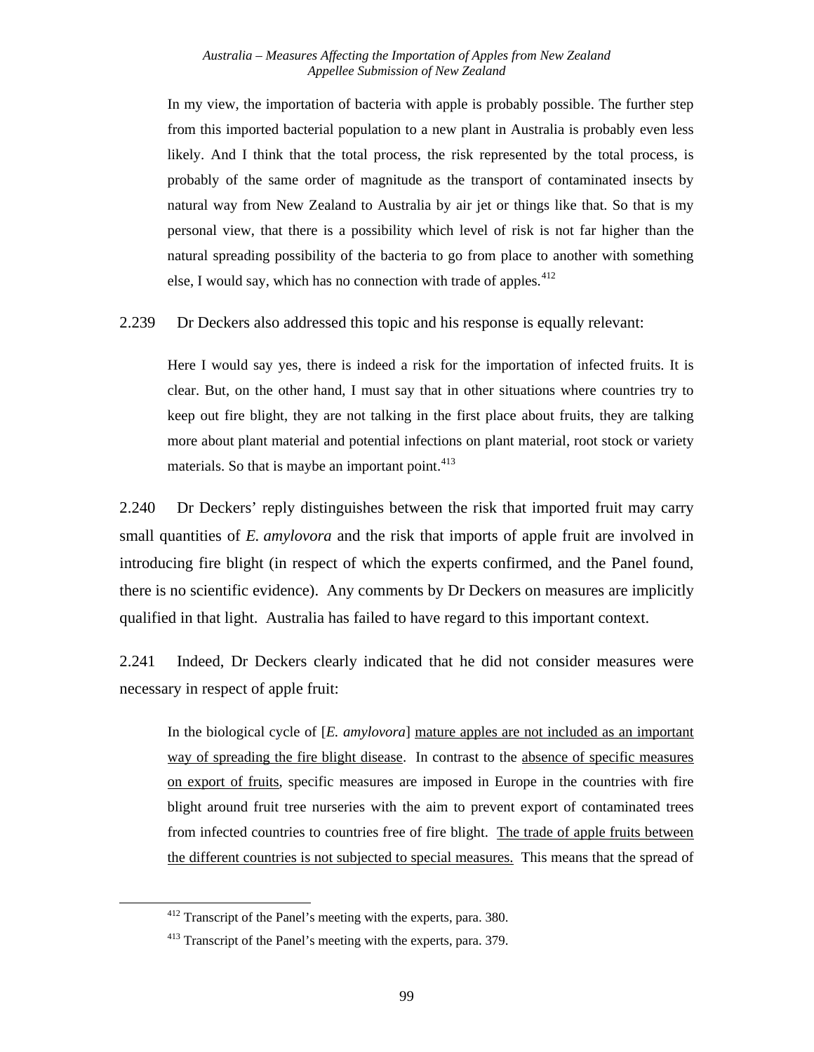> In my view, the importation of bacteria with apple is probably possible. The further step from this imported bacterial population to a new plant in Australia is probably even less likely. And I think that the total process, the risk represented by the total process, is probably of the same order of magnitude as the transport of contaminated insects by natural way from New Zealand to Australia by air jet or things like that. So that is my personal view, that there is a possibility which level of risk is not far higher than the natural spreading possibility of the bacteria to go from place to another with something else, I would say, which has no connection with trade of apples.[412]

2.239 Dr Deckers also addressed this topic and his response is equally relevant:

> Here I would say yes, there is indeed a risk for the importation of infected fruits. It is clear. But, on the other hand, I must say that in other situations where countries try to keep out fire blight, they are not talking in the first place about fruits, they are talking more about plant material and potential infections on plant material, root stock or variety materials. So that is maybe an important point.[413]

2.240 Dr Deckers' reply distinguishes between the risk that imported fruit may carry small quantities of *E. amylovora* and the risk that imports of apple fruit are involved in introducing fire blight (in respect of which the experts confirmed, and the Panel found, there is no scientific evidence). Any comments by Dr Deckers on measures are implicitly qualified in that light. Australia has failed to have regard to this important context.

2.241 Indeed, Dr Deckers clearly indicated that he did not consider measures were necessary in respect of apple fruit:

> In the biological cycle of [*E. amylovora*] <u>mature apples are not included as an important way of spreading the fire blight disease</u>. In contrast to the <u>absence of specific measures on export of fruits</u>, specific measures are imposed in Europe in the countries with fire blight around fruit tree nurseries with the aim to prevent export of contaminated trees from infected countries to countries free of fire blight. <u>The trade of apple fruits between the different countries is not subjected to special measures.</u> This means that the spread of

[412] Transcript of the Panel's meeting with the experts, para. 380.

[413] Transcript of the Panel's meeting with the experts, para. 379.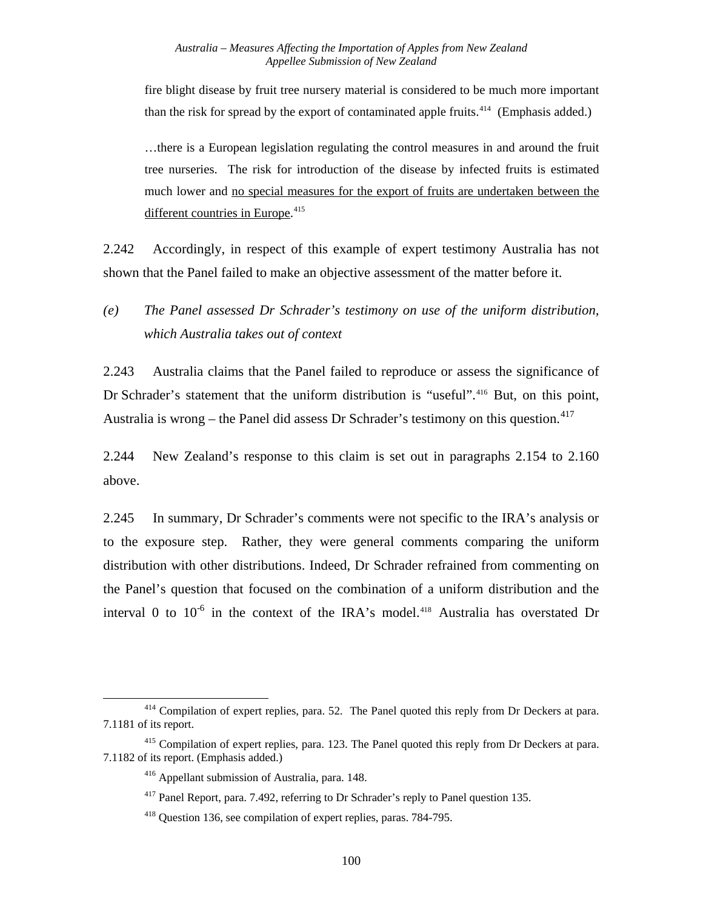fire blight disease by fruit tree nursery material is considered to be much more important than the risk for spread by the export of contaminated apple fruits.[414] (Emphasis added.)

…there is a European legislation regulating the control measures in and around the fruit tree nurseries. The risk for introduction of the disease by infected fruits is estimated much lower and <u>no special measures for the export of fruits are undertaken between the different countries in Europe</u>.[415]

2.242 Accordingly, in respect of this example of expert testimony Australia has not shown that the Panel failed to make an objective assessment of the matter before it.

*(e) The Panel assessed Dr Schrader's testimony on use of the uniform distribution, which Australia takes out of context*

2.243 Australia claims that the Panel failed to reproduce or assess the significance of Dr Schrader's statement that the uniform distribution is "useful".[416] But, on this point, Australia is wrong – the Panel did assess Dr Schrader's testimony on this question.[417]

2.244 New Zealand's response to this claim is set out in paragraphs 2.154 to 2.160 above.

2.245 In summary, Dr Schrader's comments were not specific to the IRA's analysis or to the exposure step. Rather, they were general comments comparing the uniform distribution with other distributions. Indeed, Dr Schrader refrained from commenting on the Panel's question that focused on the combination of a uniform distribution and the interval 0 to $10^{-6}$ in the context of the IRA's model.[418] Australia has overstated Dr

---

[414] Compilation of expert replies, para. 52. The Panel quoted this reply from Dr Deckers at para. 7.1181 of its report.

[415] Compilation of expert replies, para. 123. The Panel quoted this reply from Dr Deckers at para. 7.1182 of its report. (Emphasis added.)

[416] Appellant submission of Australia, para. 148.

[417] Panel Report, para. 7.492, referring to Dr Schrader's reply to Panel question 135.

[418] Question 136, see compilation of expert replies, paras. 784-795.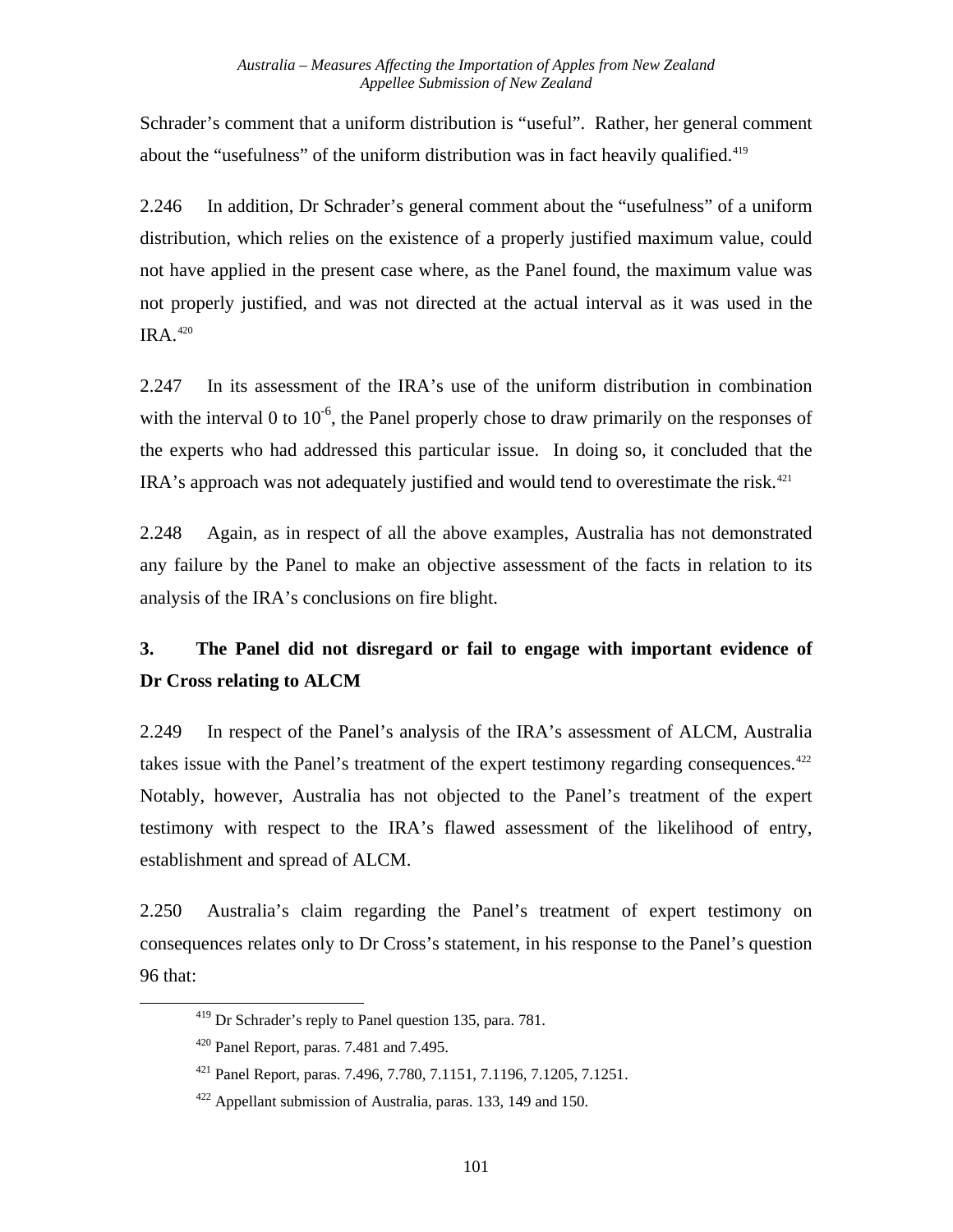Schrader's comment that a uniform distribution is "useful". Rather, her general comment about the "usefulness" of the uniform distribution was in fact heavily qualified.[419]

2.246 In addition, Dr Schrader's general comment about the "usefulness" of a uniform distribution, which relies on the existence of a properly justified maximum value, could not have applied in the present case where, as the Panel found, the maximum value was not properly justified, and was not directed at the actual interval as it was used in the IRA.[420]

2.247 In its assessment of the IRA's use of the uniform distribution in combination with the interval 0 to $10^{-6}$, the Panel properly chose to draw primarily on the responses of the experts who had addressed this particular issue. In doing so, it concluded that the IRA's approach was not adequately justified and would tend to overestimate the risk.[421]

2.248 Again, as in respect of all the above examples, Australia has not demonstrated any failure by the Panel to make an objective assessment of the facts in relation to its analysis of the IRA's conclusions on fire blight.

### 3. The Panel did not disregard or fail to engage with important evidence of Dr Cross relating to ALCM

2.249 In respect of the Panel's analysis of the IRA's assessment of ALCM, Australia takes issue with the Panel's treatment of the expert testimony regarding consequences.[422] Notably, however, Australia has not objected to the Panel's treatment of the expert testimony with respect to the IRA's flawed assessment of the likelihood of entry, establishment and spread of ALCM.

2.250 Australia's claim regarding the Panel's treatment of expert testimony on consequences relates only to Dr Cross's statement, in his response to the Panel's question 96 that:

---

[419] Dr Schrader's reply to Panel question 135, para. 781.

[420] Panel Report, paras. 7.481 and 7.495.

[421] Panel Report, paras. 7.496, 7.780, 7.1151, 7.1196, 7.1205, 7.1251.

[422] Appellant submission of Australia, paras. 133, 149 and 150.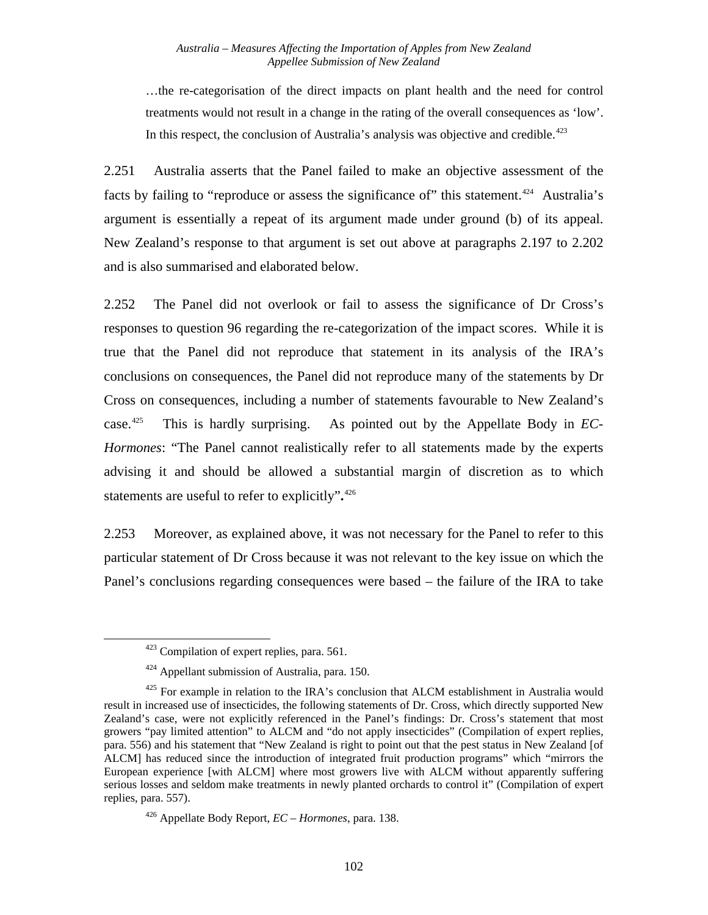> …the re-categorisation of the direct impacts on plant health and the need for control treatments would not result in a change in the rating of the overall consequences as 'low'. In this respect, the conclusion of Australia's analysis was objective and credible.[423]

2.251 Australia asserts that the Panel failed to make an objective assessment of the facts by failing to "reproduce or assess the significance of" this statement.[424] Australia's argument is essentially a repeat of its argument made under ground (b) of its appeal. New Zealand's response to that argument is set out above at paragraphs 2.197 to 2.202 and is also summarised and elaborated below.

2.252 The Panel did not overlook or fail to assess the significance of Dr Cross's responses to question 96 regarding the re-categorization of the impact scores. While it is true that the Panel did not reproduce that statement in its analysis of the IRA's conclusions on consequences, the Panel did not reproduce many of the statements by Dr Cross on consequences, including a number of statements favourable to New Zealand's case.[425] This is hardly surprising. As pointed out by the Appellate Body in *EC-Hormones*: "The Panel cannot realistically refer to all statements made by the experts advising it and should be allowed a substantial margin of discretion as to which statements are useful to refer to explicitly"**.**[426]

2.253 Moreover, as explained above, it was not necessary for the Panel to refer to this particular statement of Dr Cross because it was not relevant to the key issue on which the Panel's conclusions regarding consequences were based – the failure of the IRA to take

---

[423] Compilation of expert replies, para. 561.

[424] Appellant submission of Australia, para. 150.

[425] For example in relation to the IRA's conclusion that ALCM establishment in Australia would result in increased use of insecticides, the following statements of Dr. Cross, which directly supported New Zealand's case, were not explicitly referenced in the Panel's findings: Dr. Cross's statement that most growers "pay limited attention" to ALCM and "do not apply insecticides" (Compilation of expert replies, para. 556) and his statement that "New Zealand is right to point out that the pest status in New Zealand [of ALCM] has reduced since the introduction of integrated fruit production programs" which "mirrors the European experience [with ALCM] where most growers live with ALCM without apparently suffering serious losses and seldom make treatments in newly planted orchards to control it" (Compilation of expert replies, para. 557).

[426] Appellate Body Report, *EC – Hormones*, para. 138.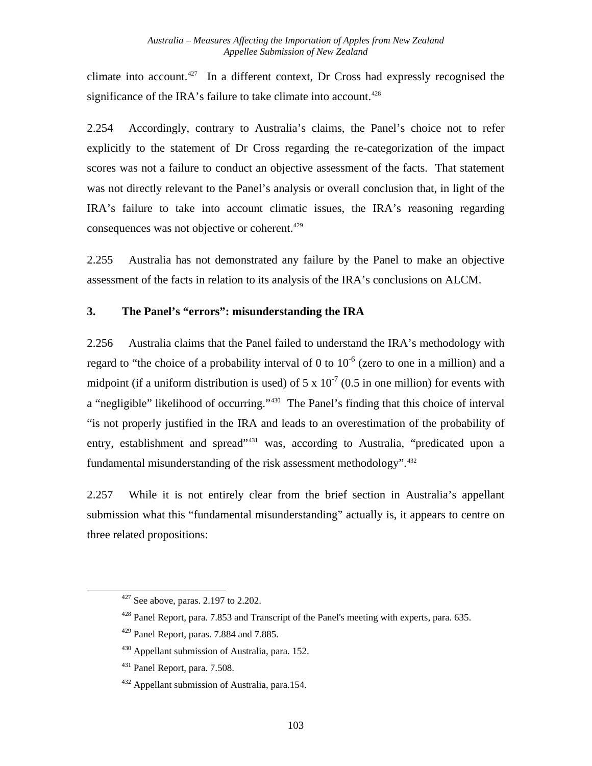climate into account.[427] In a different context, Dr Cross had expressly recognised the significance of the IRA's failure to take climate into account.[428]

2.254 Accordingly, contrary to Australia's claims, the Panel's choice not to refer explicitly to the statement of Dr Cross regarding the re-categorization of the impact scores was not a failure to conduct an objective assessment of the facts. That statement was not directly relevant to the Panel's analysis or overall conclusion that, in light of the IRA's failure to take into account climatic issues, the IRA's reasoning regarding consequences was not objective or coherent.[429]

2.255 Australia has not demonstrated any failure by the Panel to make an objective assessment of the facts in relation to its analysis of the IRA's conclusions on ALCM.

### 3. The Panel's "errors": misunderstanding the IRA

2.256 Australia claims that the Panel failed to understand the IRA's methodology with regard to "the choice of a probability interval of 0 to $10^{-6}$ (zero to one in a million) and a midpoint (if a uniform distribution is used) of $5 \times 10^{-7}$ (0.5 in one million) for events with a "negligible" likelihood of occurring."[430] The Panel's finding that this choice of interval "is not properly justified in the IRA and leads to an overestimation of the probability of entry, establishment and spread"[431] was, according to Australia, "predicated upon a fundamental misunderstanding of the risk assessment methodology".[432]

2.257 While it is not entirely clear from the brief section in Australia's appellant submission what this "fundamental misunderstanding" actually is, it appears to centre on three related propositions:

---

[427] See above, paras. 2.197 to 2.202.

[428] Panel Report, para. 7.853 and Transcript of the Panel's meeting with experts, para. 635.

[429] Panel Report, paras. 7.884 and 7.885.

[430] Appellant submission of Australia, para. 152.

[431] Panel Report, para. 7.508.

[432] Appellant submission of Australia, para.154.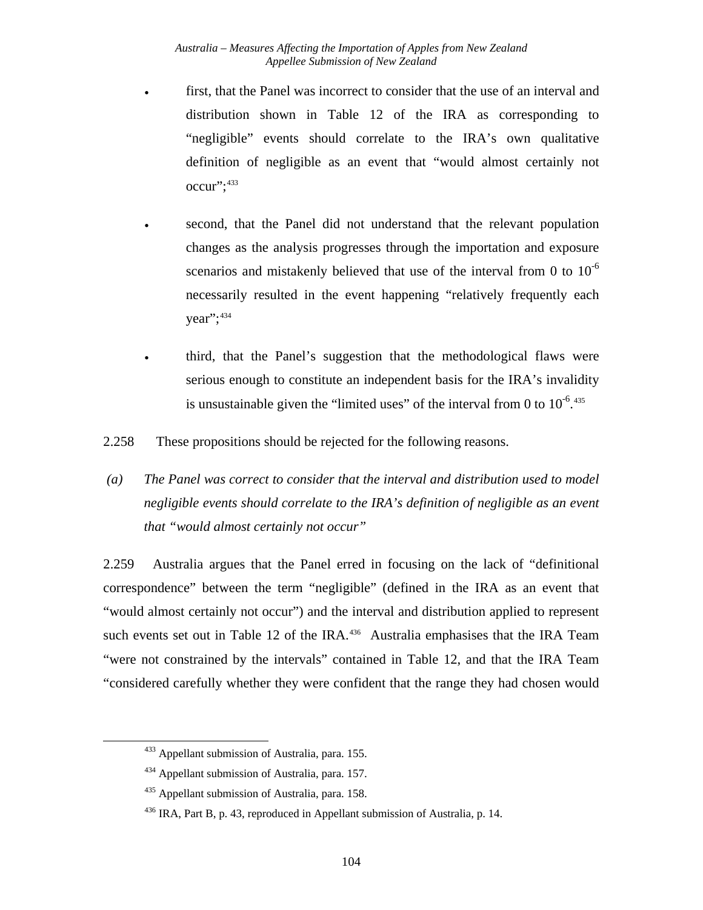- first, that the Panel was incorrect to consider that the use of an interval and distribution shown in Table 12 of the IRA as corresponding to "negligible" events should correlate to the IRA's own qualitative definition of negligible as an event that "would almost certainly not occur";[433]

- second, that the Panel did not understand that the relevant population changes as the analysis progresses through the importation and exposure scenarios and mistakenly believed that use of the interval from 0 to $10^{-6}$ necessarily resulted in the event happening "relatively frequently each year";[434]

- third, that the Panel's suggestion that the methodological flaws were serious enough to constitute an independent basis for the IRA's invalidity is unsustainable given the "limited uses" of the interval from 0 to $10^{-6}$.[435]

2.258 These propositions should be rejected for the following reasons.

*(a) The Panel was correct to consider that the interval and distribution used to model negligible events should correlate to the IRA's definition of negligible as an event that "would almost certainly not occur"*

2.259 Australia argues that the Panel erred in focusing on the lack of "definitional correspondence" between the term "negligible" (defined in the IRA as an event that "would almost certainly not occur") and the interval and distribution applied to represent such events set out in Table 12 of the IRA.[436] Australia emphasises that the IRA Team "were not constrained by the intervals" contained in Table 12, and that the IRA Team "considered carefully whether they were confident that the range they had chosen would

[433] Appellant submission of Australia, para. 155.

[434] Appellant submission of Australia, para. 157.

[435] Appellant submission of Australia, para. 158.

[436] IRA, Part B, p. 43, reproduced in Appellant submission of Australia, p. 14.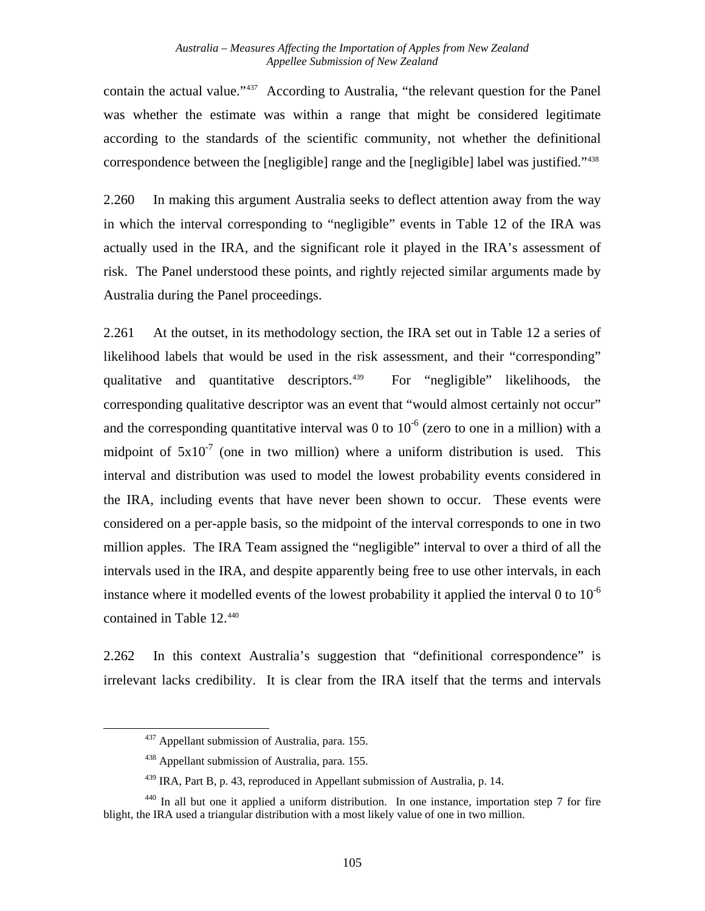contain the actual value."[437] According to Australia, "the relevant question for the Panel was whether the estimate was within a range that might be considered legitimate according to the standards of the scientific community, not whether the definitional correspondence between the [negligible] range and the [negligible] label was justified."[438]

2.260 In making this argument Australia seeks to deflect attention away from the way in which the interval corresponding to "negligible" events in Table 12 of the IRA was actually used in the IRA, and the significant role it played in the IRA's assessment of risk. The Panel understood these points, and rightly rejected similar arguments made by Australia during the Panel proceedings.

2.261 At the outset, in its methodology section, the IRA set out in Table 12 a series of likelihood labels that would be used in the risk assessment, and their "corresponding" qualitative and quantitative descriptors.[439] For "negligible" likelihoods, the corresponding qualitative descriptor was an event that "would almost certainly not occur" and the corresponding quantitative interval was 0 to $10^{-6}$ (zero to one in a million) with a midpoint of $5x10^{-7}$ (one in two million) where a uniform distribution is used. This interval and distribution was used to model the lowest probability events considered in the IRA, including events that have never been shown to occur. These events were considered on a per-apple basis, so the midpoint of the interval corresponds to one in two million apples. The IRA Team assigned the "negligible" interval to over a third of all the intervals used in the IRA, and despite apparently being free to use other intervals, in each instance where it modelled events of the lowest probability it applied the interval 0 to $10^{-6}$ contained in Table 12.[440]

2.262 In this context Australia's suggestion that "definitional correspondence" is irrelevant lacks credibility. It is clear from the IRA itself that the terms and intervals

---

[437] Appellant submission of Australia, para. 155.

[438] Appellant submission of Australia, para. 155.

[439] IRA, Part B, p. 43, reproduced in Appellant submission of Australia, p. 14.

[440] In all but one it applied a uniform distribution. In one instance, importation step 7 for fire blight, the IRA used a triangular distribution with a most likely value of one in two million.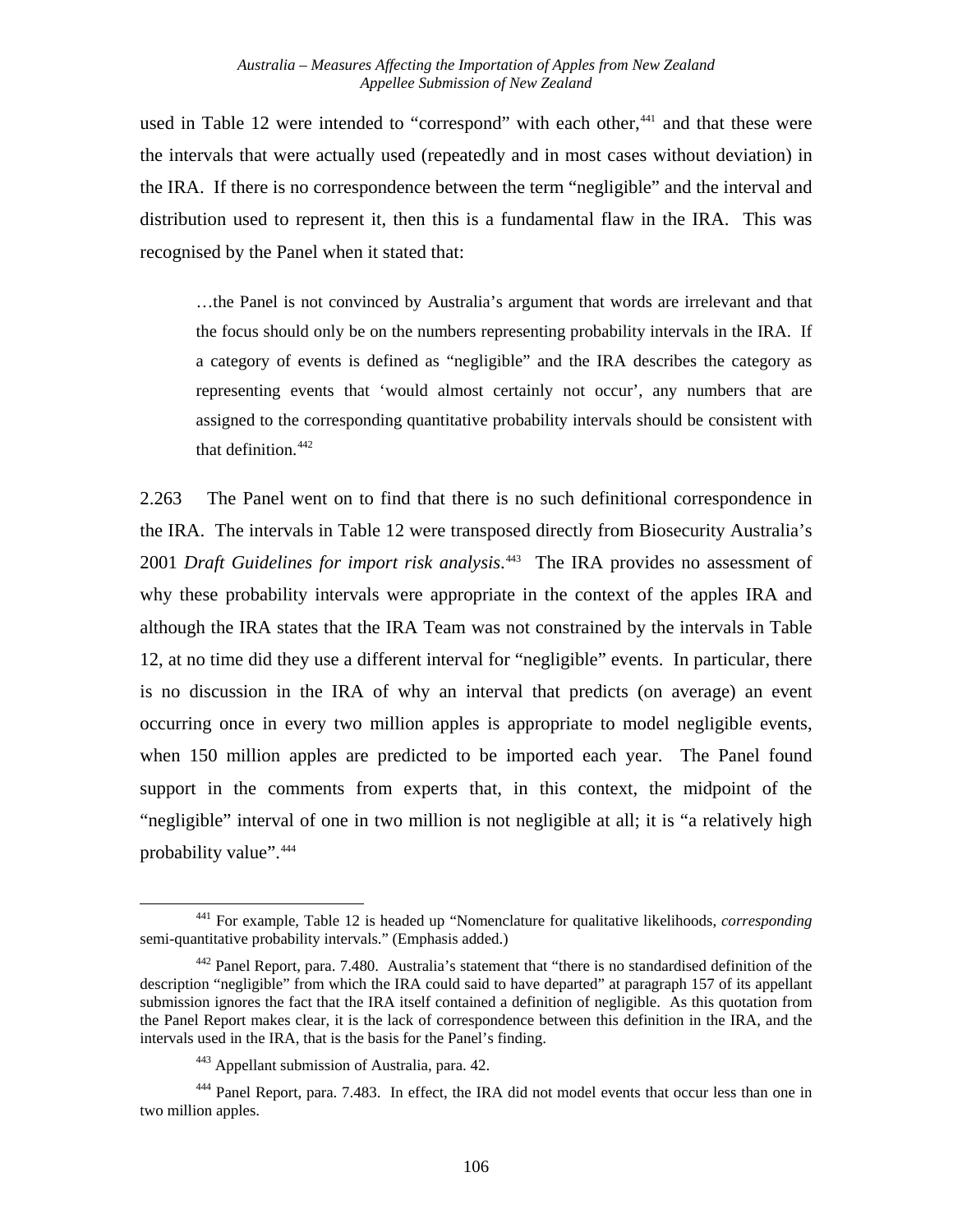used in Table 12 were intended to "correspond" with each other,[441] and that these were the intervals that were actually used (repeatedly and in most cases without deviation) in the IRA. If there is no correspondence between the term "negligible" and the interval and distribution used to represent it, then this is a fundamental flaw in the IRA. This was recognised by the Panel when it stated that:

> …the Panel is not convinced by Australia's argument that words are irrelevant and that the focus should only be on the numbers representing probability intervals in the IRA. If a category of events is defined as "negligible" and the IRA describes the category as representing events that 'would almost certainly not occur', any numbers that are assigned to the corresponding quantitative probability intervals should be consistent with that definition.[442]

2.263 The Panel went on to find that there is no such definitional correspondence in the IRA. The intervals in Table 12 were transposed directly from Biosecurity Australia's 2001 *Draft Guidelines for import risk analysis*.[443] The IRA provides no assessment of why these probability intervals were appropriate in the context of the apples IRA and although the IRA states that the IRA Team was not constrained by the intervals in Table 12, at no time did they use a different interval for "negligible" events. In particular, there is no discussion in the IRA of why an interval that predicts (on average) an event occurring once in every two million apples is appropriate to model negligible events, when 150 million apples are predicted to be imported each year. The Panel found support in the comments from experts that, in this context, the midpoint of the "negligible" interval of one in two million is not negligible at all; it is "a relatively high probability value".[444]

---

[441] For example, Table 12 is headed up "Nomenclature for qualitative likelihoods, *corresponding* semi-quantitative probability intervals." (Emphasis added.)

[442] Panel Report, para. 7.480. Australia's statement that "there is no standardised definition of the description "negligible" from which the IRA could said to have departed" at paragraph 157 of its appellant submission ignores the fact that the IRA itself contained a definition of negligible. As this quotation from the Panel Report makes clear, it is the lack of correspondence between this definition in the IRA, and the intervals used in the IRA, that is the basis for the Panel's finding.

[443] Appellant submission of Australia, para. 42.

[444] Panel Report, para. 7.483. In effect, the IRA did not model events that occur less than one in two million apples.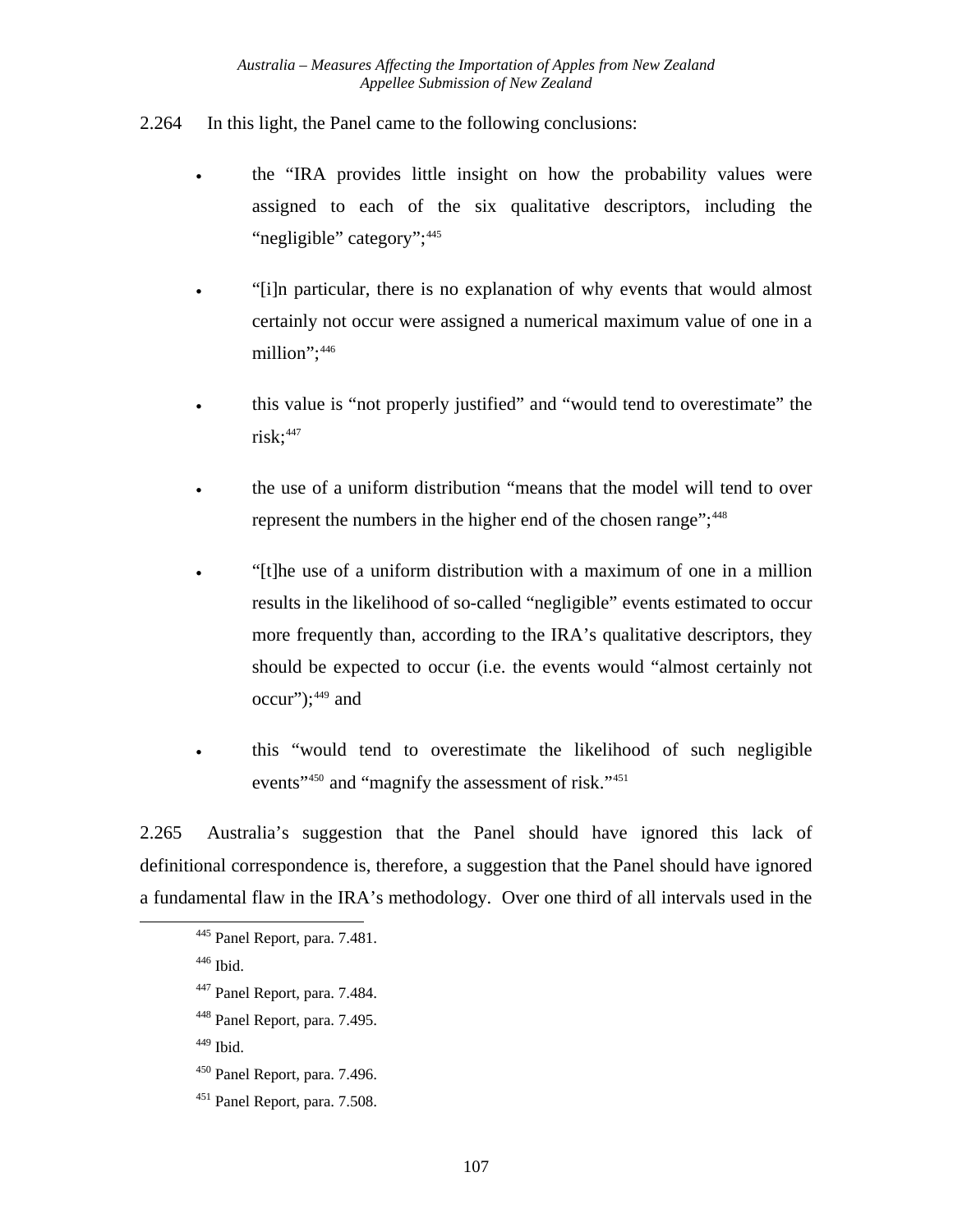2.264 In this light, the Panel came to the following conclusions:

- the "IRA provides little insight on how the probability values were assigned to each of the six qualitative descriptors, including the "negligible" category";[445]
- "[i]n particular, there is no explanation of why events that would almost certainly not occur were assigned a numerical maximum value of one in a million";[446]
- this value is "not properly justified" and "would tend to overestimate" the risk;[447]
- the use of a uniform distribution "means that the model will tend to over represent the numbers in the higher end of the chosen range";[448]
- "[t]he use of a uniform distribution with a maximum of one in a million results in the likelihood of so-called "negligible" events estimated to occur more frequently than, according to the IRA's qualitative descriptors, they should be expected to occur (i.e. the events would "almost certainly not occur");[449] and
- this "would tend to overestimate the likelihood of such negligible events"[450] and "magnify the assessment of risk."[451]

2.265 Australia's suggestion that the Panel should have ignored this lack of definitional correspondence is, therefore, a suggestion that the Panel should have ignored a fundamental flaw in the IRA's methodology. Over one third of all intervals used in the

---

[445] Panel Report, para. 7.481.

[446] Ibid.

[447] Panel Report, para. 7.484.

[448] Panel Report, para. 7.495.

[449] Ibid.

[450] Panel Report, para. 7.496.

[451] Panel Report, para. 7.508.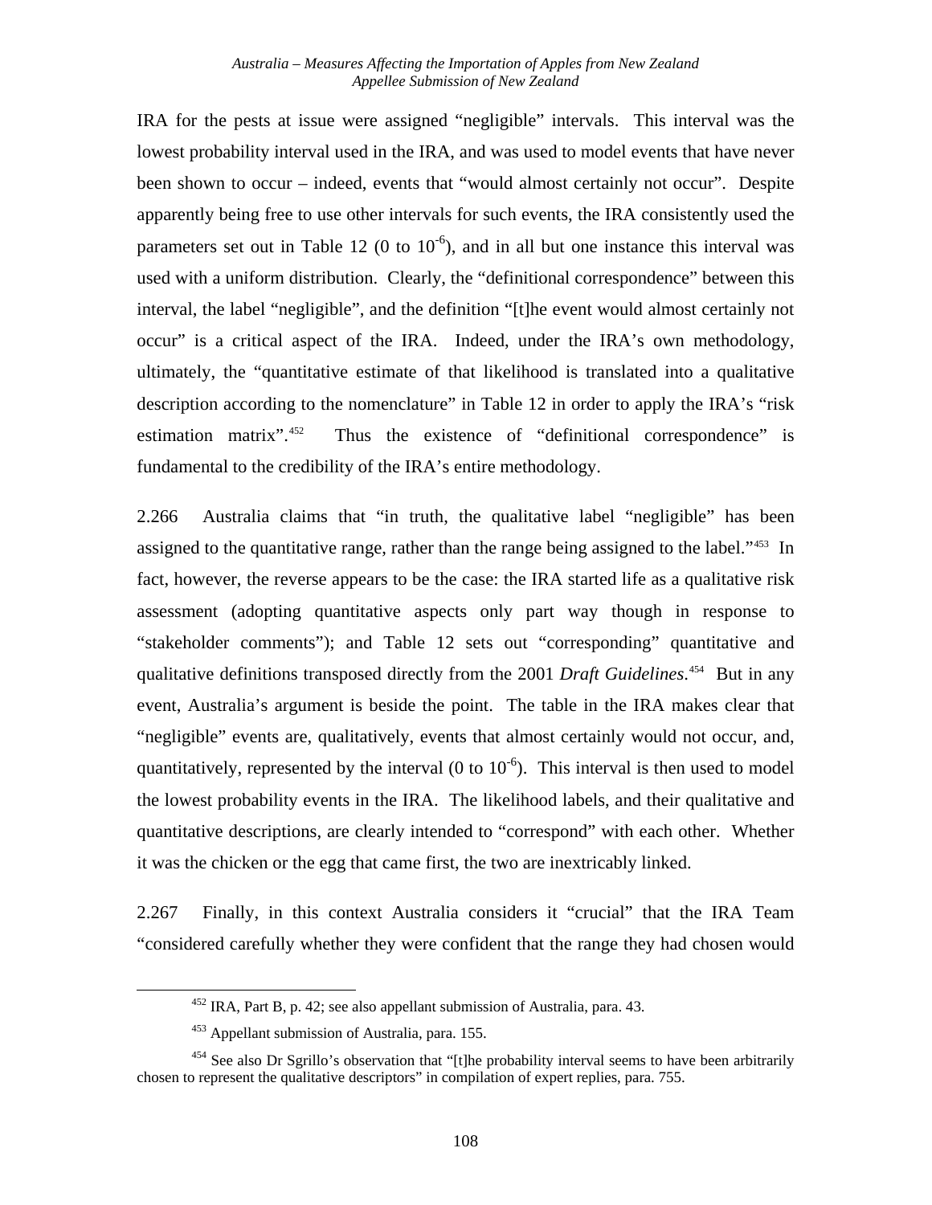IRA for the pests at issue were assigned "negligible" intervals. This interval was the lowest probability interval used in the IRA, and was used to model events that have never been shown to occur – indeed, events that "would almost certainly not occur". Despite apparently being free to use other intervals for such events, the IRA consistently used the parameters set out in Table 12 (0 to $10^{-6}$), and in all but one instance this interval was used with a uniform distribution. Clearly, the "definitional correspondence" between this interval, the label "negligible", and the definition "[t]he event would almost certainly not occur" is a critical aspect of the IRA. Indeed, under the IRA's own methodology, ultimately, the "quantitative estimate of that likelihood is translated into a qualitative description according to the nomenclature" in Table 12 in order to apply the IRA's "risk estimation matrix".[452] Thus the existence of "definitional correspondence" is fundamental to the credibility of the IRA's entire methodology.

2.266 Australia claims that "in truth, the qualitative label "negligible" has been assigned to the quantitative range, rather than the range being assigned to the label."[453] In fact, however, the reverse appears to be the case: the IRA started life as a qualitative risk assessment (adopting quantitative aspects only part way though in response to "stakeholder comments"); and Table 12 sets out "corresponding" quantitative and qualitative definitions transposed directly from the 2001 *Draft Guidelines*.[454] But in any event, Australia's argument is beside the point. The table in the IRA makes clear that "negligible" events are, qualitatively, events that almost certainly would not occur, and, quantitatively, represented by the interval (0 to $10^{-6}$). This interval is then used to model the lowest probability events in the IRA. The likelihood labels, and their qualitative and quantitative descriptions, are clearly intended to "correspond" with each other. Whether it was the chicken or the egg that came first, the two are inextricably linked.

2.267 Finally, in this context Australia considers it "crucial" that the IRA Team "considered carefully whether they were confident that the range they had chosen would

[452] IRA, Part B, p. 42; see also appellant submission of Australia, para. 43.

[453] Appellant submission of Australia, para. 155.

[454] See also Dr Sgrillo's observation that "[t]he probability interval seems to have been arbitrarily chosen to represent the qualitative descriptors" in compilation of expert replies, para. 755.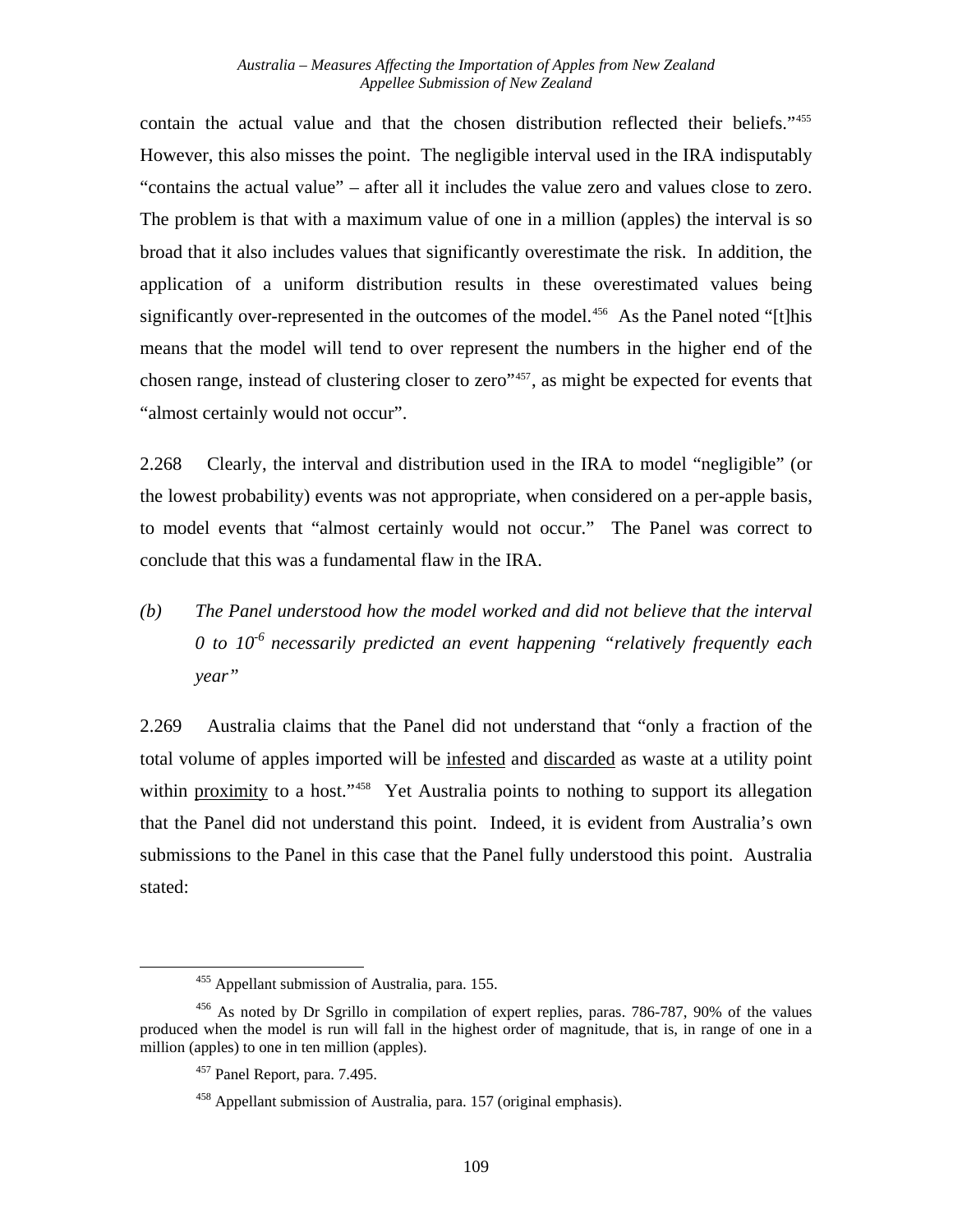contain the actual value and that the chosen distribution reflected their beliefs."[455] However, this also misses the point. The negligible interval used in the IRA indisputably "contains the actual value" – after all it includes the value zero and values close to zero. The problem is that with a maximum value of one in a million (apples) the interval is so broad that it also includes values that significantly overestimate the risk. In addition, the application of a uniform distribution results in these overestimated values being significantly over-represented in the outcomes of the model.[456] As the Panel noted "[t]his means that the model will tend to over represent the numbers in the higher end of the chosen range, instead of clustering closer to zero"[457], as might be expected for events that "almost certainly would not occur".

2.268 Clearly, the interval and distribution used in the IRA to model "negligible" (or the lowest probability) events was not appropriate, when considered on a per-apple basis, to model events that "almost certainly would not occur." The Panel was correct to conclude that this was a fundamental flaw in the IRA.

### *(b) The Panel understood how the model worked and did not believe that the interval 0 to $10^{-6}$ necessarily predicted an event happening "relatively frequently each year"*

2.269 Australia claims that the Panel did not understand that "only a fraction of the total volume of apples imported will be infested and discarded as waste at a utility point within proximity to a host."[458] Yet Australia points to nothing to support its allegation that the Panel did not understand this point. Indeed, it is evident from Australia's own submissions to the Panel in this case that the Panel fully understood this point. Australia stated:

---

[455] Appellant submission of Australia, para. 155.

[456] As noted by Dr Sgrillo in compilation of expert replies, paras. 786-787, 90% of the values produced when the model is run will fall in the highest order of magnitude, that is, in range of one in a million (apples) to one in ten million (apples).

[457] Panel Report, para. 7.495.

[458] Appellant submission of Australia, para. 157 (original emphasis).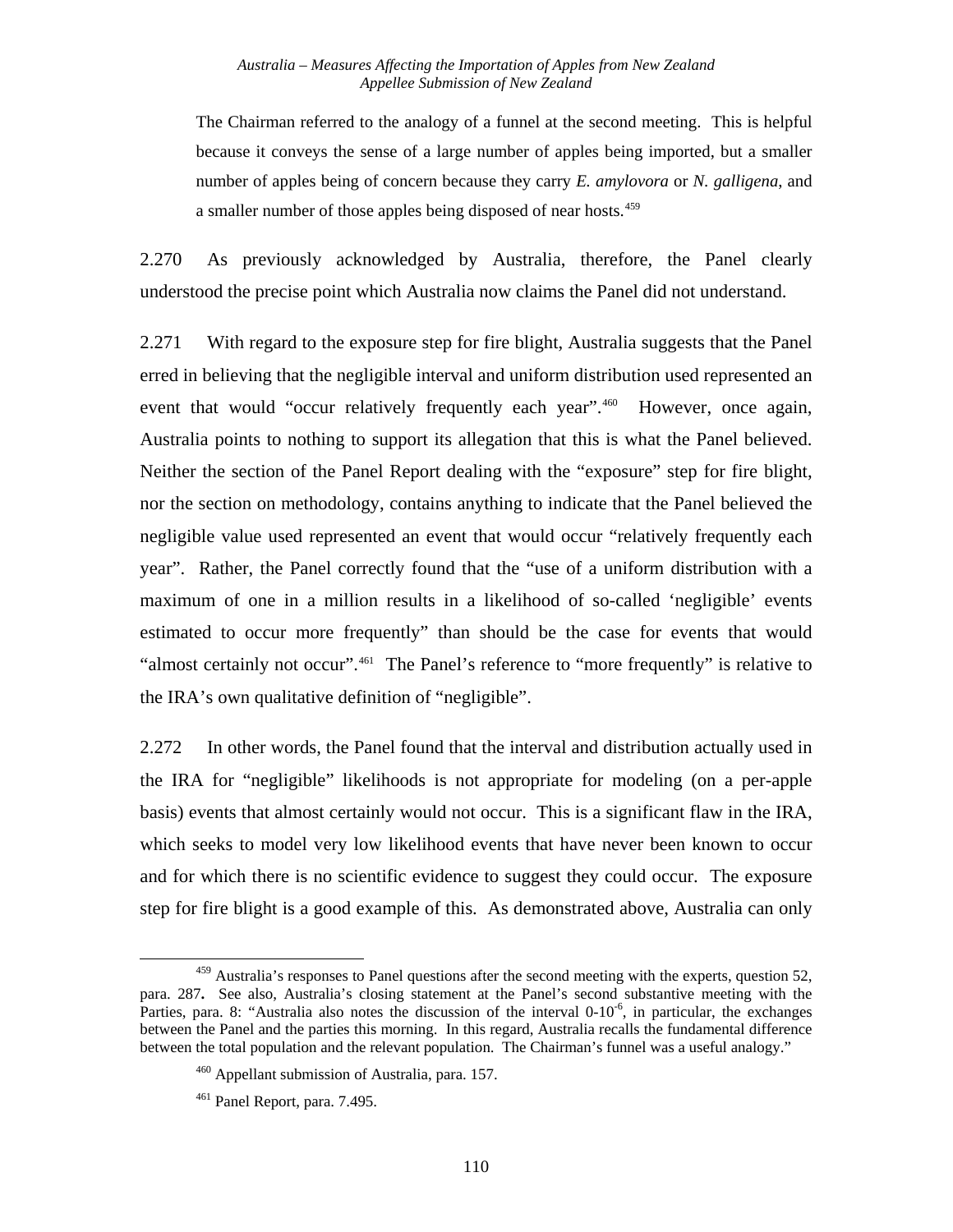The Chairman referred to the analogy of a funnel at the second meeting. This is helpful because it conveys the sense of a large number of apples being imported, but a smaller number of apples being of concern because they carry *E. amylovora* or *N. galligena*, and a smaller number of those apples being disposed of near hosts.[459]

2.270 As previously acknowledged by Australia, therefore, the Panel clearly understood the precise point which Australia now claims the Panel did not understand.

2.271 With regard to the exposure step for fire blight, Australia suggests that the Panel erred in believing that the negligible interval and uniform distribution used represented an event that would "occur relatively frequently each year".[460] However, once again, Australia points to nothing to support its allegation that this is what the Panel believed. Neither the section of the Panel Report dealing with the "exposure" step for fire blight, nor the section on methodology, contains anything to indicate that the Panel believed the negligible value used represented an event that would occur "relatively frequently each year". Rather, the Panel correctly found that the "use of a uniform distribution with a maximum of one in a million results in a likelihood of so-called 'negligible' events estimated to occur more frequently" than should be the case for events that would "almost certainly not occur".[461] The Panel's reference to "more frequently" is relative to the IRA's own qualitative definition of "negligible".

2.272 In other words, the Panel found that the interval and distribution actually used in the IRA for "negligible" likelihoods is not appropriate for modeling (on a per-apple basis) events that almost certainly would not occur. This is a significant flaw in the IRA, which seeks to model very low likelihood events that have never been known to occur and for which there is no scientific evidence to suggest they could occur. The exposure step for fire blight is a good example of this. As demonstrated above, Australia can only

---

[459] Australia's responses to Panel questions after the second meeting with the experts, question 52, para. 287**.** See also, Australia's closing statement at the Panel's second substantive meeting with the Parties, para. 8: "Australia also notes the discussion of the interval $0\text{-}10^{-6}$, in particular, the exchanges between the Panel and the parties this morning. In this regard, Australia recalls the fundamental difference between the total population and the relevant population. The Chairman's funnel was a useful analogy."

[460] Appellant submission of Australia, para. 157.

[461] Panel Report, para. 7.495.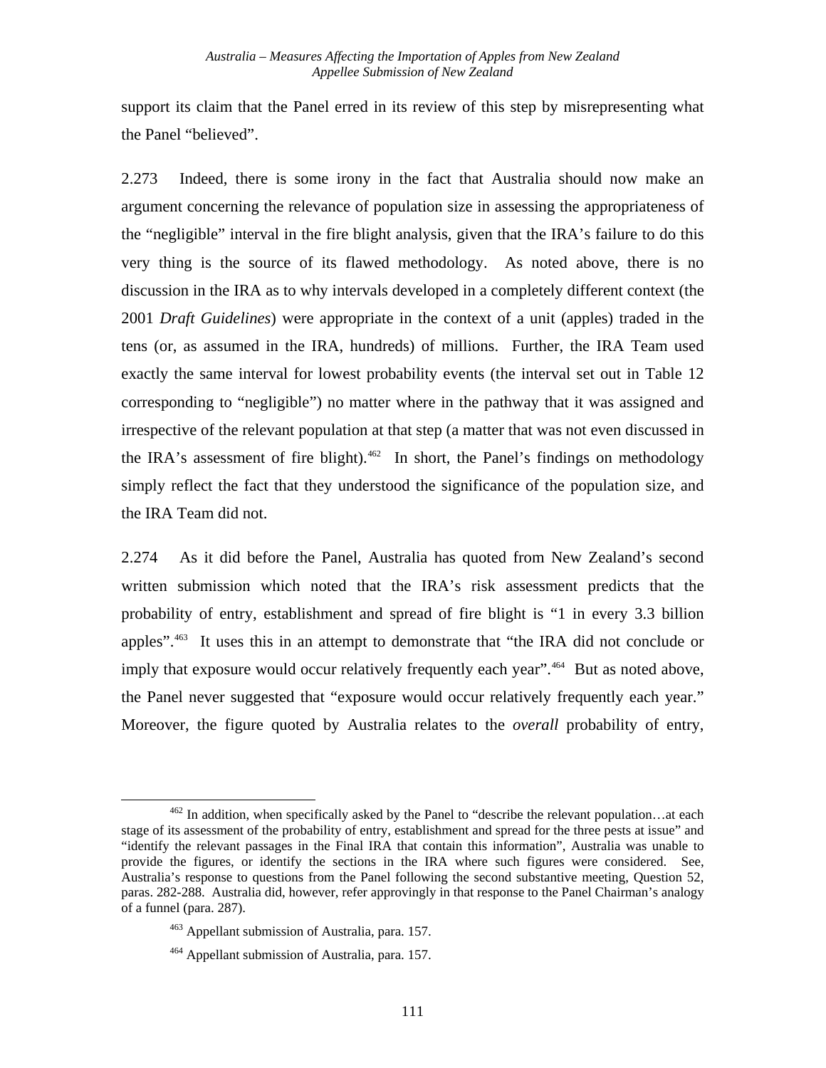support its claim that the Panel erred in its review of this step by misrepresenting what the Panel "believed".

2.273 Indeed, there is some irony in the fact that Australia should now make an argument concerning the relevance of population size in assessing the appropriateness of the "negligible" interval in the fire blight analysis, given that the IRA's failure to do this very thing is the source of its flawed methodology. As noted above, there is no discussion in the IRA as to why intervals developed in a completely different context (the 2001 *Draft Guidelines*) were appropriate in the context of a unit (apples) traded in the tens (or, as assumed in the IRA, hundreds) of millions. Further, the IRA Team used exactly the same interval for lowest probability events (the interval set out in Table 12 corresponding to "negligible") no matter where in the pathway that it was assigned and irrespective of the relevant population at that step (a matter that was not even discussed in the IRA's assessment of fire blight).[462] In short, the Panel's findings on methodology simply reflect the fact that they understood the significance of the population size, and the IRA Team did not.

2.274 As it did before the Panel, Australia has quoted from New Zealand's second written submission which noted that the IRA's risk assessment predicts that the probability of entry, establishment and spread of fire blight is "1 in every 3.3 billion apples".[463] It uses this in an attempt to demonstrate that "the IRA did not conclude or imply that exposure would occur relatively frequently each year".[464] But as noted above, the Panel never suggested that "exposure would occur relatively frequently each year." Moreover, the figure quoted by Australia relates to the *overall* probability of entry,

[462] In addition, when specifically asked by the Panel to "describe the relevant population…at each stage of its assessment of the probability of entry, establishment and spread for the three pests at issue" and "identify the relevant passages in the Final IRA that contain this information", Australia was unable to provide the figures, or identify the sections in the IRA where such figures were considered. See, Australia's response to questions from the Panel following the second substantive meeting, Question 52, paras. 282-288. Australia did, however, refer approvingly in that response to the Panel Chairman's analogy of a funnel (para. 287).

[463] Appellant submission of Australia, para. 157.

[464] Appellant submission of Australia, para. 157.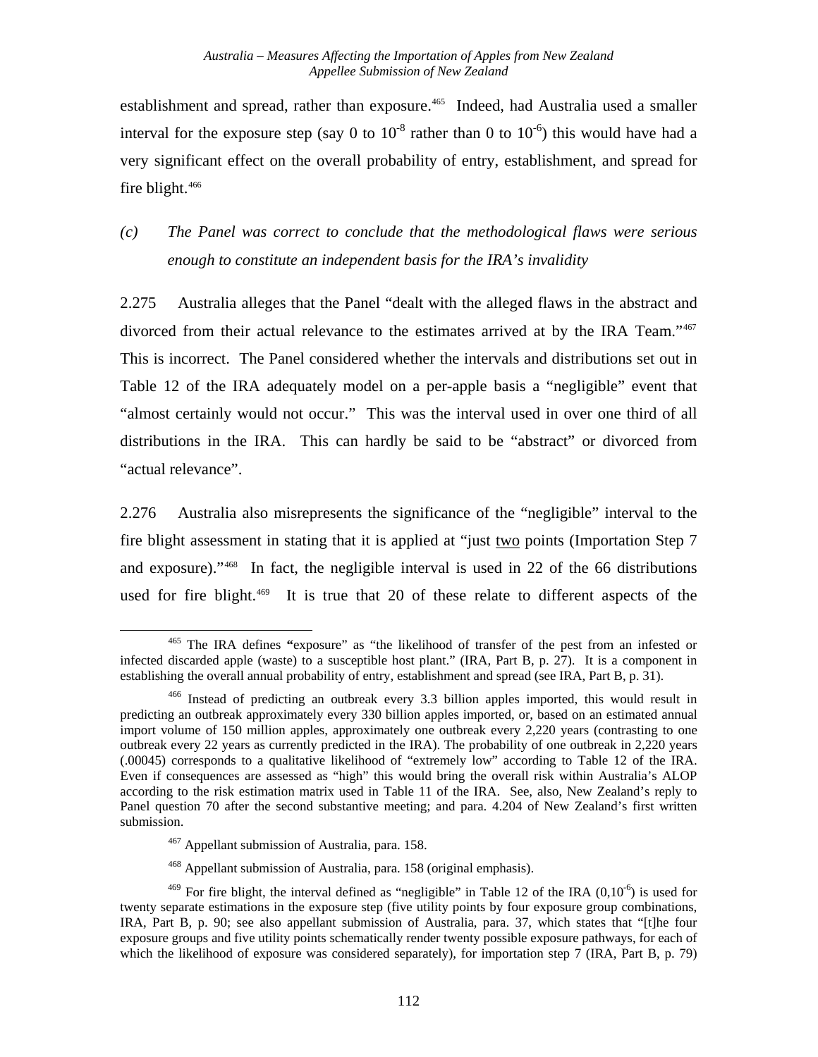establishment and spread, rather than exposure.[465] Indeed, had Australia used a smaller interval for the exposure step (say 0 to $10^{-8}$ rather than 0 to $10^{-6}$) this would have had a very significant effect on the overall probability of entry, establishment, and spread for fire blight.[466]

*(c) The Panel was correct to conclude that the methodological flaws were serious enough to constitute an independent basis for the IRA's invalidity*

2.275 Australia alleges that the Panel "dealt with the alleged flaws in the abstract and divorced from their actual relevance to the estimates arrived at by the IRA Team."[467] This is incorrect. The Panel considered whether the intervals and distributions set out in Table 12 of the IRA adequately model on a per-apple basis a "negligible" event that "almost certainly would not occur." This was the interval used in over one third of all distributions in the IRA. This can hardly be said to be "abstract" or divorced from "actual relevance".

2.276 Australia also misrepresents the significance of the "negligible" interval to the fire blight assessment in stating that it is applied at "just <u>two</u> points (Importation Step 7 and exposure)."[468] In fact, the negligible interval is used in 22 of the 66 distributions used for fire blight.[469] It is true that 20 of these relate to different aspects of the

---

[465] The IRA defines **"**exposure" as "the likelihood of transfer of the pest from an infested or infected discarded apple (waste) to a susceptible host plant." (IRA, Part B, p. 27). It is a component in establishing the overall annual probability of entry, establishment and spread (see IRA, Part B, p. 31).

[466] Instead of predicting an outbreak every 3.3 billion apples imported, this would result in predicting an outbreak approximately every 330 billion apples imported, or, based on an estimated annual import volume of 150 million apples, approximately one outbreak every 2,220 years (contrasting to one outbreak every 22 years as currently predicted in the IRA). The probability of one outbreak in 2,220 years (.00045) corresponds to a qualitative likelihood of "extremely low" according to Table 12 of the IRA. Even if consequences are assessed as "high" this would bring the overall risk within Australia's ALOP according to the risk estimation matrix used in Table 11 of the IRA. See, also, New Zealand's reply to Panel question 70 after the second substantive meeting; and para. 4.204 of New Zealand's first written submission.

[467] Appellant submission of Australia, para. 158.

[468] Appellant submission of Australia, para. 158 (original emphasis).

[469] For fire blight, the interval defined as "negligible" in Table 12 of the IRA $(0,10^{-6})$ is used for twenty separate estimations in the exposure step (five utility points by four exposure group combinations, IRA, Part B, p. 90; see also appellant submission of Australia, para. 37, which states that "[t]he four exposure groups and five utility points schematically render twenty possible exposure pathways, for each of which the likelihood of exposure was considered separately), for importation step 7 (IRA, Part B, p. 79)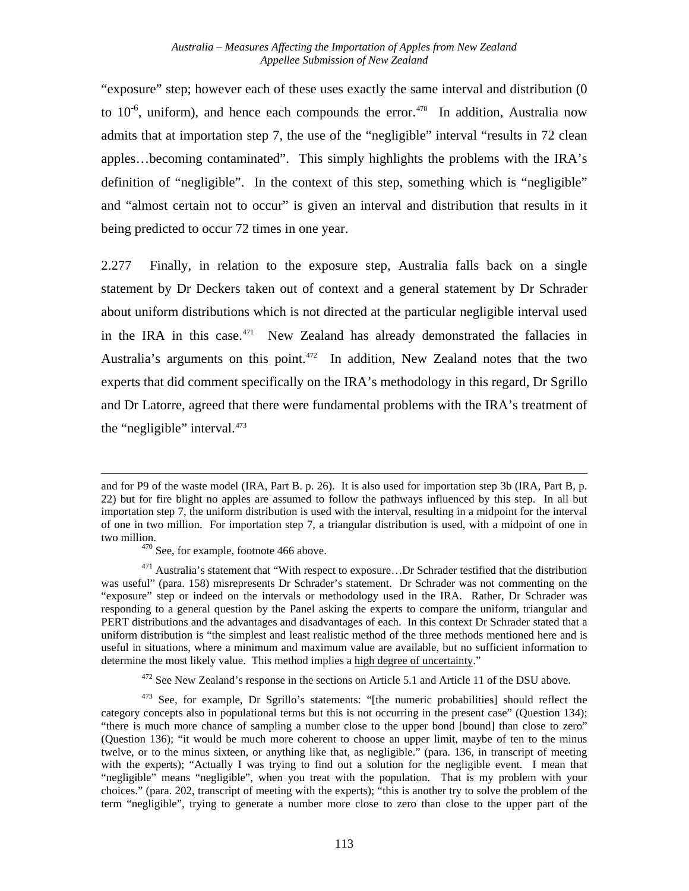"exposure" step; however each of these uses exactly the same interval and distribution (0 to $10^{-6}$, uniform), and hence each compounds the error.[470] In addition, Australia now admits that at importation step 7, the use of the "negligible" interval "results in 72 clean apples…becoming contaminated". This simply highlights the problems with the IRA's definition of "negligible". In the context of this step, something which is "negligible" and "almost certain not to occur" is given an interval and distribution that results in it being predicted to occur 72 times in one year.

2.277 Finally, in relation to the exposure step, Australia falls back on a single statement by Dr Deckers taken out of context and a general statement by Dr Schrader about uniform distributions which is not directed at the particular negligible interval used in the IRA in this case.[471] New Zealand has already demonstrated the fallacies in Australia's arguments on this point.[472] In addition, New Zealand notes that the two experts that did comment specifically on the IRA's methodology in this regard, Dr Sgrillo and Dr Latorre, agreed that there were fundamental problems with the IRA's treatment of the "negligible" interval.[473]

---

and for P9 of the waste model (IRA, Part B. p. 26). It is also used for importation step 3b (IRA, Part B, p. 22) but for fire blight no apples are assumed to follow the pathways influenced by this step. In all but importation step 7, the uniform distribution is used with the interval, resulting in a midpoint for the interval of one in two million. For importation step 7, a triangular distribution is used, with a midpoint of one in two million.

[470] See, for example, footnote 466 above.

[471] Australia's statement that "With respect to exposure…Dr Schrader testified that the distribution was useful" (para. 158) misrepresents Dr Schrader's statement. Dr Schrader was not commenting on the "exposure" step or indeed on the intervals or methodology used in the IRA. Rather, Dr Schrader was responding to a general question by the Panel asking the experts to compare the uniform, triangular and PERT distributions and the advantages and disadvantages of each. In this context Dr Schrader stated that a uniform distribution is "the simplest and least realistic method of the three methods mentioned here and is useful in situations, where a minimum and maximum value are available, but no sufficient information to determine the most likely value. This method implies a <u>high degree of uncertainty</u>."

[472] See New Zealand's response in the sections on Article 5.1 and Article 11 of the DSU above.

[473] See, for example, Dr Sgrillo's statements: "[the numeric probabilities] should reflect the category concepts also in populational terms but this is not occurring in the present case" (Question 134); "there is much more chance of sampling a number close to the upper bond [bound] than close to zero" (Question 136); "it would be much more coherent to choose an upper limit, maybe of ten to the minus twelve, or to the minus sixteen, or anything like that, as negligible." (para. 136, in transcript of meeting with the experts); "Actually I was trying to find out a solution for the negligible event. I mean that "negligible" means "negligible", when you treat with the population. That is my problem with your choices." (para. 202, transcript of meeting with the experts); "this is another try to solve the problem of the term "negligible", trying to generate a number more close to zero than close to the upper part of the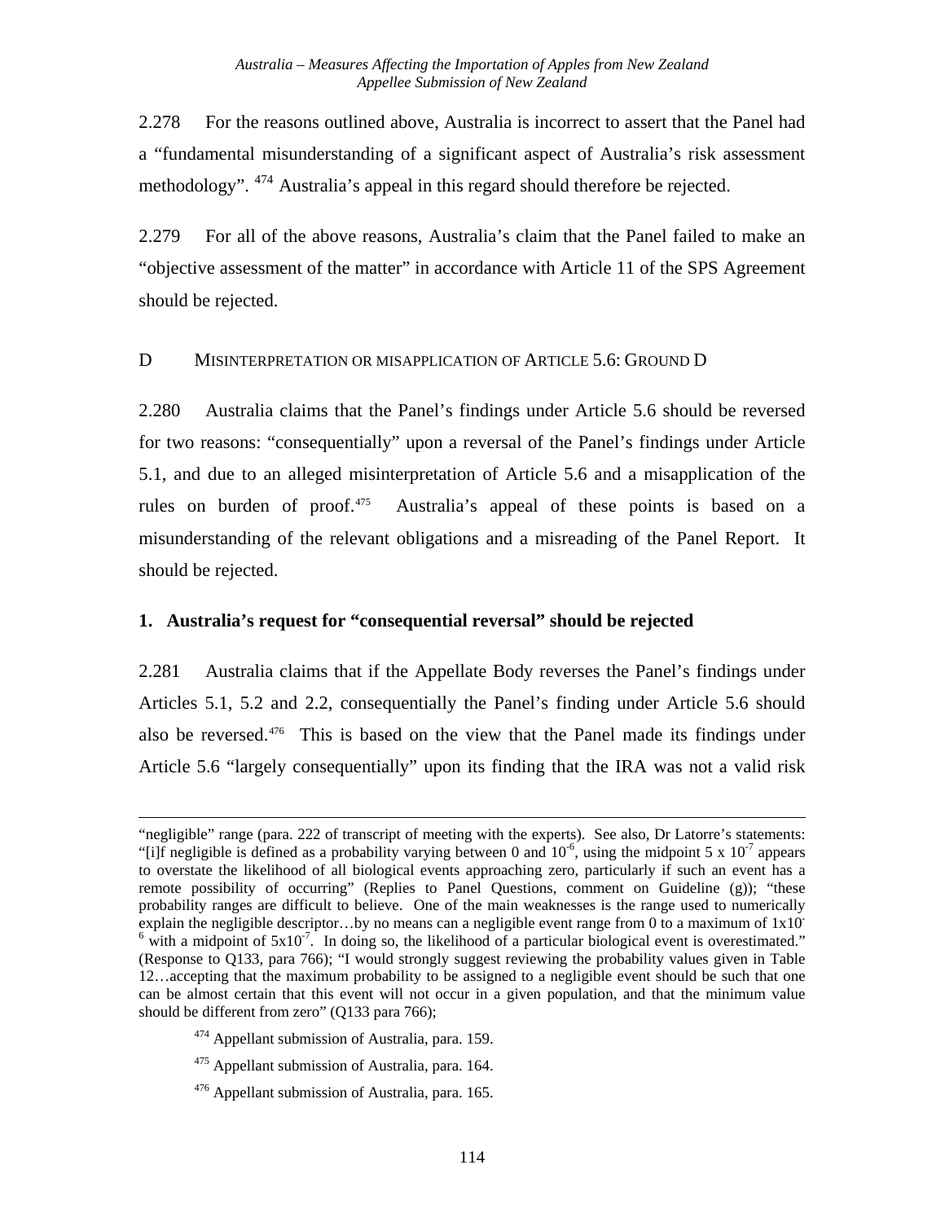2.278 For the reasons outlined above, Australia is incorrect to assert that the Panel had a "fundamental misunderstanding of a significant aspect of Australia's risk assessment methodology". [474] Australia's appeal in this regard should therefore be rejected.

2.279 For all of the above reasons, Australia's claim that the Panel failed to make an "objective assessment of the matter" in accordance with Article 11 of the SPS Agreement should be rejected.

## D MISINTERPRETATION OR MISAPPLICATION OF ARTICLE 5.6: GROUND D

2.280 Australia claims that the Panel's findings under Article 5.6 should be reversed for two reasons: "consequentially" upon a reversal of the Panel's findings under Article 5.1, and due to an alleged misinterpretation of Article 5.6 and a misapplication of the rules on burden of proof.[475] Australia's appeal of these points is based on a misunderstanding of the relevant obligations and a misreading of the Panel Report. It should be rejected.

### 1. Australia's request for "consequential reversal" should be rejected

2.281 Australia claims that if the Appellate Body reverses the Panel's findings under Articles 5.1, 5.2 and 2.2, consequentially the Panel's finding under Article 5.6 should also be reversed.[476] This is based on the view that the Panel made its findings under Article 5.6 "largely consequentially" upon its finding that the IRA was not a valid risk

---

"negligible" range (para. 222 of transcript of meeting with the experts). See also, Dr Latorre's statements: "[i]f negligible is defined as a probability varying between 0 and $10^{-6}$, using the midpoint $5 \times 10^{-7}$ appears to overstate the likelihood of all biological events approaching zero, particularly if such an event has a remote possibility of occurring" (Replies to Panel Questions, comment on Guideline (g)); "these probability ranges are difficult to believe. One of the main weaknesses is the range used to numerically explain the negligible descriptor…by no means can a negligible event range from 0 to a maximum of $1 \times 10^{-6}$ with a midpoint of $5 \times 10^{-7}$. In doing so, the likelihood of a particular biological event is overestimated." (Response to Q133, para 766); "I would strongly suggest reviewing the probability values given in Table 12…accepting that the maximum probability to be assigned to a negligible event should be such that one can be almost certain that this event will not occur in a given population, and that the minimum value should be different from zero" (Q133 para 766);

[474] Appellant submission of Australia, para. 159.

[475] Appellant submission of Australia, para. 164.

[476] Appellant submission of Australia, para. 165.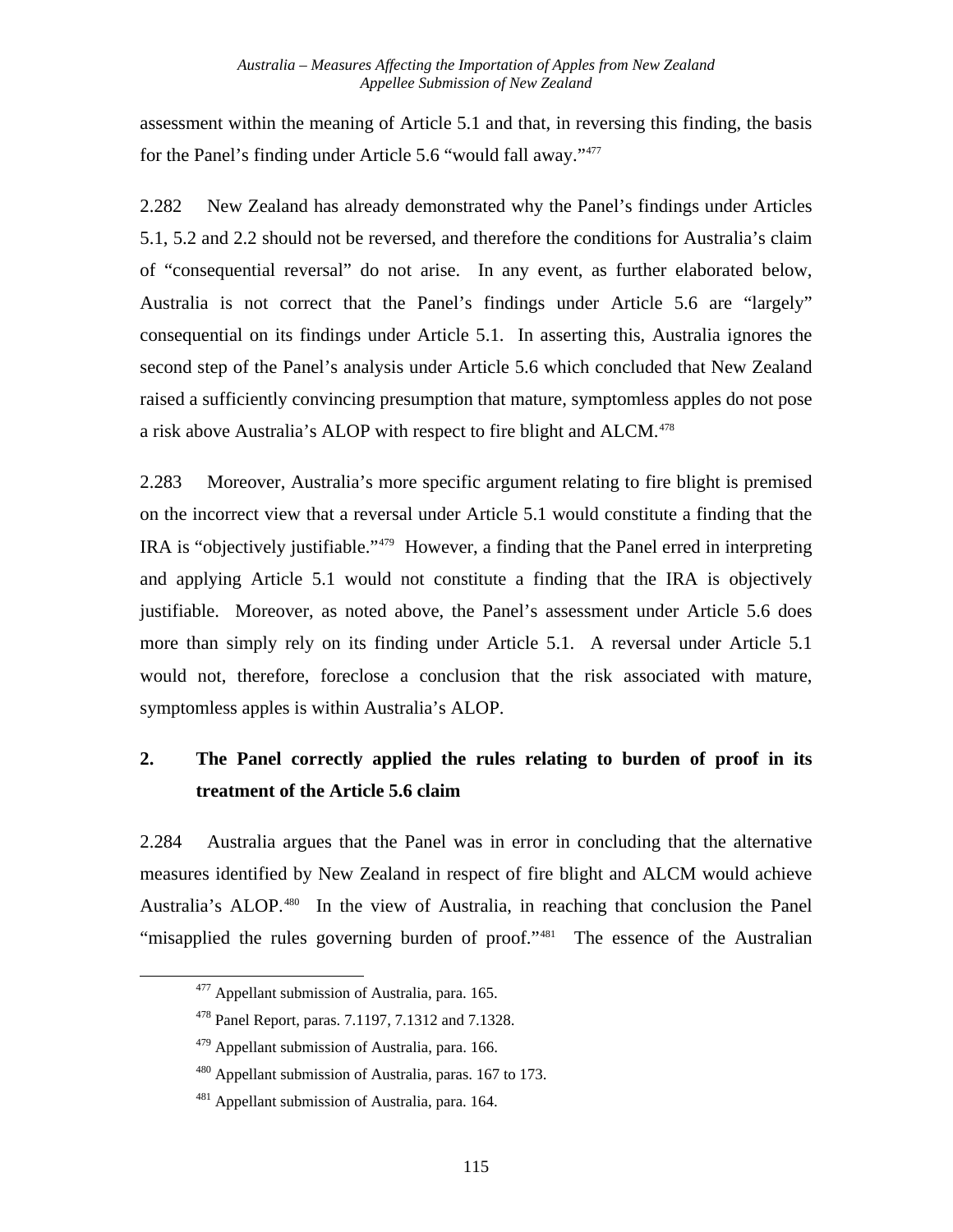assessment within the meaning of Article 5.1 and that, in reversing this finding, the basis for the Panel's finding under Article 5.6 "would fall away."[477]

2.282 New Zealand has already demonstrated why the Panel's findings under Articles 5.1, 5.2 and 2.2 should not be reversed, and therefore the conditions for Australia's claim of "consequential reversal" do not arise. In any event, as further elaborated below, Australia is not correct that the Panel's findings under Article 5.6 are "largely" consequential on its findings under Article 5.1. In asserting this, Australia ignores the second step of the Panel's analysis under Article 5.6 which concluded that New Zealand raised a sufficiently convincing presumption that mature, symptomless apples do not pose a risk above Australia's ALOP with respect to fire blight and ALCM.[478]

2.283 Moreover, Australia's more specific argument relating to fire blight is premised on the incorrect view that a reversal under Article 5.1 would constitute a finding that the IRA is "objectively justifiable."[479] However, a finding that the Panel erred in interpreting and applying Article 5.1 would not constitute a finding that the IRA is objectively justifiable. Moreover, as noted above, the Panel's assessment under Article 5.6 does more than simply rely on its finding under Article 5.1. A reversal under Article 5.1 would not, therefore, foreclose a conclusion that the risk associated with mature, symptomless apples is within Australia's ALOP.

## 2. The Panel correctly applied the rules relating to burden of proof in its treatment of the Article 5.6 claim

2.284 Australia argues that the Panel was in error in concluding that the alternative measures identified by New Zealand in respect of fire blight and ALCM would achieve Australia's ALOP.[480] In the view of Australia, in reaching that conclusion the Panel "misapplied the rules governing burden of proof."[481] The essence of the Australian

[477] Appellant submission of Australia, para. 165.

[478] Panel Report, paras. 7.1197, 7.1312 and 7.1328.

[479] Appellant submission of Australia, para. 166.

[480] Appellant submission of Australia, paras. 167 to 173.

[481] Appellant submission of Australia, para. 164.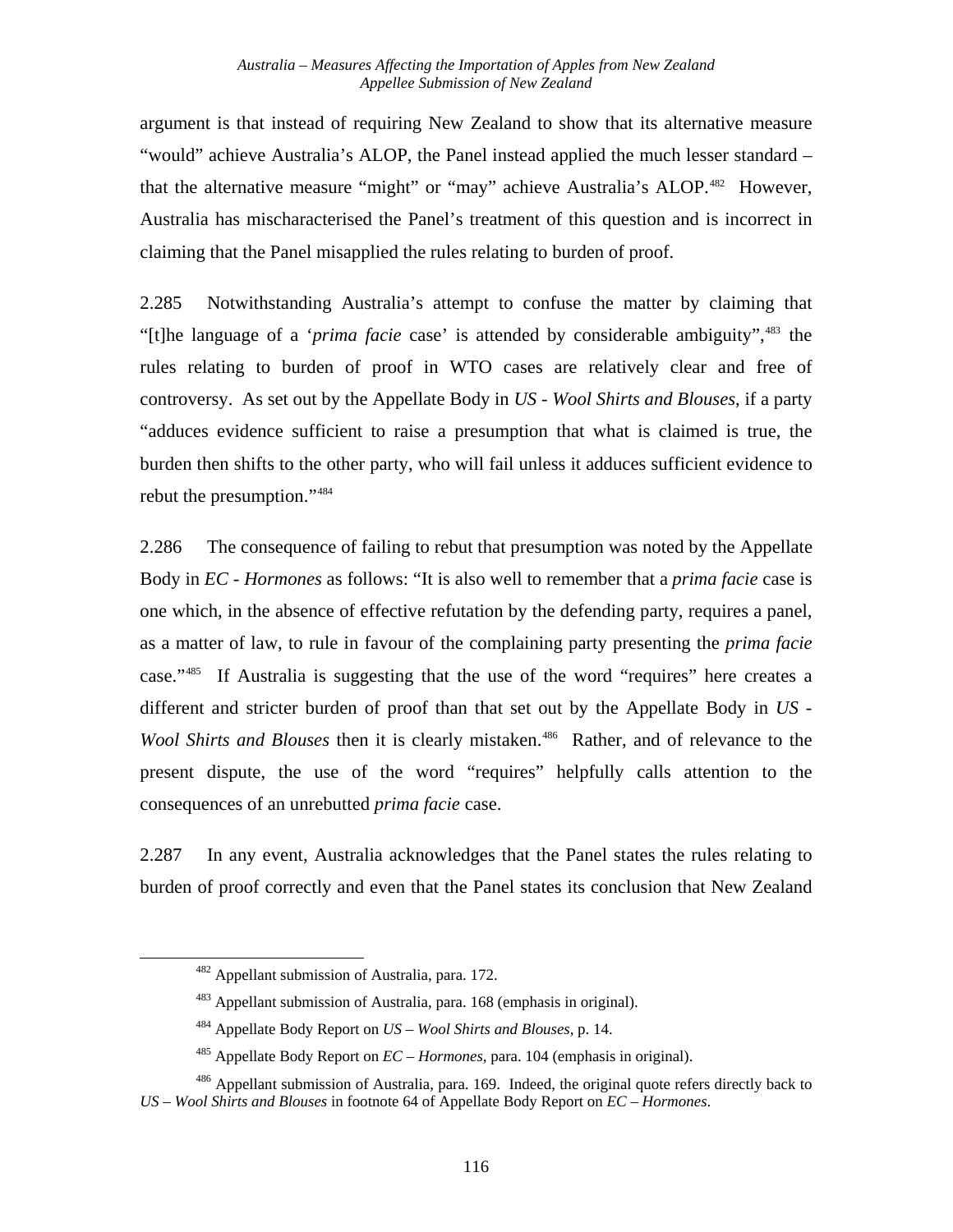argument is that instead of requiring New Zealand to show that its alternative measure "would" achieve Australia's ALOP, the Panel instead applied the much lesser standard – that the alternative measure "might" or "may" achieve Australia's ALOP.[482] However, Australia has mischaracterised the Panel's treatment of this question and is incorrect in claiming that the Panel misapplied the rules relating to burden of proof.

2.285 Notwithstanding Australia's attempt to confuse the matter by claiming that "[t]he language of a '*prima facie* case' is attended by considerable ambiguity",[483] the rules relating to burden of proof in WTO cases are relatively clear and free of controversy. As set out by the Appellate Body in *US - Wool Shirts and Blouses*, if a party "adduces evidence sufficient to raise a presumption that what is claimed is true, the burden then shifts to the other party, who will fail unless it adduces sufficient evidence to rebut the presumption."[484]

2.286 The consequence of failing to rebut that presumption was noted by the Appellate Body in *EC - Hormones* as follows: "It is also well to remember that a *prima facie* case is one which, in the absence of effective refutation by the defending party, requires a panel, as a matter of law, to rule in favour of the complaining party presenting the *prima facie* case."[485] If Australia is suggesting that the use of the word "requires" here creates a different and stricter burden of proof than that set out by the Appellate Body in *US - Wool Shirts and Blouses* then it is clearly mistaken.[486] Rather, and of relevance to the present dispute, the use of the word "requires" helpfully calls attention to the consequences of an unrebutted *prima facie* case.

2.287 In any event, Australia acknowledges that the Panel states the rules relating to burden of proof correctly and even that the Panel states its conclusion that New Zealand

---

[482] Appellant submission of Australia, para. 172.

[483] Appellant submission of Australia, para. 168 (emphasis in original).

[484] Appellate Body Report on *US – Wool Shirts and Blouses*, p. 14.

[485] Appellate Body Report on *EC – Hormones*, para. 104 (emphasis in original).

[486] Appellant submission of Australia, para. 169. Indeed, the original quote refers directly back to *US – Wool Shirts and Blouses* in footnote 64 of Appellate Body Report on *EC – Hormones*.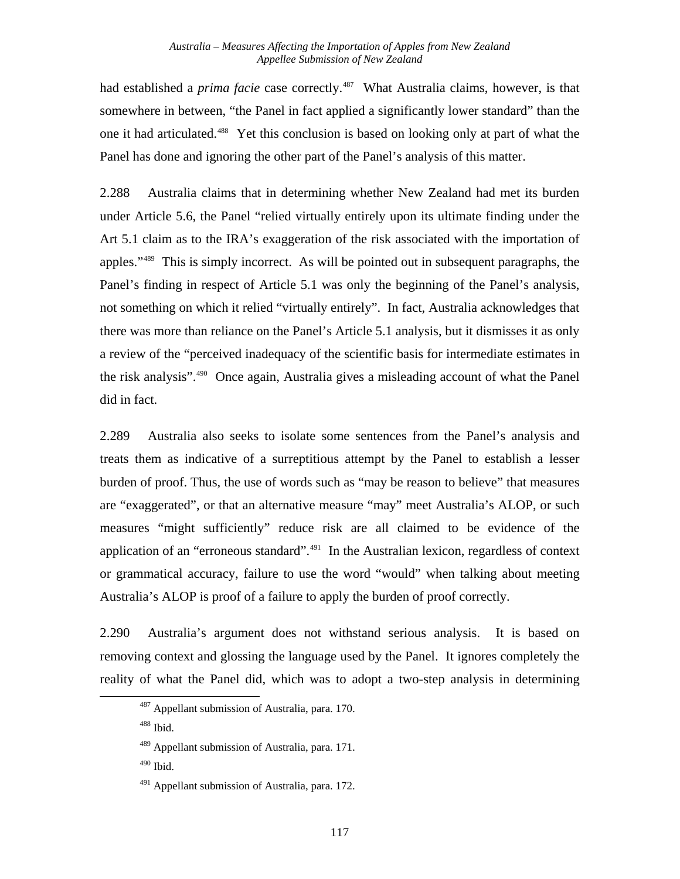had established a *prima facie* case correctly.[487] What Australia claims, however, is that somewhere in between, "the Panel in fact applied a significantly lower standard" than the one it had articulated.[488] Yet this conclusion is based on looking only at part of what the Panel has done and ignoring the other part of the Panel's analysis of this matter.

2.288 Australia claims that in determining whether New Zealand had met its burden under Article 5.6, the Panel "relied virtually entirely upon its ultimate finding under the Art 5.1 claim as to the IRA's exaggeration of the risk associated with the importation of apples."[489] This is simply incorrect. As will be pointed out in subsequent paragraphs, the Panel's finding in respect of Article 5.1 was only the beginning of the Panel's analysis, not something on which it relied "virtually entirely". In fact, Australia acknowledges that there was more than reliance on the Panel's Article 5.1 analysis, but it dismisses it as only a review of the "perceived inadequacy of the scientific basis for intermediate estimates in the risk analysis".[490] Once again, Australia gives a misleading account of what the Panel did in fact.

2.289 Australia also seeks to isolate some sentences from the Panel's analysis and treats them as indicative of a surreptitious attempt by the Panel to establish a lesser burden of proof. Thus, the use of words such as "may be reason to believe" that measures are "exaggerated", or that an alternative measure "may" meet Australia's ALOP, or such measures "might sufficiently" reduce risk are all claimed to be evidence of the application of an "erroneous standard".[491] In the Australian lexicon, regardless of context or grammatical accuracy, failure to use the word "would" when talking about meeting Australia's ALOP is proof of a failure to apply the burden of proof correctly.

2.290 Australia's argument does not withstand serious analysis. It is based on removing context and glossing the language used by the Panel. It ignores completely the reality of what the Panel did, which was to adopt a two-step analysis in determining

[487] Appellant submission of Australia, para. 170.

[488] Ibid.

[489] Appellant submission of Australia, para. 171.

[490] Ibid.

[491] Appellant submission of Australia, para. 172.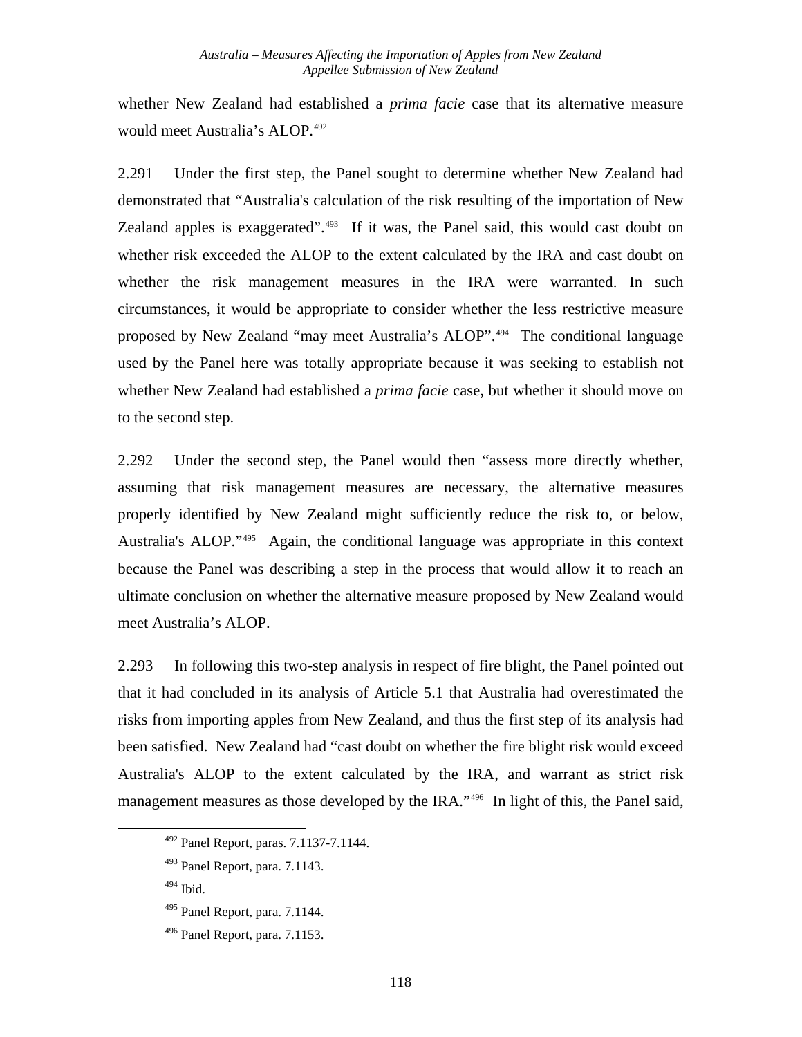whether New Zealand had established a *prima facie* case that its alternative measure would meet Australia's ALOP.[492]

2.291 Under the first step, the Panel sought to determine whether New Zealand had demonstrated that "Australia's calculation of the risk resulting of the importation of New Zealand apples is exaggerated".[493] If it was, the Panel said, this would cast doubt on whether risk exceeded the ALOP to the extent calculated by the IRA and cast doubt on whether the risk management measures in the IRA were warranted. In such circumstances, it would be appropriate to consider whether the less restrictive measure proposed by New Zealand "may meet Australia's ALOP".[494] The conditional language used by the Panel here was totally appropriate because it was seeking to establish not whether New Zealand had established a *prima facie* case, but whether it should move on to the second step.

2.292 Under the second step, the Panel would then "assess more directly whether, assuming that risk management measures are necessary, the alternative measures properly identified by New Zealand might sufficiently reduce the risk to, or below, Australia's ALOP."[495] Again, the conditional language was appropriate in this context because the Panel was describing a step in the process that would allow it to reach an ultimate conclusion on whether the alternative measure proposed by New Zealand would meet Australia's ALOP.

2.293 In following this two-step analysis in respect of fire blight, the Panel pointed out that it had concluded in its analysis of Article 5.1 that Australia had overestimated the risks from importing apples from New Zealand, and thus the first step of its analysis had been satisfied. New Zealand had "cast doubt on whether the fire blight risk would exceed Australia's ALOP to the extent calculated by the IRA, and warrant as strict risk management measures as those developed by the IRA."[496] In light of this, the Panel said,

---

[492] Panel Report, paras. 7.1137-7.1144.

[493] Panel Report, para. 7.1143.

[494] Ibid.

[495] Panel Report, para. 7.1144.

[496] Panel Report, para. 7.1153.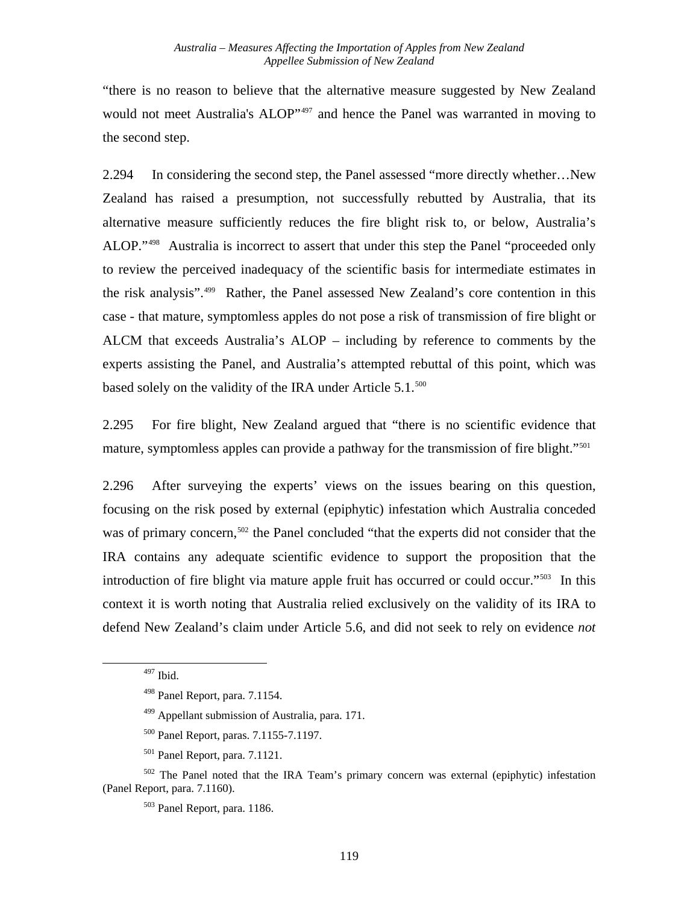"there is no reason to believe that the alternative measure suggested by New Zealand would not meet Australia's ALOP"[497] and hence the Panel was warranted in moving to the second step.

2.294 In considering the second step, the Panel assessed "more directly whether…New Zealand has raised a presumption, not successfully rebutted by Australia, that its alternative measure sufficiently reduces the fire blight risk to, or below, Australia's ALOP."[498] Australia is incorrect to assert that under this step the Panel "proceeded only to review the perceived inadequacy of the scientific basis for intermediate estimates in the risk analysis".[499] Rather, the Panel assessed New Zealand's core contention in this case - that mature, symptomless apples do not pose a risk of transmission of fire blight or ALCM that exceeds Australia's ALOP – including by reference to comments by the experts assisting the Panel, and Australia's attempted rebuttal of this point, which was based solely on the validity of the IRA under Article 5.1.[500]

2.295 For fire blight, New Zealand argued that "there is no scientific evidence that mature, symptomless apples can provide a pathway for the transmission of fire blight."[501]

2.296 After surveying the experts' views on the issues bearing on this question, focusing on the risk posed by external (epiphytic) infestation which Australia conceded was of primary concern,[502] the Panel concluded "that the experts did not consider that the IRA contains any adequate scientific evidence to support the proposition that the introduction of fire blight via mature apple fruit has occurred or could occur."[503] In this context it is worth noting that Australia relied exclusively on the validity of its IRA to defend New Zealand's claim under Article 5.6, and did not seek to rely on evidence *not*

---

[497] Ibid.

[498] Panel Report, para. 7.1154.

[499] Appellant submission of Australia, para. 171.

[500] Panel Report, paras. 7.1155-7.1197.

[501] Panel Report, para. 7.1121.

[502] The Panel noted that the IRA Team's primary concern was external (epiphytic) infestation (Panel Report, para. 7.1160).

[503] Panel Report, para. 1186.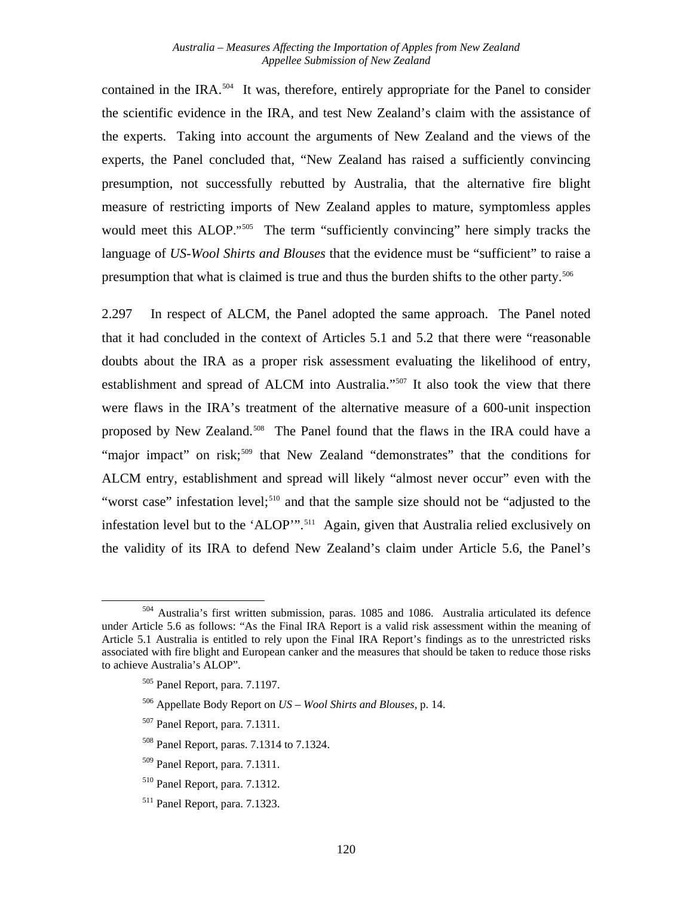contained in the IRA.[504] It was, therefore, entirely appropriate for the Panel to consider the scientific evidence in the IRA, and test New Zealand's claim with the assistance of the experts. Taking into account the arguments of New Zealand and the views of the experts, the Panel concluded that, "New Zealand has raised a sufficiently convincing presumption, not successfully rebutted by Australia, that the alternative fire blight measure of restricting imports of New Zealand apples to mature, symptomless apples would meet this ALOP."[505] The term "sufficiently convincing" here simply tracks the language of *US-Wool Shirts and Blouses* that the evidence must be "sufficient" to raise a presumption that what is claimed is true and thus the burden shifts to the other party.[506]

2.297 In respect of ALCM, the Panel adopted the same approach. The Panel noted that it had concluded in the context of Articles 5.1 and 5.2 that there were "reasonable doubts about the IRA as a proper risk assessment evaluating the likelihood of entry, establishment and spread of ALCM into Australia."[507] It also took the view that there were flaws in the IRA's treatment of the alternative measure of a 600-unit inspection proposed by New Zealand.[508] The Panel found that the flaws in the IRA could have a "major impact" on risk;[509] that New Zealand "demonstrates" that the conditions for ALCM entry, establishment and spread will likely "almost never occur" even with the "worst case" infestation level;[510] and that the sample size should not be "adjusted to the infestation level but to the 'ALOP'".[511] Again, given that Australia relied exclusively on the validity of its IRA to defend New Zealand's claim under Article 5.6, the Panel's

[504] Australia's first written submission, paras. 1085 and 1086. Australia articulated its defence under Article 5.6 as follows: "As the Final IRA Report is a valid risk assessment within the meaning of Article 5.1 Australia is entitled to rely upon the Final IRA Report's findings as to the unrestricted risks associated with fire blight and European canker and the measures that should be taken to reduce those risks to achieve Australia's ALOP".

[505] Panel Report, para. 7.1197.

[506] Appellate Body Report on *US – Wool Shirts and Blouses*, p. 14.

[507] Panel Report, para. 7.1311.

[508] Panel Report, paras. 7.1314 to 7.1324.

[509] Panel Report, para. 7.1311.

[510] Panel Report, para. 7.1312.

[511] Panel Report, para. 7.1323.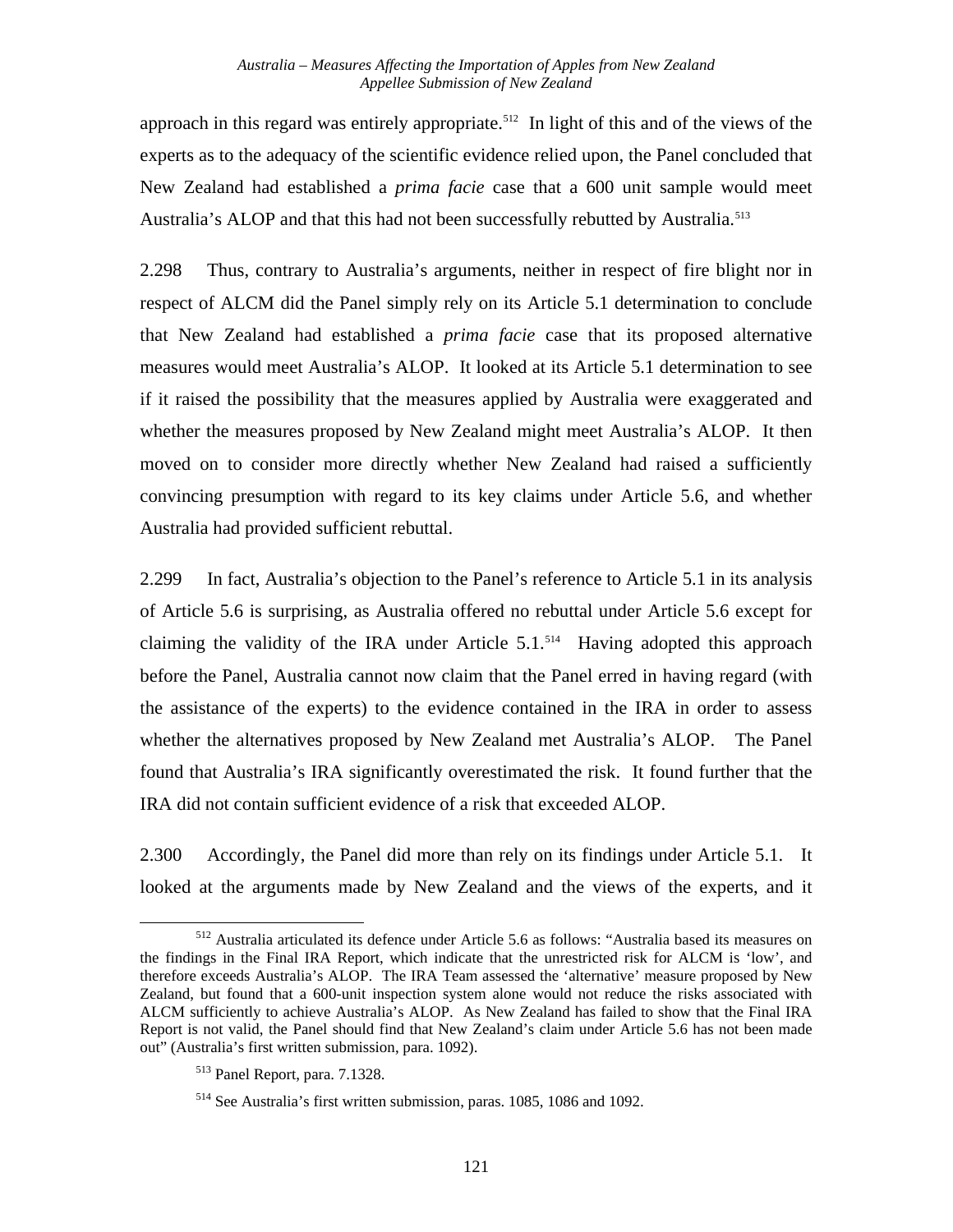approach in this regard was entirely appropriate.[512] In light of this and of the views of the experts as to the adequacy of the scientific evidence relied upon, the Panel concluded that New Zealand had established a *prima facie* case that a 600 unit sample would meet Australia's ALOP and that this had not been successfully rebutted by Australia.[513]

2.298 Thus, contrary to Australia's arguments, neither in respect of fire blight nor in respect of ALCM did the Panel simply rely on its Article 5.1 determination to conclude that New Zealand had established a *prima facie* case that its proposed alternative measures would meet Australia's ALOP. It looked at its Article 5.1 determination to see if it raised the possibility that the measures applied by Australia were exaggerated and whether the measures proposed by New Zealand might meet Australia's ALOP. It then moved on to consider more directly whether New Zealand had raised a sufficiently convincing presumption with regard to its key claims under Article 5.6, and whether Australia had provided sufficient rebuttal.

2.299 In fact, Australia's objection to the Panel's reference to Article 5.1 in its analysis of Article 5.6 is surprising, as Australia offered no rebuttal under Article 5.6 except for claiming the validity of the IRA under Article 5.1.[514] Having adopted this approach before the Panel, Australia cannot now claim that the Panel erred in having regard (with the assistance of the experts) to the evidence contained in the IRA in order to assess whether the alternatives proposed by New Zealand met Australia's ALOP. The Panel found that Australia's IRA significantly overestimated the risk. It found further that the IRA did not contain sufficient evidence of a risk that exceeded ALOP.

2.300 Accordingly, the Panel did more than rely on its findings under Article 5.1. It looked at the arguments made by New Zealand and the views of the experts, and it

---

[512] Australia articulated its defence under Article 5.6 as follows: "Australia based its measures on the findings in the Final IRA Report, which indicate that the unrestricted risk for ALCM is 'low', and therefore exceeds Australia's ALOP. The IRA Team assessed the 'alternative' measure proposed by New Zealand, but found that a 600-unit inspection system alone would not reduce the risks associated with ALCM sufficiently to achieve Australia's ALOP. As New Zealand has failed to show that the Final IRA Report is not valid, the Panel should find that New Zealand's claim under Article 5.6 has not been made out" (Australia's first written submission, para. 1092).

[513] Panel Report, para. 7.1328.

[514] See Australia's first written submission, paras. 1085, 1086 and 1092.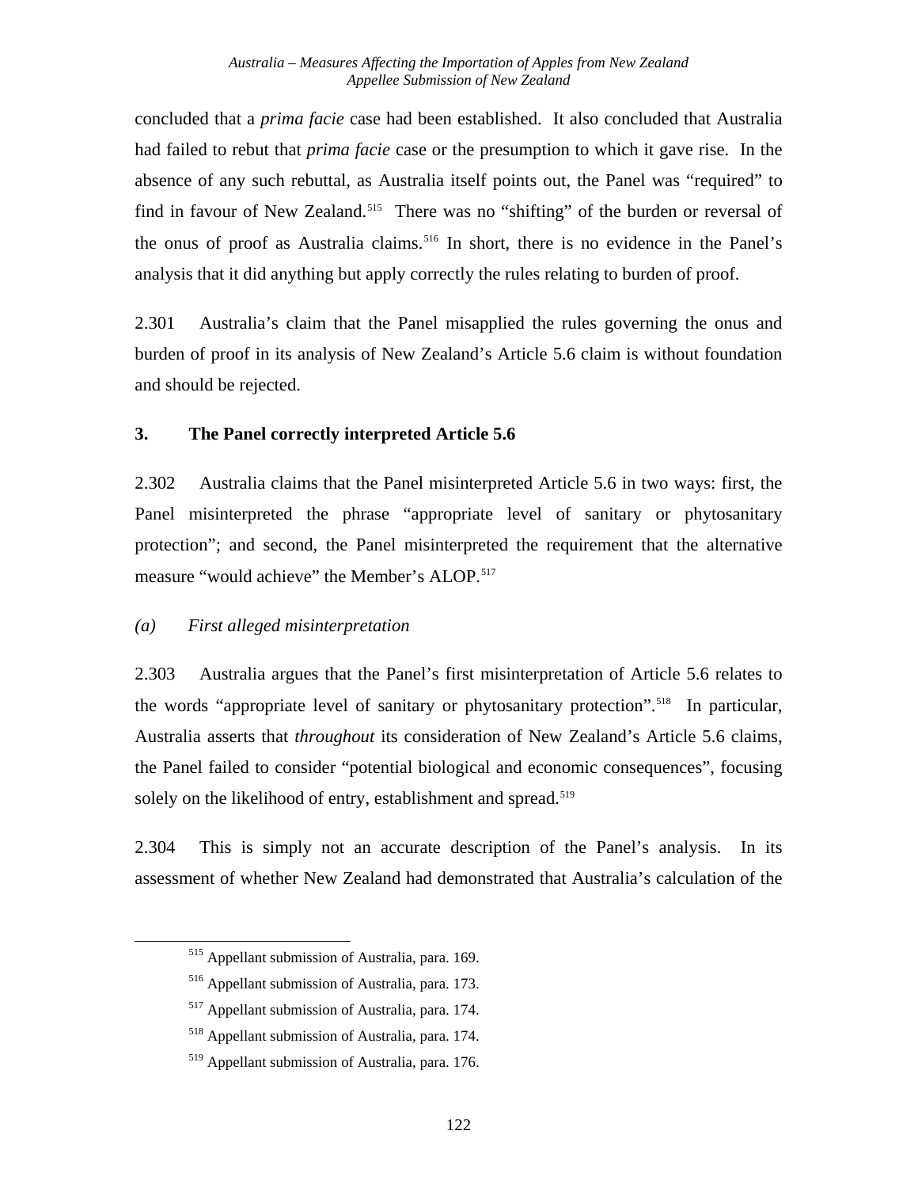concluded that a *prima facie* case had been established. It also concluded that Australia had failed to rebut that *prima facie* case or the presumption to which it gave rise. In the absence of any such rebuttal, as Australia itself points out, the Panel was "required" to find in favour of New Zealand.[515] There was no "shifting" of the burden or reversal of the onus of proof as Australia claims.[516] In short, there is no evidence in the Panel's analysis that it did anything but apply correctly the rules relating to burden of proof.

2.301 Australia's claim that the Panel misapplied the rules governing the onus and burden of proof in its analysis of New Zealand's Article 5.6 claim is without foundation and should be rejected.

### 3. The Panel correctly interpreted Article 5.6

2.302 Australia claims that the Panel misinterpreted Article 5.6 in two ways: first, the Panel misinterpreted the phrase "appropriate level of sanitary or phytosanitary protection"; and second, the Panel misinterpreted the requirement that the alternative measure "would achieve" the Member's ALOP.[517]

#### *(a) First alleged misinterpretation*

2.303 Australia argues that the Panel's first misinterpretation of Article 5.6 relates to the words "appropriate level of sanitary or phytosanitary protection".[518] In particular, Australia asserts that *throughout* its consideration of New Zealand's Article 5.6 claims, the Panel failed to consider "potential biological and economic consequences", focusing solely on the likelihood of entry, establishment and spread.[519]

2.304 This is simply not an accurate description of the Panel's analysis. In its assessment of whether New Zealand had demonstrated that Australia's calculation of the

---

[515] Appellant submission of Australia, para. 169.

[516] Appellant submission of Australia, para. 173.

[517] Appellant submission of Australia, para. 174.

[518] Appellant submission of Australia, para. 174.

[519] Appellant submission of Australia, para. 176.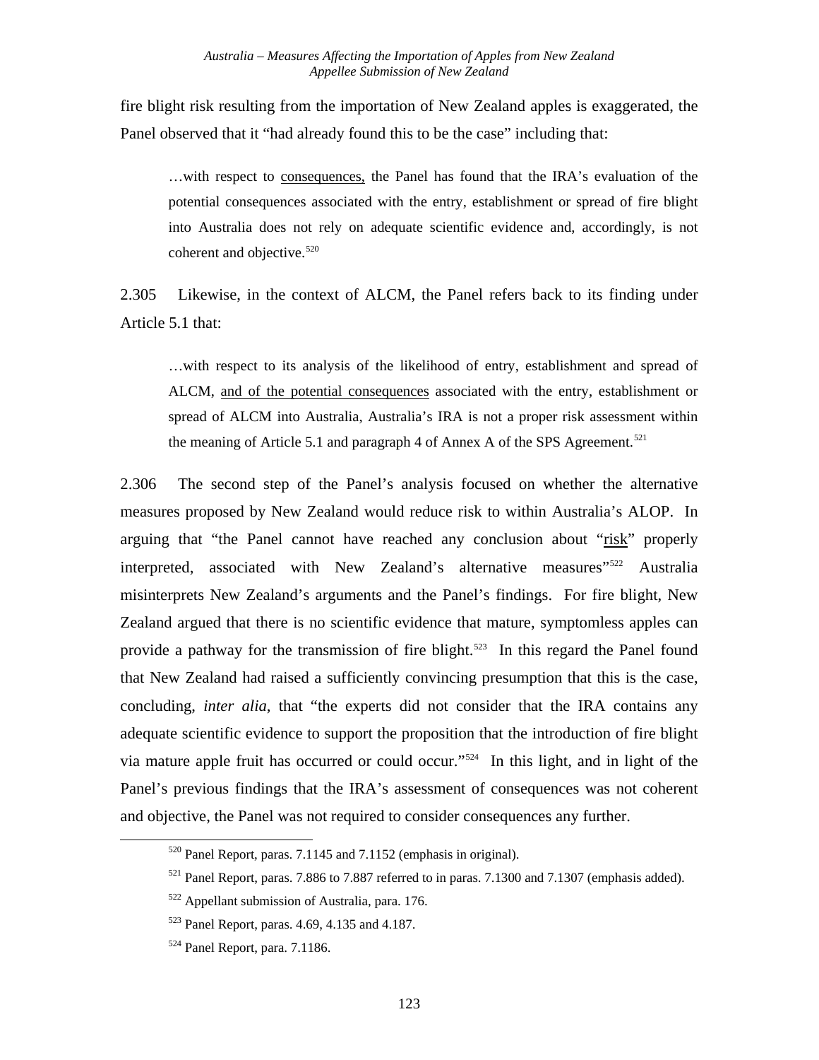fire blight risk resulting from the importation of New Zealand apples is exaggerated, the Panel observed that it "had already found this to be the case" including that:

> …with respect to consequences, the Panel has found that the IRA's evaluation of the potential consequences associated with the entry, establishment or spread of fire blight into Australia does not rely on adequate scientific evidence and, accordingly, is not coherent and objective.[520]

2.305 Likewise, in the context of ALCM, the Panel refers back to its finding under Article 5.1 that:

> …with respect to its analysis of the likelihood of entry, establishment and spread of ALCM, and of the potential consequences associated with the entry, establishment or spread of ALCM into Australia, Australia's IRA is not a proper risk assessment within the meaning of Article 5.1 and paragraph 4 of Annex A of the SPS Agreement.[521]

2.306 The second step of the Panel's analysis focused on whether the alternative measures proposed by New Zealand would reduce risk to within Australia's ALOP. In arguing that "the Panel cannot have reached any conclusion about "risk" properly interpreted, associated with New Zealand's alternative measures"[522] Australia misinterprets New Zealand's arguments and the Panel's findings. For fire blight, New Zealand argued that there is no scientific evidence that mature, symptomless apples can provide a pathway for the transmission of fire blight.[523] In this regard the Panel found that New Zealand had raised a sufficiently convincing presumption that this is the case, concluding, *inter alia*, that "the experts did not consider that the IRA contains any adequate scientific evidence to support the proposition that the introduction of fire blight via mature apple fruit has occurred or could occur."[524] In this light, and in light of the Panel's previous findings that the IRA's assessment of consequences was not coherent and objective, the Panel was not required to consider consequences any further.

---

[520] Panel Report, paras. 7.1145 and 7.1152 (emphasis in original).

[521] Panel Report, paras. 7.886 to 7.887 referred to in paras. 7.1300 and 7.1307 (emphasis added).

[522] Appellant submission of Australia, para. 176.

[523] Panel Report, paras. 4.69, 4.135 and 4.187.

[524] Panel Report, para. 7.1186.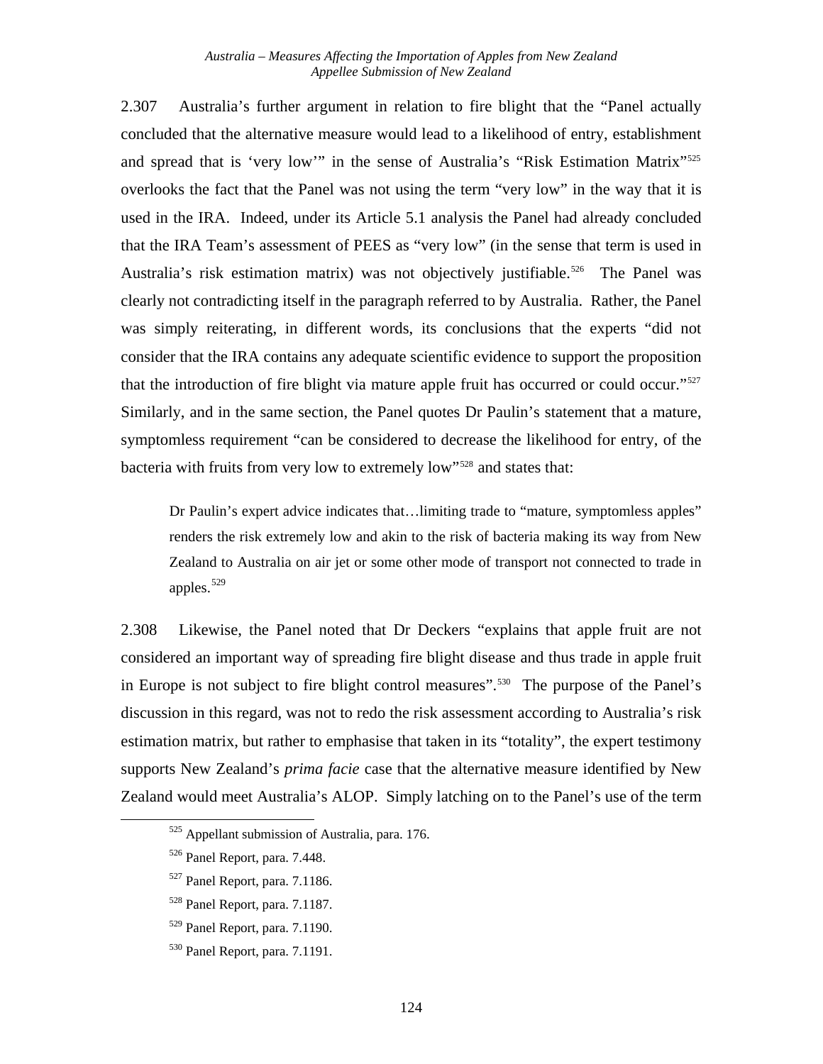2.307 Australia's further argument in relation to fire blight that the "Panel actually concluded that the alternative measure would lead to a likelihood of entry, establishment and spread that is 'very low'" in the sense of Australia's "Risk Estimation Matrix"[525] overlooks the fact that the Panel was not using the term "very low" in the way that it is used in the IRA. Indeed, under its Article 5.1 analysis the Panel had already concluded that the IRA Team's assessment of PEES as "very low" (in the sense that term is used in Australia's risk estimation matrix) was not objectively justifiable.[526] The Panel was clearly not contradicting itself in the paragraph referred to by Australia. Rather, the Panel was simply reiterating, in different words, its conclusions that the experts "did not consider that the IRA contains any adequate scientific evidence to support the proposition that the introduction of fire blight via mature apple fruit has occurred or could occur."[527] Similarly, and in the same section, the Panel quotes Dr Paulin's statement that a mature, symptomless requirement "can be considered to decrease the likelihood for entry, of the bacteria with fruits from very low to extremely low"[528] and states that:

> Dr Paulin's expert advice indicates that…limiting trade to "mature, symptomless apples" renders the risk extremely low and akin to the risk of bacteria making its way from New Zealand to Australia on air jet or some other mode of transport not connected to trade in apples.[529]

2.308 Likewise, the Panel noted that Dr Deckers "explains that apple fruit are not considered an important way of spreading fire blight disease and thus trade in apple fruit in Europe is not subject to fire blight control measures".[530] The purpose of the Panel's discussion in this regard, was not to redo the risk assessment according to Australia's risk estimation matrix, but rather to emphasise that taken in its "totality", the expert testimony supports New Zealand's *prima facie* case that the alternative measure identified by New Zealand would meet Australia's ALOP. Simply latching on to the Panel's use of the term

---

[525] Appellant submission of Australia, para. 176.

[526] Panel Report, para. 7.448.

[527] Panel Report, para. 7.1186.

[528] Panel Report, para. 7.1187.

[529] Panel Report, para. 7.1190.

[530] Panel Report, para. 7.1191.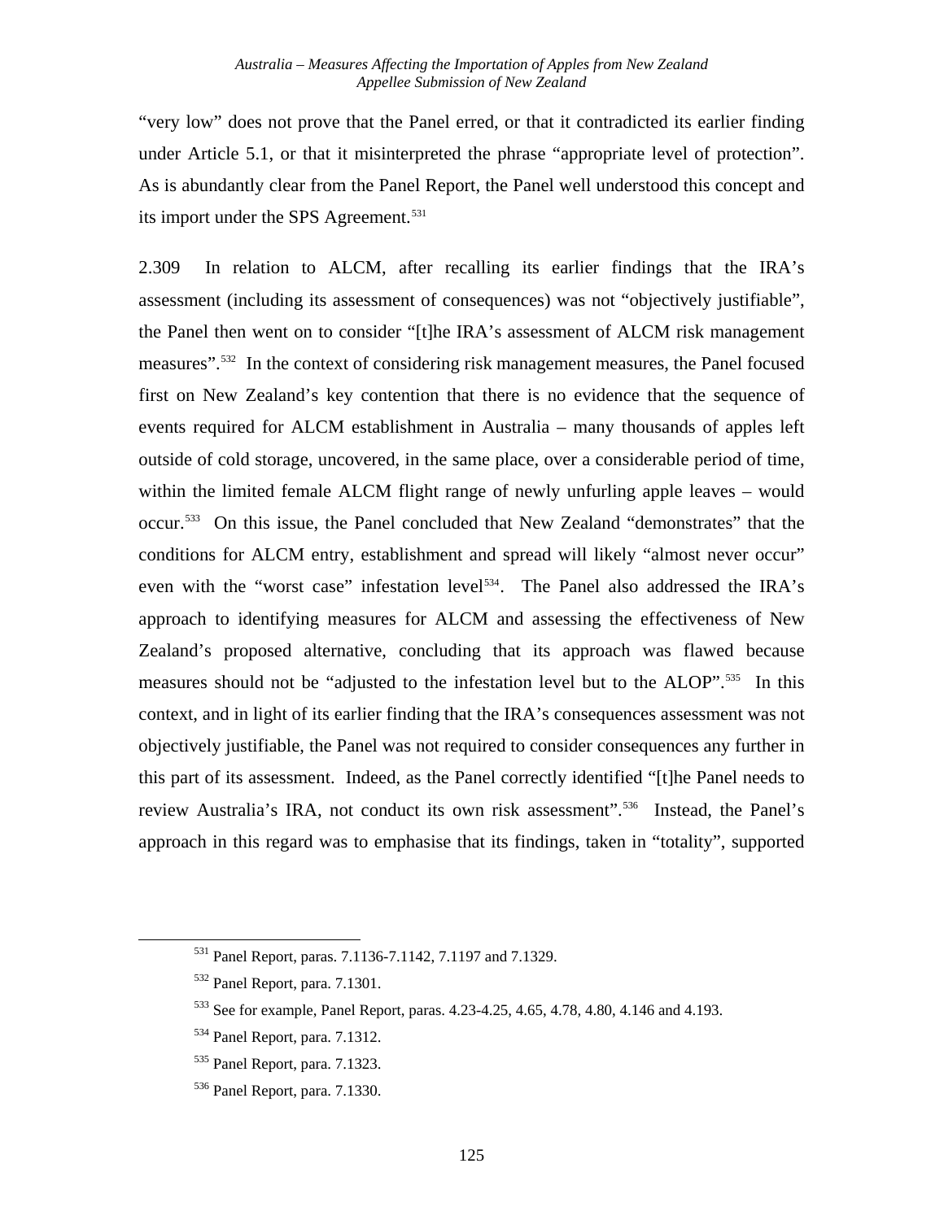"very low" does not prove that the Panel erred, or that it contradicted its earlier finding under Article 5.1, or that it misinterpreted the phrase "appropriate level of protection". As is abundantly clear from the Panel Report, the Panel well understood this concept and its import under the SPS Agreement.[531]

2.309 In relation to ALCM, after recalling its earlier findings that the IRA's assessment (including its assessment of consequences) was not "objectively justifiable", the Panel then went on to consider "[t]he IRA's assessment of ALCM risk management measures".[532] In the context of considering risk management measures, the Panel focused first on New Zealand's key contention that there is no evidence that the sequence of events required for ALCM establishment in Australia – many thousands of apples left outside of cold storage, uncovered, in the same place, over a considerable period of time, within the limited female ALCM flight range of newly unfurling apple leaves – would occur.[533] On this issue, the Panel concluded that New Zealand "demonstrates" that the conditions for ALCM entry, establishment and spread will likely "almost never occur" even with the "worst case" infestation level[534]. The Panel also addressed the IRA's approach to identifying measures for ALCM and assessing the effectiveness of New Zealand's proposed alternative, concluding that its approach was flawed because measures should not be "adjusted to the infestation level but to the ALOP".[535] In this context, and in light of its earlier finding that the IRA's consequences assessment was not objectively justifiable, the Panel was not required to consider consequences any further in this part of its assessment. Indeed, as the Panel correctly identified "[t]he Panel needs to review Australia's IRA, not conduct its own risk assessment".[536] Instead, the Panel's approach in this regard was to emphasise that its findings, taken in "totality", supported

---

[531] Panel Report, paras. 7.1136-7.1142, 7.1197 and 7.1329.

[532] Panel Report, para. 7.1301.

[533] See for example, Panel Report, paras. 4.23-4.25, 4.65, 4.78, 4.80, 4.146 and 4.193.

[534] Panel Report, para. 7.1312.

[535] Panel Report, para. 7.1323.

[536] Panel Report, para. 7.1330.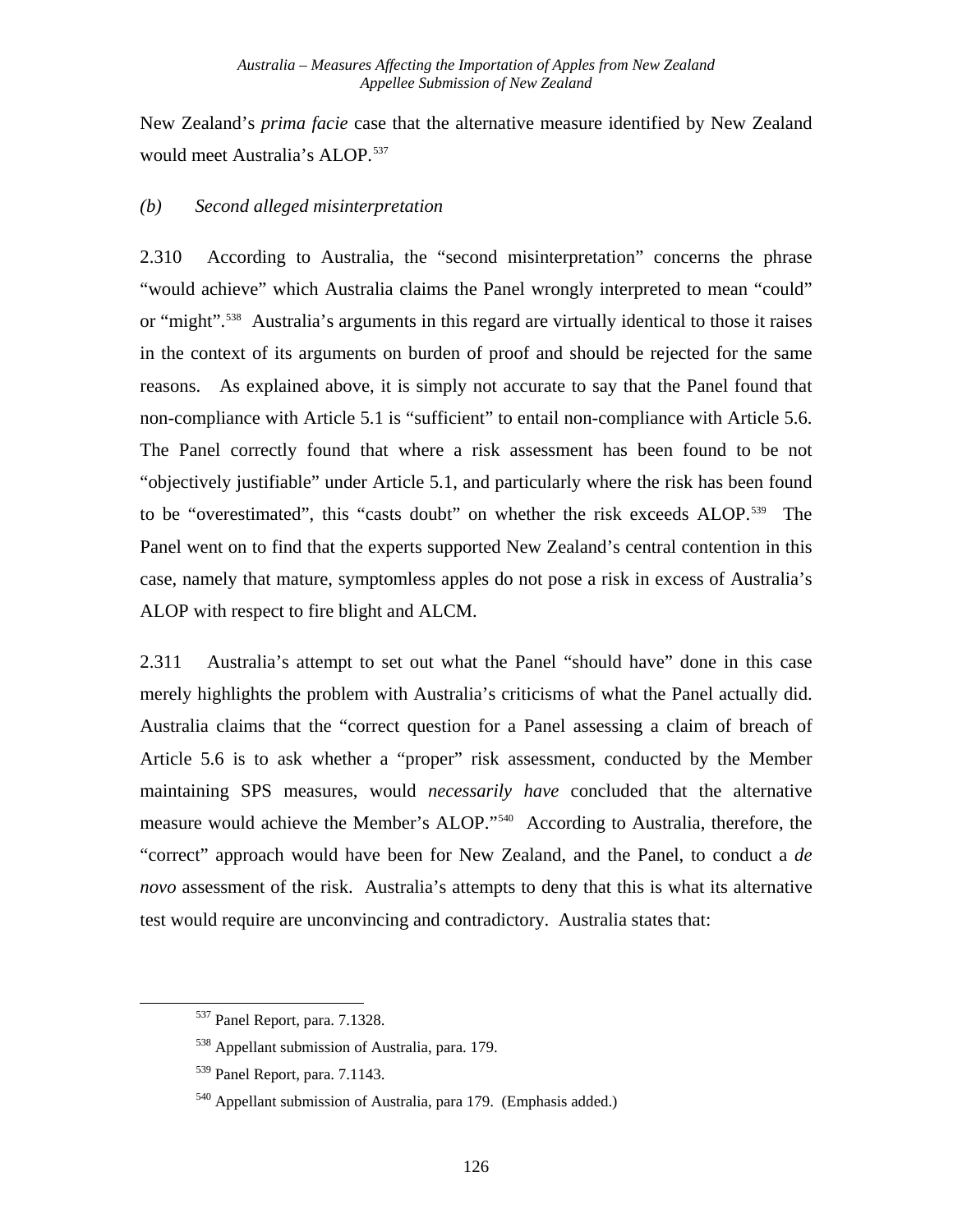New Zealand's *prima facie* case that the alternative measure identified by New Zealand would meet Australia's ALOP.[537]

*(b) Second alleged misinterpretation*

2.310 According to Australia, the "second misinterpretation" concerns the phrase "would achieve" which Australia claims the Panel wrongly interpreted to mean "could" or "might".[538] Australia's arguments in this regard are virtually identical to those it raises in the context of its arguments on burden of proof and should be rejected for the same reasons. As explained above, it is simply not accurate to say that the Panel found that non-compliance with Article 5.1 is "sufficient" to entail non-compliance with Article 5.6. The Panel correctly found that where a risk assessment has been found to be not "objectively justifiable" under Article 5.1, and particularly where the risk has been found to be "overestimated", this "casts doubt" on whether the risk exceeds ALOP.[539] The Panel went on to find that the experts supported New Zealand's central contention in this case, namely that mature, symptomless apples do not pose a risk in excess of Australia's ALOP with respect to fire blight and ALCM.

2.311 Australia's attempt to set out what the Panel "should have" done in this case merely highlights the problem with Australia's criticisms of what the Panel actually did. Australia claims that the "correct question for a Panel assessing a claim of breach of Article 5.6 is to ask whether a "proper" risk assessment, conducted by the Member maintaining SPS measures, would *necessarily have* concluded that the alternative measure would achieve the Member's ALOP."[540] According to Australia, therefore, the "correct" approach would have been for New Zealand, and the Panel, to conduct a *de novo* assessment of the risk. Australia's attempts to deny that this is what its alternative test would require are unconvincing and contradictory. Australia states that:

---

[537] Panel Report, para. 7.1328.

[538] Appellant submission of Australia, para. 179.

[539] Panel Report, para. 7.1143.

[540] Appellant submission of Australia, para 179. (Emphasis added.)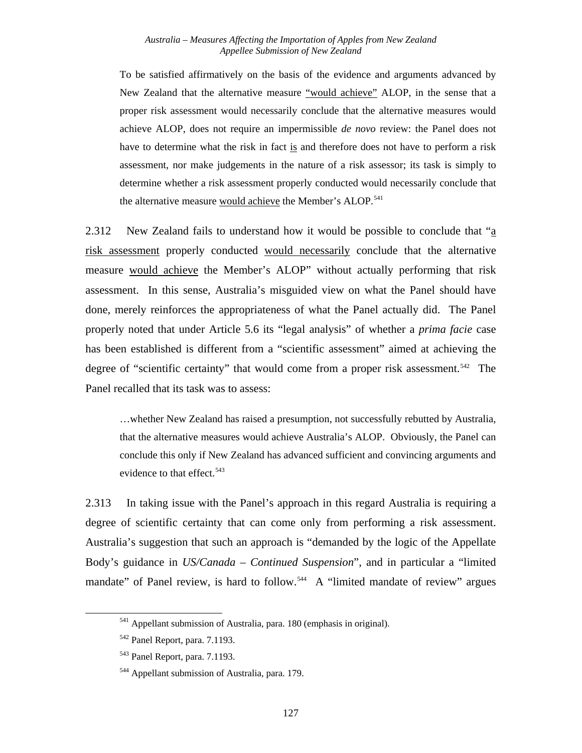> To be satisfied affirmatively on the basis of the evidence and arguments advanced by New Zealand that the alternative measure "would achieve" ALOP, in the sense that a proper risk assessment would necessarily conclude that the alternative measures would achieve ALOP, does not require an impermissible *de novo* review: the Panel does not have to determine what the risk in fact is and therefore does not have to perform a risk assessment, nor make judgements in the nature of a risk assessor; its task is simply to determine whether a risk assessment properly conducted would necessarily conclude that the alternative measure would achieve the Member's ALOP.[541]

2.312 New Zealand fails to understand how it would be possible to conclude that "a risk assessment properly conducted would necessarily conclude that the alternative measure would achieve the Member's ALOP" without actually performing that risk assessment. In this sense, Australia's misguided view on what the Panel should have done, merely reinforces the appropriateness of what the Panel actually did. The Panel properly noted that under Article 5.6 its "legal analysis" of whether a *prima facie* case has been established is different from a "scientific assessment" aimed at achieving the degree of "scientific certainty" that would come from a proper risk assessment.[542] The Panel recalled that its task was to assess:

> …whether New Zealand has raised a presumption, not successfully rebutted by Australia, that the alternative measures would achieve Australia's ALOP. Obviously, the Panel can conclude this only if New Zealand has advanced sufficient and convincing arguments and evidence to that effect.[543]

2.313 In taking issue with the Panel's approach in this regard Australia is requiring a degree of scientific certainty that can come only from performing a risk assessment. Australia's suggestion that such an approach is "demanded by the logic of the Appellate Body's guidance in *US/Canada – Continued Suspension*", and in particular a "limited mandate" of Panel review, is hard to follow.[544] A "limited mandate of review" argues

---

[541] Appellant submission of Australia, para. 180 (emphasis in original).

[542] Panel Report, para. 7.1193.

[543] Panel Report, para. 7.1193.

[544] Appellant submission of Australia, para. 179.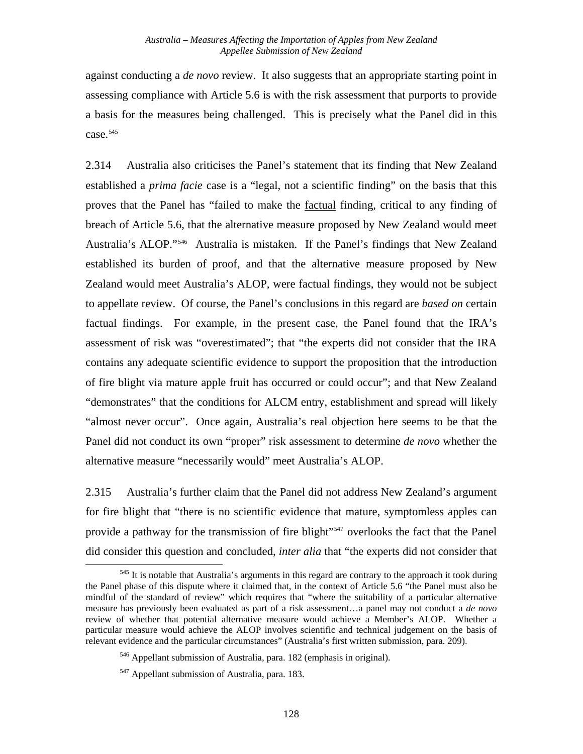against conducting a *de novo* review. It also suggests that an appropriate starting point in assessing compliance with Article 5.6 is with the risk assessment that purports to provide a basis for the measures being challenged. This is precisely what the Panel did in this case.[545]

2.314 Australia also criticises the Panel's statement that its finding that New Zealand established a *prima facie* case is a "legal, not a scientific finding" on the basis that this proves that the Panel has "failed to make the factual finding, critical to any finding of breach of Article 5.6, that the alternative measure proposed by New Zealand would meet Australia's ALOP."[546] Australia is mistaken. If the Panel's findings that New Zealand established its burden of proof, and that the alternative measure proposed by New Zealand would meet Australia's ALOP, were factual findings, they would not be subject to appellate review. Of course, the Panel's conclusions in this regard are *based on* certain factual findings. For example, in the present case, the Panel found that the IRA's assessment of risk was "overestimated"; that "the experts did not consider that the IRA contains any adequate scientific evidence to support the proposition that the introduction of fire blight via mature apple fruit has occurred or could occur"; and that New Zealand "demonstrates" that the conditions for ALCM entry, establishment and spread will likely "almost never occur". Once again, Australia's real objection here seems to be that the Panel did not conduct its own "proper" risk assessment to determine *de novo* whether the alternative measure "necessarily would" meet Australia's ALOP.

2.315 Australia's further claim that the Panel did not address New Zealand's argument for fire blight that "there is no scientific evidence that mature, symptomless apples can provide a pathway for the transmission of fire blight"[547] overlooks the fact that the Panel did consider this question and concluded, *inter alia* that "the experts did not consider that

---

[545] It is notable that Australia's arguments in this regard are contrary to the approach it took during the Panel phase of this dispute where it claimed that, in the context of Article 5.6 "the Panel must also be mindful of the standard of review" which requires that "where the suitability of a particular alternative measure has previously been evaluated as part of a risk assessment…a panel may not conduct a *de novo* review of whether that potential alternative measure would achieve a Member's ALOP. Whether a particular measure would achieve the ALOP involves scientific and technical judgement on the basis of relevant evidence and the particular circumstances" (Australia's first written submission, para. 209).

[546] Appellant submission of Australia, para. 182 (emphasis in original).

[547] Appellant submission of Australia, para. 183.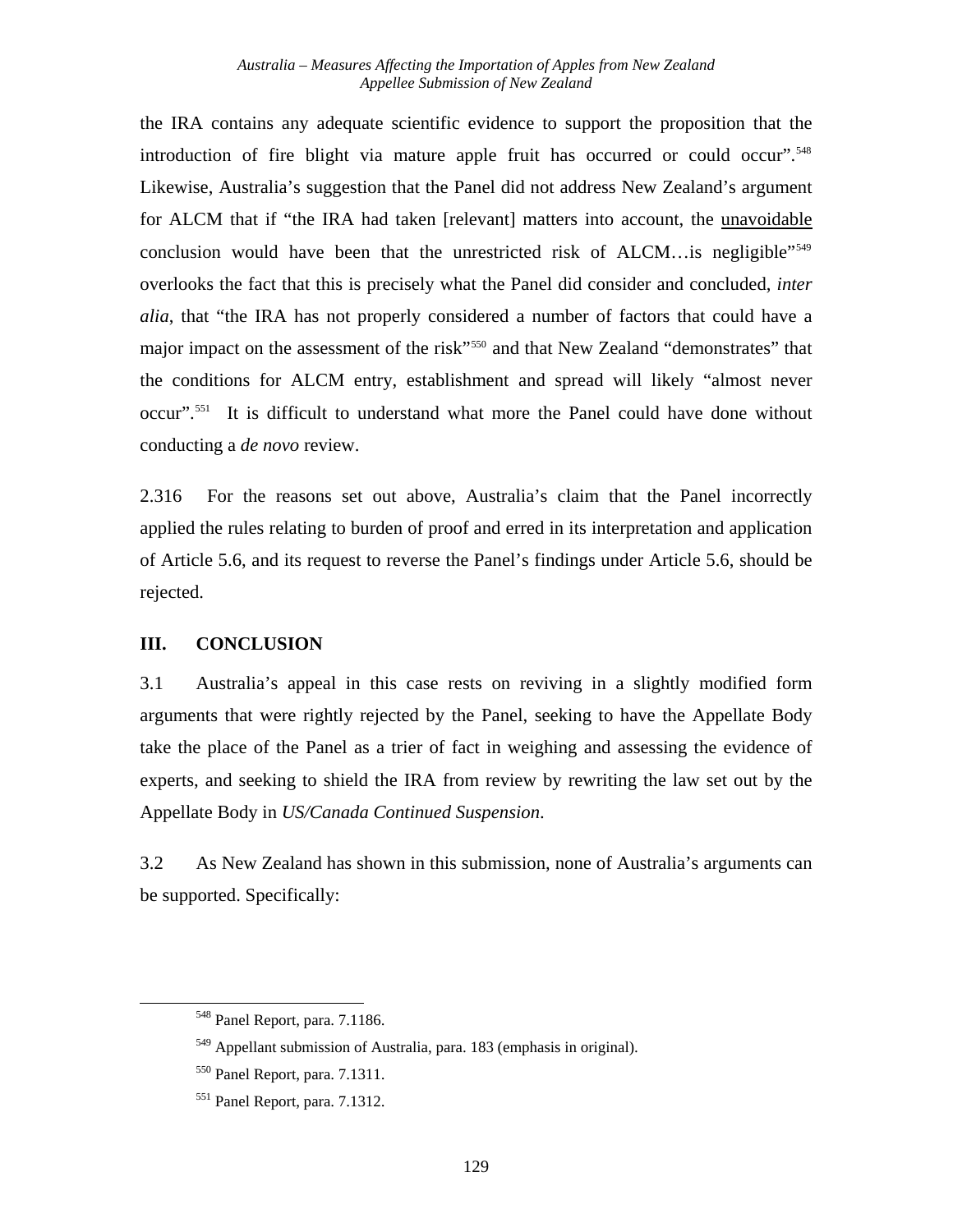the IRA contains any adequate scientific evidence to support the proposition that the introduction of fire blight via mature apple fruit has occurred or could occur".[548] Likewise, Australia's suggestion that the Panel did not address New Zealand's argument for ALCM that if "the IRA had taken [relevant] matters into account, the <u>unavoidable</u> conclusion would have been that the unrestricted risk of ALCM…is negligible"[549] overlooks the fact that this is precisely what the Panel did consider and concluded, *inter alia*, that "the IRA has not properly considered a number of factors that could have a major impact on the assessment of the risk"[550] and that New Zealand "demonstrates" that the conditions for ALCM entry, establishment and spread will likely "almost never occur".[551] It is difficult to understand what more the Panel could have done without conducting a *de novo* review.

2.316 For the reasons set out above, Australia's claim that the Panel incorrectly applied the rules relating to burden of proof and erred in its interpretation and application of Article 5.6, and its request to reverse the Panel's findings under Article 5.6, should be rejected.

## III. CONCLUSION

3.1 Australia's appeal in this case rests on reviving in a slightly modified form arguments that were rightly rejected by the Panel, seeking to have the Appellate Body take the place of the Panel as a trier of fact in weighing and assessing the evidence of experts, and seeking to shield the IRA from review by rewriting the law set out by the Appellate Body in *US/Canada Continued Suspension*.

3.2 As New Zealand has shown in this submission, none of Australia's arguments can be supported. Specifically:

---

[548] Panel Report, para. 7.1186.

[549] Appellant submission of Australia, para. 183 (emphasis in original).

[550] Panel Report, para. 7.1311.

[551] Panel Report, para. 7.1312.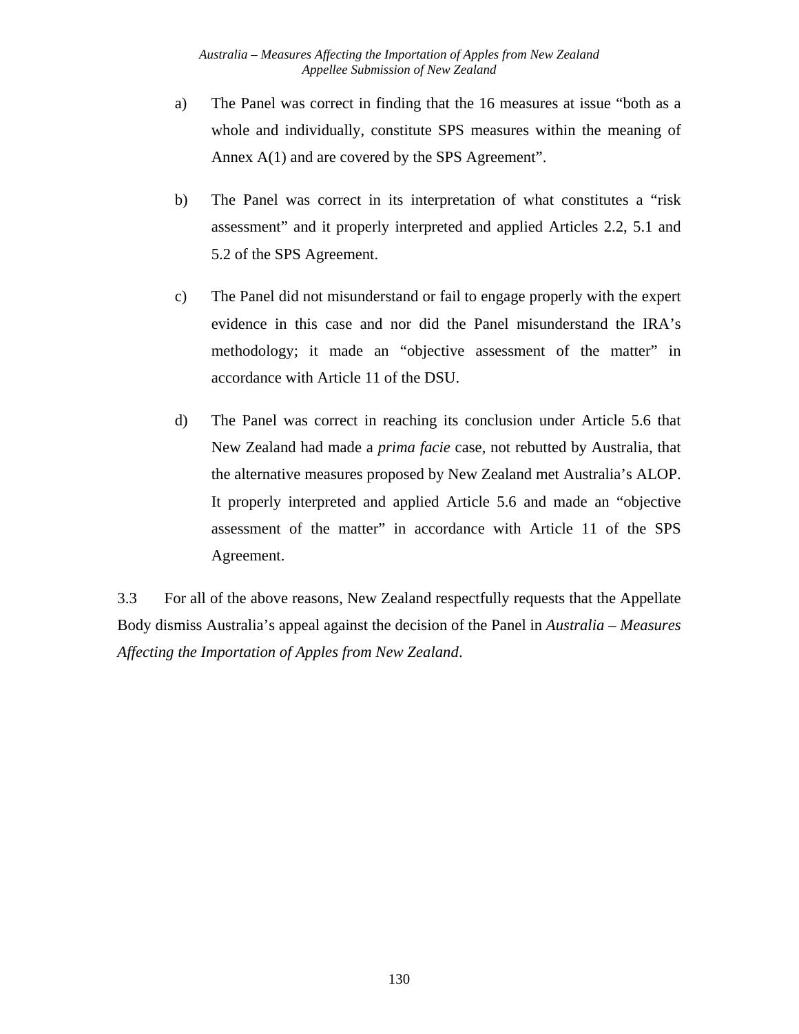a) The Panel was correct in finding that the 16 measures at issue "both as a whole and individually, constitute SPS measures within the meaning of Annex A(1) and are covered by the SPS Agreement".

b) The Panel was correct in its interpretation of what constitutes a "risk assessment" and it properly interpreted and applied Articles 2.2, 5.1 and 5.2 of the SPS Agreement.

c) The Panel did not misunderstand or fail to engage properly with the expert evidence in this case and nor did the Panel misunderstand the IRA's methodology; it made an "objective assessment of the matter" in accordance with Article 11 of the DSU.

d) The Panel was correct in reaching its conclusion under Article 5.6 that New Zealand had made a *prima facie* case, not rebutted by Australia, that the alternative measures proposed by New Zealand met Australia's ALOP. It properly interpreted and applied Article 5.6 and made an "objective assessment of the matter" in accordance with Article 11 of the SPS Agreement.

3.3 For all of the above reasons, New Zealand respectfully requests that the Appellate Body dismiss Australia's appeal against the decision of the Panel in *Australia – Measures Affecting the Importation of Apples from New Zealand*.